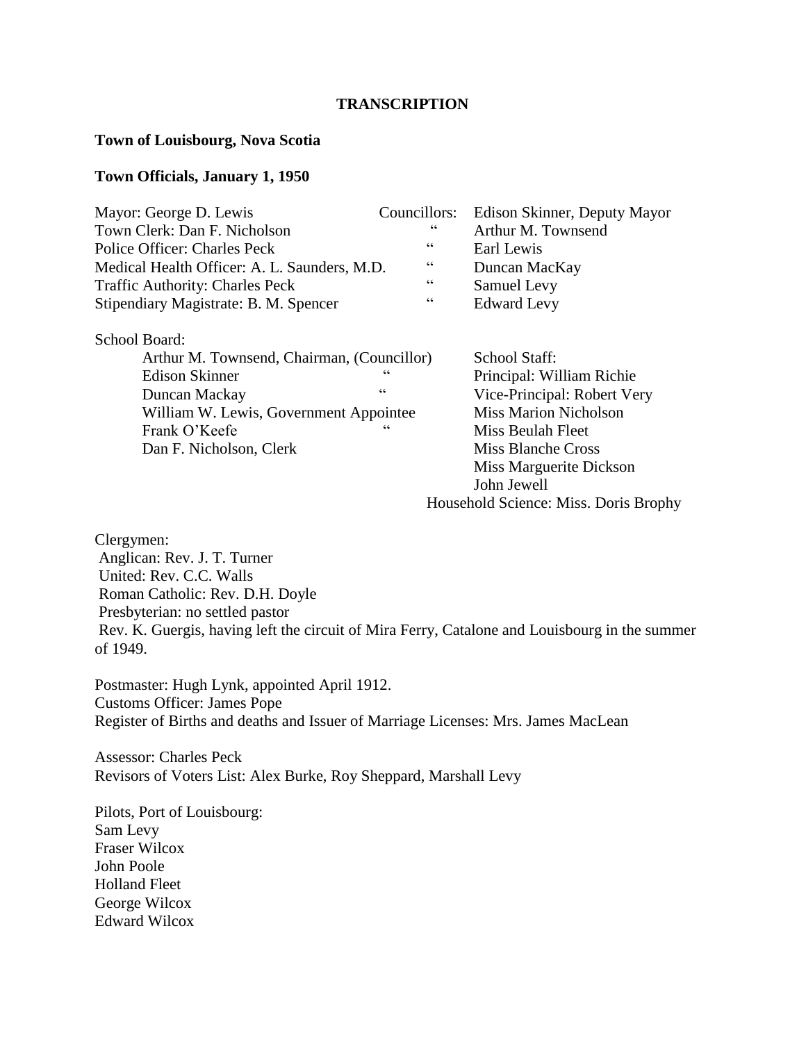**TRANSCRIPTION**

**Town of Louisbourg, Nova Scotia**

**Town Officials, January 1, 1950**

| | Councillors: | |
|---|---|---|
| Mayor: George D. Lewis | Councillors: | Edison Skinner, Deputy Mayor |
| Town Clerk: Dan F. Nicholson | " | Arthur M. Townsend |
| Police Officer: Charles Peck | " | Earl Lewis |
| Medical Health Officer: A. L. Saunders, M.D. | " | Duncan MacKay |
| Traffic Authority: Charles Peck | " | Samuel Levy |
| Stipendiary Magistrate: B. M. Spencer | " | Edward Levy |

School Board:

- Arthur M. Townsend, Chairman, (Councillor)
- Edison Skinner "
- Duncan Mackay "
- William W. Lewis, Government Appointee
- Frank O'Keefe "
- Dan F. Nicholson, Clerk

School Staff:

- Principal: William Richie
- Vice-Principal: Robert Very
- Miss Marion Nicholson
- Miss Beulah Fleet
- Miss Blanche Cross
- Miss Marguerite Dickson
- John Jewell
- Household Science: Miss. Doris Brophy

Clergymen:
Anglican: Rev. J. T. Turner
United: Rev. C.C. Walls
Roman Catholic: Rev. D.H. Doyle
Presbyterian: no settled pastor
Rev. K. Guergis, having left the circuit of Mira Ferry, Catalone and Louisbourg in the summer of 1949.

Postmaster: Hugh Lynk, appointed April 1912.
Customs Officer: James Pope
Register of Births and deaths and Issuer of Marriage Licenses: Mrs. James MacLean

Assessor: Charles Peck
Revisors of Voters List: Alex Burke, Roy Sheppard, Marshall Levy

Pilots, Port of Louisbourg:
Sam Levy
Fraser Wilcox
John Poole
Holland Fleet
George Wilcox
Edward Wilcox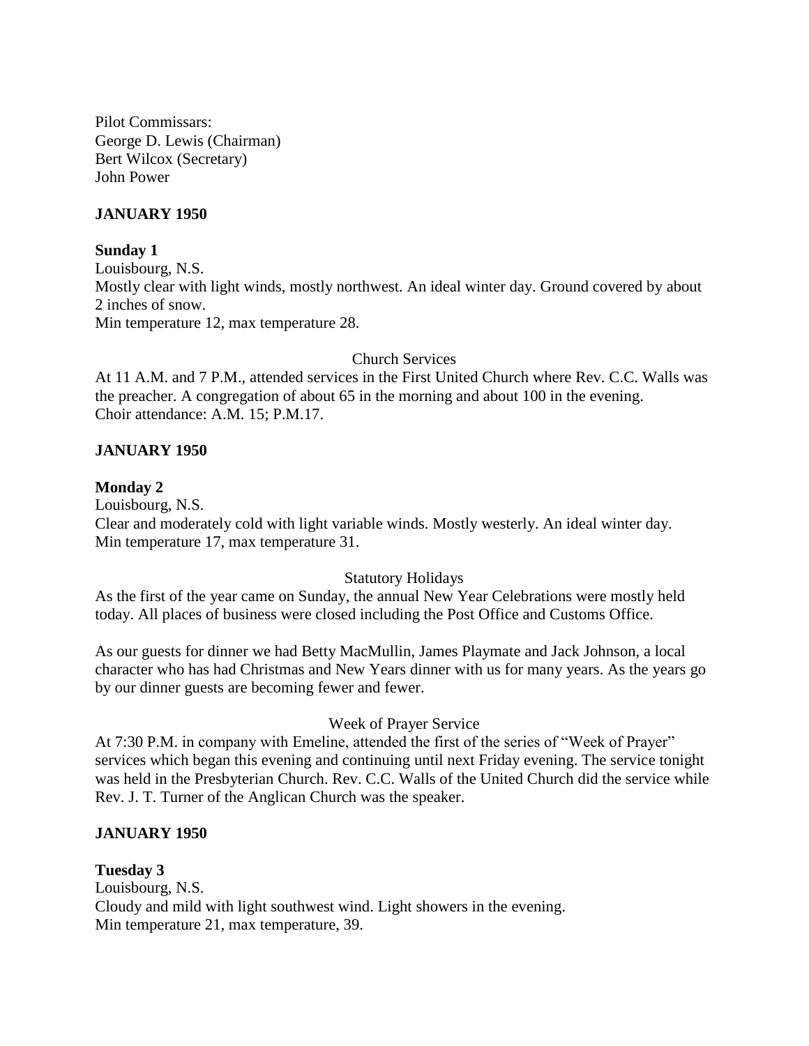Pilot Commissars:
George D. Lewis (Chairman)
Bert Wilcox (Secretary)
John Power

**JANUARY 1950**

**Sunday 1**
Louisbourg, N.S.
Mostly clear with light winds, mostly northwest. An ideal winter day. Ground covered by about 2 inches of snow.
Min temperature 12, max temperature 28.

Church Services

At 11 A.M. and 7 P.M., attended services in the First United Church where Rev. C.C. Walls was the preacher. A congregation of about 65 in the morning and about 100 in the evening.
Choir attendance: A.M. 15; P.M.17.

**JANUARY 1950**

**Monday 2**
Louisbourg, N.S.
Clear and moderately cold with light variable winds. Mostly westerly. An ideal winter day.
Min temperature 17, max temperature 31.

Statutory Holidays

As the first of the year came on Sunday, the annual New Year Celebrations were mostly held today. All places of business were closed including the Post Office and Customs Office.

As our guests for dinner we had Betty MacMullin, James Playmate and Jack Johnson, a local character who has had Christmas and New Years dinner with us for many years. As the years go by our dinner guests are becoming fewer and fewer.

Week of Prayer Service

At 7:30 P.M. in company with Emeline, attended the first of the series of "Week of Prayer" services which began this evening and continuing until next Friday evening. The service tonight was held in the Presbyterian Church. Rev. C.C. Walls of the United Church did the service while Rev. J. T. Turner of the Anglican Church was the speaker.

**JANUARY 1950**

**Tuesday 3**
Louisbourg, N.S.
Cloudy and mild with light southwest wind. Light showers in the evening.
Min temperature 21, max temperature, 39.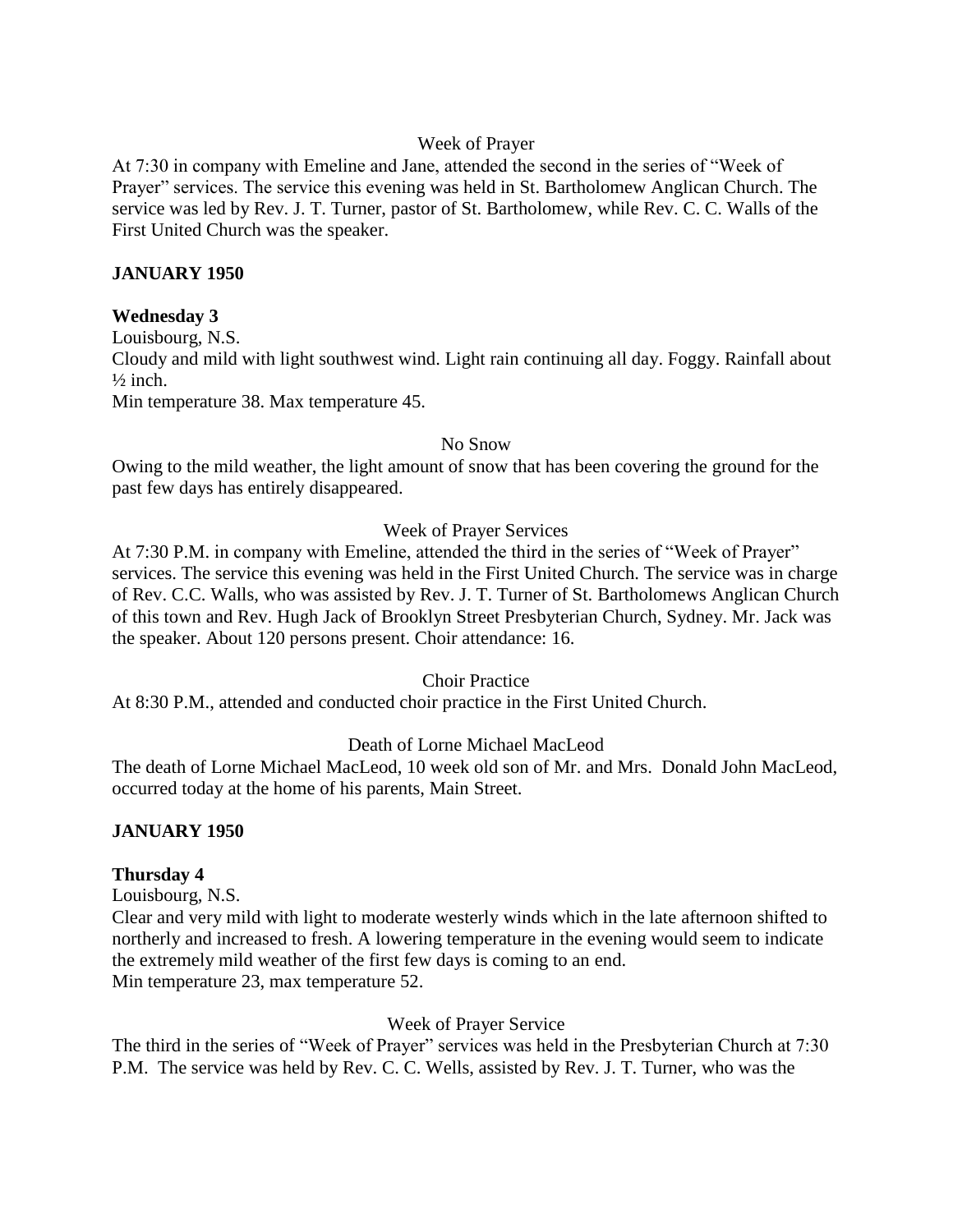Week of Prayer

At 7:30 in company with Emeline and Jane, attended the second in the series of "Week of Prayer" services. The service this evening was held in St. Bartholomew Anglican Church. The service was led by Rev. J. T. Turner, pastor of St. Bartholomew, while Rev. C. C. Walls of the First United Church was the speaker.

**JANUARY 1950**

**Wednesday 3**

Louisbourg, N.S.

Cloudy and mild with light southwest wind. Light rain continuing all day. Foggy. Rainfall about ½ inch.

Min temperature 38. Max temperature 45.

No Snow

Owing to the mild weather, the light amount of snow that has been covering the ground for the past few days has entirely disappeared.

Week of Prayer Services

At 7:30 P.M. in company with Emeline, attended the third in the series of "Week of Prayer" services. The service this evening was held in the First United Church. The service was in charge of Rev. C.C. Walls, who was assisted by Rev. J. T. Turner of St. Bartholomews Anglican Church of this town and Rev. Hugh Jack of Brooklyn Street Presbyterian Church, Sydney. Mr. Jack was the speaker. About 120 persons present. Choir attendance: 16.

Choir Practice

At 8:30 P.M., attended and conducted choir practice in the First United Church.

Death of Lorne Michael MacLeod

The death of Lorne Michael MacLeod, 10 week old son of Mr. and Mrs. Donald John MacLeod, occurred today at the home of his parents, Main Street.

**JANUARY 1950**

**Thursday 4**

Louisbourg, N.S.

Clear and very mild with light to moderate westerly winds which in the late afternoon shifted to northerly and increased to fresh. A lowering temperature in the evening would seem to indicate the extremely mild weather of the first few days is coming to an end.

Min temperature 23, max temperature 52.

Week of Prayer Service

The third in the series of "Week of Prayer" services was held in the Presbyterian Church at 7:30 P.M. The service was held by Rev. C. C. Wells, assisted by Rev. J. T. Turner, who was the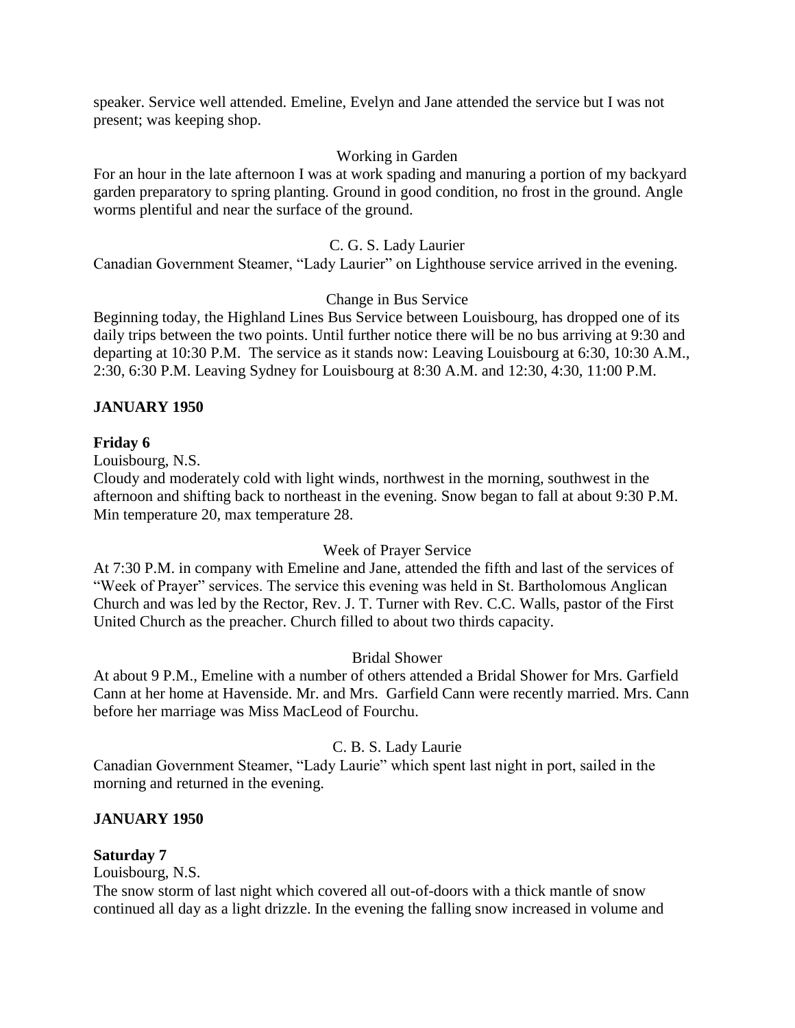speaker. Service well attended. Emeline, Evelyn and Jane attended the service but I was not present; was keeping shop.

Working in Garden

For an hour in the late afternoon I was at work spading and manuring a portion of my backyard garden preparatory to spring planting. Ground in good condition, no frost in the ground. Angle worms plentiful and near the surface of the ground.

C. G. S. Lady Laurier

Canadian Government Steamer, "Lady Laurier" on Lighthouse service arrived in the evening.

Change in Bus Service

Beginning today, the Highland Lines Bus Service between Louisbourg, has dropped one of its daily trips between the two points. Until further notice there will be no bus arriving at 9:30 and departing at 10:30 P.M. The service as it stands now: Leaving Louisbourg at 6:30, 10:30 A.M., 2:30, 6:30 P.M. Leaving Sydney for Louisbourg at 8:30 A.M. and 12:30, 4:30, 11:00 P.M.

**JANUARY 1950**

**Friday 6**

Louisbourg, N.S.

Cloudy and moderately cold with light winds, northwest in the morning, southwest in the afternoon and shifting back to northeast in the evening. Snow began to fall at about 9:30 P.M. Min temperature 20, max temperature 28.

Week of Prayer Service

At 7:30 P.M. in company with Emeline and Jane, attended the fifth and last of the services of "Week of Prayer" services. The service this evening was held in St. Bartholomous Anglican Church and was led by the Rector, Rev. J. T. Turner with Rev. C.C. Walls, pastor of the First United Church as the preacher. Church filled to about two thirds capacity.

Bridal Shower

At about 9 P.M., Emeline with a number of others attended a Bridal Shower for Mrs. Garfield Cann at her home at Havenside. Mr. and Mrs. Garfield Cann were recently married. Mrs. Cann before her marriage was Miss MacLeod of Fourchu.

C. B. S. Lady Laurie

Canadian Government Steamer, "Lady Laurie" which spent last night in port, sailed in the morning and returned in the evening.

**JANUARY 1950**

**Saturday 7**

Louisbourg, N.S.

The snow storm of last night which covered all out-of-doors with a thick mantle of snow continued all day as a light drizzle. In the evening the falling snow increased in volume and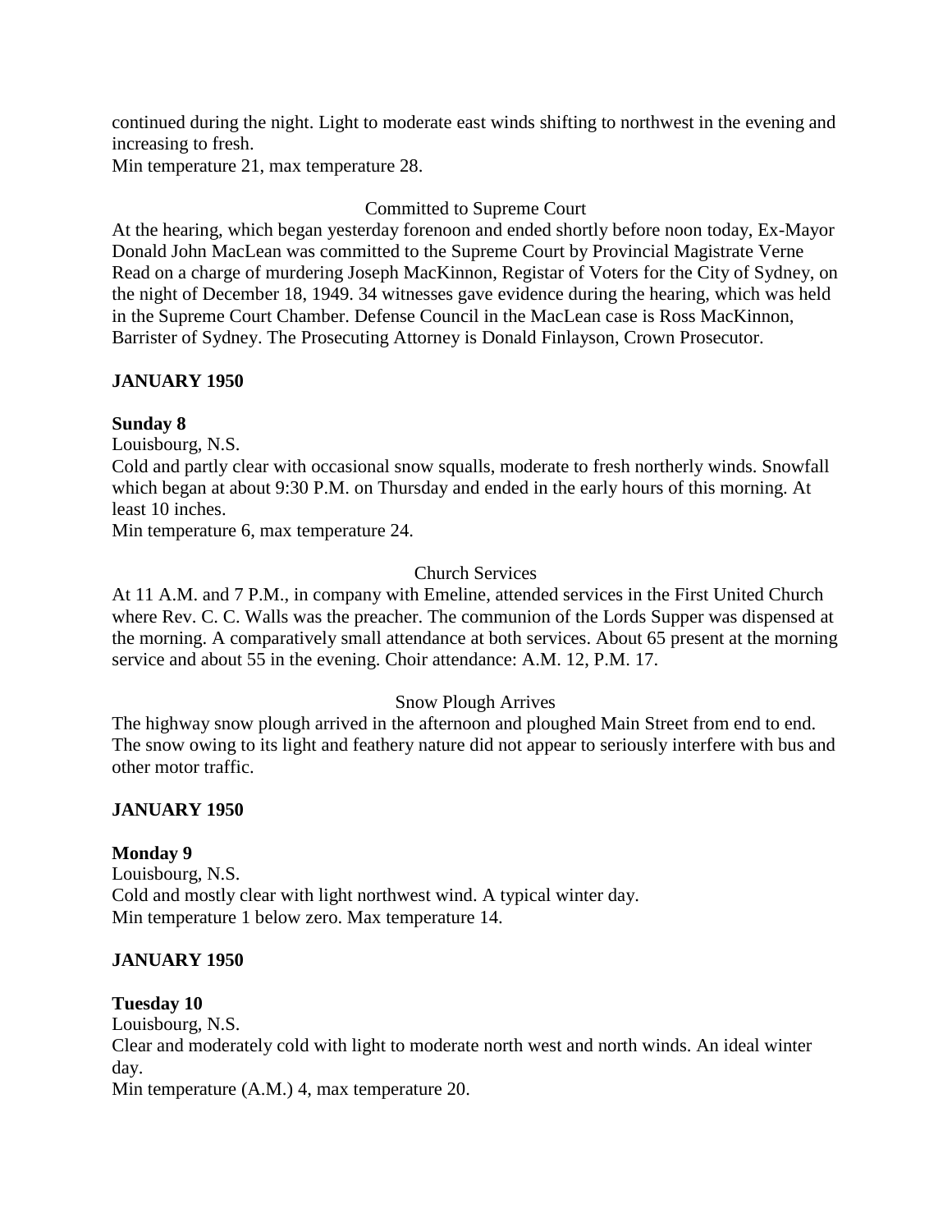continued during the night. Light to moderate east winds shifting to northwest in the evening and increasing to fresh.
Min temperature 21, max temperature 28.

Committed to Supreme Court

At the hearing, which began yesterday forenoon and ended shortly before noon today, Ex-Mayor Donald John MacLean was committed to the Supreme Court by Provincial Magistrate Verne Read on a charge of murdering Joseph MacKinnon, Registar of Voters for the City of Sydney, on the night of December 18, 1949. 34 witnesses gave evidence during the hearing, which was held in the Supreme Court Chamber. Defense Council in the MacLean case is Ross MacKinnon, Barrister of Sydney. The Prosecuting Attorney is Donald Finlayson, Crown Prosecutor.

**JANUARY 1950**

**Sunday 8**

Louisbourg, N.S.
Cold and partly clear with occasional snow squalls, moderate to fresh northerly winds. Snowfall which began at about 9:30 P.M. on Thursday and ended in the early hours of this morning. At least 10 inches.
Min temperature 6, max temperature 24.

Church Services

At 11 A.M. and 7 P.M., in company with Emeline, attended services in the First United Church where Rev. C. C. Walls was the preacher. The communion of the Lords Supper was dispensed at the morning. A comparatively small attendance at both services. About 65 present at the morning service and about 55 in the evening. Choir attendance: A.M. 12, P.M. 17.

Snow Plough Arrives

The highway snow plough arrived in the afternoon and ploughed Main Street from end to end. The snow owing to its light and feathery nature did not appear to seriously interfere with bus and other motor traffic.

**JANUARY 1950**

**Monday 9**

Louisbourg, N.S.
Cold and mostly clear with light northwest wind. A typical winter day.
Min temperature 1 below zero. Max temperature 14.

**JANUARY 1950**

**Tuesday 10**

Louisbourg, N.S.
Clear and moderately cold with light to moderate north west and north winds. An ideal winter day.
Min temperature (A.M.) 4, max temperature 20.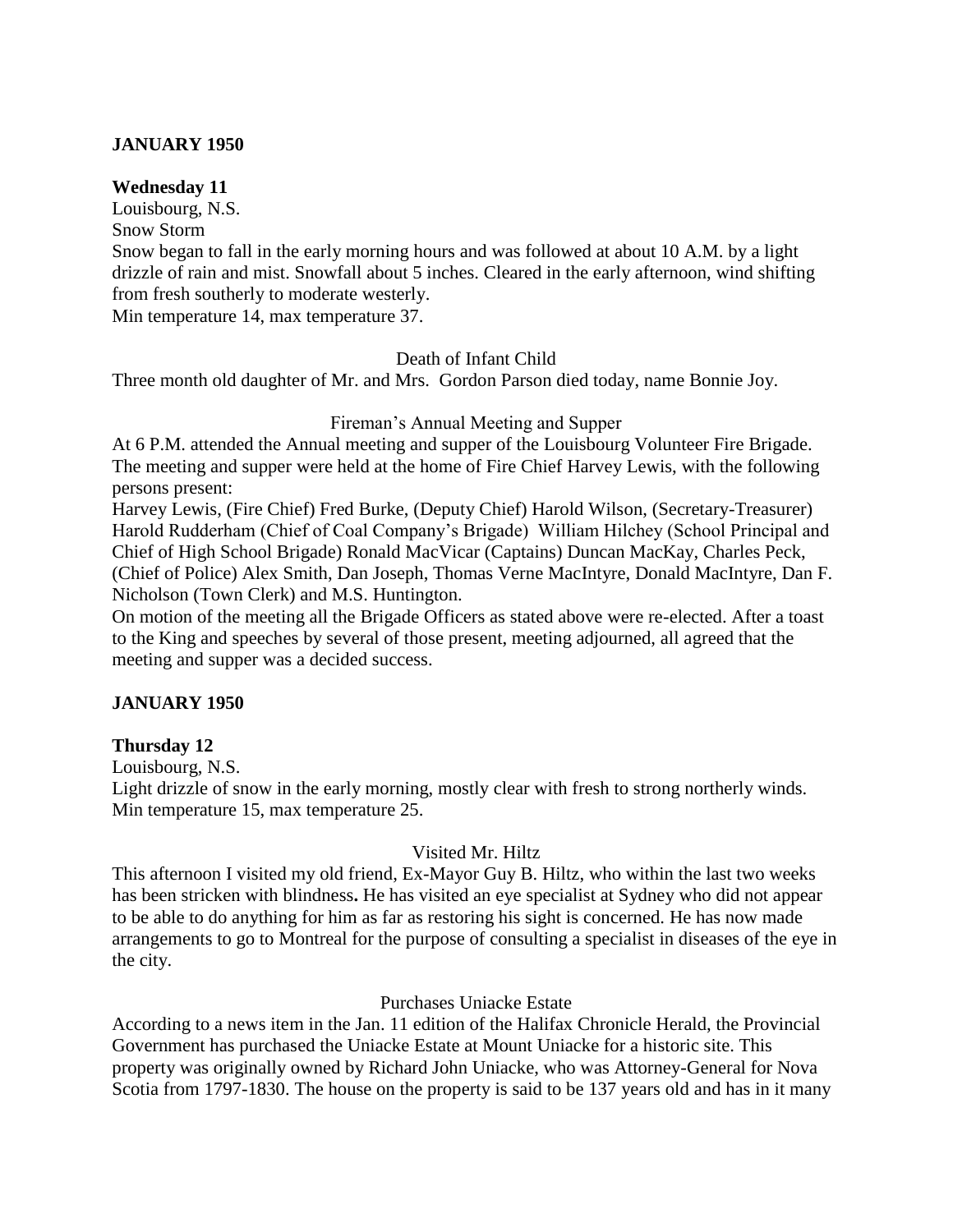**JANUARY 1950**

**Wednesday 11**

Louisbourg, N.S.

Snow Storm

Snow began to fall in the early morning hours and was followed at about 10 A.M. by a light drizzle of rain and mist. Snowfall about 5 inches. Cleared in the early afternoon, wind shifting from fresh southerly to moderate westerly.

Min temperature 14, max temperature 37.

Death of Infant Child

Three month old daughter of Mr. and Mrs. Gordon Parson died today, name Bonnie Joy.

Fireman's Annual Meeting and Supper

At 6 P.M. attended the Annual meeting and supper of the Louisbourg Volunteer Fire Brigade. The meeting and supper were held at the home of Fire Chief Harvey Lewis, with the following persons present:

Harvey Lewis, (Fire Chief) Fred Burke, (Deputy Chief) Harold Wilson, (Secretary-Treasurer) Harold Rudderham (Chief of Coal Company's Brigade) William Hilchey (School Principal and Chief of High School Brigade) Ronald MacVicar (Captains) Duncan MacKay, Charles Peck, (Chief of Police) Alex Smith, Dan Joseph, Thomas Verne MacIntyre, Donald MacIntyre, Dan F. Nicholson (Town Clerk) and M.S. Huntington.

On motion of the meeting all the Brigade Officers as stated above were re-elected. After a toast to the King and speeches by several of those present, meeting adjourned, all agreed that the meeting and supper was a decided success.

**JANUARY 1950**

**Thursday 12**

Louisbourg, N.S.

Light drizzle of snow in the early morning, mostly clear with fresh to strong northerly winds.

Min temperature 15, max temperature 25.

Visited Mr. Hiltz

This afternoon I visited my old friend, Ex-Mayor Guy B. Hiltz, who within the last two weeks has been stricken with blindness**.** He has visited an eye specialist at Sydney who did not appear to be able to do anything for him as far as restoring his sight is concerned. He has now made arrangements to go to Montreal for the purpose of consulting a specialist in diseases of the eye in the city.

Purchases Uniacke Estate

According to a news item in the Jan. 11 edition of the Halifax Chronicle Herald, the Provincial Government has purchased the Uniacke Estate at Mount Uniacke for a historic site. This property was originally owned by Richard John Uniacke, who was Attorney-General for Nova Scotia from 1797-1830. The house on the property is said to be 137 years old and has in it many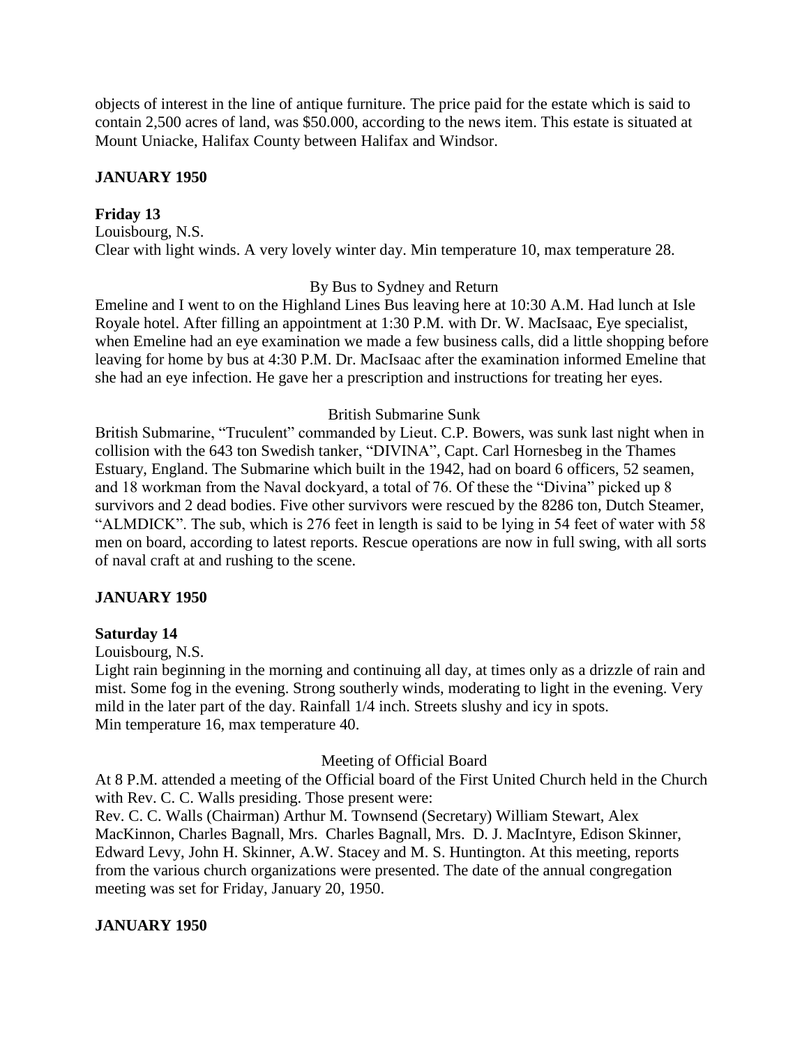objects of interest in the line of antique furniture. The price paid for the estate which is said to contain 2,500 acres of land, was $50.000, according to the news item. This estate is situated at Mount Uniacke, Halifax County between Halifax and Windsor.

**JANUARY 1950**

**Friday 13**

Louisbourg, N.S.

Clear with light winds. A very lovely winter day. Min temperature 10, max temperature 28.

By Bus to Sydney and Return

Emeline and I went to on the Highland Lines Bus leaving here at 10:30 A.M. Had lunch at Isle Royale hotel. After filling an appointment at 1:30 P.M. with Dr. W. MacIsaac, Eye specialist, when Emeline had an eye examination we made a few business calls, did a little shopping before leaving for home by bus at 4:30 P.M. Dr. MacIsaac after the examination informed Emeline that she had an eye infection. He gave her a prescription and instructions for treating her eyes.

British Submarine Sunk

British Submarine, "Truculent" commanded by Lieut. C.P. Bowers, was sunk last night when in collision with the 643 ton Swedish tanker, "DIVINA", Capt. Carl Hornesbeg in the Thames Estuary, England. The Submarine which built in the 1942, had on board 6 officers, 52 seamen, and 18 workman from the Naval dockyard, a total of 76. Of these the "Divina" picked up 8 survivors and 2 dead bodies. Five other survivors were rescued by the 8286 ton, Dutch Steamer, "ALMDICK". The sub, which is 276 feet in length is said to be lying in 54 feet of water with 58 men on board, according to latest reports. Rescue operations are now in full swing, with all sorts of naval craft at and rushing to the scene.

**JANUARY 1950**

**Saturday 14**

Louisbourg, N.S.

Light rain beginning in the morning and continuing all day, at times only as a drizzle of rain and mist. Some fog in the evening. Strong southerly winds, moderating to light in the evening. Very mild in the later part of the day. Rainfall 1/4 inch. Streets slushy and icy in spots.
Min temperature 16, max temperature 40.

Meeting of Official Board

At 8 P.M. attended a meeting of the Official board of the First United Church held in the Church with Rev. C. C. Walls presiding. Those present were:
Rev. C. C. Walls (Chairman) Arthur M. Townsend (Secretary) William Stewart, Alex MacKinnon, Charles Bagnall, Mrs. Charles Bagnall, Mrs. D. J. MacIntyre, Edison Skinner, Edward Levy, John H. Skinner, A.W. Stacey and M. S. Huntington. At this meeting, reports from the various church organizations were presented. The date of the annual congregation meeting was set for Friday, January 20, 1950.

**JANUARY 1950**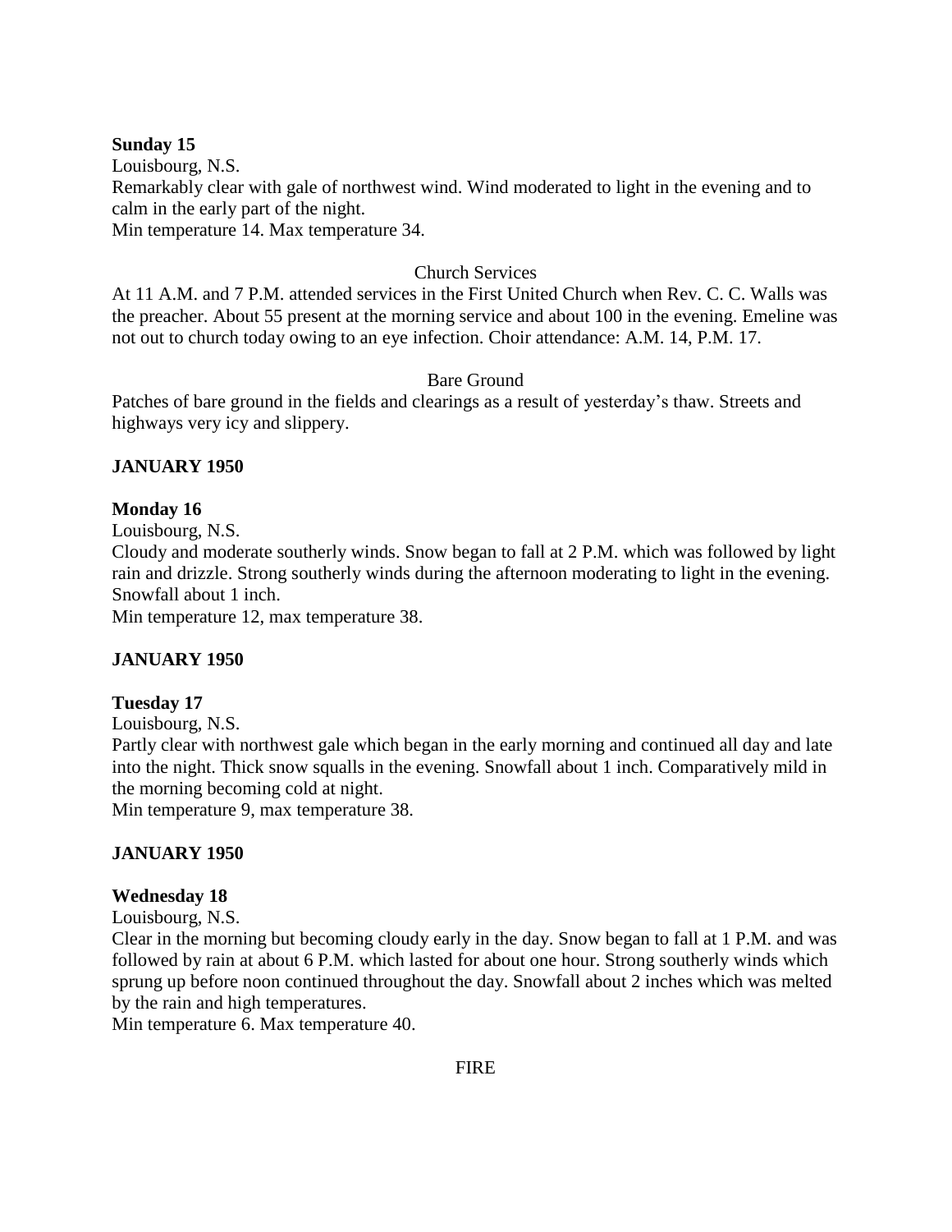**Sunday 15**

Louisbourg, N.S.

Remarkably clear with gale of northwest wind. Wind moderated to light in the evening and to calm in the early part of the night.

Min temperature 14. Max temperature 34.

Church Services

At 11 A.M. and 7 P.M. attended services in the First United Church when Rev. C. C. Walls was the preacher. About 55 present at the morning service and about 100 in the evening. Emeline was not out to church today owing to an eye infection. Choir attendance: A.M. 14, P.M. 17.

Bare Ground

Patches of bare ground in the fields and clearings as a result of yesterday's thaw. Streets and highways very icy and slippery.

**JANUARY 1950**

**Monday 16**

Louisbourg, N.S.

Cloudy and moderate southerly winds. Snow began to fall at 2 P.M. which was followed by light rain and drizzle. Strong southerly winds during the afternoon moderating to light in the evening. Snowfall about 1 inch.

Min temperature 12, max temperature 38.

**JANUARY 1950**

**Tuesday 17**

Louisbourg, N.S.

Partly clear with northwest gale which began in the early morning and continued all day and late into the night. Thick snow squalls in the evening. Snowfall about 1 inch. Comparatively mild in the morning becoming cold at night.

Min temperature 9, max temperature 38.

**JANUARY 1950**

**Wednesday 18**

Louisbourg, N.S.

Clear in the morning but becoming cloudy early in the day. Snow began to fall at 1 P.M. and was followed by rain at about 6 P.M. which lasted for about one hour. Strong southerly winds which sprung up before noon continued throughout the day. Snowfall about 2 inches which was melted by the rain and high temperatures.

Min temperature 6. Max temperature 40.

FIRE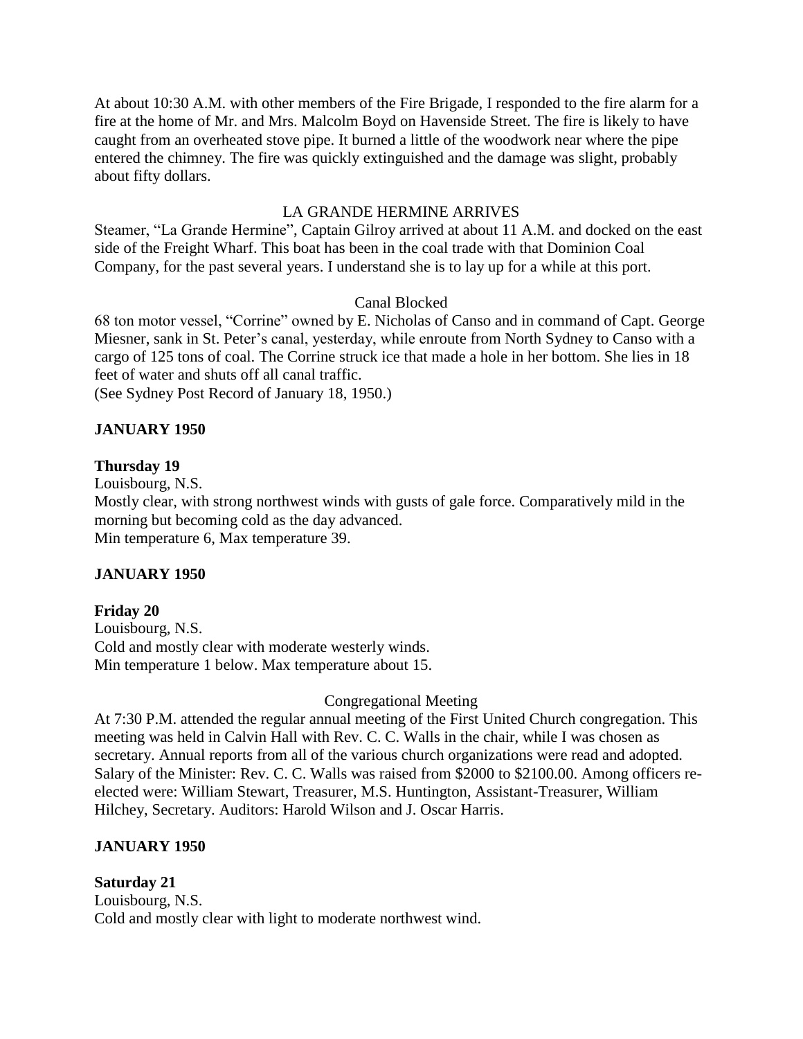At about 10:30 A.M. with other members of the Fire Brigade, I responded to the fire alarm for a fire at the home of Mr. and Mrs. Malcolm Boyd on Havenside Street. The fire is likely to have caught from an overheated stove pipe. It burned a little of the woodwork near where the pipe entered the chimney. The fire was quickly extinguished and the damage was slight, probably about fifty dollars.

LA GRANDE HERMINE ARRIVES

Steamer, "La Grande Hermine", Captain Gilroy arrived at about 11 A.M. and docked on the east side of the Freight Wharf. This boat has been in the coal trade with that Dominion Coal Company, for the past several years. I understand she is to lay up for a while at this port.

Canal Blocked

68 ton motor vessel, "Corrine" owned by E. Nicholas of Canso and in command of Capt. George Miesner, sank in St. Peter's canal, yesterday, while enroute from North Sydney to Canso with a cargo of 125 tons of coal. The Corrine struck ice that made a hole in her bottom. She lies in 18 feet of water and shuts off all canal traffic.
(See Sydney Post Record of January 18, 1950.)

**JANUARY 1950**

**Thursday 19**
Louisbourg, N.S.
Mostly clear, with strong northwest winds with gusts of gale force. Comparatively mild in the morning but becoming cold as the day advanced.
Min temperature 6, Max temperature 39.

**JANUARY 1950**

**Friday 20**
Louisbourg, N.S.
Cold and mostly clear with moderate westerly winds.
Min temperature 1 below. Max temperature about 15.

Congregational Meeting

At 7:30 P.M. attended the regular annual meeting of the First United Church congregation. This meeting was held in Calvin Hall with Rev. C. C. Walls in the chair, while I was chosen as secretary. Annual reports from all of the various church organizations were read and adopted. Salary of the Minister: Rev. C. C. Walls was raised from $2000 to $2100.00. Among officers re-elected were: William Stewart, Treasurer, M.S. Huntington, Assistant-Treasurer, William Hilchey, Secretary. Auditors: Harold Wilson and J. Oscar Harris.

**JANUARY 1950**

**Saturday 21**
Louisbourg, N.S.
Cold and mostly clear with light to moderate northwest wind.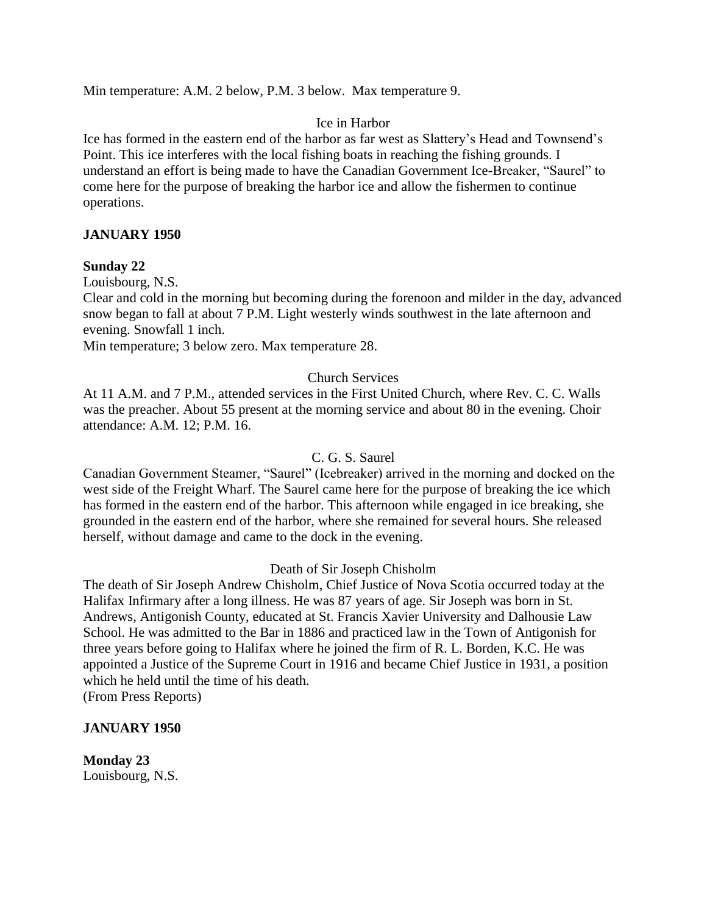Min temperature: A.M. 2 below, P.M. 3 below. Max temperature 9.

Ice in Harbor

Ice has formed in the eastern end of the harbor as far west as Slattery's Head and Townsend's Point. This ice interferes with the local fishing boats in reaching the fishing grounds. I understand an effort is being made to have the Canadian Government Ice-Breaker, "Saurel" to come here for the purpose of breaking the harbor ice and allow the fishermen to continue operations.

**JANUARY 1950**

**Sunday 22**

Louisbourg, N.S.

Clear and cold in the morning but becoming during the forenoon and milder in the day, advanced snow began to fall at about 7 P.M. Light westerly winds southwest in the late afternoon and evening. Snowfall 1 inch.

Min temperature; 3 below zero. Max temperature 28.

Church Services

At 11 A.M. and 7 P.M., attended services in the First United Church, where Rev. C. C. Walls was the preacher. About 55 present at the morning service and about 80 in the evening. Choir attendance: A.M. 12; P.M. 16.

C. G. S. Saurel

Canadian Government Steamer, "Saurel" (Icebreaker) arrived in the morning and docked on the west side of the Freight Wharf. The Saurel came here for the purpose of breaking the ice which has formed in the eastern end of the harbor. This afternoon while engaged in ice breaking, she grounded in the eastern end of the harbor, where she remained for several hours. She released herself, without damage and came to the dock in the evening.

Death of Sir Joseph Chisholm

The death of Sir Joseph Andrew Chisholm, Chief Justice of Nova Scotia occurred today at the Halifax Infirmary after a long illness. He was 87 years of age. Sir Joseph was born in St. Andrews, Antigonish County, educated at St. Francis Xavier University and Dalhousie Law School. He was admitted to the Bar in 1886 and practiced law in the Town of Antigonish for three years before going to Halifax where he joined the firm of R. L. Borden, K.C. He was appointed a Justice of the Supreme Court in 1916 and became Chief Justice in 1931, a position which he held until the time of his death.

(From Press Reports)

**JANUARY 1950**

**Monday 23**

Louisbourg, N.S.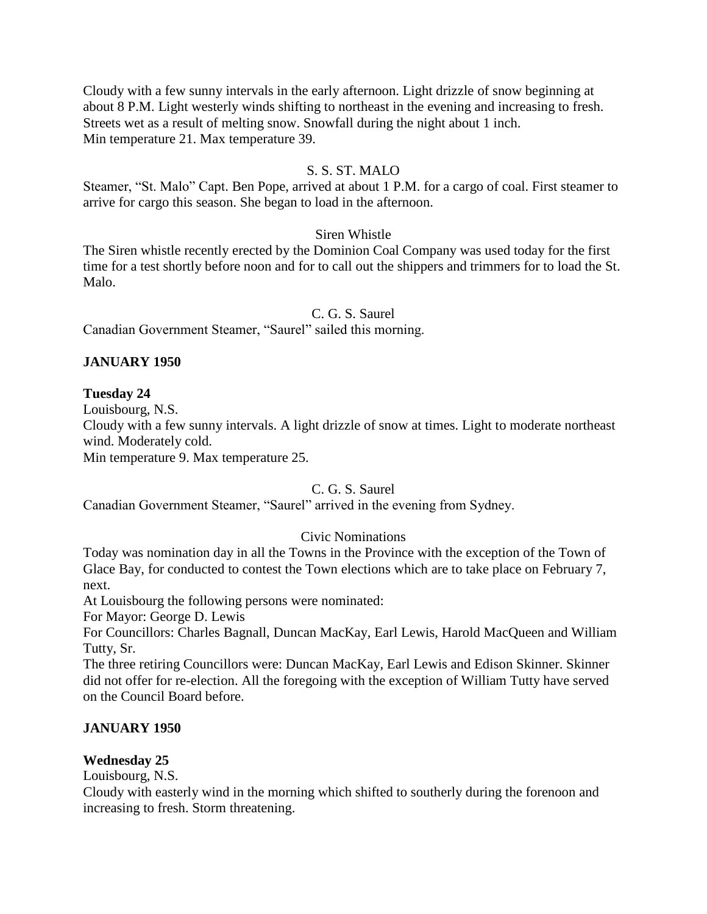Cloudy with a few sunny intervals in the early afternoon. Light drizzle of snow beginning at about 8 P.M. Light westerly winds shifting to northeast in the evening and increasing to fresh. Streets wet as a result of melting snow. Snowfall during the night about 1 inch.
Min temperature 21. Max temperature 39.

S. S. ST. MALO

Steamer, "St. Malo" Capt. Ben Pope, arrived at about 1 P.M. for a cargo of coal. First steamer to arrive for cargo this season. She began to load in the afternoon.

Siren Whistle

The Siren whistle recently erected by the Dominion Coal Company was used today for the first time for a test shortly before noon and for to call out the shippers and trimmers for to load the St. Malo.

C. G. S. Saurel

Canadian Government Steamer, "Saurel" sailed this morning.

**JANUARY 1950**

**Tuesday 24**

Louisbourg, N.S.
Cloudy with a few sunny intervals. A light drizzle of snow at times. Light to moderate northeast wind. Moderately cold.
Min temperature 9. Max temperature 25.

C. G. S. Saurel

Canadian Government Steamer, "Saurel" arrived in the evening from Sydney.

Civic Nominations

Today was nomination day in all the Towns in the Province with the exception of the Town of Glace Bay, for conducted to contest the Town elections which are to take place on February 7, next.
At Louisbourg the following persons were nominated:
For Mayor: George D. Lewis
For Councillors: Charles Bagnall, Duncan MacKay, Earl Lewis, Harold MacQueen and William Tutty, Sr.
The three retiring Councillors were: Duncan MacKay, Earl Lewis and Edison Skinner. Skinner did not offer for re-election. All the foregoing with the exception of William Tutty have served on the Council Board before.

**JANUARY 1950**

**Wednesday 25**

Louisbourg, N.S.
Cloudy with easterly wind in the morning which shifted to southerly during the forenoon and increasing to fresh. Storm threatening.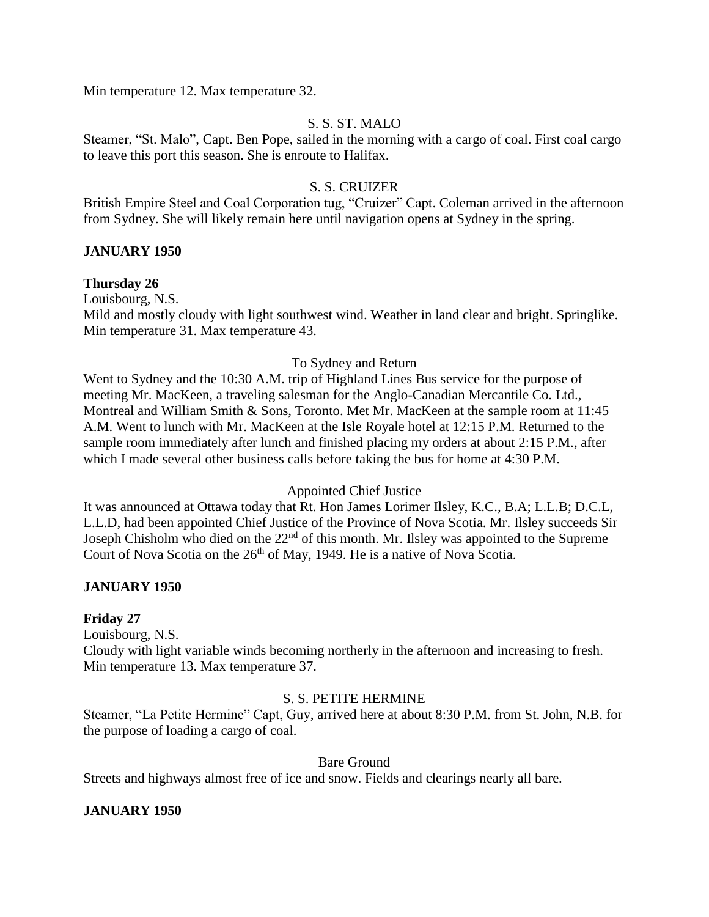Min temperature 12. Max temperature 32.

S. S. ST. MALO

Steamer, "St. Malo", Capt. Ben Pope, sailed in the morning with a cargo of coal. First coal cargo to leave this port this season. She is enroute to Halifax.

S. S. CRUIZER

British Empire Steel and Coal Corporation tug, "Cruizer" Capt. Coleman arrived in the afternoon from Sydney. She will likely remain here until navigation opens at Sydney in the spring.

**JANUARY 1950**

**Thursday 26**

Louisbourg, N.S.
Mild and mostly cloudy with light southwest wind. Weather in land clear and bright. Springlike. Min temperature 31. Max temperature 43.

To Sydney and Return

Went to Sydney and the 10:30 A.M. trip of Highland Lines Bus service for the purpose of meeting Mr. MacKeen, a traveling salesman for the Anglo-Canadian Mercantile Co. Ltd., Montreal and William Smith & Sons, Toronto. Met Mr. MacKeen at the sample room at 11:45 A.M. Went to lunch with Mr. MacKeen at the Isle Royale hotel at 12:15 P.M. Returned to the sample room immediately after lunch and finished placing my orders at about 2:15 P.M., after which I made several other business calls before taking the bus for home at 4:30 P.M.

Appointed Chief Justice

It was announced at Ottawa today that Rt. Hon James Lorimer Ilsley, K.C., B.A; L.L.B; D.C.L, L.L.D, had been appointed Chief Justice of the Province of Nova Scotia. Mr. Ilsley succeeds Sir Joseph Chisholm who died on the 22nd of this month. Mr. Ilsley was appointed to the Supreme Court of Nova Scotia on the 26th of May, 1949. He is a native of Nova Scotia.

**JANUARY 1950**

**Friday 27**

Louisbourg, N.S.
Cloudy with light variable winds becoming northerly in the afternoon and increasing to fresh. Min temperature 13. Max temperature 37.

S. S. PETITE HERMINE

Steamer, "La Petite Hermine" Capt, Guy, arrived here at about 8:30 P.M. from St. John, N.B. for the purpose of loading a cargo of coal.

Bare Ground

Streets and highways almost free of ice and snow. Fields and clearings nearly all bare.

**JANUARY 1950**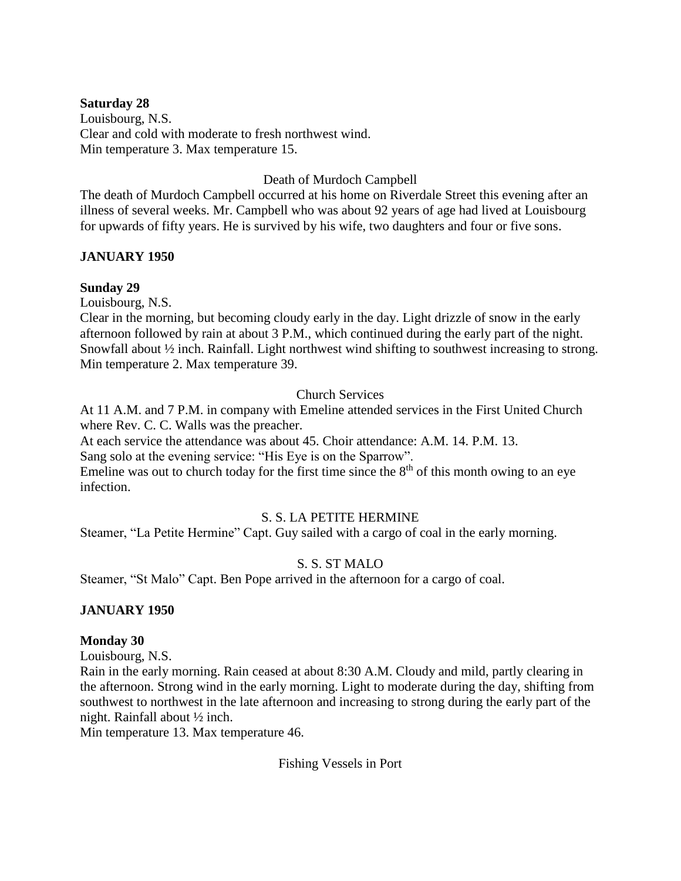**Saturday 28**
Louisbourg, N.S.
Clear and cold with moderate to fresh northwest wind.
Min temperature 3. Max temperature 15.

Death of Murdoch Campbell

The death of Murdoch Campbell occurred at his home on Riverdale Street this evening after an illness of several weeks. Mr. Campbell who was about 92 years of age had lived at Louisbourg for upwards of fifty years. He is survived by his wife, two daughters and four or five sons.

**JANUARY 1950**

**Sunday 29**
Louisbourg, N.S.
Clear in the morning, but becoming cloudy early in the day. Light drizzle of snow in the early afternoon followed by rain at about 3 P.M., which continued during the early part of the night. Snowfall about ½ inch. Rainfall. Light northwest wind shifting to southwest increasing to strong.
Min temperature 2. Max temperature 39.

Church Services

At 11 A.M. and 7 P.M. in company with Emeline attended services in the First United Church where Rev. C. C. Walls was the preacher.
At each service the attendance was about 45. Choir attendance: A.M. 14. P.M. 13.
Sang solo at the evening service: "His Eye is on the Sparrow".
Emeline was out to church today for the first time since the 8th of this month owing to an eye infection.

S. S. LA PETITE HERMINE

Steamer, "La Petite Hermine" Capt. Guy sailed with a cargo of coal in the early morning.

S. S. ST MALO

Steamer, "St Malo" Capt. Ben Pope arrived in the afternoon for a cargo of coal.

**JANUARY 1950**

**Monday 30**
Louisbourg, N.S.
Rain in the early morning. Rain ceased at about 8:30 A.M. Cloudy and mild, partly clearing in the afternoon. Strong wind in the early morning. Light to moderate during the day, shifting from southwest to northwest in the late afternoon and increasing to strong during the early part of the night. Rainfall about ½ inch.
Min temperature 13. Max temperature 46.

Fishing Vessels in Port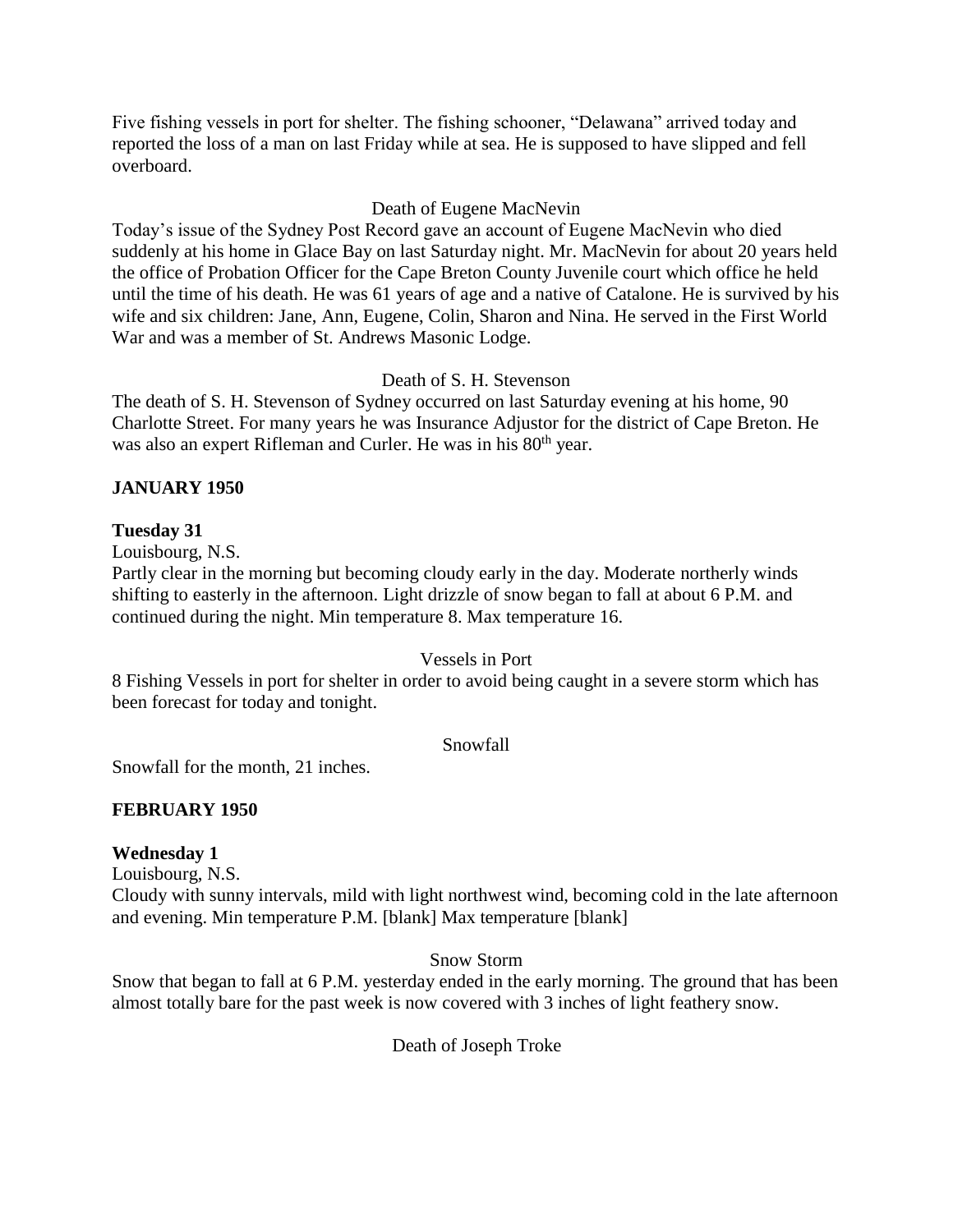Five fishing vessels in port for shelter. The fishing schooner, "Delawana" arrived today and reported the loss of a man on last Friday while at sea. He is supposed to have slipped and fell overboard.

Death of Eugene MacNevin

Today's issue of the Sydney Post Record gave an account of Eugene MacNevin who died suddenly at his home in Glace Bay on last Saturday night. Mr. MacNevin for about 20 years held the office of Probation Officer for the Cape Breton County Juvenile court which office he held until the time of his death. He was 61 years of age and a native of Catalone. He is survived by his wife and six children: Jane, Ann, Eugene, Colin, Sharon and Nina. He served in the First World War and was a member of St. Andrews Masonic Lodge.

Death of S. H. Stevenson

The death of S. H. Stevenson of Sydney occurred on last Saturday evening at his home, 90 Charlotte Street. For many years he was Insurance Adjustor for the district of Cape Breton. He was also an expert Rifleman and Curler. He was in his 80th year.

**JANUARY 1950**

**Tuesday 31**

Louisbourg, N.S.

Partly clear in the morning but becoming cloudy early in the day. Moderate northerly winds shifting to easterly in the afternoon. Light drizzle of snow began to fall at about 6 P.M. and continued during the night. Min temperature 8. Max temperature 16.

Vessels in Port

8 Fishing Vessels in port for shelter in order to avoid being caught in a severe storm which has been forecast for today and tonight.

Snowfall

Snowfall for the month, 21 inches.

**FEBRUARY 1950**

**Wednesday 1**

Louisbourg, N.S.

Cloudy with sunny intervals, mild with light northwest wind, becoming cold in the late afternoon and evening. Min temperature P.M. [blank] Max temperature [blank]

Snow Storm

Snow that began to fall at 6 P.M. yesterday ended in the early morning. The ground that has been almost totally bare for the past week is now covered with 3 inches of light feathery snow.

Death of Joseph Troke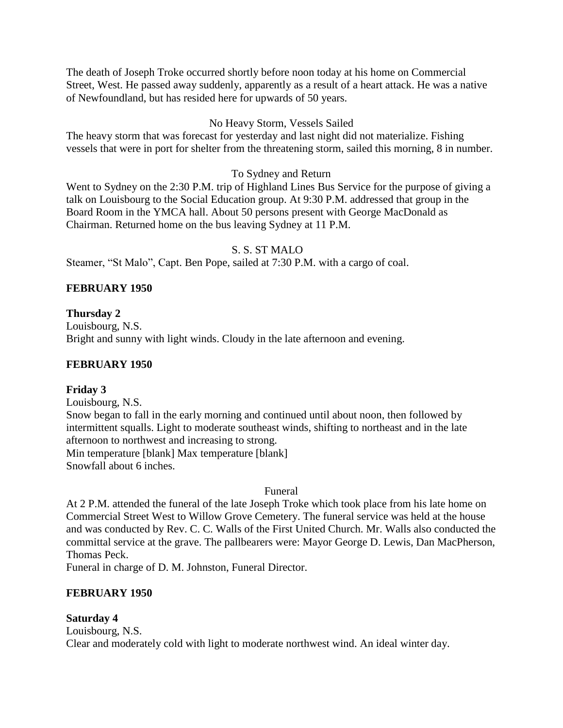The death of Joseph Troke occurred shortly before noon today at his home on Commercial Street, West. He passed away suddenly, apparently as a result of a heart attack. He was a native of Newfoundland, but has resided here for upwards of 50 years.

No Heavy Storm, Vessels Sailed

The heavy storm that was forecast for yesterday and last night did not materialize. Fishing vessels that were in port for shelter from the threatening storm, sailed this morning, 8 in number.

To Sydney and Return

Went to Sydney on the 2:30 P.M. trip of Highland Lines Bus Service for the purpose of giving a talk on Louisbourg to the Social Education group. At 9:30 P.M. addressed that group in the Board Room in the YMCA hall. About 50 persons present with George MacDonald as Chairman. Returned home on the bus leaving Sydney at 11 P.M.

S. S. ST MALO

Steamer, "St Malo", Capt. Ben Pope, sailed at 7:30 P.M. with a cargo of coal.

**FEBRUARY 1950**

**Thursday 2**

Louisbourg, N.S.

Bright and sunny with light winds. Cloudy in the late afternoon and evening.

**FEBRUARY 1950**

**Friday 3**

Louisbourg, N.S.

Snow began to fall in the early morning and continued until about noon, then followed by intermittent squalls. Light to moderate southeast winds, shifting to northeast and in the late afternoon to northwest and increasing to strong.

Min temperature [blank] Max temperature [blank]

Snowfall about 6 inches.

Funeral

At 2 P.M. attended the funeral of the late Joseph Troke which took place from his late home on Commercial Street West to Willow Grove Cemetery. The funeral service was held at the house and was conducted by Rev. C. C. Walls of the First United Church. Mr. Walls also conducted the committal service at the grave. The pallbearers were: Mayor George D. Lewis, Dan MacPherson, Thomas Peck.

Funeral in charge of D. M. Johnston, Funeral Director.

**FEBRUARY 1950**

**Saturday 4**

Louisbourg, N.S.

Clear and moderately cold with light to moderate northwest wind. An ideal winter day.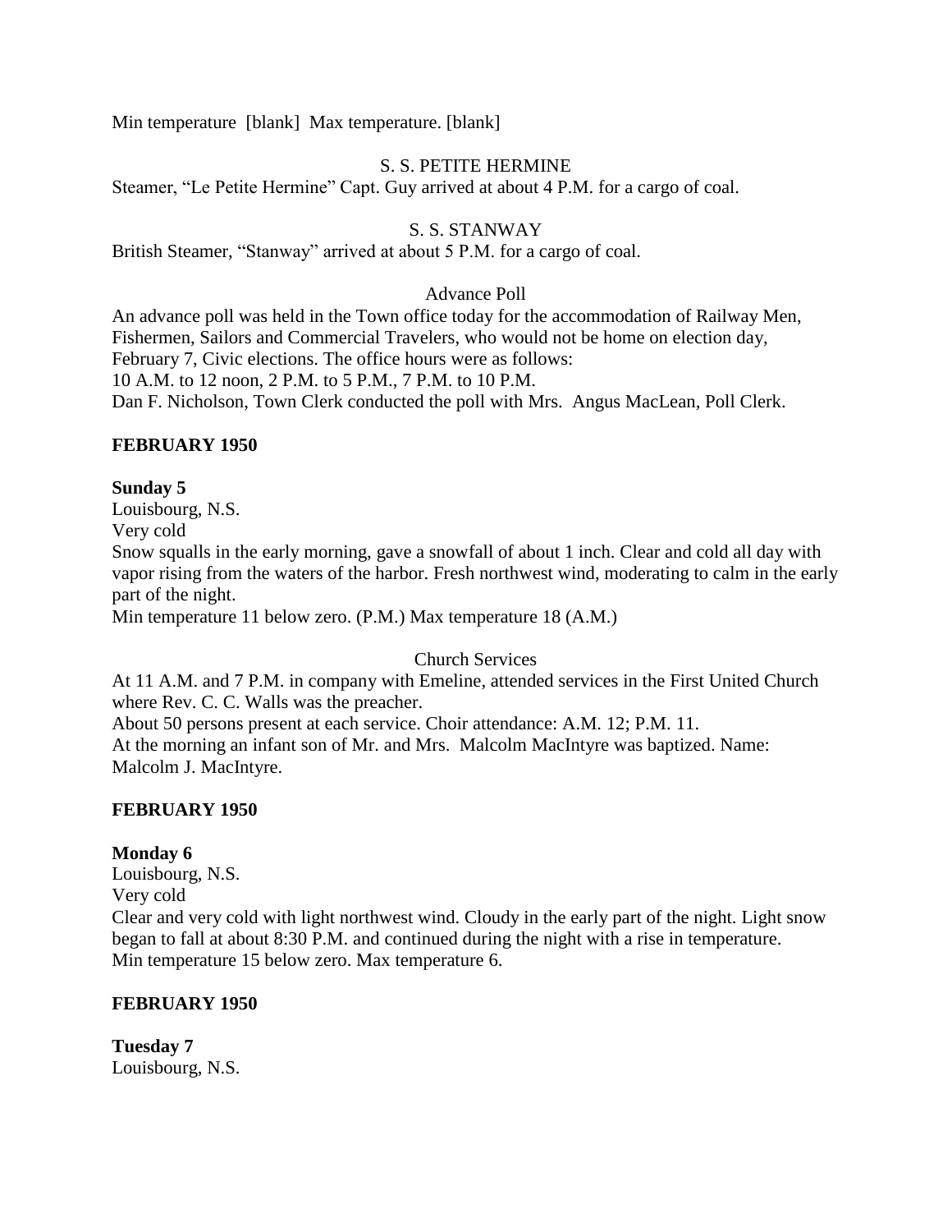Min temperature [blank] Max temperature. [blank]

S. S. PETITE HERMINE

Steamer, "Le Petite Hermine" Capt. Guy arrived at about 4 P.M. for a cargo of coal.

S. S. STANWAY

British Steamer, "Stanway" arrived at about 5 P.M. for a cargo of coal.

Advance Poll

An advance poll was held in the Town office today for the accommodation of Railway Men, Fishermen, Sailors and Commercial Travelers, who would not be home on election day, February 7, Civic elections. The office hours were as follows:
10 A.M. to 12 noon, 2 P.M. to 5 P.M., 7 P.M. to 10 P.M.
Dan F. Nicholson, Town Clerk conducted the poll with Mrs. Angus MacLean, Poll Clerk.

**FEBRUARY 1950**

**Sunday 5**
Louisbourg, N.S.
Very cold
Snow squalls in the early morning, gave a snowfall of about 1 inch. Clear and cold all day with vapor rising from the waters of the harbor. Fresh northwest wind, moderating to calm in the early part of the night.
Min temperature 11 below zero. (P.M.) Max temperature 18 (A.M.)

Church Services

At 11 A.M. and 7 P.M. in company with Emeline, attended services in the First United Church where Rev. C. C. Walls was the preacher.
About 50 persons present at each service. Choir attendance: A.M. 12; P.M. 11.
At the morning an infant son of Mr. and Mrs. Malcolm MacIntyre was baptized. Name: Malcolm J. MacIntyre.

**FEBRUARY 1950**

**Monday 6**
Louisbourg, N.S.
Very cold
Clear and very cold with light northwest wind. Cloudy in the early part of the night. Light snow began to fall at about 8:30 P.M. and continued during the night with a rise in temperature.
Min temperature 15 below zero. Max temperature 6.

**FEBRUARY 1950**

**Tuesday 7**
Louisbourg, N.S.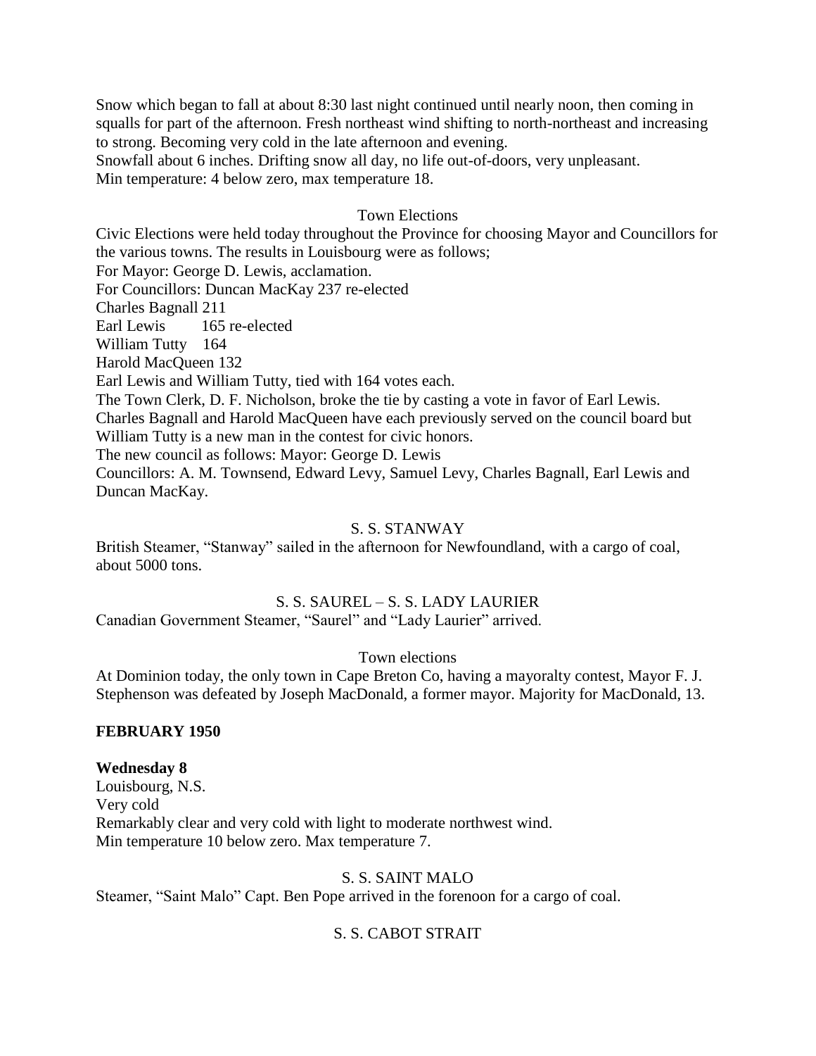Snow which began to fall at about 8:30 last night continued until nearly noon, then coming in squalls for part of the afternoon. Fresh northeast wind shifting to north-northeast and increasing to strong. Becoming very cold in the late afternoon and evening.
Snowfall about 6 inches. Drifting snow all day, no life out-of-doors, very unpleasant.
Min temperature: 4 below zero, max temperature 18.

Town Elections

Civic Elections were held today throughout the Province for choosing Mayor and Councillors for the various towns. The results in Louisbourg were as follows;
For Mayor: George D. Lewis, acclamation.
For Councillors: Duncan MacKay 237 re-elected
Charles Bagnall 211
Earl Lewis 165 re-elected
William Tutty 164
Harold MacQueen 132
Earl Lewis and William Tutty, tied with 164 votes each.
The Town Clerk, D. F. Nicholson, broke the tie by casting a vote in favor of Earl Lewis.
Charles Bagnall and Harold MacQueen have each previously served on the council board but William Tutty is a new man in the contest for civic honors.
The new council as follows: Mayor: George D. Lewis
Councillors: A. M. Townsend, Edward Levy, Samuel Levy, Charles Bagnall, Earl Lewis and Duncan MacKay.

S. S. STANWAY

British Steamer, "Stanway" sailed in the afternoon for Newfoundland, with a cargo of coal, about 5000 tons.

S. S. SAUREL – S. S. LADY LAURIER

Canadian Government Steamer, "Saurel" and "Lady Laurier" arrived.

Town elections

At Dominion today, the only town in Cape Breton Co, having a mayoralty contest, Mayor F. J. Stephenson was defeated by Joseph MacDonald, a former mayor. Majority for MacDonald, 13.

**FEBRUARY 1950**

**Wednesday 8**
Louisbourg, N.S.
Very cold
Remarkably clear and very cold with light to moderate northwest wind.
Min temperature 10 below zero. Max temperature 7.

S. S. SAINT MALO

Steamer, "Saint Malo" Capt. Ben Pope arrived in the forenoon for a cargo of coal.

S. S. CABOT STRAIT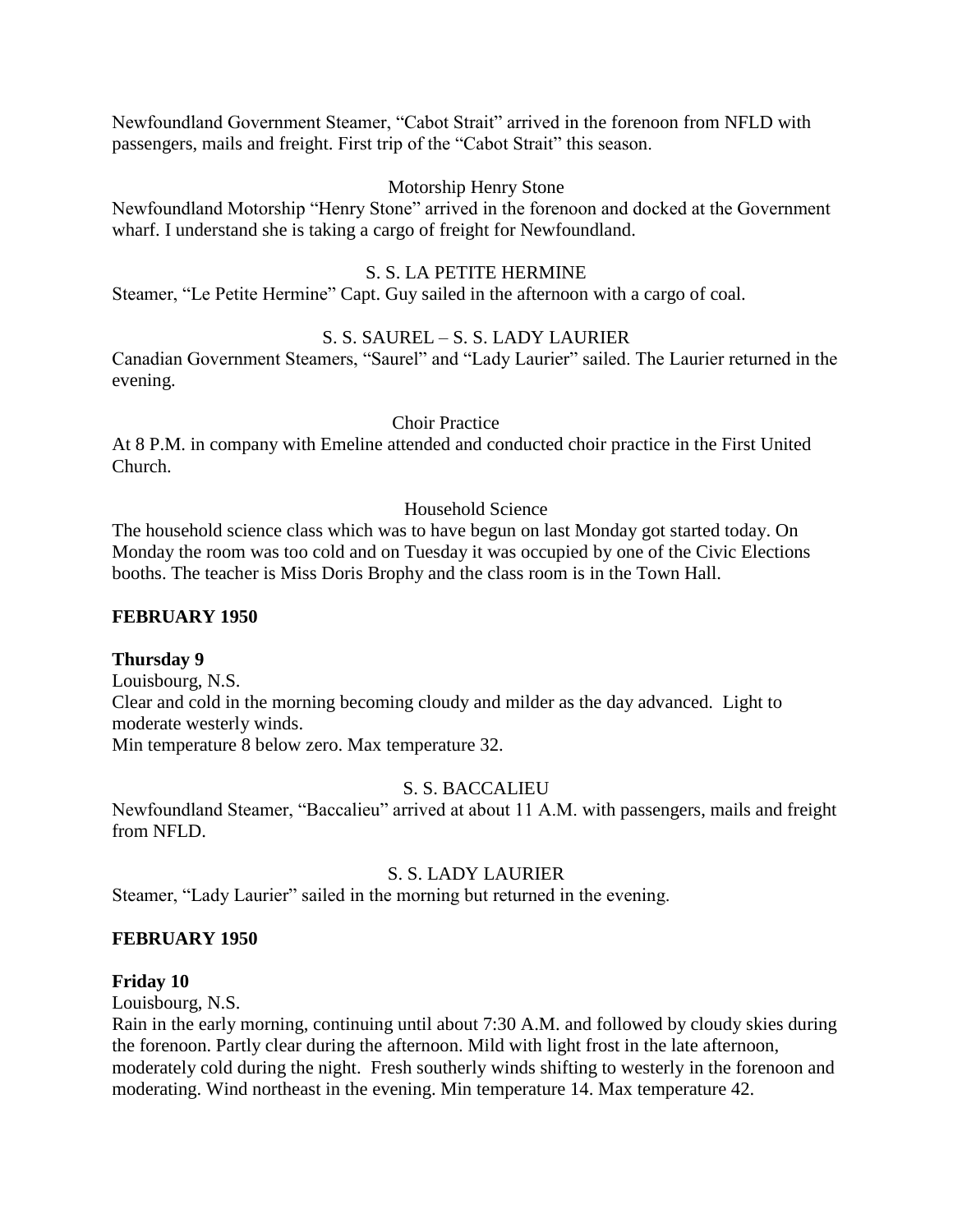Newfoundland Government Steamer, "Cabot Strait" arrived in the forenoon from NFLD with passengers, mails and freight. First trip of the "Cabot Strait" this season.

Motorship Henry Stone

Newfoundland Motorship "Henry Stone" arrived in the forenoon and docked at the Government wharf. I understand she is taking a cargo of freight for Newfoundland.

S. S. LA PETITE HERMINE

Steamer, "Le Petite Hermine" Capt. Guy sailed in the afternoon with a cargo of coal.

S. S. SAUREL – S. S. LADY LAURIER

Canadian Government Steamers, "Saurel" and "Lady Laurier" sailed. The Laurier returned in the evening.

Choir Practice

At 8 P.M. in company with Emeline attended and conducted choir practice in the First United Church.

Household Science

The household science class which was to have begun on last Monday got started today. On Monday the room was too cold and on Tuesday it was occupied by one of the Civic Elections booths. The teacher is Miss Doris Brophy and the class room is in the Town Hall.

**FEBRUARY 1950**

**Thursday 9**

Louisbourg, N.S.

Clear and cold in the morning becoming cloudy and milder as the day advanced. Light to moderate westerly winds.

Min temperature 8 below zero. Max temperature 32.

S. S. BACCALIEU

Newfoundland Steamer, "Baccalieu" arrived at about 11 A.M. with passengers, mails and freight from NFLD.

S. S. LADY LAURIER

Steamer, "Lady Laurier" sailed in the morning but returned in the evening.

**FEBRUARY 1950**

**Friday 10**

Louisbourg, N.S.

Rain in the early morning, continuing until about 7:30 A.M. and followed by cloudy skies during the forenoon. Partly clear during the afternoon. Mild with light frost in the late afternoon, moderately cold during the night. Fresh southerly winds shifting to westerly in the forenoon and moderating. Wind northeast in the evening. Min temperature 14. Max temperature 42.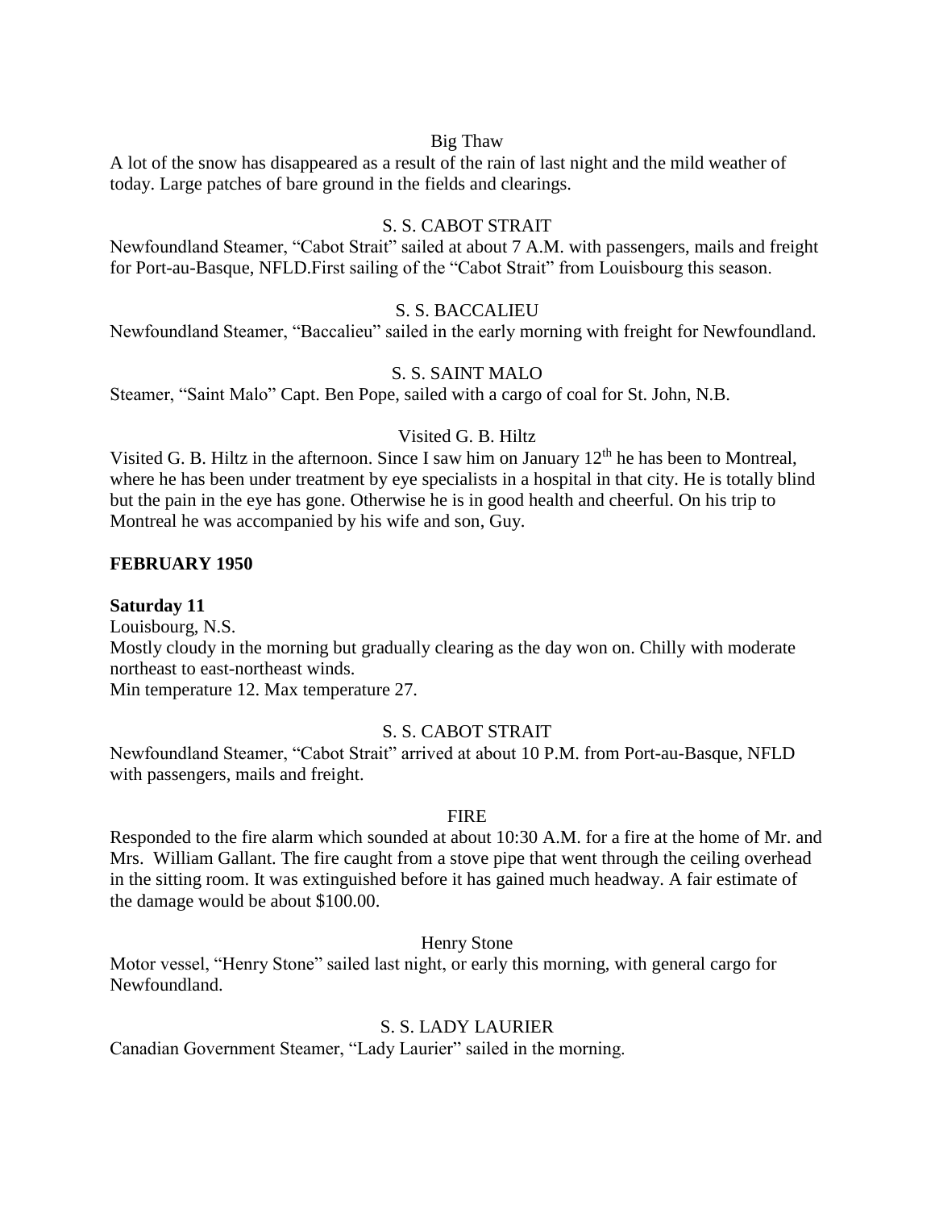Big Thaw

A lot of the snow has disappeared as a result of the rain of last night and the mild weather of today. Large patches of bare ground in the fields and clearings.

S. S. CABOT STRAIT

Newfoundland Steamer, "Cabot Strait" sailed at about 7 A.M. with passengers, mails and freight for Port-au-Basque, NFLD.First sailing of the "Cabot Strait" from Louisbourg this season.

S. S. BACCALIEU

Newfoundland Steamer, "Baccalieu" sailed in the early morning with freight for Newfoundland.

S. S. SAINT MALO

Steamer, "Saint Malo" Capt. Ben Pope, sailed with a cargo of coal for St. John, N.B.

Visited G. B. Hiltz

Visited G. B. Hiltz in the afternoon. Since I saw him on January 12th he has been to Montreal, where he has been under treatment by eye specialists in a hospital in that city. He is totally blind but the pain in the eye has gone. Otherwise he is in good health and cheerful. On his trip to Montreal he was accompanied by his wife and son, Guy.

**FEBRUARY 1950**

**Saturday 11**

Louisbourg, N.S.

Mostly cloudy in the morning but gradually clearing as the day won on. Chilly with moderate northeast to east-northeast winds.

Min temperature 12. Max temperature 27.

S. S. CABOT STRAIT

Newfoundland Steamer, "Cabot Strait" arrived at about 10 P.M. from Port-au-Basque, NFLD with passengers, mails and freight.

FIRE

Responded to the fire alarm which sounded at about 10:30 A.M. for a fire at the home of Mr. and Mrs. William Gallant. The fire caught from a stove pipe that went through the ceiling overhead in the sitting room. It was extinguished before it has gained much headway. A fair estimate of the damage would be about $100.00.

Henry Stone

Motor vessel, "Henry Stone" sailed last night, or early this morning, with general cargo for Newfoundland.

S. S. LADY LAURIER

Canadian Government Steamer, "Lady Laurier" sailed in the morning.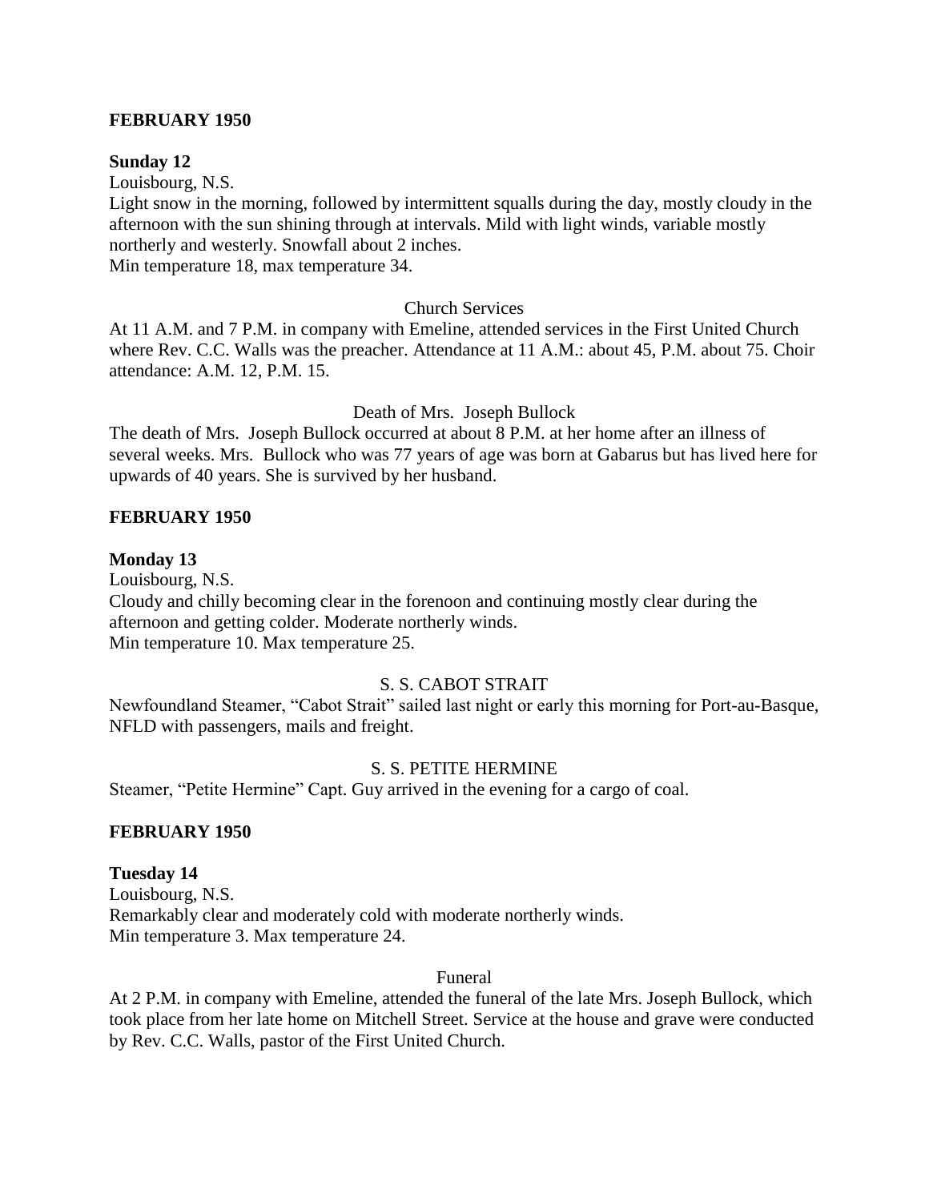**FEBRUARY 1950**

**Sunday 12**

Louisbourg, N.S.

Light snow in the morning, followed by intermittent squalls during the day, mostly cloudy in the afternoon with the sun shining through at intervals. Mild with light winds, variable mostly northerly and westerly. Snowfall about 2 inches.

Min temperature 18, max temperature 34.

Church Services

At 11 A.M. and 7 P.M. in company with Emeline, attended services in the First United Church where Rev. C.C. Walls was the preacher. Attendance at 11 A.M.: about 45, P.M. about 75. Choir attendance: A.M. 12, P.M. 15.

Death of Mrs. Joseph Bullock

The death of Mrs. Joseph Bullock occurred at about 8 P.M. at her home after an illness of several weeks. Mrs. Bullock who was 77 years of age was born at Gabarus but has lived here for upwards of 40 years. She is survived by her husband.

**FEBRUARY 1950**

**Monday 13**

Louisbourg, N.S.

Cloudy and chilly becoming clear in the forenoon and continuing mostly clear during the afternoon and getting colder. Moderate northerly winds.

Min temperature 10. Max temperature 25.

S. S. CABOT STRAIT

Newfoundland Steamer, "Cabot Strait" sailed last night or early this morning for Port-au-Basque, NFLD with passengers, mails and freight.

S. S. PETITE HERMINE

Steamer, "Petite Hermine" Capt. Guy arrived in the evening for a cargo of coal.

**FEBRUARY 1950**

**Tuesday 14**

Louisbourg, N.S.

Remarkably clear and moderately cold with moderate northerly winds.

Min temperature 3. Max temperature 24.

Funeral

At 2 P.M. in company with Emeline, attended the funeral of the late Mrs. Joseph Bullock, which took place from her late home on Mitchell Street. Service at the house and grave were conducted by Rev. C.C. Walls, pastor of the First United Church.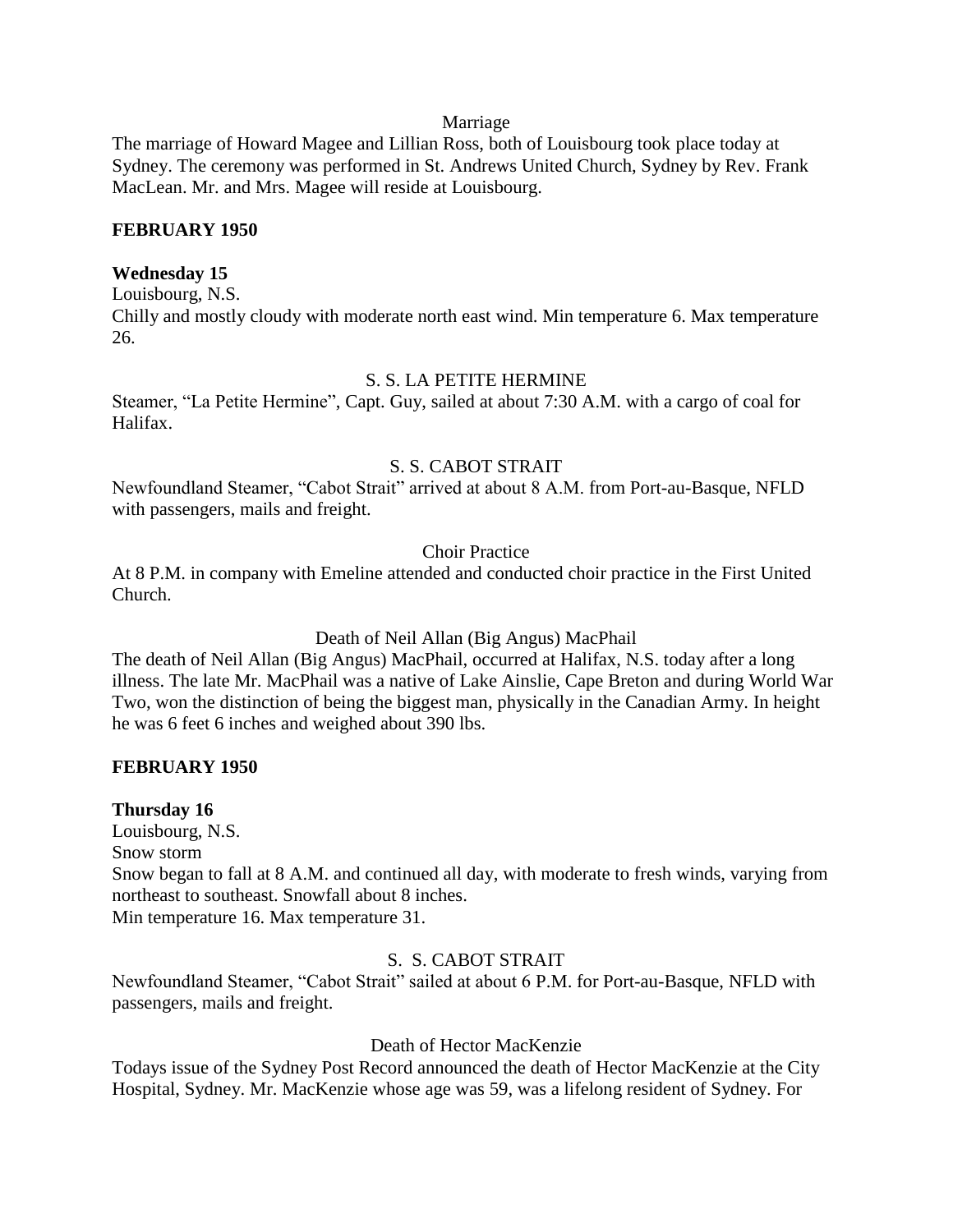Marriage

The marriage of Howard Magee and Lillian Ross, both of Louisbourg took place today at Sydney. The ceremony was performed in St. Andrews United Church, Sydney by Rev. Frank MacLean. Mr. and Mrs. Magee will reside at Louisbourg.

**FEBRUARY 1950**

**Wednesday 15**

Louisbourg, N.S.

Chilly and mostly cloudy with moderate north east wind. Min temperature 6. Max temperature 26.

S. S. LA PETITE HERMINE

Steamer, "La Petite Hermine", Capt. Guy, sailed at about 7:30 A.M. with a cargo of coal for Halifax.

S. S. CABOT STRAIT

Newfoundland Steamer, "Cabot Strait" arrived at about 8 A.M. from Port-au-Basque, NFLD with passengers, mails and freight.

Choir Practice

At 8 P.M. in company with Emeline attended and conducted choir practice in the First United Church.

Death of Neil Allan (Big Angus) MacPhail

The death of Neil Allan (Big Angus) MacPhail, occurred at Halifax, N.S. today after a long illness. The late Mr. MacPhail was a native of Lake Ainslie, Cape Breton and during World War Two, won the distinction of being the biggest man, physically in the Canadian Army. In height he was 6 feet 6 inches and weighed about 390 lbs.

**FEBRUARY 1950**

**Thursday 16**

Louisbourg, N.S.

Snow storm

Snow began to fall at 8 A.M. and continued all day, with moderate to fresh winds, varying from northeast to southeast. Snowfall about 8 inches.

Min temperature 16. Max temperature 31.

S. S. CABOT STRAIT

Newfoundland Steamer, "Cabot Strait" sailed at about 6 P.M. for Port-au-Basque, NFLD with passengers, mails and freight.

Death of Hector MacKenzie

Todays issue of the Sydney Post Record announced the death of Hector MacKenzie at the City Hospital, Sydney. Mr. MacKenzie whose age was 59, was a lifelong resident of Sydney. For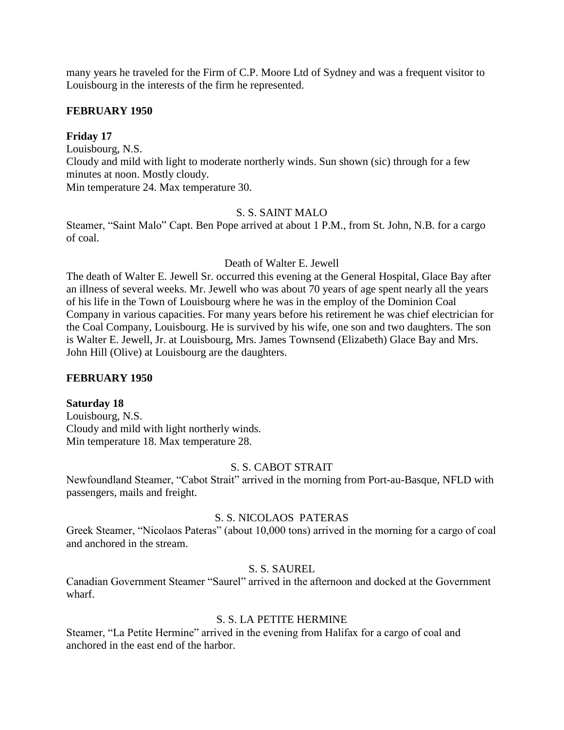many years he traveled for the Firm of C.P. Moore Ltd of Sydney and was a frequent visitor to Louisbourg in the interests of the firm he represented.

**FEBRUARY 1950**

**Friday 17**

Louisbourg, N.S.
Cloudy and mild with light to moderate northerly winds. Sun shown (sic) through for a few minutes at noon. Mostly cloudy.
Min temperature 24. Max temperature 30.

S. S. SAINT MALO

Steamer, "Saint Malo" Capt. Ben Pope arrived at about 1 P.M., from St. John, N.B. for a cargo of coal.

Death of Walter E. Jewell

The death of Walter E. Jewell Sr. occurred this evening at the General Hospital, Glace Bay after an illness of several weeks. Mr. Jewell who was about 70 years of age spent nearly all the years of his life in the Town of Louisbourg where he was in the employ of the Dominion Coal Company in various capacities. For many years before his retirement he was chief electrician for the Coal Company, Louisbourg. He is survived by his wife, one son and two daughters. The son is Walter E. Jewell, Jr. at Louisbourg, Mrs. James Townsend (Elizabeth) Glace Bay and Mrs. John Hill (Olive) at Louisbourg are the daughters.

**FEBRUARY 1950**

**Saturday 18**

Louisbourg, N.S.
Cloudy and mild with light northerly winds.
Min temperature 18. Max temperature 28.

S. S. CABOT STRAIT

Newfoundland Steamer, "Cabot Strait" arrived in the morning from Port-au-Basque, NFLD with passengers, mails and freight.

S. S. NICOLAOS PATERAS

Greek Steamer, "Nicolaos Pateras" (about 10,000 tons) arrived in the morning for a cargo of coal and anchored in the stream.

S. S. SAUREL

Canadian Government Steamer "Saurel" arrived in the afternoon and docked at the Government wharf.

S. S. LA PETITE HERMINE

Steamer, "La Petite Hermine" arrived in the evening from Halifax for a cargo of coal and anchored in the east end of the harbor.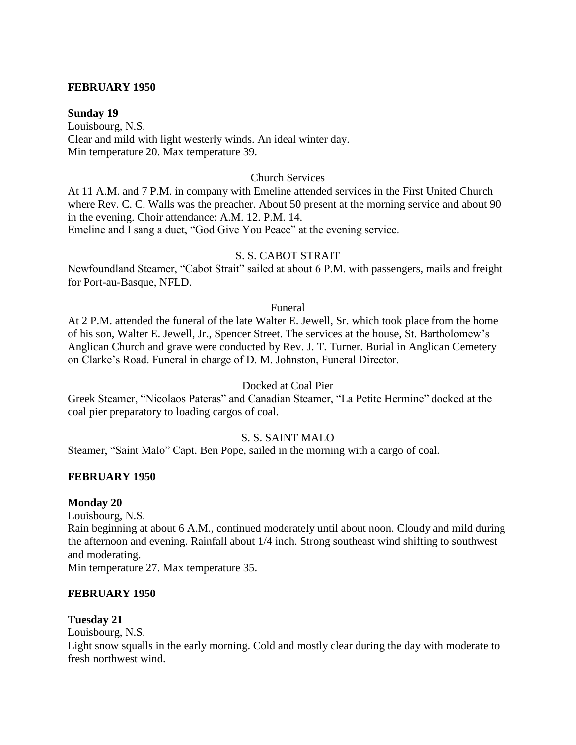**FEBRUARY 1950**

**Sunday 19**

Louisbourg, N.S.
Clear and mild with light westerly winds. An ideal winter day.
Min temperature 20. Max temperature 39.

Church Services

At 11 A.M. and 7 P.M. in company with Emeline attended services in the First United Church where Rev. C. C. Walls was the preacher. About 50 present at the morning service and about 90 in the evening. Choir attendance: A.M. 12. P.M. 14.
Emeline and I sang a duet, "God Give You Peace" at the evening service.

S. S. CABOT STRAIT

Newfoundland Steamer, "Cabot Strait" sailed at about 6 P.M. with passengers, mails and freight for Port-au-Basque, NFLD.

Funeral

At 2 P.M. attended the funeral of the late Walter E. Jewell, Sr. which took place from the home of his son, Walter E. Jewell, Jr., Spencer Street. The services at the house, St. Bartholomew's Anglican Church and grave were conducted by Rev. J. T. Turner. Burial in Anglican Cemetery on Clarke's Road. Funeral in charge of D. M. Johnston, Funeral Director.

Docked at Coal Pier

Greek Steamer, "Nicolaos Pateras" and Canadian Steamer, "La Petite Hermine" docked at the coal pier preparatory to loading cargos of coal.

S. S. SAINT MALO

Steamer, "Saint Malo" Capt. Ben Pope, sailed in the morning with a cargo of coal.

**FEBRUARY 1950**

**Monday 20**

Louisbourg, N.S.
Rain beginning at about 6 A.M., continued moderately until about noon. Cloudy and mild during the afternoon and evening. Rainfall about 1/4 inch. Strong southeast wind shifting to southwest and moderating.
Min temperature 27. Max temperature 35.

**FEBRUARY 1950**

**Tuesday 21**

Louisbourg, N.S.
Light snow squalls in the early morning. Cold and mostly clear during the day with moderate to fresh northwest wind.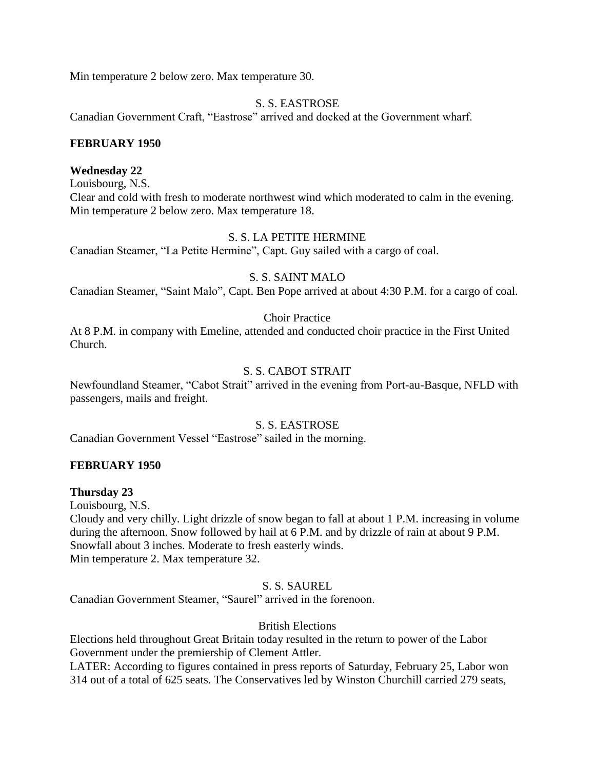Min temperature 2 below zero. Max temperature 30.

S. S. EASTROSE

Canadian Government Craft, "Eastrose" arrived and docked at the Government wharf.

**FEBRUARY 1950**

**Wednesday 22**

Louisbourg, N.S.

Clear and cold with fresh to moderate northwest wind which moderated to calm in the evening.
Min temperature 2 below zero. Max temperature 18.

S. S. LA PETITE HERMINE

Canadian Steamer, "La Petite Hermine", Capt. Guy sailed with a cargo of coal.

S. S. SAINT MALO

Canadian Steamer, "Saint Malo", Capt. Ben Pope arrived at about 4:30 P.M. for a cargo of coal.

Choir Practice

At 8 P.M. in company with Emeline, attended and conducted choir practice in the First United Church.

S. S. CABOT STRAIT

Newfoundland Steamer, "Cabot Strait" arrived in the evening from Port-au-Basque, NFLD with passengers, mails and freight.

S. S. EASTROSE

Canadian Government Vessel "Eastrose" sailed in the morning.

**FEBRUARY 1950**

**Thursday 23**

Louisbourg, N.S.

Cloudy and very chilly. Light drizzle of snow began to fall at about 1 P.M. increasing in volume during the afternoon. Snow followed by hail at 6 P.M. and by drizzle of rain at about 9 P.M. Snowfall about 3 inches. Moderate to fresh easterly winds.
Min temperature 2. Max temperature 32.

S. S. SAUREL

Canadian Government Steamer, "Saurel" arrived in the forenoon.

British Elections

Elections held throughout Great Britain today resulted in the return to power of the Labor Government under the premiership of Clement Attler.

LATER: According to figures contained in press reports of Saturday, February 25, Labor won 314 out of a total of 625 seats. The Conservatives led by Winston Churchill carried 279 seats,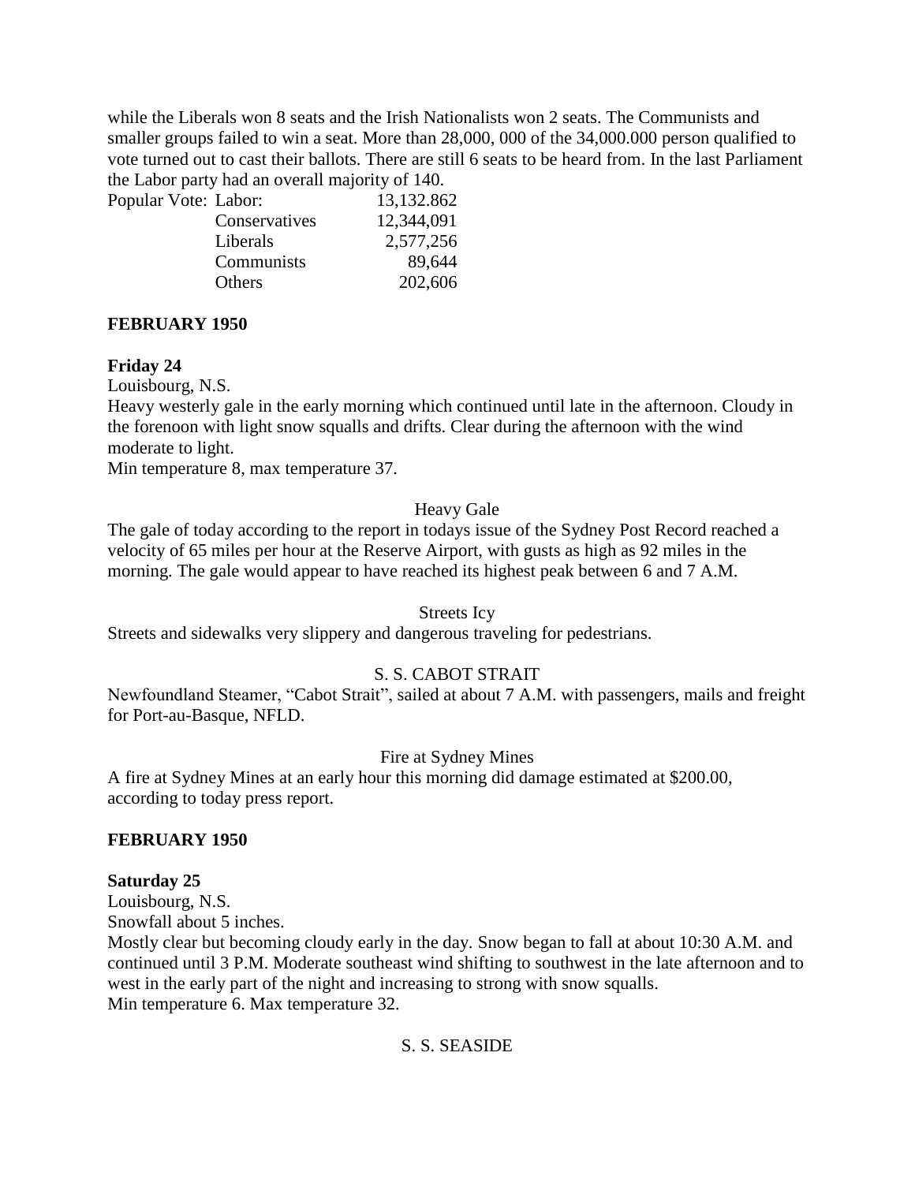while the Liberals won 8 seats and the Irish Nationalists won 2 seats. The Communists and smaller groups failed to win a seat. More than 28,000, 000 of the 34,000.000 person qualified to vote turned out to cast their ballots. There are still 6 seats to be heard from. In the last Parliament the Labor party had an overall majority of 140.

| Popular Vote: | | |
|---|---|---|
| | Labor: | 13,132.862 |
| | Conservatives | 12,344,091 |
| | Liberals | 2,577,256 |
| | Communists | 89,644 |
| | Others | 202,606 |

**FEBRUARY 1950**

**Friday 24**

Louisbourg, N.S.

Heavy westerly gale in the early morning which continued until late in the afternoon. Cloudy in the forenoon with light snow squalls and drifts. Clear during the afternoon with the wind moderate to light.

Min temperature 8, max temperature 37.

Heavy Gale

The gale of today according to the report in todays issue of the Sydney Post Record reached a velocity of 65 miles per hour at the Reserve Airport, with gusts as high as 92 miles in the morning. The gale would appear to have reached its highest peak between 6 and 7 A.M.

Streets Icy

Streets and sidewalks very slippery and dangerous traveling for pedestrians.

S. S. CABOT STRAIT

Newfoundland Steamer, “Cabot Strait”, sailed at about 7 A.M. with passengers, mails and freight for Port-au-Basque, NFLD.

Fire at Sydney Mines

A fire at Sydney Mines at an early hour this morning did damage estimated at $200.00, according to today press report.

**FEBRUARY 1950**

**Saturday 25**

Louisbourg, N.S.

Snowfall about 5 inches.

Mostly clear but becoming cloudy early in the day. Snow began to fall at about 10:30 A.M. and continued until 3 P.M. Moderate southeast wind shifting to southwest in the late afternoon and to west in the early part of the night and increasing to strong with snow squalls.

Min temperature 6. Max temperature 32.

S. S. SEASIDE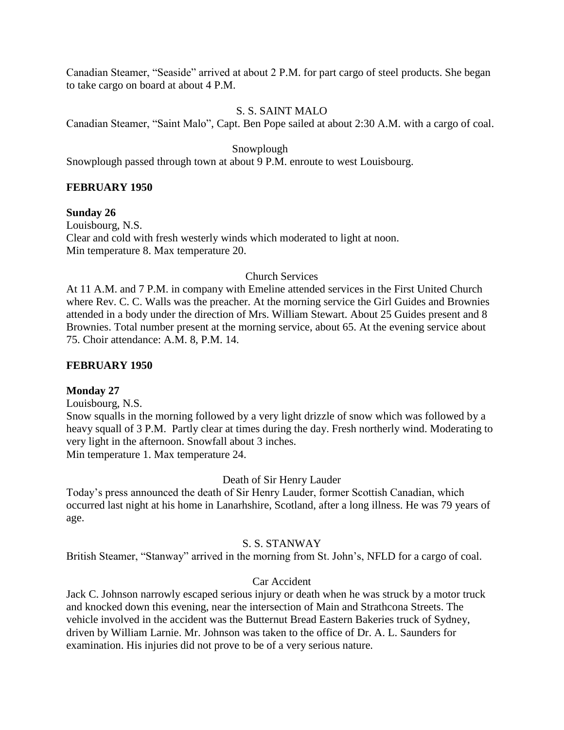Canadian Steamer, "Seaside" arrived at about 2 P.M. for part cargo of steel products. She began to take cargo on board at about 4 P.M.

S. S. SAINT MALO

Canadian Steamer, "Saint Malo", Capt. Ben Pope sailed at about 2:30 A.M. with a cargo of coal.

Snowplough

Snowplough passed through town at about 9 P.M. enroute to west Louisbourg.

**FEBRUARY 1950**

**Sunday 26**

Louisbourg, N.S.

Clear and cold with fresh westerly winds which moderated to light at noon.

Min temperature 8. Max temperature 20.

Church Services

At 11 A.M. and 7 P.M. in company with Emeline attended services in the First United Church where Rev. C. C. Walls was the preacher. At the morning service the Girl Guides and Brownies attended in a body under the direction of Mrs. William Stewart. About 25 Guides present and 8 Brownies. Total number present at the morning service, about 65. At the evening service about 75. Choir attendance: A.M. 8, P.M. 14.

**FEBRUARY 1950**

**Monday 27**

Louisbourg, N.S.

Snow squalls in the morning followed by a very light drizzle of snow which was followed by a heavy squall of 3 P.M. Partly clear at times during the day. Fresh northerly wind. Moderating to very light in the afternoon. Snowfall about 3 inches.

Min temperature 1. Max temperature 24.

Death of Sir Henry Lauder

Today's press announced the death of Sir Henry Lauder, former Scottish Canadian, which occurred last night at his home in Lanarhshire, Scotland, after a long illness. He was 79 years of age.

S. S. STANWAY

British Steamer, "Stanway" arrived in the morning from St. John's, NFLD for a cargo of coal.

Car Accident

Jack C. Johnson narrowly escaped serious injury or death when he was struck by a motor truck and knocked down this evening, near the intersection of Main and Strathcona Streets. The vehicle involved in the accident was the Butternut Bread Eastern Bakeries truck of Sydney, driven by William Larnie. Mr. Johnson was taken to the office of Dr. A. L. Saunders for examination. His injuries did not prove to be of a very serious nature.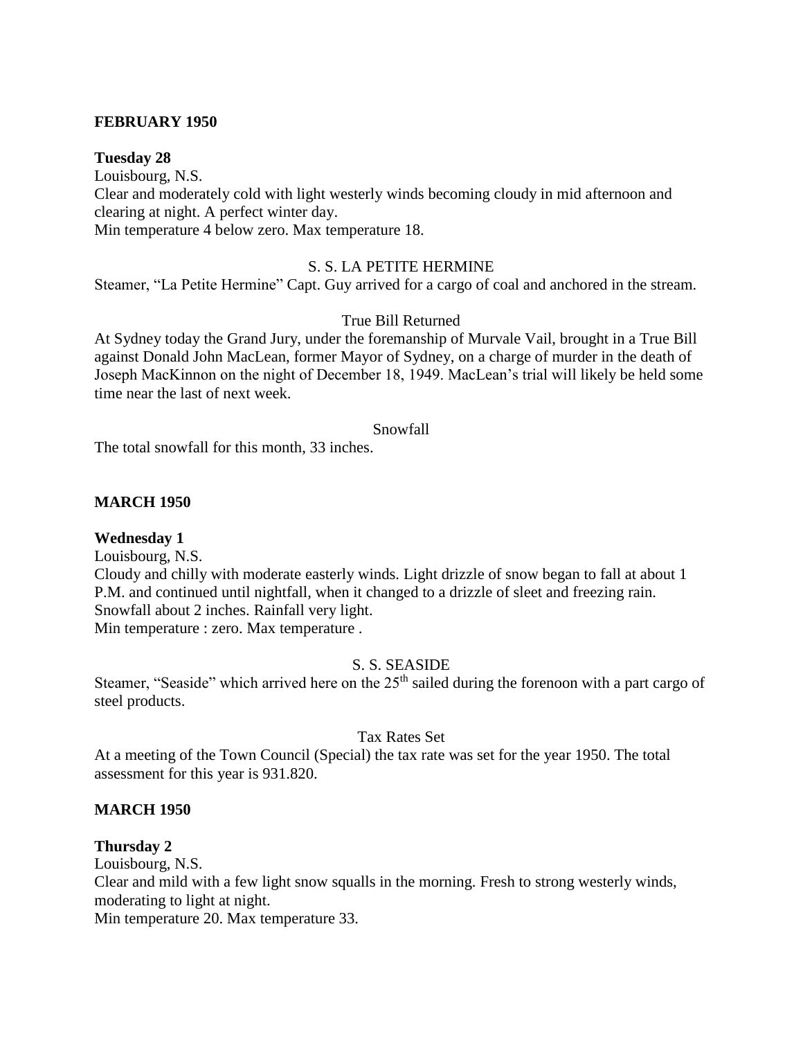**FEBRUARY 1950**

**Tuesday 28**

Louisbourg, N.S.

Clear and moderately cold with light westerly winds becoming cloudy in mid afternoon and clearing at night. A perfect winter day.

Min temperature 4 below zero. Max temperature 18.

S. S. LA PETITE HERMINE

Steamer, "La Petite Hermine" Capt. Guy arrived for a cargo of coal and anchored in the stream.

True Bill Returned

At Sydney today the Grand Jury, under the foremanship of Murvale Vail, brought in a True Bill against Donald John MacLean, former Mayor of Sydney, on a charge of murder in the death of Joseph MacKinnon on the night of December 18, 1949. MacLean's trial will likely be held some time near the last of next week.

Snowfall

The total snowfall for this month, 33 inches.

**MARCH 1950**

**Wednesday 1**

Louisbourg, N.S.

Cloudy and chilly with moderate easterly winds. Light drizzle of snow began to fall at about 1 P.M. and continued until nightfall, when it changed to a drizzle of sleet and freezing rain. Snowfall about 2 inches. Rainfall very light.

Min temperature : zero. Max temperature .

S. S. SEASIDE

Steamer, "Seaside" which arrived here on the 25th sailed during the forenoon with a part cargo of steel products.

Tax Rates Set

At a meeting of the Town Council (Special) the tax rate was set for the year 1950. The total assessment for this year is 931.820.

**MARCH 1950**

**Thursday 2**

Louisbourg, N.S.

Clear and mild with a few light snow squalls in the morning. Fresh to strong westerly winds, moderating to light at night.

Min temperature 20. Max temperature 33.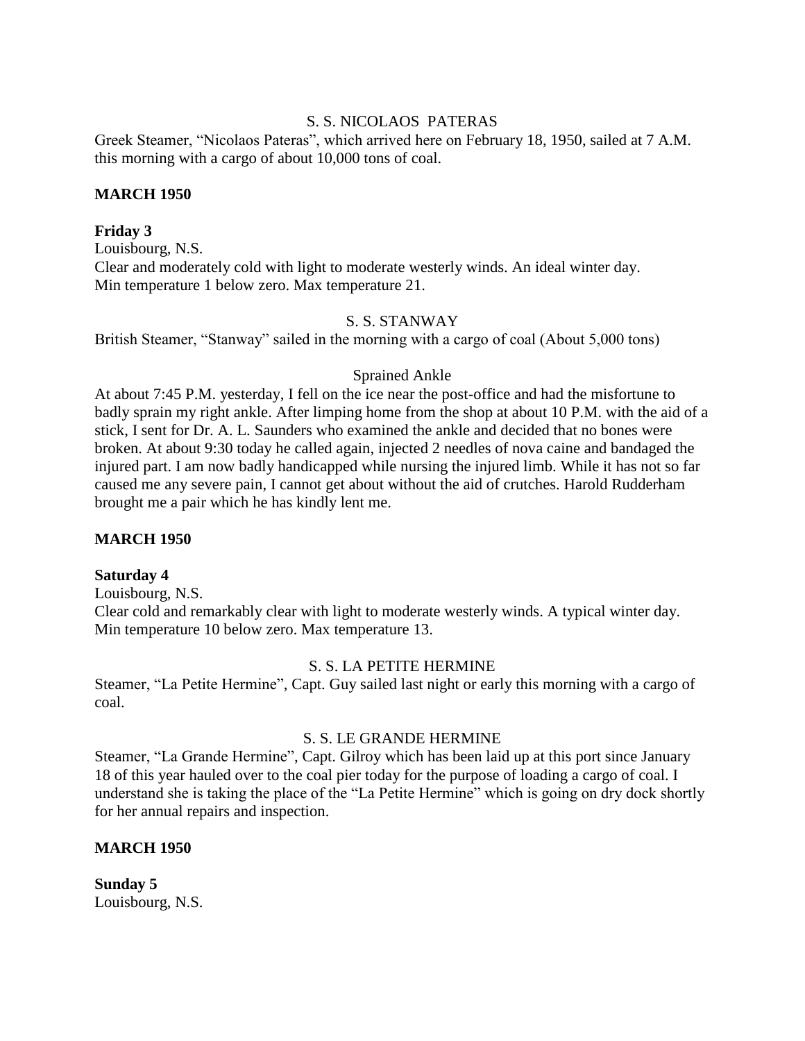S. S. NICOLAOS PATERAS

Greek Steamer, "Nicolaos Pateras", which arrived here on February 18, 1950, sailed at 7 A.M. this morning with a cargo of about 10,000 tons of coal.

**MARCH 1950**

**Friday 3**

Louisbourg, N.S.

Clear and moderately cold with light to moderate westerly winds. An ideal winter day. Min temperature 1 below zero. Max temperature 21.

S. S. STANWAY

British Steamer, "Stanway" sailed in the morning with a cargo of coal (About 5,000 tons)

Sprained Ankle

At about 7:45 P.M. yesterday, I fell on the ice near the post-office and had the misfortune to badly sprain my right ankle. After limping home from the shop at about 10 P.M. with the aid of a stick, I sent for Dr. A. L. Saunders who examined the ankle and decided that no bones were broken. At about 9:30 today he called again, injected 2 needles of nova caine and bandaged the injured part. I am now badly handicapped while nursing the injured limb. While it has not so far caused me any severe pain, I cannot get about without the aid of crutches. Harold Rudderham brought me a pair which he has kindly lent me.

**MARCH 1950**

**Saturday 4**

Louisbourg, N.S.

Clear cold and remarkably clear with light to moderate westerly winds. A typical winter day. Min temperature 10 below zero. Max temperature 13.

S. S. LA PETITE HERMINE

Steamer, "La Petite Hermine", Capt. Guy sailed last night or early this morning with a cargo of coal.

S. S. LE GRANDE HERMINE

Steamer, "La Grande Hermine", Capt. Gilroy which has been laid up at this port since January 18 of this year hauled over to the coal pier today for the purpose of loading a cargo of coal. I understand she is taking the place of the "La Petite Hermine" which is going on dry dock shortly for her annual repairs and inspection.

**MARCH 1950**

**Sunday 5**

Louisbourg, N.S.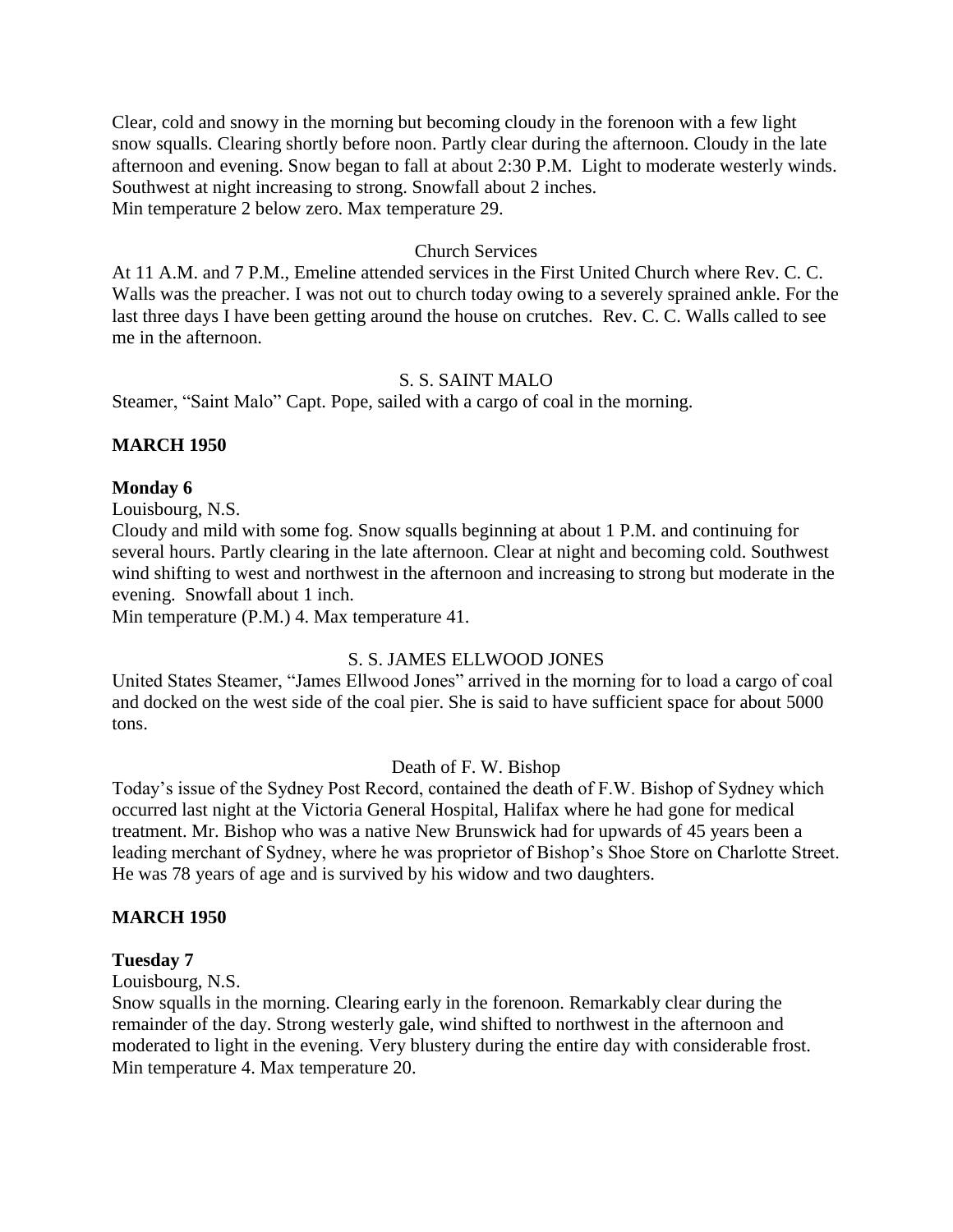Clear, cold and snowy in the morning but becoming cloudy in the forenoon with a few light snow squalls. Clearing shortly before noon. Partly clear during the afternoon. Cloudy in the late afternoon and evening. Snow began to fall at about 2:30 P.M. Light to moderate westerly winds. Southwest at night increasing to strong. Snowfall about 2 inches.
Min temperature 2 below zero. Max temperature 29.

Church Services

At 11 A.M. and 7 P.M., Emeline attended services in the First United Church where Rev. C. C. Walls was the preacher. I was not out to church today owing to a severely sprained ankle. For the last three days I have been getting around the house on crutches. Rev. C. C. Walls called to see me in the afternoon.

S. S. SAINT MALO

Steamer, "Saint Malo" Capt. Pope, sailed with a cargo of coal in the morning.

**MARCH 1950**

**Monday 6**

Louisbourg, N.S.
Cloudy and mild with some fog. Snow squalls beginning at about 1 P.M. and continuing for several hours. Partly clearing in the late afternoon. Clear at night and becoming cold. Southwest wind shifting to west and northwest in the afternoon and increasing to strong but moderate in the evening. Snowfall about 1 inch.
Min temperature (P.M.) 4. Max temperature 41.

S. S. JAMES ELLWOOD JONES

United States Steamer, "James Ellwood Jones" arrived in the morning for to load a cargo of coal and docked on the west side of the coal pier. She is said to have sufficient space for about 5000 tons.

Death of F. W. Bishop

Today's issue of the Sydney Post Record, contained the death of F.W. Bishop of Sydney which occurred last night at the Victoria General Hospital, Halifax where he had gone for medical treatment. Mr. Bishop who was a native New Brunswick had for upwards of 45 years been a leading merchant of Sydney, where he was proprietor of Bishop's Shoe Store on Charlotte Street. He was 78 years of age and is survived by his widow and two daughters.

**MARCH 1950**

**Tuesday 7**

Louisbourg, N.S.
Snow squalls in the morning. Clearing early in the forenoon. Remarkably clear during the remainder of the day. Strong westerly gale, wind shifted to northwest in the afternoon and moderated to light in the evening. Very blustery during the entire day with considerable frost.
Min temperature 4. Max temperature 20.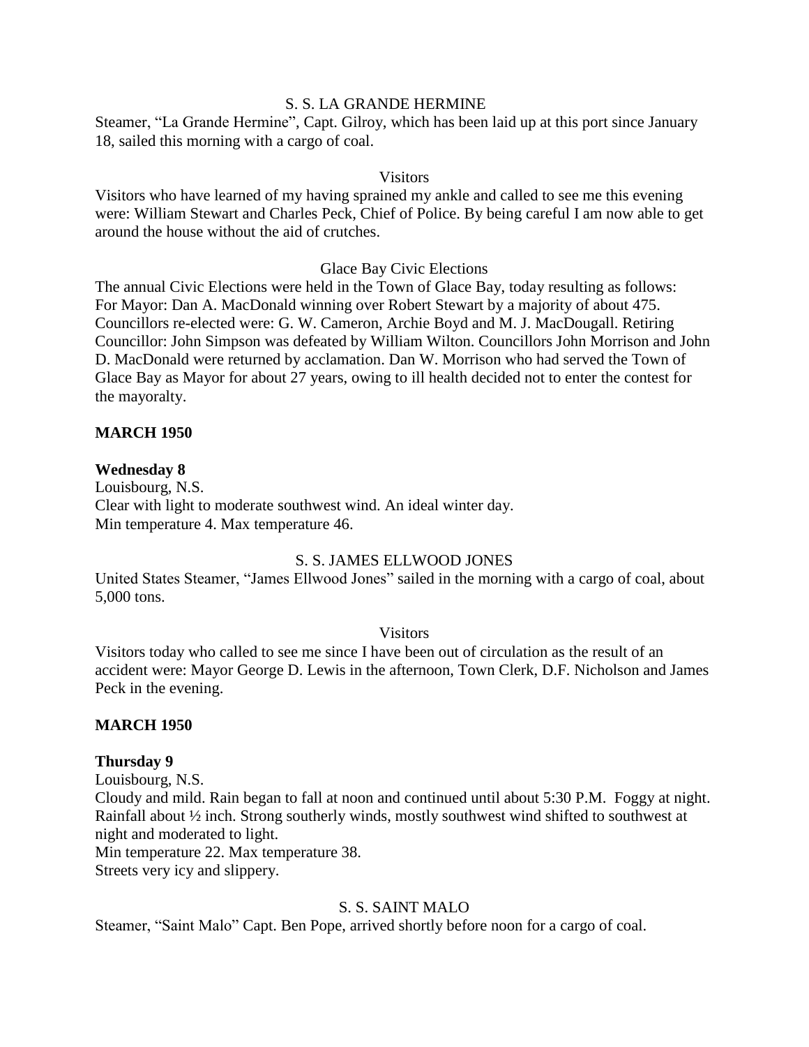S. S. LA GRANDE HERMINE

Steamer, "La Grande Hermine", Capt. Gilroy, which has been laid up at this port since January 18, sailed this morning with a cargo of coal.

Visitors

Visitors who have learned of my having sprained my ankle and called to see me this evening were: William Stewart and Charles Peck, Chief of Police. By being careful I am now able to get around the house without the aid of crutches.

Glace Bay Civic Elections

The annual Civic Elections were held in the Town of Glace Bay, today resulting as follows: For Mayor: Dan A. MacDonald winning over Robert Stewart by a majority of about 475. Councillors re-elected were: G. W. Cameron, Archie Boyd and M. J. MacDougall. Retiring Councillor: John Simpson was defeated by William Wilton. Councillors John Morrison and John D. MacDonald were returned by acclamation. Dan W. Morrison who had served the Town of Glace Bay as Mayor for about 27 years, owing to ill health decided not to enter the contest for the mayoralty.

**MARCH 1950**

**Wednesday 8**

Louisbourg, N.S.

Clear with light to moderate southwest wind. An ideal winter day.

Min temperature 4. Max temperature 46.

S. S. JAMES ELLWOOD JONES

United States Steamer, "James Ellwood Jones" sailed in the morning with a cargo of coal, about 5,000 tons.

Visitors

Visitors today who called to see me since I have been out of circulation as the result of an accident were: Mayor George D. Lewis in the afternoon, Town Clerk, D.F. Nicholson and James Peck in the evening.

**MARCH 1950**

**Thursday 9**

Louisbourg, N.S.

Cloudy and mild. Rain began to fall at noon and continued until about 5:30 P.M. Foggy at night. Rainfall about ½ inch. Strong southerly winds, mostly southwest wind shifted to southwest at night and moderated to light.

Min temperature 22. Max temperature 38.

Streets very icy and slippery.

S. S. SAINT MALO

Steamer, "Saint Malo" Capt. Ben Pope, arrived shortly before noon for a cargo of coal.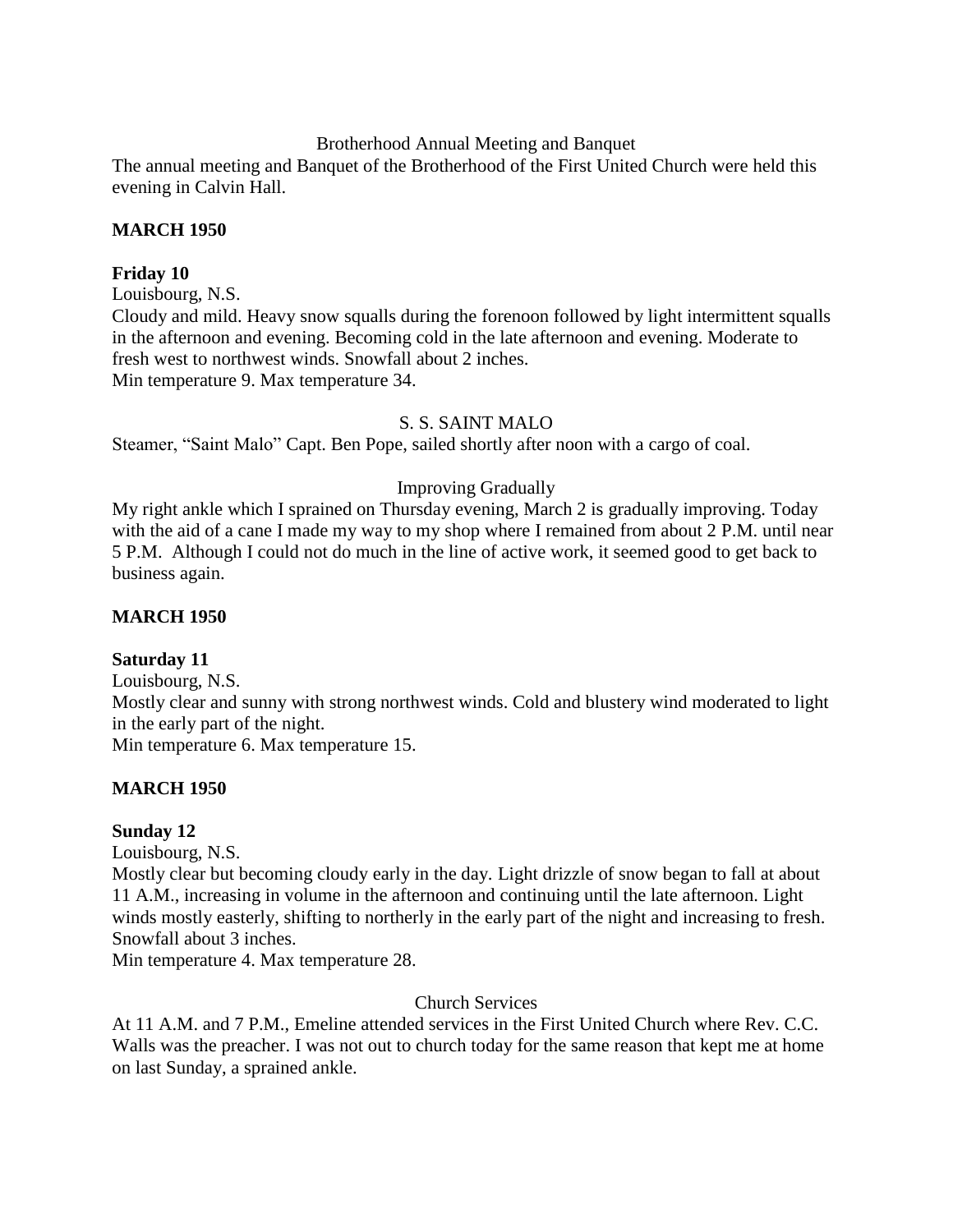Brotherhood Annual Meeting and Banquet

The annual meeting and Banquet of the Brotherhood of the First United Church were held this evening in Calvin Hall.

**MARCH 1950**

**Friday 10**

Louisbourg, N.S.

Cloudy and mild. Heavy snow squalls during the forenoon followed by light intermittent squalls in the afternoon and evening. Becoming cold in the late afternoon and evening. Moderate to fresh west to northwest winds. Snowfall about 2 inches.

Min temperature 9. Max temperature 34.

S. S. SAINT MALO

Steamer, "Saint Malo" Capt. Ben Pope, sailed shortly after noon with a cargo of coal.

Improving Gradually

My right ankle which I sprained on Thursday evening, March 2 is gradually improving. Today with the aid of a cane I made my way to my shop where I remained from about 2 P.M. until near 5 P.M. Although I could not do much in the line of active work, it seemed good to get back to business again.

**MARCH 1950**

**Saturday 11**

Louisbourg, N.S.

Mostly clear and sunny with strong northwest winds. Cold and blustery wind moderated to light in the early part of the night.

Min temperature 6. Max temperature 15.

**MARCH 1950**

**Sunday 12**

Louisbourg, N.S.

Mostly clear but becoming cloudy early in the day. Light drizzle of snow began to fall at about 11 A.M., increasing in volume in the afternoon and continuing until the late afternoon. Light winds mostly easterly, shifting to northerly in the early part of the night and increasing to fresh. Snowfall about 3 inches.

Min temperature 4. Max temperature 28.

Church Services

At 11 A.M. and 7 P.M., Emeline attended services in the First United Church where Rev. C.C. Walls was the preacher. I was not out to church today for the same reason that kept me at home on last Sunday, a sprained ankle.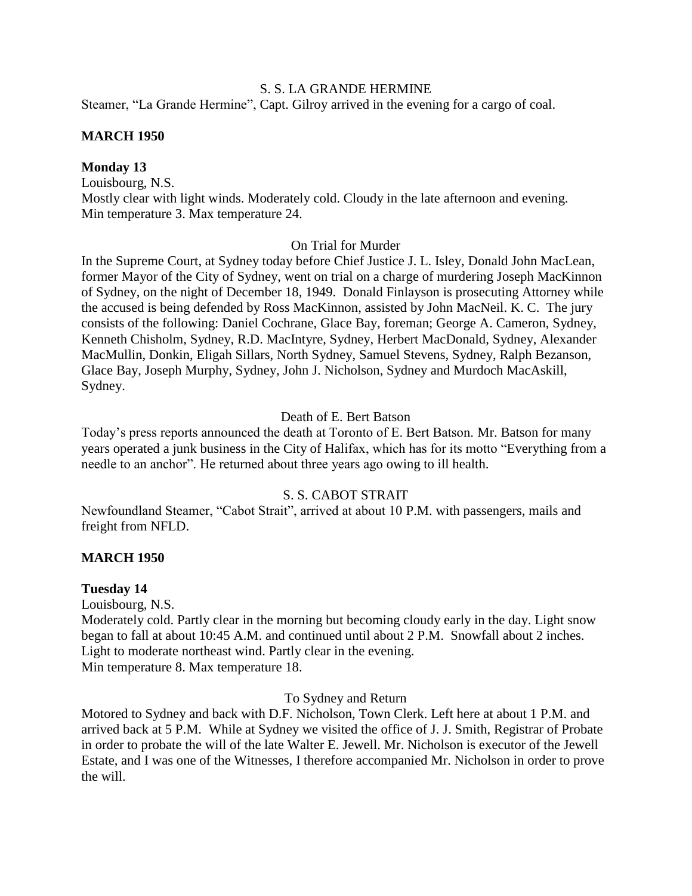S. S. LA GRANDE HERMINE

Steamer, "La Grande Hermine", Capt. Gilroy arrived in the evening for a cargo of coal.

**MARCH 1950**

**Monday 13**

Louisbourg, N.S.

Mostly clear with light winds. Moderately cold. Cloudy in the late afternoon and evening.
Min temperature 3. Max temperature 24.

On Trial for Murder

In the Supreme Court, at Sydney today before Chief Justice J. L. Isley, Donald John MacLean, former Mayor of the City of Sydney, went on trial on a charge of murdering Joseph MacKinnon of Sydney, on the night of December 18, 1949. Donald Finlayson is prosecuting Attorney while the accused is being defended by Ross MacKinnon, assisted by John MacNeil. K. C. The jury consists of the following: Daniel Cochrane, Glace Bay, foreman; George A. Cameron, Sydney, Kenneth Chisholm, Sydney, R.D. MacIntyre, Sydney, Herbert MacDonald, Sydney, Alexander MacMullin, Donkin, Eligah Sillars, North Sydney, Samuel Stevens, Sydney, Ralph Bezanson, Glace Bay, Joseph Murphy, Sydney, John J. Nicholson, Sydney and Murdoch MacAskill, Sydney.

Death of E. Bert Batson

Today's press reports announced the death at Toronto of E. Bert Batson. Mr. Batson for many years operated a junk business in the City of Halifax, which has for its motto "Everything from a needle to an anchor". He returned about three years ago owing to ill health.

S. S. CABOT STRAIT

Newfoundland Steamer, "Cabot Strait", arrived at about 10 P.M. with passengers, mails and freight from NFLD.

**MARCH 1950**

**Tuesday 14**

Louisbourg, N.S.

Moderately cold. Partly clear in the morning but becoming cloudy early in the day. Light snow began to fall at about 10:45 A.M. and continued until about 2 P.M. Snowfall about 2 inches. Light to moderate northeast wind. Partly clear in the evening.
Min temperature 8. Max temperature 18.

To Sydney and Return

Motored to Sydney and back with D.F. Nicholson, Town Clerk. Left here at about 1 P.M. and arrived back at 5 P.M. While at Sydney we visited the office of J. J. Smith, Registrar of Probate in order to probate the will of the late Walter E. Jewell. Mr. Nicholson is executor of the Jewell Estate, and I was one of the Witnesses, I therefore accompanied Mr. Nicholson in order to prove the will.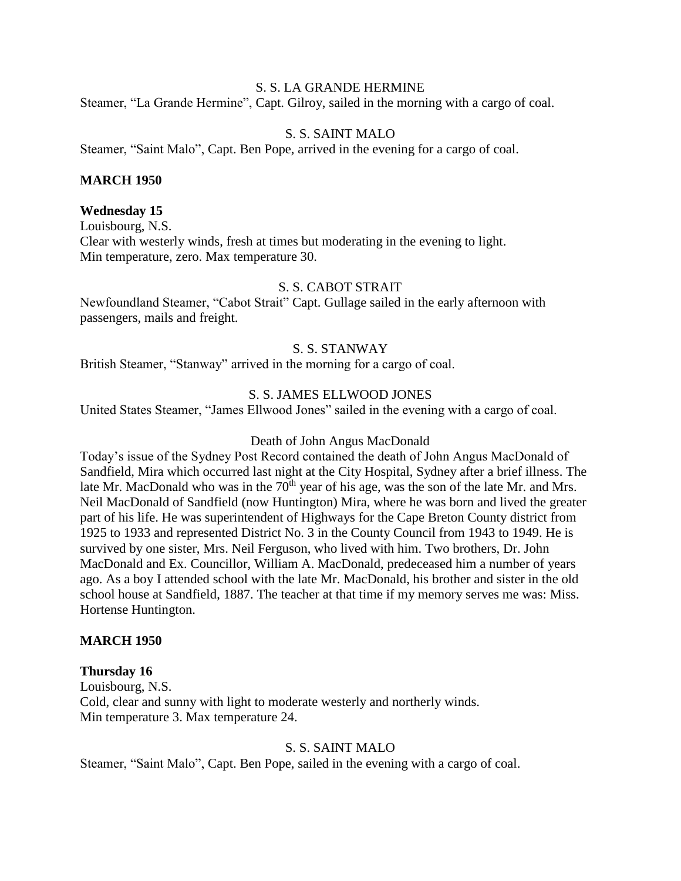S. S. LA GRANDE HERMINE

Steamer, "La Grande Hermine", Capt. Gilroy, sailed in the morning with a cargo of coal.

S. S. SAINT MALO

Steamer, "Saint Malo", Capt. Ben Pope, arrived in the evening for a cargo of coal.

**MARCH 1950**

**Wednesday 15**

Louisbourg, N.S.
Clear with westerly winds, fresh at times but moderating in the evening to light.
Min temperature, zero. Max temperature 30.

S. S. CABOT STRAIT

Newfoundland Steamer, "Cabot Strait" Capt. Gullage sailed in the early afternoon with passengers, mails and freight.

S. S. STANWAY

British Steamer, "Stanway" arrived in the morning for a cargo of coal.

S. S. JAMES ELLWOOD JONES

United States Steamer, "James Ellwood Jones" sailed in the evening with a cargo of coal.

Death of John Angus MacDonald

Today's issue of the Sydney Post Record contained the death of John Angus MacDonald of Sandfield, Mira which occurred last night at the City Hospital, Sydney after a brief illness. The late Mr. MacDonald who was in the 70th year of his age, was the son of the late Mr. and Mrs. Neil MacDonald of Sandfield (now Huntington) Mira, where he was born and lived the greater part of his life. He was superintendent of Highways for the Cape Breton County district from 1925 to 1933 and represented District No. 3 in the County Council from 1943 to 1949. He is survived by one sister, Mrs. Neil Ferguson, who lived with him. Two brothers, Dr. John MacDonald and Ex. Councillor, William A. MacDonald, predeceased him a number of years ago. As a boy I attended school with the late Mr. MacDonald, his brother and sister in the old school house at Sandfield, 1887. The teacher at that time if my memory serves me was: Miss. Hortense Huntington.

**MARCH 1950**

**Thursday 16**

Louisbourg, N.S.
Cold, clear and sunny with light to moderate westerly and northerly winds.
Min temperature 3. Max temperature 24.

S. S. SAINT MALO

Steamer, "Saint Malo", Capt. Ben Pope, sailed in the evening with a cargo of coal.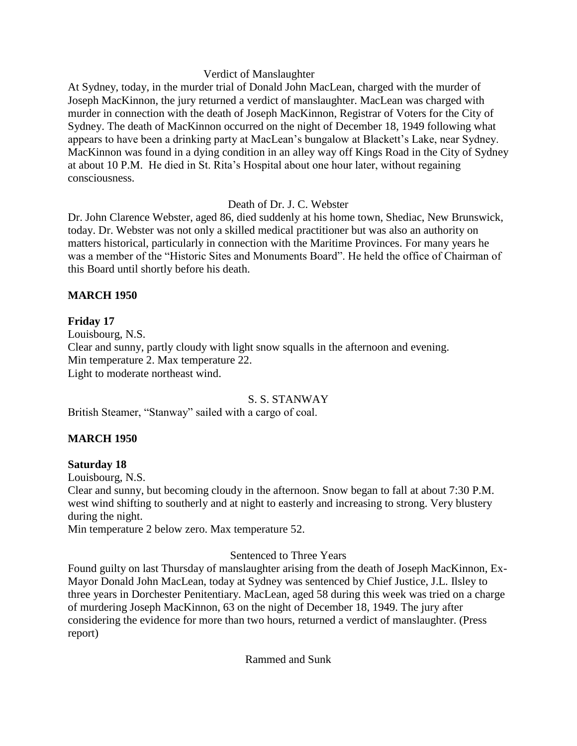Verdict of Manslaughter

At Sydney, today, in the murder trial of Donald John MacLean, charged with the murder of Joseph MacKinnon, the jury returned a verdict of manslaughter. MacLean was charged with murder in connection with the death of Joseph MacKinnon, Registrar of Voters for the City of Sydney. The death of MacKinnon occurred on the night of December 18, 1949 following what appears to have been a drinking party at MacLean's bungalow at Blackett's Lake, near Sydney. MacKinnon was found in a dying condition in an alley way off Kings Road in the City of Sydney at about 10 P.M. He died in St. Rita's Hospital about one hour later, without regaining consciousness.

Death of Dr. J. C. Webster

Dr. John Clarence Webster, aged 86, died suddenly at his home town, Shediac, New Brunswick, today. Dr. Webster was not only a skilled medical practitioner but was also an authority on matters historical, particularly in connection with the Maritime Provinces. For many years he was a member of the "Historic Sites and Monuments Board". He held the office of Chairman of this Board until shortly before his death.

**MARCH 1950**

**Friday 17**

Louisbourg, N.S.
Clear and sunny, partly cloudy with light snow squalls in the afternoon and evening.
Min temperature 2. Max temperature 22.
Light to moderate northeast wind.

S. S. STANWAY

British Steamer, "Stanway" sailed with a cargo of coal.

**MARCH 1950**

**Saturday 18**

Louisbourg, N.S.
Clear and sunny, but becoming cloudy in the afternoon. Snow began to fall at about 7:30 P.M. west wind shifting to southerly and at night to easterly and increasing to strong. Very blustery during the night.
Min temperature 2 below zero. Max temperature 52.

Sentenced to Three Years

Found guilty on last Thursday of manslaughter arising from the death of Joseph MacKinnon, Ex-Mayor Donald John MacLean, today at Sydney was sentenced by Chief Justice, J.L. Ilsley to three years in Dorchester Penitentiary. MacLean, aged 58 during this week was tried on a charge of murdering Joseph MacKinnon, 63 on the night of December 18, 1949. The jury after considering the evidence for more than two hours, returned a verdict of manslaughter. (Press report)

Rammed and Sunk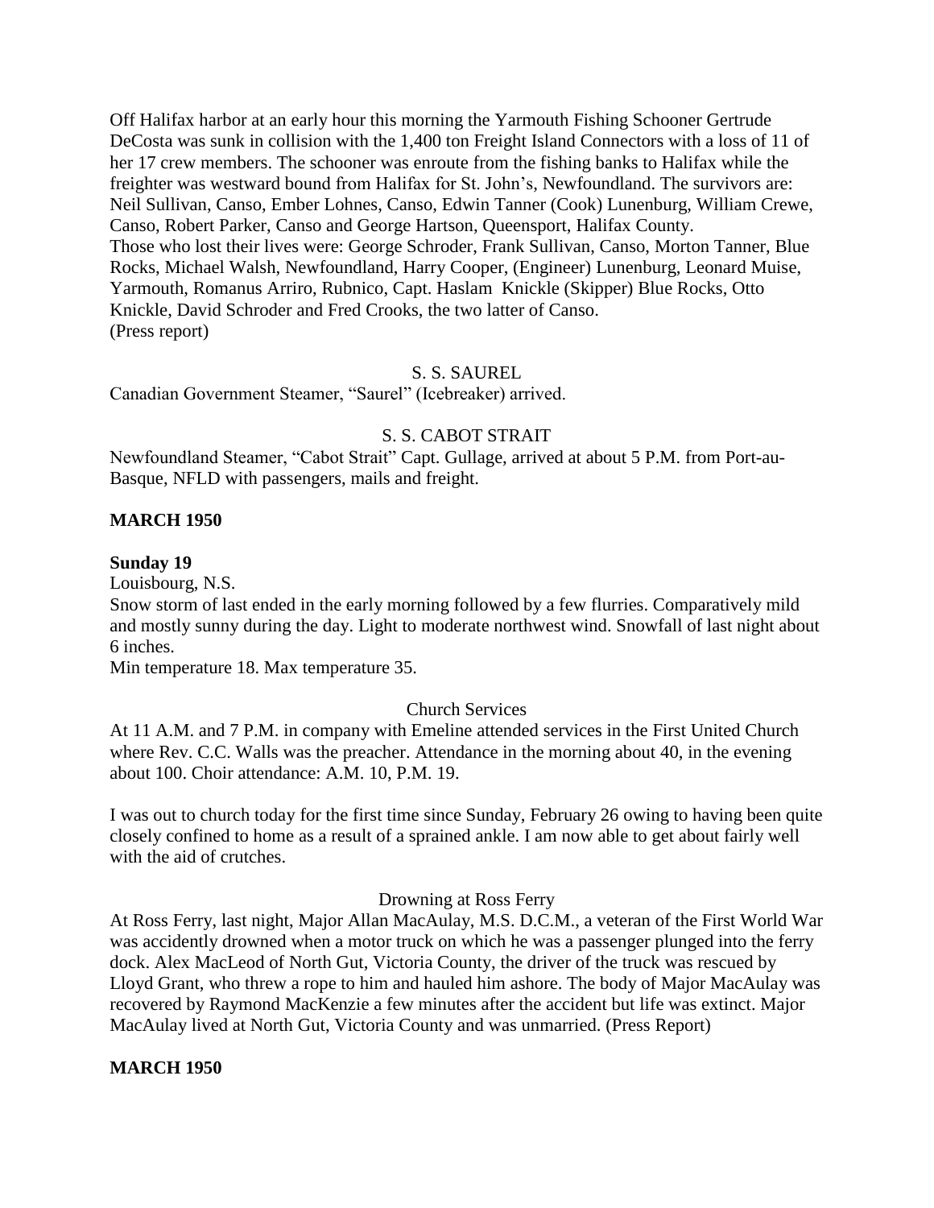Off Halifax harbor at an early hour this morning the Yarmouth Fishing Schooner Gertrude DeCosta was sunk in collision with the 1,400 ton Freight Island Connectors with a loss of 11 of her 17 crew members. The schooner was enroute from the fishing banks to Halifax while the freighter was westward bound from Halifax for St. John's, Newfoundland. The survivors are: Neil Sullivan, Canso, Ember Lohnes, Canso, Edwin Tanner (Cook) Lunenburg, William Crewe, Canso, Robert Parker, Canso and George Hartson, Queensport, Halifax County.
Those who lost their lives were: George Schroder, Frank Sullivan, Canso, Morton Tanner, Blue Rocks, Michael Walsh, Newfoundland, Harry Cooper, (Engineer) Lunenburg, Leonard Muise, Yarmouth, Romanus Arriro, Rubnico, Capt. Haslam Knickle (Skipper) Blue Rocks, Otto Knickle, David Schroder and Fred Crooks, the two latter of Canso.
(Press report)

S. S. SAUREL

Canadian Government Steamer, "Saurel" (Icebreaker) arrived.

S. S. CABOT STRAIT

Newfoundland Steamer, "Cabot Strait" Capt. Gullage, arrived at about 5 P.M. from Port-au-Basque, NFLD with passengers, mails and freight.

**MARCH 1950**

**Sunday 19**

Louisbourg, N.S.

Snow storm of last ended in the early morning followed by a few flurries. Comparatively mild and mostly sunny during the day. Light to moderate northwest wind. Snowfall of last night about 6 inches.

Min temperature 18. Max temperature 35.

Church Services

At 11 A.M. and 7 P.M. in company with Emeline attended services in the First United Church where Rev. C.C. Walls was the preacher. Attendance in the morning about 40, in the evening about 100. Choir attendance: A.M. 10, P.M. 19.

I was out to church today for the first time since Sunday, February 26 owing to having been quite closely confined to home as a result of a sprained ankle. I am now able to get about fairly well with the aid of crutches.

Drowning at Ross Ferry

At Ross Ferry, last night, Major Allan MacAulay, M.S. D.C.M., a veteran of the First World War was accidently drowned when a motor truck on which he was a passenger plunged into the ferry dock. Alex MacLeod of North Gut, Victoria County, the driver of the truck was rescued by Lloyd Grant, who threw a rope to him and hauled him ashore. The body of Major MacAulay was recovered by Raymond MacKenzie a few minutes after the accident but life was extinct. Major MacAulay lived at North Gut, Victoria County and was unmarried. (Press Report)

**MARCH 1950**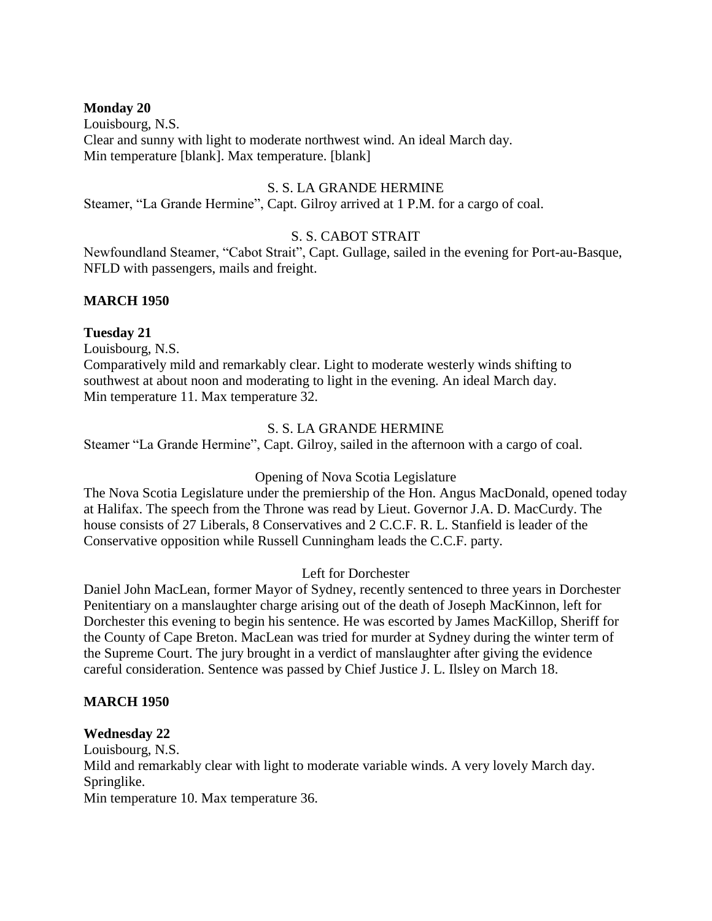**Monday 20**
Louisbourg, N.S.
Clear and sunny with light to moderate northwest wind. An ideal March day.
Min temperature [blank]. Max temperature. [blank]

S. S. LA GRANDE HERMINE

Steamer, "La Grande Hermine", Capt. Gilroy arrived at 1 P.M. for a cargo of coal.

S. S. CABOT STRAIT

Newfoundland Steamer, "Cabot Strait", Capt. Gullage, sailed in the evening for Port-au-Basque, NFLD with passengers, mails and freight.

**MARCH 1950**

**Tuesday 21**
Louisbourg, N.S.
Comparatively mild and remarkably clear. Light to moderate westerly winds shifting to southwest at about noon and moderating to light in the evening. An ideal March day.
Min temperature 11. Max temperature 32.

S. S. LA GRANDE HERMINE

Steamer "La Grande Hermine", Capt. Gilroy, sailed in the afternoon with a cargo of coal.

Opening of Nova Scotia Legislature

The Nova Scotia Legislature under the premiership of the Hon. Angus MacDonald, opened today at Halifax. The speech from the Throne was read by Lieut. Governor J.A. D. MacCurdy. The house consists of 27 Liberals, 8 Conservatives and 2 C.C.F. R. L. Stanfield is leader of the Conservative opposition while Russell Cunningham leads the C.C.F. party.

Left for Dorchester

Daniel John MacLean, former Mayor of Sydney, recently sentenced to three years in Dorchester Penitentiary on a manslaughter charge arising out of the death of Joseph MacKinnon, left for Dorchester this evening to begin his sentence. He was escorted by James MacKillop, Sheriff for the County of Cape Breton. MacLean was tried for murder at Sydney during the winter term of the Supreme Court. The jury brought in a verdict of manslaughter after giving the evidence careful consideration. Sentence was passed by Chief Justice J. L. Ilsley on March 18.

**MARCH 1950**

**Wednesday 22**
Louisbourg, N.S.
Mild and remarkably clear with light to moderate variable winds. A very lovely March day. Springlike.
Min temperature 10. Max temperature 36.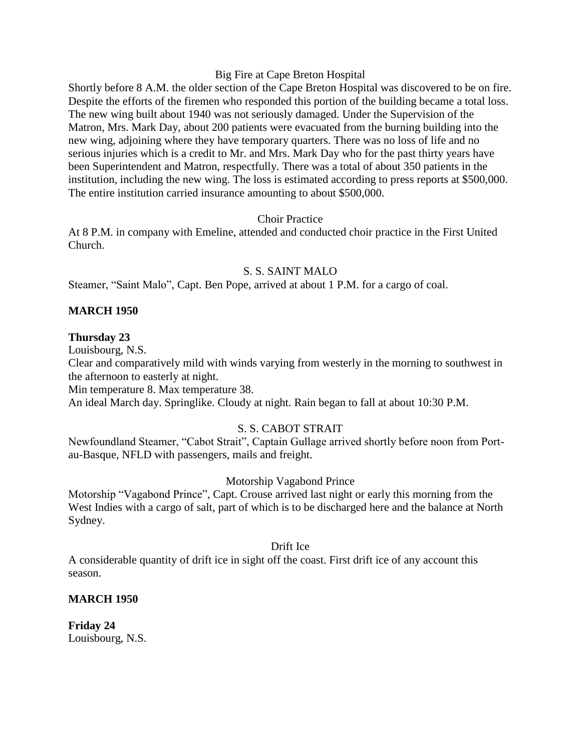Big Fire at Cape Breton Hospital

Shortly before 8 A.M. the older section of the Cape Breton Hospital was discovered to be on fire. Despite the efforts of the firemen who responded this portion of the building became a total loss. The new wing built about 1940 was not seriously damaged. Under the Supervision of the Matron, Mrs. Mark Day, about 200 patients were evacuated from the burning building into the new wing, adjoining where they have temporary quarters. There was no loss of life and no serious injuries which is a credit to Mr. and Mrs. Mark Day who for the past thirty years have been Superintendent and Matron, respectfully. There was a total of about 350 patients in the institution, including the new wing. The loss is estimated according to press reports at $500,000. The entire institution carried insurance amounting to about $500,000.

Choir Practice

At 8 P.M. in company with Emeline, attended and conducted choir practice in the First United Church.

S. S. SAINT MALO

Steamer, “Saint Malo”, Capt. Ben Pope, arrived at about 1 P.M. for a cargo of coal.

**MARCH 1950**

**Thursday 23**

Louisbourg, N.S.

Clear and comparatively mild with winds varying from westerly in the morning to southwest in the afternoon to easterly at night.

Min temperature 8. Max temperature 38.

An ideal March day. Springlike. Cloudy at night. Rain began to fall at about 10:30 P.M.

S. S. CABOT STRAIT

Newfoundland Steamer, “Cabot Strait”, Captain Gullage arrived shortly before noon from Port-au-Basque, NFLD with passengers, mails and freight.

Motorship Vagabond Prince

Motorship “Vagabond Prince”, Capt. Crouse arrived last night or early this morning from the West Indies with a cargo of salt, part of which is to be discharged here and the balance at North Sydney.

Drift Ice

A considerable quantity of drift ice in sight off the coast. First drift ice of any account this season.

**MARCH 1950**

**Friday 24**

Louisbourg, N.S.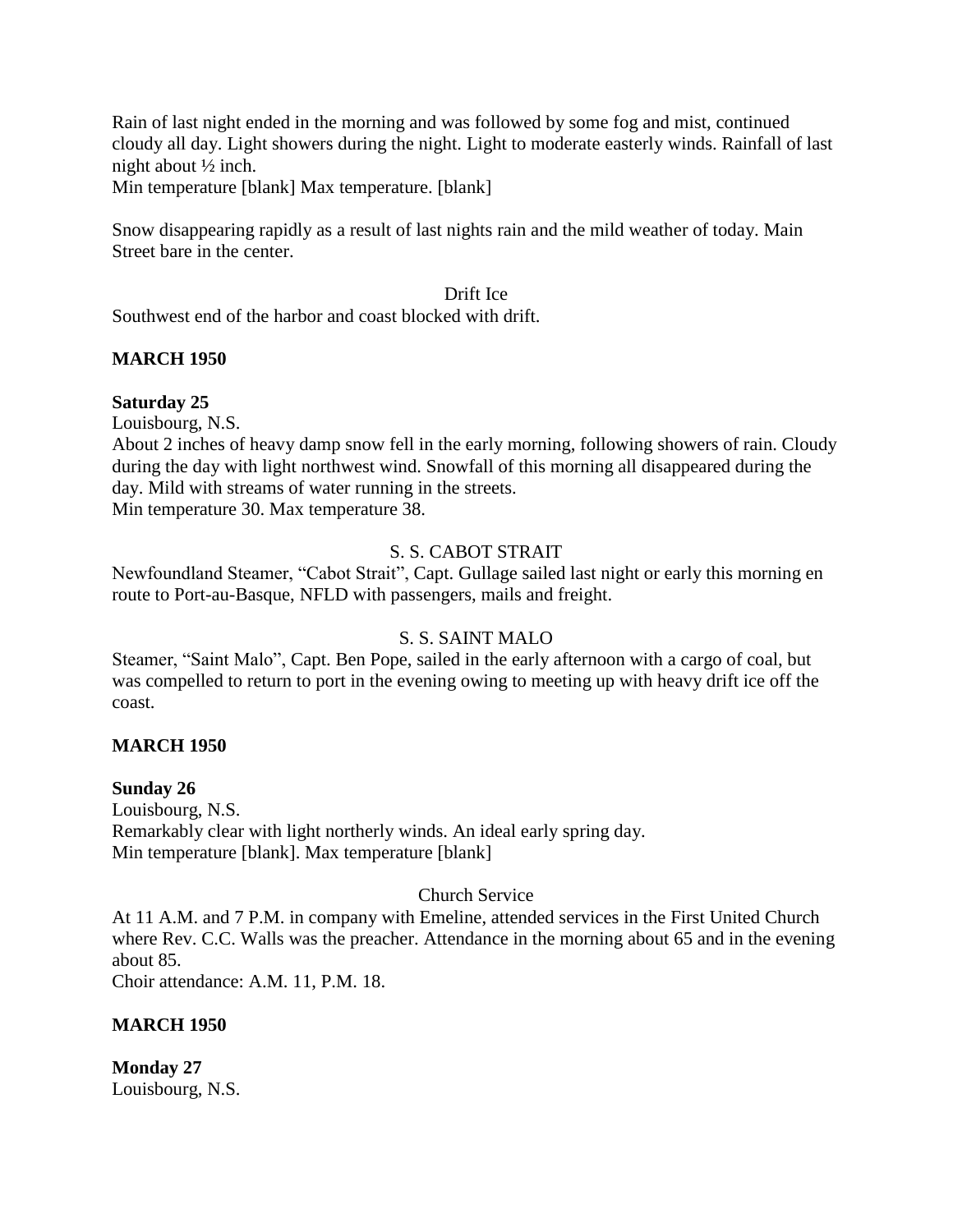Rain of last night ended in the morning and was followed by some fog and mist, continued cloudy all day. Light showers during the night. Light to moderate easterly winds. Rainfall of last night about ½ inch.
Min temperature [blank] Max temperature. [blank]

Snow disappearing rapidly as a result of last nights rain and the mild weather of today. Main Street bare in the center.

Drift Ice

Southwest end of the harbor and coast blocked with drift.

**MARCH 1950**

**Saturday 25**
Louisbourg, N.S.
About 2 inches of heavy damp snow fell in the early morning, following showers of rain. Cloudy during the day with light northwest wind. Snowfall of this morning all disappeared during the day. Mild with streams of water running in the streets.
Min temperature 30. Max temperature 38.

S. S. CABOT STRAIT

Newfoundland Steamer, "Cabot Strait", Capt. Gullage sailed last night or early this morning en route to Port-au-Basque, NFLD with passengers, mails and freight.

S. S. SAINT MALO

Steamer, "Saint Malo", Capt. Ben Pope, sailed in the early afternoon with a cargo of coal, but was compelled to return to port in the evening owing to meeting up with heavy drift ice off the coast.

**MARCH 1950**

**Sunday 26**
Louisbourg, N.S.
Remarkably clear with light northerly winds. An ideal early spring day.
Min temperature [blank]. Max temperature [blank]

Church Service

At 11 A.M. and 7 P.M. in company with Emeline, attended services in the First United Church where Rev. C.C. Walls was the preacher. Attendance in the morning about 65 and in the evening about 85.
Choir attendance: A.M. 11, P.M. 18.

**MARCH 1950**

**Monday 27**
Louisbourg, N.S.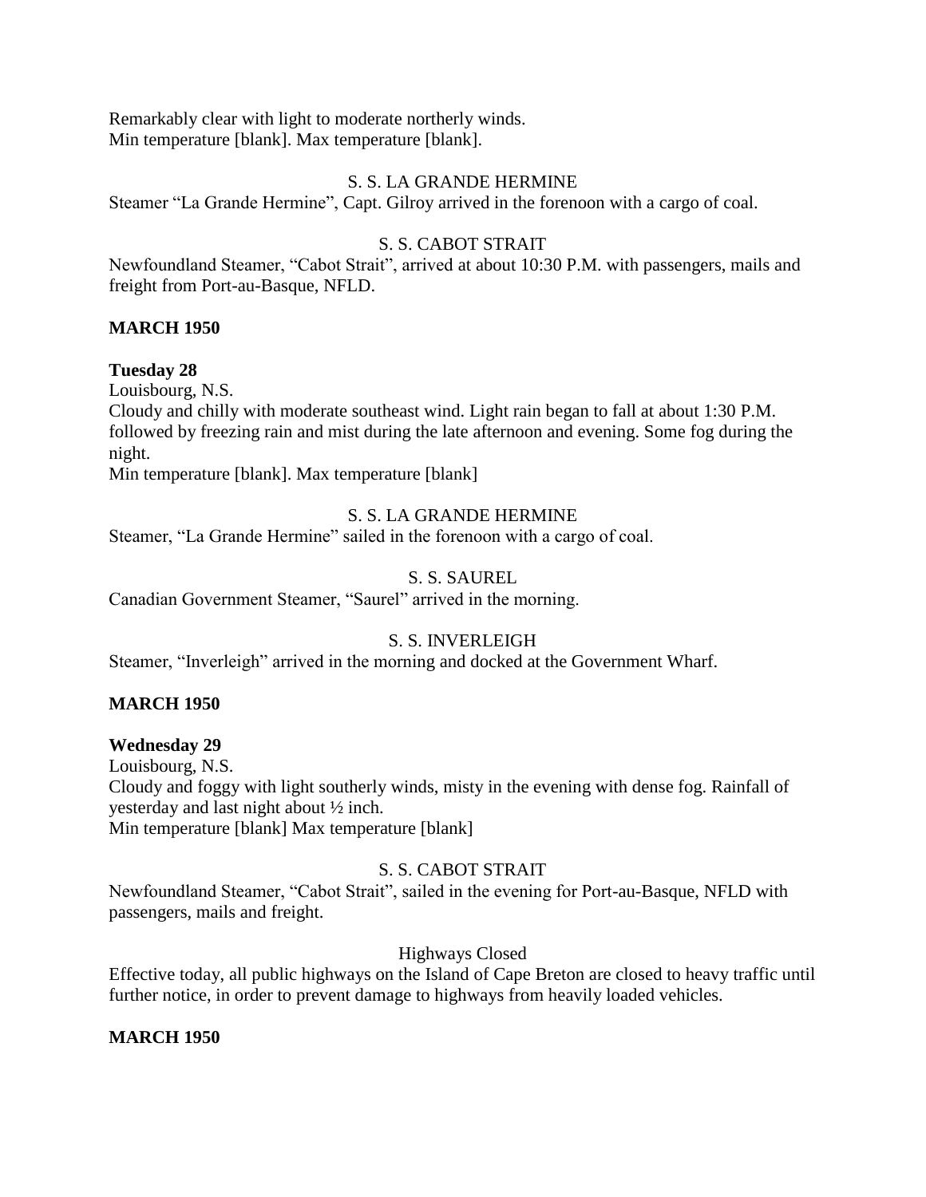Remarkably clear with light to moderate northerly winds.
Min temperature [blank]. Max temperature [blank].

S. S. LA GRANDE HERMINE

Steamer "La Grande Hermine", Capt. Gilroy arrived in the forenoon with a cargo of coal.

S. S. CABOT STRAIT

Newfoundland Steamer, "Cabot Strait", arrived at about 10:30 P.M. with passengers, mails and freight from Port-au-Basque, NFLD.

**MARCH 1950**

**Tuesday 28**

Louisbourg, N.S.
Cloudy and chilly with moderate southeast wind. Light rain began to fall at about 1:30 P.M. followed by freezing rain and mist during the late afternoon and evening. Some fog during the night.
Min temperature [blank]. Max temperature [blank]

S. S. LA GRANDE HERMINE

Steamer, "La Grande Hermine" sailed in the forenoon with a cargo of coal.

S. S. SAUREL

Canadian Government Steamer, "Saurel" arrived in the morning.

S. S. INVERLEIGH

Steamer, "Inverleigh" arrived in the morning and docked at the Government Wharf.

**MARCH 1950**

**Wednesday 29**

Louisbourg, N.S.
Cloudy and foggy with light southerly winds, misty in the evening with dense fog. Rainfall of yesterday and last night about ½ inch.
Min temperature [blank] Max temperature [blank]

S. S. CABOT STRAIT

Newfoundland Steamer, "Cabot Strait", sailed in the evening for Port-au-Basque, NFLD with passengers, mails and freight.

Highways Closed

Effective today, all public highways on the Island of Cape Breton are closed to heavy traffic until further notice, in order to prevent damage to highways from heavily loaded vehicles.

**MARCH 1950**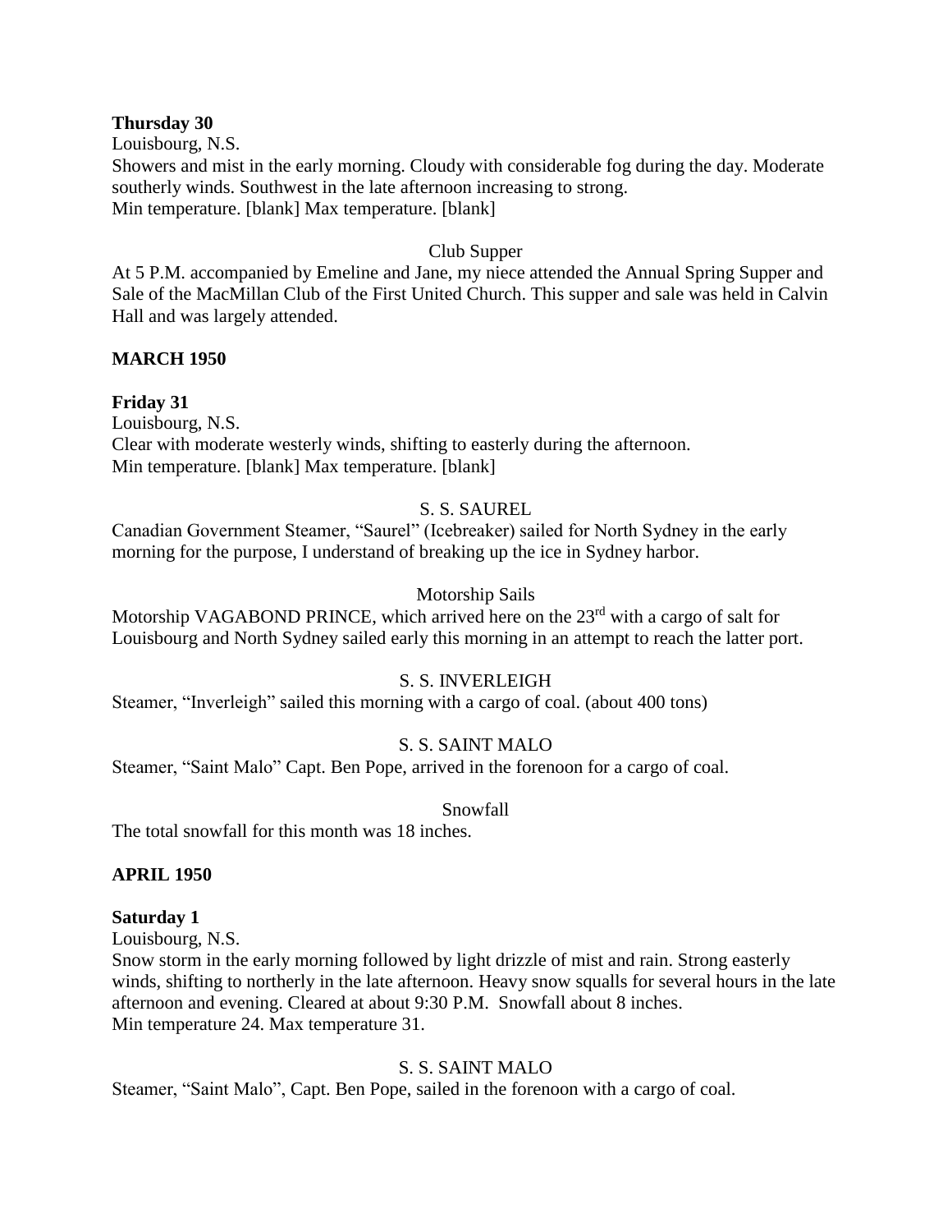**Thursday 30**

Louisbourg, N.S.

Showers and mist in the early morning. Cloudy with considerable fog during the day. Moderate southerly winds. Southwest in the late afternoon increasing to strong.

Min temperature. [blank] Max temperature. [blank]

Club Supper

At 5 P.M. accompanied by Emeline and Jane, my niece attended the Annual Spring Supper and Sale of the MacMillan Club of the First United Church. This supper and sale was held in Calvin Hall and was largely attended.

**MARCH 1950**

**Friday 31**

Louisbourg, N.S.

Clear with moderate westerly winds, shifting to easterly during the afternoon.

Min temperature. [blank] Max temperature. [blank]

S. S. SAUREL

Canadian Government Steamer, "Saurel" (Icebreaker) sailed for North Sydney in the early morning for the purpose, I understand of breaking up the ice in Sydney harbor.

Motorship Sails

Motorship VAGABOND PRINCE, which arrived here on the 23rd with a cargo of salt for Louisbourg and North Sydney sailed early this morning in an attempt to reach the latter port.

S. S. INVERLEIGH

Steamer, "Inverleigh" sailed this morning with a cargo of coal. (about 400 tons)

S. S. SAINT MALO

Steamer, "Saint Malo" Capt. Ben Pope, arrived in the forenoon for a cargo of coal.

Snowfall

The total snowfall for this month was 18 inches.

**APRIL 1950**

**Saturday 1**

Louisbourg, N.S.

Snow storm in the early morning followed by light drizzle of mist and rain. Strong easterly winds, shifting to northerly in the late afternoon. Heavy snow squalls for several hours in the late afternoon and evening. Cleared at about 9:30 P.M. Snowfall about 8 inches.

Min temperature 24. Max temperature 31.

S. S. SAINT MALO

Steamer, "Saint Malo", Capt. Ben Pope, sailed in the forenoon with a cargo of coal.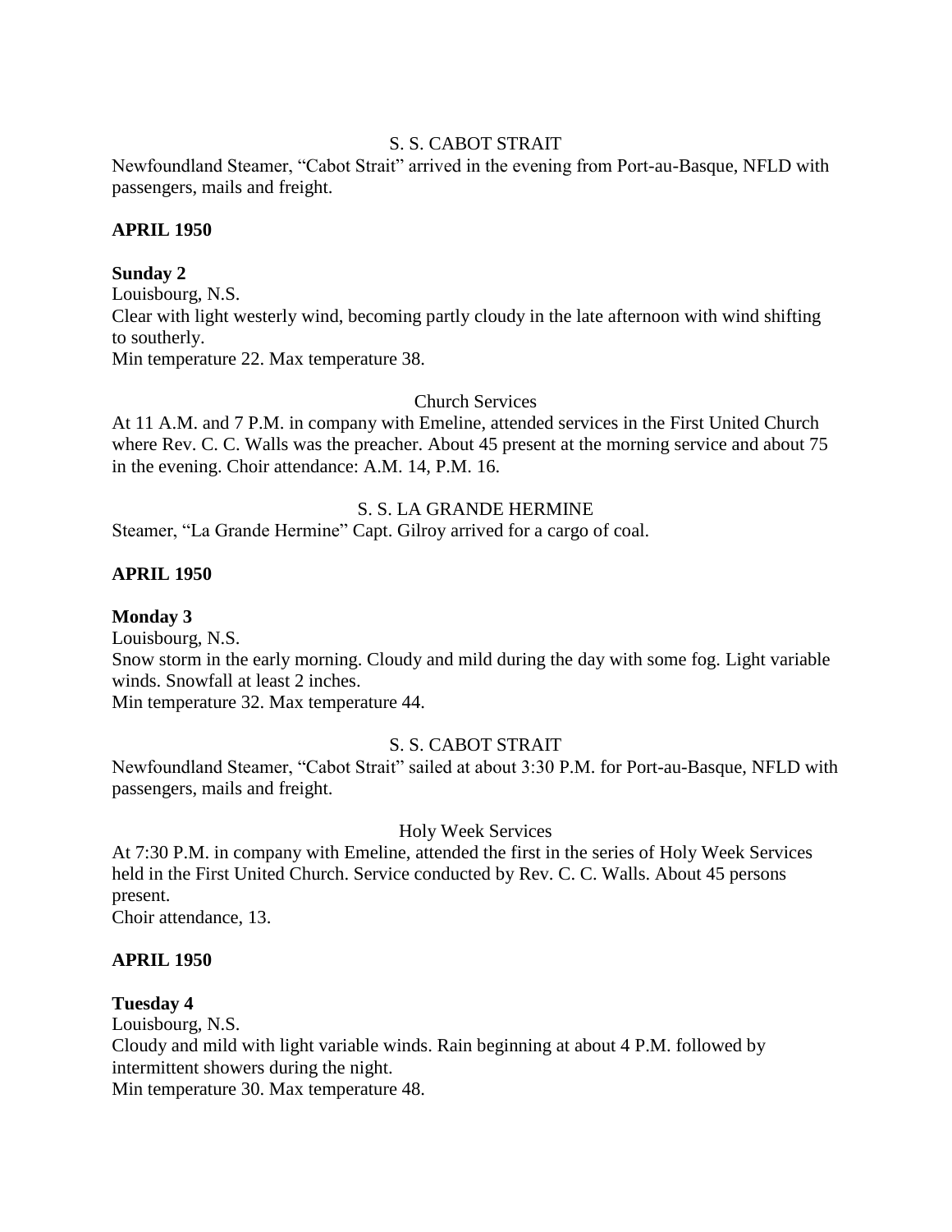S. S. CABOT STRAIT

Newfoundland Steamer, "Cabot Strait" arrived in the evening from Port-au-Basque, NFLD with passengers, mails and freight.

**APRIL 1950**

**Sunday 2**

Louisbourg, N.S.

Clear with light westerly wind, becoming partly cloudy in the late afternoon with wind shifting to southerly.

Min temperature 22. Max temperature 38.

Church Services

At 11 A.M. and 7 P.M. in company with Emeline, attended services in the First United Church where Rev. C. C. Walls was the preacher. About 45 present at the morning service and about 75 in the evening. Choir attendance: A.M. 14, P.M. 16.

S. S. LA GRANDE HERMINE

Steamer, "La Grande Hermine" Capt. Gilroy arrived for a cargo of coal.

**APRIL 1950**

**Monday 3**

Louisbourg, N.S.

Snow storm in the early morning. Cloudy and mild during the day with some fog. Light variable winds. Snowfall at least 2 inches.

Min temperature 32. Max temperature 44.

S. S. CABOT STRAIT

Newfoundland Steamer, "Cabot Strait" sailed at about 3:30 P.M. for Port-au-Basque, NFLD with passengers, mails and freight.

Holy Week Services

At 7:30 P.M. in company with Emeline, attended the first in the series of Holy Week Services held in the First United Church. Service conducted by Rev. C. C. Walls. About 45 persons present.

Choir attendance, 13.

**APRIL 1950**

**Tuesday 4**

Louisbourg, N.S.

Cloudy and mild with light variable winds. Rain beginning at about 4 P.M. followed by intermittent showers during the night.

Min temperature 30. Max temperature 48.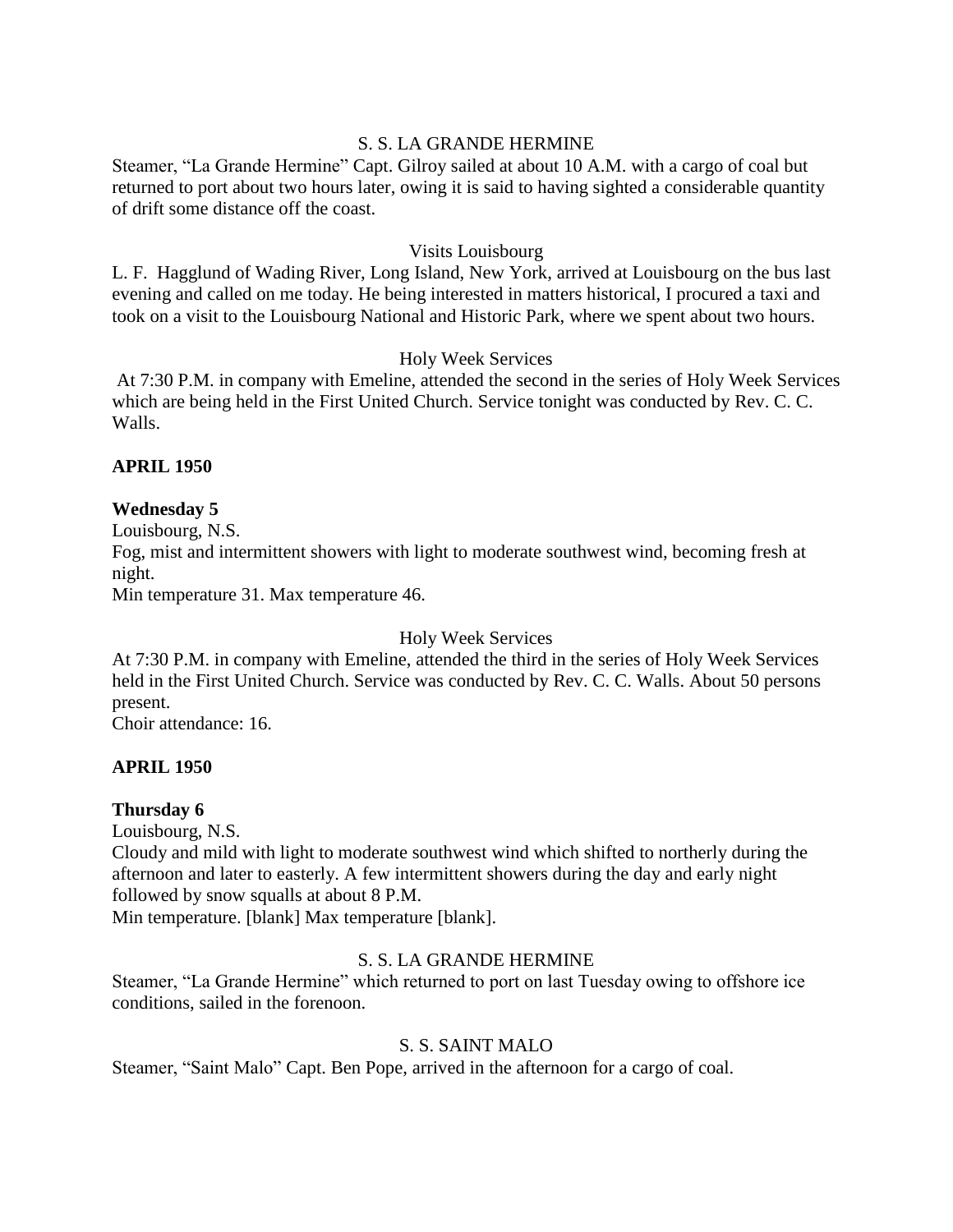S. S. LA GRANDE HERMINE

Steamer, "La Grande Hermine" Capt. Gilroy sailed at about 10 A.M. with a cargo of coal but returned to port about two hours later, owing it is said to having sighted a considerable quantity of drift some distance off the coast.

Visits Louisbourg

L. F. Hagglund of Wading River, Long Island, New York, arrived at Louisbourg on the bus last evening and called on me today. He being interested in matters historical, I procured a taxi and took on a visit to the Louisbourg National and Historic Park, where we spent about two hours.

Holy Week Services

At 7:30 P.M. in company with Emeline, attended the second in the series of Holy Week Services which are being held in the First United Church. Service tonight was conducted by Rev. C. C. Walls.

**APRIL 1950**

**Wednesday 5**

Louisbourg, N.S.

Fog, mist and intermittent showers with light to moderate southwest wind, becoming fresh at night.

Min temperature 31. Max temperature 46.

Holy Week Services

At 7:30 P.M. in company with Emeline, attended the third in the series of Holy Week Services held in the First United Church. Service was conducted by Rev. C. C. Walls. About 50 persons present.

Choir attendance: 16.

**APRIL 1950**

**Thursday 6**

Louisbourg, N.S.

Cloudy and mild with light to moderate southwest wind which shifted to northerly during the afternoon and later to easterly. A few intermittent showers during the day and early night followed by snow squalls at about 8 P.M.

Min temperature. [blank] Max temperature [blank].

S. S. LA GRANDE HERMINE

Steamer, "La Grande Hermine" which returned to port on last Tuesday owing to offshore ice conditions, sailed in the forenoon.

S. S. SAINT MALO

Steamer, "Saint Malo" Capt. Ben Pope, arrived in the afternoon for a cargo of coal.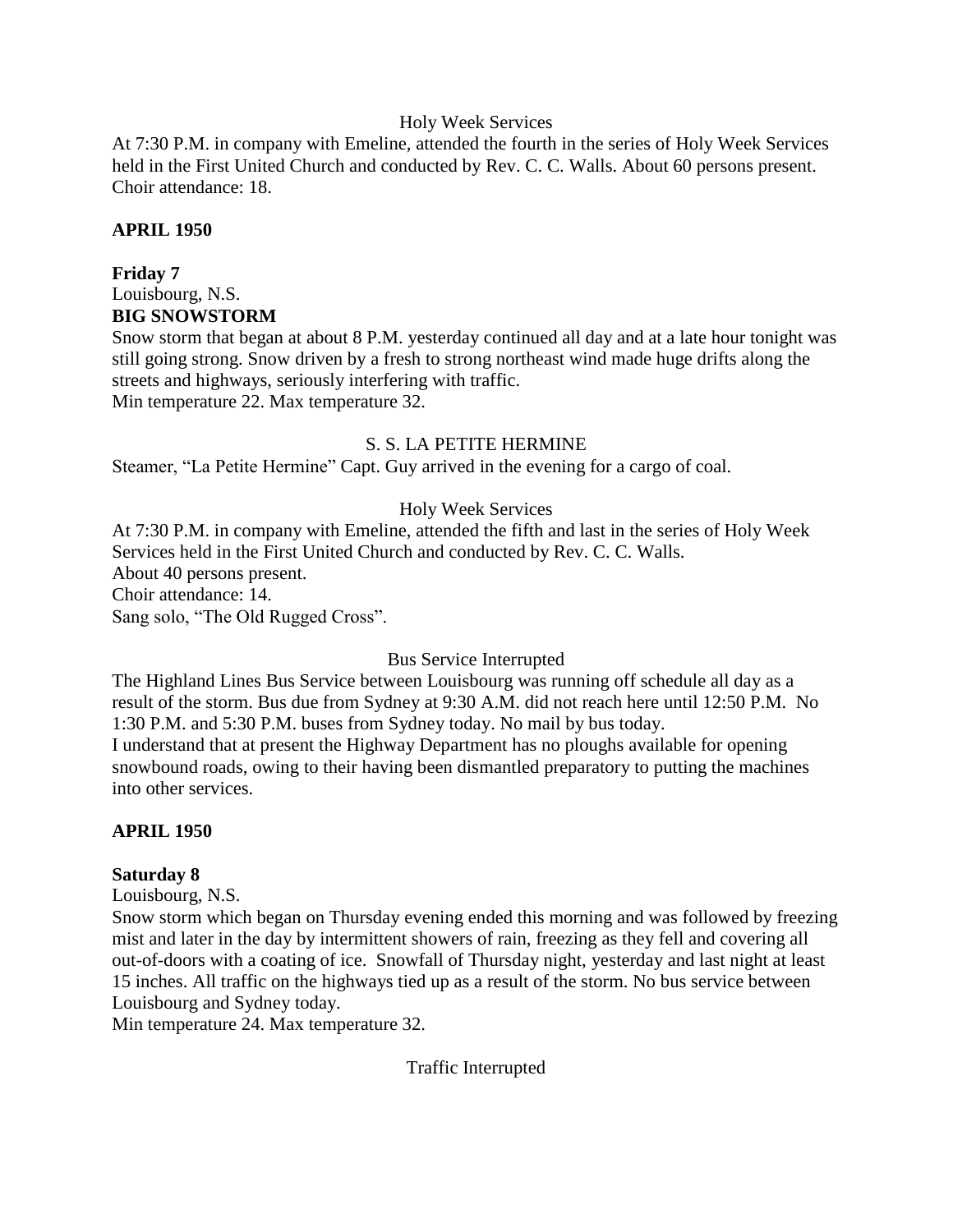Holy Week Services

At 7:30 P.M. in company with Emeline, attended the fourth in the series of Holy Week Services held in the First United Church and conducted by Rev. C. C. Walls. About 60 persons present. Choir attendance: 18.

**APRIL 1950**

**Friday 7**

Louisbourg, N.S.

**BIG SNOWSTORM**

Snow storm that began at about 8 P.M. yesterday continued all day and at a late hour tonight was still going strong. Snow driven by a fresh to strong northeast wind made huge drifts along the streets and highways, seriously interfering with traffic.

Min temperature 22. Max temperature 32.

S. S. LA PETITE HERMINE

Steamer, "La Petite Hermine" Capt. Guy arrived in the evening for a cargo of coal.

Holy Week Services

At 7:30 P.M. in company with Emeline, attended the fifth and last in the series of Holy Week Services held in the First United Church and conducted by Rev. C. C. Walls.

About 40 persons present.

Choir attendance: 14.

Sang solo, "The Old Rugged Cross".

Bus Service Interrupted

The Highland Lines Bus Service between Louisbourg was running off schedule all day as a result of the storm. Bus due from Sydney at 9:30 A.M. did not reach here until 12:50 P.M. No 1:30 P.M. and 5:30 P.M. buses from Sydney today. No mail by bus today.

I understand that at present the Highway Department has no ploughs available for opening snowbound roads, owing to their having been dismantled preparatory to putting the machines into other services.

**APRIL 1950**

**Saturday 8**

Louisbourg, N.S.

Snow storm which began on Thursday evening ended this morning and was followed by freezing mist and later in the day by intermittent showers of rain, freezing as they fell and covering all out-of-doors with a coating of ice. Snowfall of Thursday night, yesterday and last night at least 15 inches. All traffic on the highways tied up as a result of the storm. No bus service between Louisbourg and Sydney today.

Min temperature 24. Max temperature 32.

Traffic Interrupted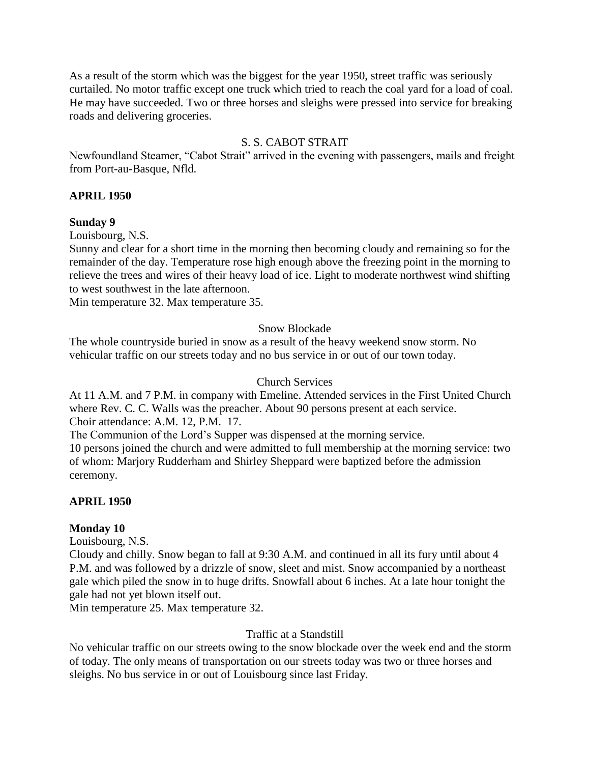As a result of the storm which was the biggest for the year 1950, street traffic was seriously curtailed. No motor traffic except one truck which tried to reach the coal yard for a load of coal. He may have succeeded. Two or three horses and sleighs were pressed into service for breaking roads and delivering groceries.

S. S. CABOT STRAIT

Newfoundland Steamer, "Cabot Strait" arrived in the evening with passengers, mails and freight from Port-au-Basque, Nfld.

**APRIL 1950**

**Sunday 9**

Louisbourg, N.S.

Sunny and clear for a short time in the morning then becoming cloudy and remaining so for the remainder of the day. Temperature rose high enough above the freezing point in the morning to relieve the trees and wires of their heavy load of ice. Light to moderate northwest wind shifting to west southwest in the late afternoon.

Min temperature 32. Max temperature 35.

Snow Blockade

The whole countryside buried in snow as a result of the heavy weekend snow storm. No vehicular traffic on our streets today and no bus service in or out of our town today.

Church Services

At 11 A.M. and 7 P.M. in company with Emeline. Attended services in the First United Church where Rev. C. C. Walls was the preacher. About 90 persons present at each service.

Choir attendance: A.M. 12, P.M. 17.

The Communion of the Lord's Supper was dispensed at the morning service.

10 persons joined the church and were admitted to full membership at the morning service: two of whom: Marjory Rudderham and Shirley Sheppard were baptized before the admission ceremony.

**APRIL 1950**

**Monday 10**

Louisbourg, N.S.

Cloudy and chilly. Snow began to fall at 9:30 A.M. and continued in all its fury until about 4 P.M. and was followed by a drizzle of snow, sleet and mist. Snow accompanied by a northeast gale which piled the snow in to huge drifts. Snowfall about 6 inches. At a late hour tonight the gale had not yet blown itself out.

Min temperature 25. Max temperature 32.

Traffic at a Standstill

No vehicular traffic on our streets owing to the snow blockade over the week end and the storm of today. The only means of transportation on our streets today was two or three horses and sleighs. No bus service in or out of Louisbourg since last Friday.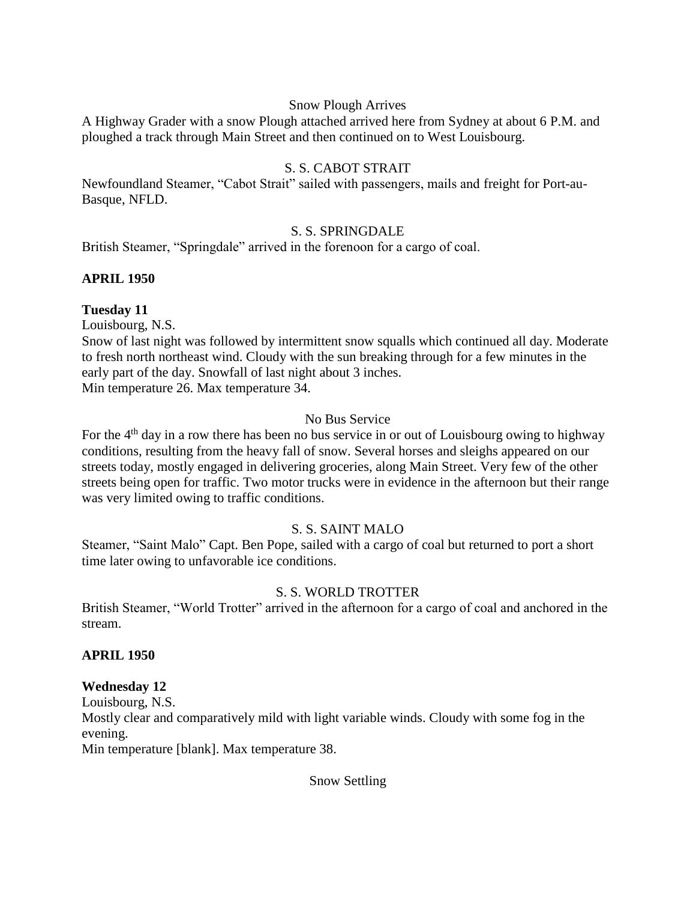Snow Plough Arrives

A Highway Grader with a snow Plough attached arrived here from Sydney at about 6 P.M. and ploughed a track through Main Street and then continued on to West Louisbourg.

S. S. CABOT STRAIT

Newfoundland Steamer, "Cabot Strait" sailed with passengers, mails and freight for Port-au-Basque, NFLD.

S. S. SPRINGDALE

British Steamer, "Springdale" arrived in the forenoon for a cargo of coal.

**APRIL 1950**

**Tuesday 11**

Louisbourg, N.S.

Snow of last night was followed by intermittent snow squalls which continued all day. Moderate to fresh north northeast wind. Cloudy with the sun breaking through for a few minutes in the early part of the day. Snowfall of last night about 3 inches.

Min temperature 26. Max temperature 34.

No Bus Service

For the 4th day in a row there has been no bus service in or out of Louisbourg owing to highway conditions, resulting from the heavy fall of snow. Several horses and sleighs appeared on our streets today, mostly engaged in delivering groceries, along Main Street. Very few of the other streets being open for traffic. Two motor trucks were in evidence in the afternoon but their range was very limited owing to traffic conditions.

S. S. SAINT MALO

Steamer, "Saint Malo" Capt. Ben Pope, sailed with a cargo of coal but returned to port a short time later owing to unfavorable ice conditions.

S. S. WORLD TROTTER

British Steamer, "World Trotter" arrived in the afternoon for a cargo of coal and anchored in the stream.

**APRIL 1950**

**Wednesday 12**

Louisbourg, N.S.

Mostly clear and comparatively mild with light variable winds. Cloudy with some fog in the evening.

Min temperature [blank]. Max temperature 38.

Snow Settling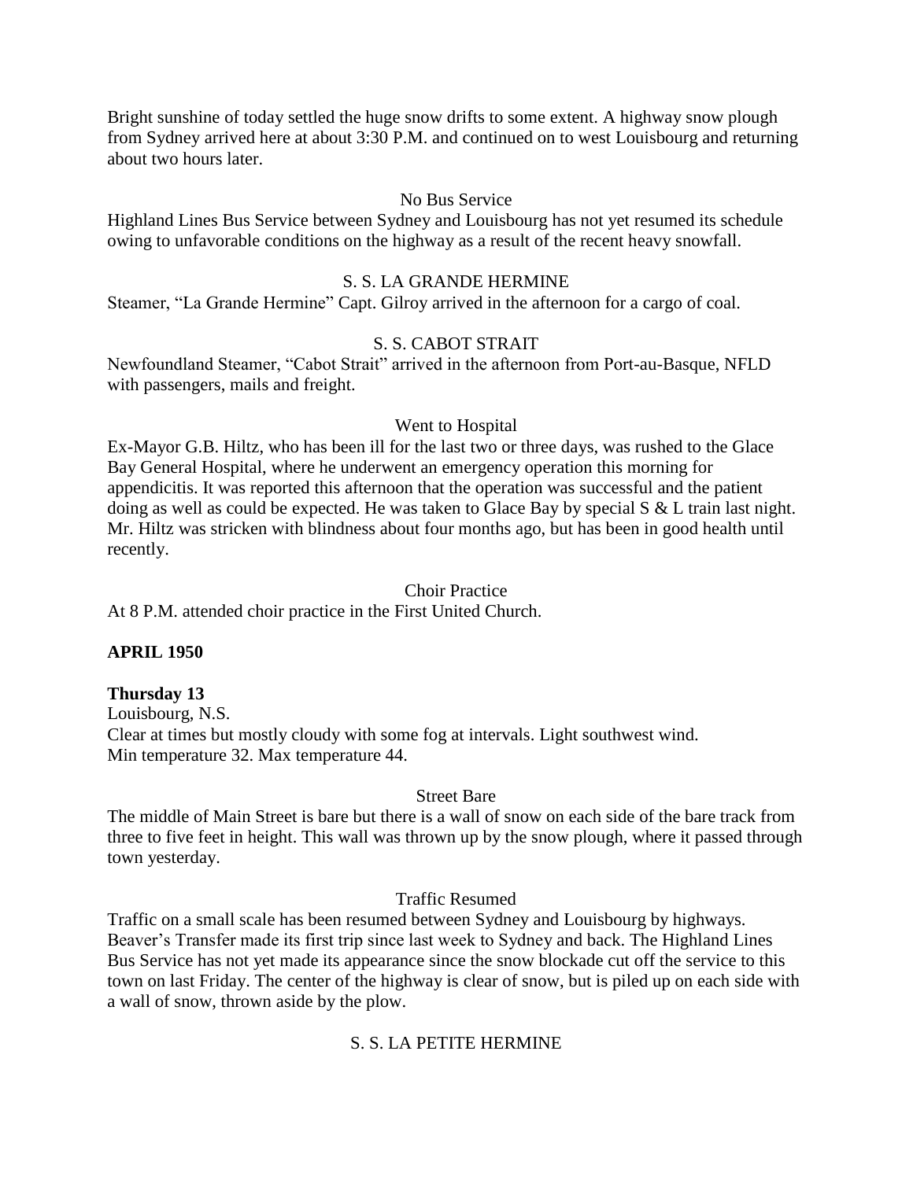Bright sunshine of today settled the huge snow drifts to some extent. A highway snow plough from Sydney arrived here at about 3:30 P.M. and continued on to west Louisbourg and returning about two hours later.

No Bus Service

Highland Lines Bus Service between Sydney and Louisbourg has not yet resumed its schedule owing to unfavorable conditions on the highway as a result of the recent heavy snowfall.

S. S. LA GRANDE HERMINE

Steamer, "La Grande Hermine" Capt. Gilroy arrived in the afternoon for a cargo of coal.

S. S. CABOT STRAIT

Newfoundland Steamer, "Cabot Strait" arrived in the afternoon from Port-au-Basque, NFLD with passengers, mails and freight.

Went to Hospital

Ex-Mayor G.B. Hiltz, who has been ill for the last two or three days, was rushed to the Glace Bay General Hospital, where he underwent an emergency operation this morning for appendicitis. It was reported this afternoon that the operation was successful and the patient doing as well as could be expected. He was taken to Glace Bay by special S & L train last night. Mr. Hiltz was stricken with blindness about four months ago, but has been in good health until recently.

Choir Practice

At 8 P.M. attended choir practice in the First United Church.

**APRIL 1950**

**Thursday 13**

Louisbourg, N.S.

Clear at times but mostly cloudy with some fog at intervals. Light southwest wind.

Min temperature 32. Max temperature 44.

Street Bare

The middle of Main Street is bare but there is a wall of snow on each side of the bare track from three to five feet in height. This wall was thrown up by the snow plough, where it passed through town yesterday.

Traffic Resumed

Traffic on a small scale has been resumed between Sydney and Louisbourg by highways. Beaver's Transfer made its first trip since last week to Sydney and back. The Highland Lines Bus Service has not yet made its appearance since the snow blockade cut off the service to this town on last Friday. The center of the highway is clear of snow, but is piled up on each side with a wall of snow, thrown aside by the plow.

S. S. LA PETITE HERMINE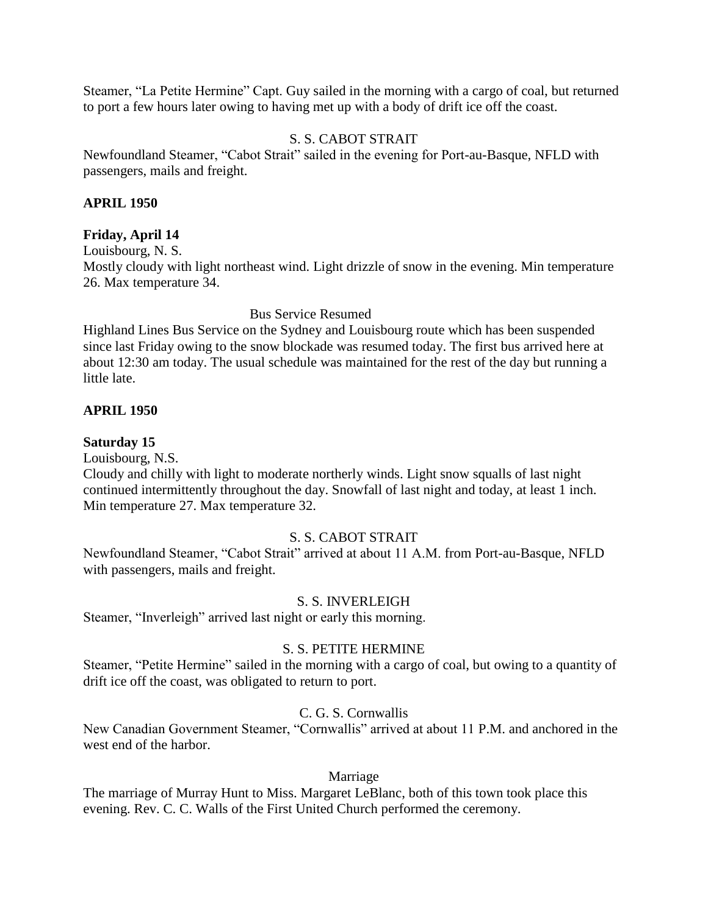Steamer, "La Petite Hermine" Capt. Guy sailed in the morning with a cargo of coal, but returned to port a few hours later owing to having met up with a body of drift ice off the coast.

S. S. CABOT STRAIT

Newfoundland Steamer, "Cabot Strait" sailed in the evening for Port-au-Basque, NFLD with passengers, mails and freight.

**APRIL 1950**

**Friday, April 14**

Louisbourg, N. S.

Mostly cloudy with light northeast wind. Light drizzle of snow in the evening. Min temperature 26. Max temperature 34.

Bus Service Resumed

Highland Lines Bus Service on the Sydney and Louisbourg route which has been suspended since last Friday owing to the snow blockade was resumed today. The first bus arrived here at about 12:30 am today. The usual schedule was maintained for the rest of the day but running a little late.

**APRIL 1950**

**Saturday 15**

Louisbourg, N.S.

Cloudy and chilly with light to moderate northerly winds. Light snow squalls of last night continued intermittently throughout the day. Snowfall of last night and today, at least 1 inch. Min temperature 27. Max temperature 32.

S. S. CABOT STRAIT

Newfoundland Steamer, "Cabot Strait" arrived at about 11 A.M. from Port-au-Basque, NFLD with passengers, mails and freight.

S. S. INVERLEIGH

Steamer, "Inverleigh" arrived last night or early this morning.

S. S. PETITE HERMINE

Steamer, "Petite Hermine" sailed in the morning with a cargo of coal, but owing to a quantity of drift ice off the coast, was obligated to return to port.

C. G. S. Cornwallis

New Canadian Government Steamer, "Cornwallis" arrived at about 11 P.M. and anchored in the west end of the harbor.

Marriage

The marriage of Murray Hunt to Miss. Margaret LeBlanc, both of this town took place this evening. Rev. C. C. Walls of the First United Church performed the ceremony.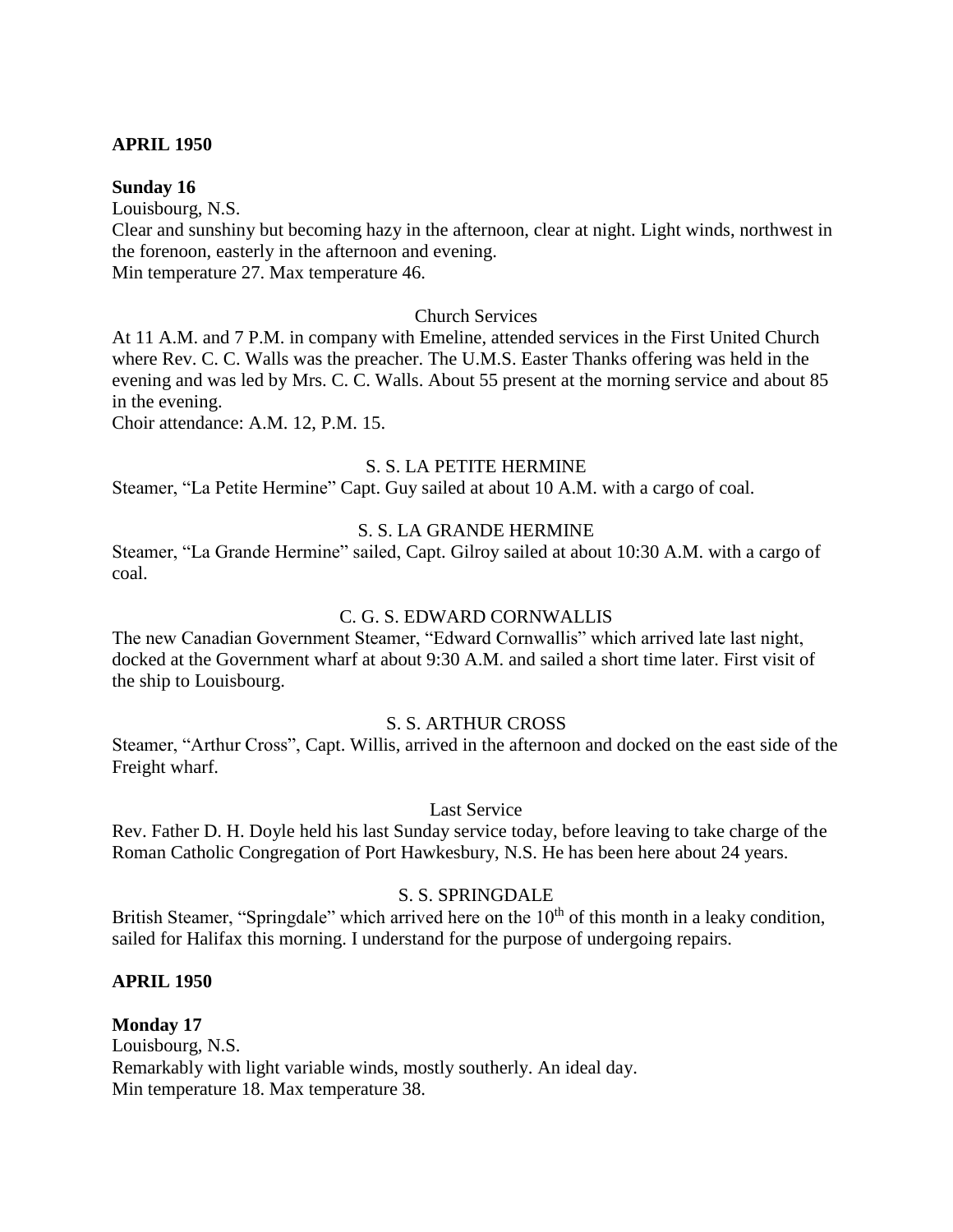**APRIL 1950**

**Sunday 16**

Louisbourg, N.S.

Clear and sunshiny but becoming hazy in the afternoon, clear at night. Light winds, northwest in the forenoon, easterly in the afternoon and evening.

Min temperature 27. Max temperature 46.

Church Services

At 11 A.M. and 7 P.M. in company with Emeline, attended services in the First United Church where Rev. C. C. Walls was the preacher. The U.M.S. Easter Thanks offering was held in the evening and was led by Mrs. C. C. Walls. About 55 present at the morning service and about 85 in the evening.

Choir attendance: A.M. 12, P.M. 15.

S. S. LA PETITE HERMINE

Steamer, "La Petite Hermine" Capt. Guy sailed at about 10 A.M. with a cargo of coal.

S. S. LA GRANDE HERMINE

Steamer, "La Grande Hermine" sailed, Capt. Gilroy sailed at about 10:30 A.M. with a cargo of coal.

C. G. S. EDWARD CORNWALLIS

The new Canadian Government Steamer, "Edward Cornwallis" which arrived late last night, docked at the Government wharf at about 9:30 A.M. and sailed a short time later. First visit of the ship to Louisbourg.

S. S. ARTHUR CROSS

Steamer, "Arthur Cross", Capt. Willis, arrived in the afternoon and docked on the east side of the Freight wharf.

Last Service

Rev. Father D. H. Doyle held his last Sunday service today, before leaving to take charge of the Roman Catholic Congregation of Port Hawkesbury, N.S. He has been here about 24 years.

S. S. SPRINGDALE

British Steamer, "Springdale" which arrived here on the 10th of this month in a leaky condition, sailed for Halifax this morning. I understand for the purpose of undergoing repairs.

**APRIL 1950**

**Monday 17**

Louisbourg, N.S.

Remarkably with light variable winds, mostly southerly. An ideal day.

Min temperature 18. Max temperature 38.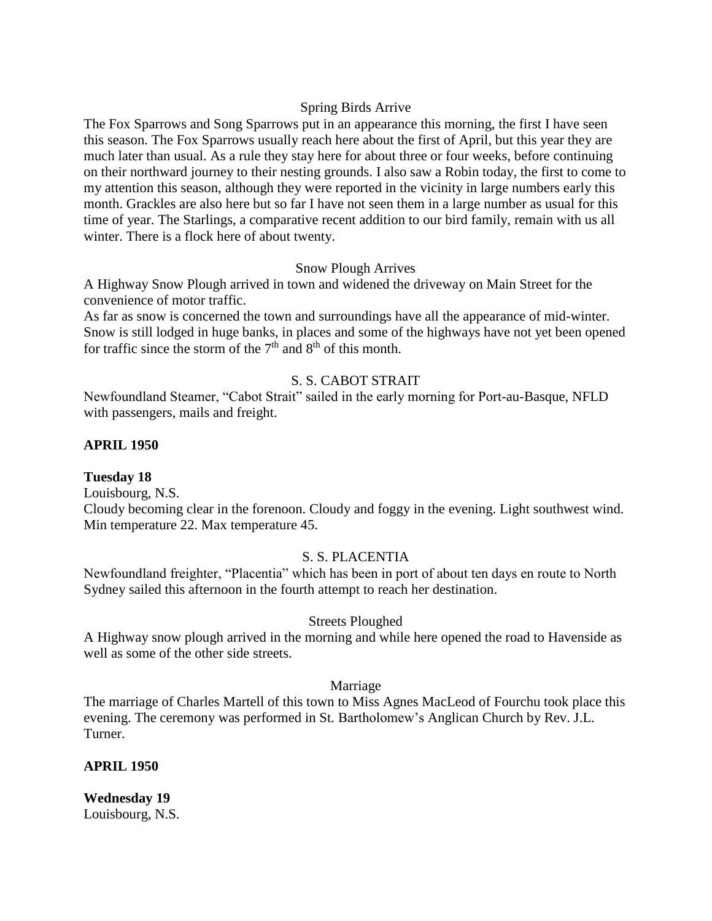Spring Birds Arrive

The Fox Sparrows and Song Sparrows put in an appearance this morning, the first I have seen this season. The Fox Sparrows usually reach here about the first of April, but this year they are much later than usual. As a rule they stay here for about three or four weeks, before continuing on their northward journey to their nesting grounds. I also saw a Robin today, the first to come to my attention this season, although they were reported in the vicinity in large numbers early this month. Grackles are also here but so far I have not seen them in a large number as usual for this time of year. The Starlings, a comparative recent addition to our bird family, remain with us all winter. There is a flock here of about twenty.

Snow Plough Arrives

A Highway Snow Plough arrived in town and widened the driveway on Main Street for the convenience of motor traffic.

As far as snow is concerned the town and surroundings have all the appearance of mid-winter. Snow is still lodged in huge banks, in places and some of the highways have not yet been opened for traffic since the storm of the 7th and 8th of this month.

S. S. CABOT STRAIT

Newfoundland Steamer, "Cabot Strait" sailed in the early morning for Port-au-Basque, NFLD with passengers, mails and freight.

**APRIL 1950**

**Tuesday 18**

Louisbourg, N.S.

Cloudy becoming clear in the forenoon. Cloudy and foggy in the evening. Light southwest wind. Min temperature 22. Max temperature 45.

S. S. PLACENTIA

Newfoundland freighter, "Placentia" which has been in port of about ten days en route to North Sydney sailed this afternoon in the fourth attempt to reach her destination.

Streets Ploughed

A Highway snow plough arrived in the morning and while here opened the road to Havenside as well as some of the other side streets.

Marriage

The marriage of Charles Martell of this town to Miss Agnes MacLeod of Fourchu took place this evening. The ceremony was performed in St. Bartholomew's Anglican Church by Rev. J.L. Turner.

**APRIL 1950**

**Wednesday 19**

Louisbourg, N.S.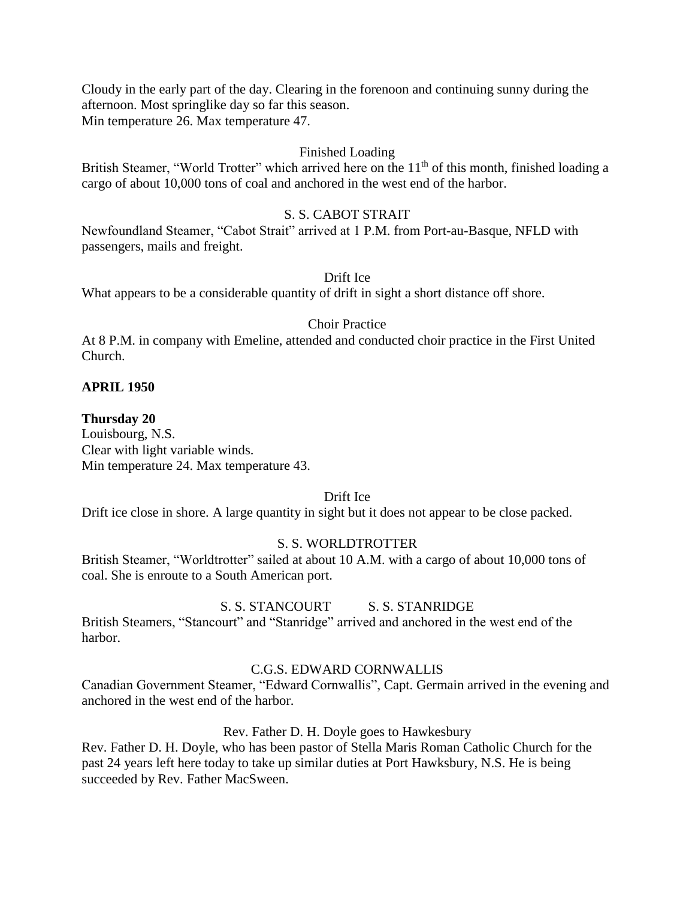Cloudy in the early part of the day. Clearing in the forenoon and continuing sunny during the afternoon. Most springlike day so far this season.
Min temperature 26. Max temperature 47.

Finished Loading

British Steamer, "World Trotter" which arrived here on the 11th of this month, finished loading a cargo of about 10,000 tons of coal and anchored in the west end of the harbor.

S. S. CABOT STRAIT

Newfoundland Steamer, "Cabot Strait" arrived at 1 P.M. from Port-au-Basque, NFLD with passengers, mails and freight.

Drift Ice

What appears to be a considerable quantity of drift in sight a short distance off shore.

Choir Practice

At 8 P.M. in company with Emeline, attended and conducted choir practice in the First United Church.

**APRIL 1950**

**Thursday 20**
Louisbourg, N.S.
Clear with light variable winds.
Min temperature 24. Max temperature 43.

Drift Ice

Drift ice close in shore. A large quantity in sight but it does not appear to be close packed.

S. S. WORLDTROTTER

British Steamer, "Worldtrotter" sailed at about 10 A.M. with a cargo of about 10,000 tons of coal. She is enroute to a South American port.

S. S. STANCOURT S. S. STANRIDGE

British Steamers, "Stancourt" and "Stanridge" arrived and anchored in the west end of the harbor.

C.G.S. EDWARD CORNWALLIS

Canadian Government Steamer, "Edward Cornwallis", Capt. Germain arrived in the evening and anchored in the west end of the harbor.

Rev. Father D. H. Doyle goes to Hawkesbury

Rev. Father D. H. Doyle, who has been pastor of Stella Maris Roman Catholic Church for the past 24 years left here today to take up similar duties at Port Hawksbury, N.S. He is being succeeded by Rev. Father MacSween.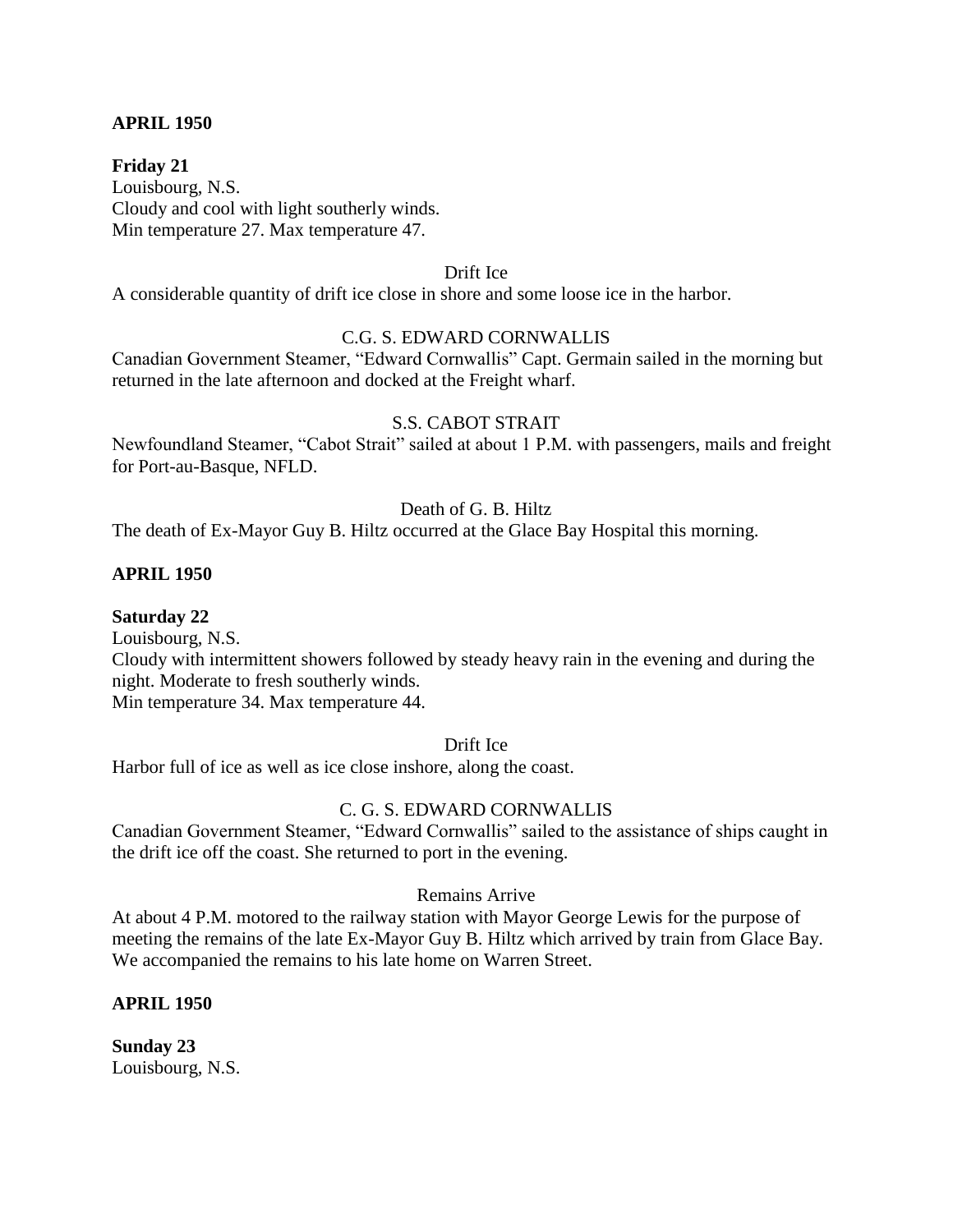**APRIL 1950**

**Friday 21**
Louisbourg, N.S.
Cloudy and cool with light southerly winds.
Min temperature 27. Max temperature 47.

Drift Ice
A considerable quantity of drift ice close in shore and some loose ice in the harbor.

C.G. S. EDWARD CORNWALLIS
Canadian Government Steamer, "Edward Cornwallis" Capt. Germain sailed in the morning but returned in the late afternoon and docked at the Freight wharf.

S.S. CABOT STRAIT
Newfoundland Steamer, "Cabot Strait" sailed at about 1 P.M. with passengers, mails and freight for Port-au-Basque, NFLD.

Death of G. B. Hiltz
The death of Ex-Mayor Guy B. Hiltz occurred at the Glace Bay Hospital this morning.

**APRIL 1950**

**Saturday 22**
Louisbourg, N.S.
Cloudy with intermittent showers followed by steady heavy rain in the evening and during the night. Moderate to fresh southerly winds.
Min temperature 34. Max temperature 44.

Drift Ice
Harbor full of ice as well as ice close inshore, along the coast.

C. G. S. EDWARD CORNWALLIS
Canadian Government Steamer, "Edward Cornwallis" sailed to the assistance of ships caught in the drift ice off the coast. She returned to port in the evening.

Remains Arrive
At about 4 P.M. motored to the railway station with Mayor George Lewis for the purpose of meeting the remains of the late Ex-Mayor Guy B. Hiltz which arrived by train from Glace Bay. We accompanied the remains to his late home on Warren Street.

**APRIL 1950**

**Sunday 23**
Louisbourg, N.S.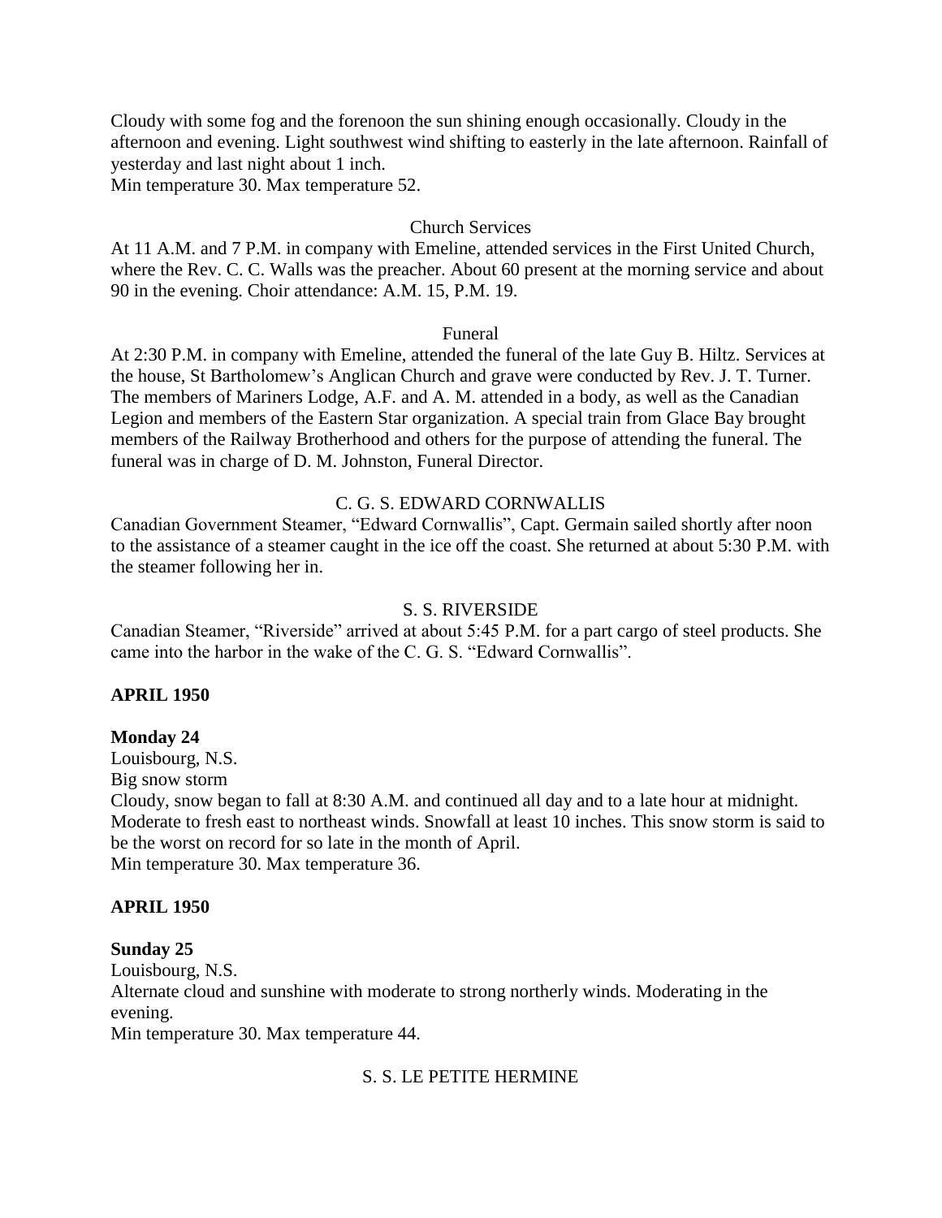Cloudy with some fog and the forenoon the sun shining enough occasionally. Cloudy in the afternoon and evening. Light southwest wind shifting to easterly in the late afternoon. Rainfall of yesterday and last night about 1 inch.
Min temperature 30. Max temperature 52.

Church Services

At 11 A.M. and 7 P.M. in company with Emeline, attended services in the First United Church, where the Rev. C. C. Walls was the preacher. About 60 present at the morning service and about 90 in the evening. Choir attendance: A.M. 15, P.M. 19.

Funeral

At 2:30 P.M. in company with Emeline, attended the funeral of the late Guy B. Hiltz. Services at the house, St Bartholomew's Anglican Church and grave were conducted by Rev. J. T. Turner. The members of Mariners Lodge, A.F. and A. M. attended in a body, as well as the Canadian Legion and members of the Eastern Star organization. A special train from Glace Bay brought members of the Railway Brotherhood and others for the purpose of attending the funeral. The funeral was in charge of D. M. Johnston, Funeral Director.

C. G. S. EDWARD CORNWALLIS

Canadian Government Steamer, "Edward Cornwallis", Capt. Germain sailed shortly after noon to the assistance of a steamer caught in the ice off the coast. She returned at about 5:30 P.M. with the steamer following her in.

S. S. RIVERSIDE

Canadian Steamer, "Riverside" arrived at about 5:45 P.M. for a part cargo of steel products. She came into the harbor in the wake of the C. G. S. "Edward Cornwallis".

**APRIL 1950**

**Monday 24**
Louisbourg, N.S.
Big snow storm
Cloudy, snow began to fall at 8:30 A.M. and continued all day and to a late hour at midnight. Moderate to fresh east to northeast winds. Snowfall at least 10 inches. This snow storm is said to be the worst on record for so late in the month of April.
Min temperature 30. Max temperature 36.

**APRIL 1950**

**Sunday 25**
Louisbourg, N.S.
Alternate cloud and sunshine with moderate to strong northerly winds. Moderating in the evening.
Min temperature 30. Max temperature 44.

S. S. LE PETITE HERMINE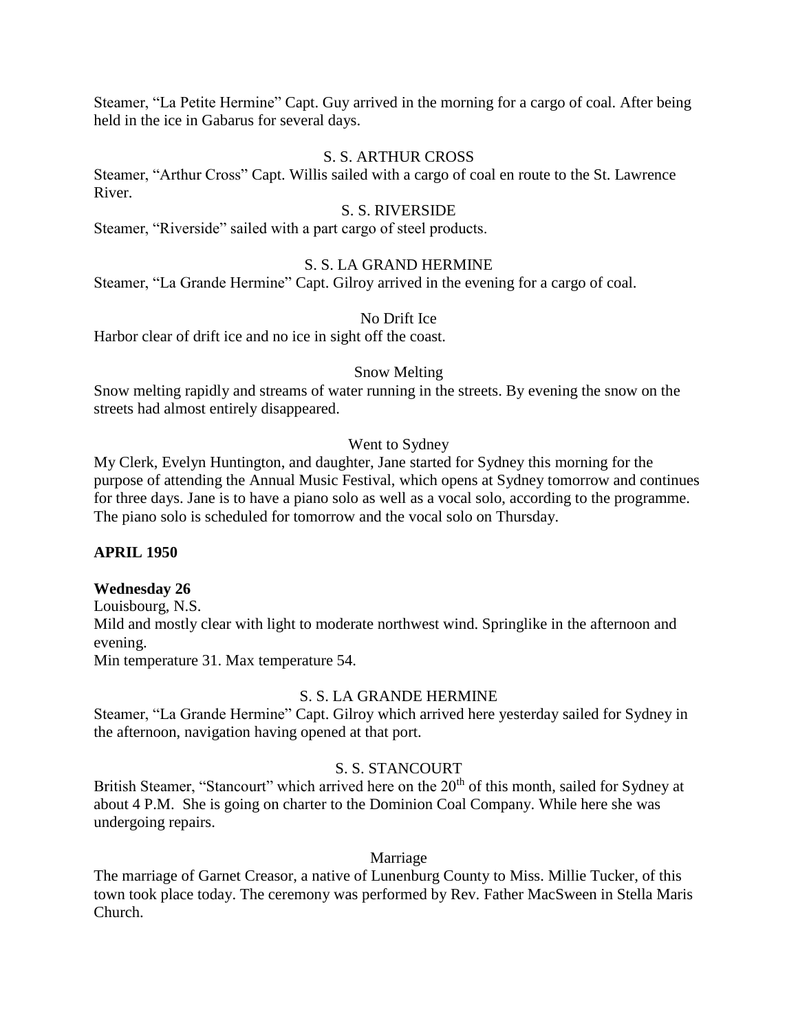Steamer, “La Petite Hermine” Capt. Guy arrived in the morning for a cargo of coal. After being held in the ice in Gabarus for several days.

S. S. ARTHUR CROSS

Steamer, “Arthur Cross” Capt. Willis sailed with a cargo of coal en route to the St. Lawrence River.

S. S. RIVERSIDE

Steamer, “Riverside” sailed with a part cargo of steel products.

S. S. LA GRAND HERMINE

Steamer, “La Grande Hermine” Capt. Gilroy arrived in the evening for a cargo of coal.

No Drift Ice

Harbor clear of drift ice and no ice in sight off the coast.

Snow Melting

Snow melting rapidly and streams of water running in the streets. By evening the snow on the streets had almost entirely disappeared.

Went to Sydney

My Clerk, Evelyn Huntington, and daughter, Jane started for Sydney this morning for the purpose of attending the Annual Music Festival, which opens at Sydney tomorrow and continues for three days. Jane is to have a piano solo as well as a vocal solo, according to the programme. The piano solo is scheduled for tomorrow and the vocal solo on Thursday.

**APRIL 1950**

**Wednesday 26**

Louisbourg, N.S.

Mild and mostly clear with light to moderate northwest wind. Springlike in the afternoon and evening.

Min temperature 31. Max temperature 54.

S. S. LA GRANDE HERMINE

Steamer, “La Grande Hermine” Capt. Gilroy which arrived here yesterday sailed for Sydney in the afternoon, navigation having opened at that port.

S. S. STANCOURT

British Steamer, “Stancourt” which arrived here on the 20th of this month, sailed for Sydney at about 4 P.M. She is going on charter to the Dominion Coal Company. While here she was undergoing repairs.

Marriage

The marriage of Garnet Creasor, a native of Lunenburg County to Miss. Millie Tucker, of this town took place today. The ceremony was performed by Rev. Father MacSween in Stella Maris Church.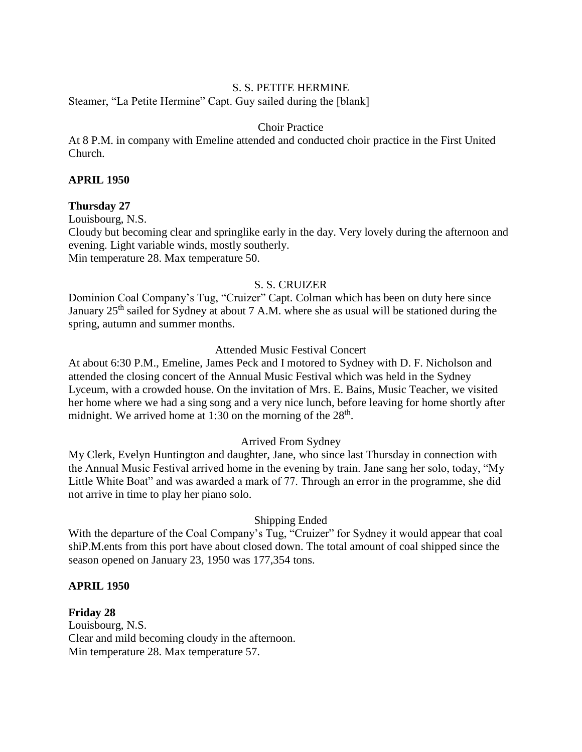S. S. PETITE HERMINE

Steamer, "La Petite Hermine" Capt. Guy sailed during the [blank]

Choir Practice

At 8 P.M. in company with Emeline attended and conducted choir practice in the First United Church.

**APRIL 1950**

**Thursday 27**

Louisbourg, N.S.

Cloudy but becoming clear and springlike early in the day. Very lovely during the afternoon and evening. Light variable winds, mostly southerly.

Min temperature 28. Max temperature 50.

S. S. CRUIZER

Dominion Coal Company's Tug, "Cruizer" Capt. Colman which has been on duty here since January 25th sailed for Sydney at about 7 A.M. where she as usual will be stationed during the spring, autumn and summer months.

Attended Music Festival Concert

At about 6:30 P.M., Emeline, James Peck and I motored to Sydney with D. F. Nicholson and attended the closing concert of the Annual Music Festival which was held in the Sydney Lyceum, with a crowded house. On the invitation of Mrs. E. Bains, Music Teacher, we visited her home where we had a sing song and a very nice lunch, before leaving for home shortly after midnight. We arrived home at 1:30 on the morning of the 28th.

Arrived From Sydney

My Clerk, Evelyn Huntington and daughter, Jane, who since last Thursday in connection with the Annual Music Festival arrived home in the evening by train. Jane sang her solo, today, "My Little White Boat" and was awarded a mark of 77. Through an error in the programme, she did not arrive in time to play her piano solo.

Shipping Ended

With the departure of the Coal Company's Tug, "Cruizer" for Sydney it would appear that coal shiP.M.ents from this port have about closed down. The total amount of coal shipped since the season opened on January 23, 1950 was 177,354 tons.

**APRIL 1950**

**Friday 28**

Louisbourg, N.S.

Clear and mild becoming cloudy in the afternoon.

Min temperature 28. Max temperature 57.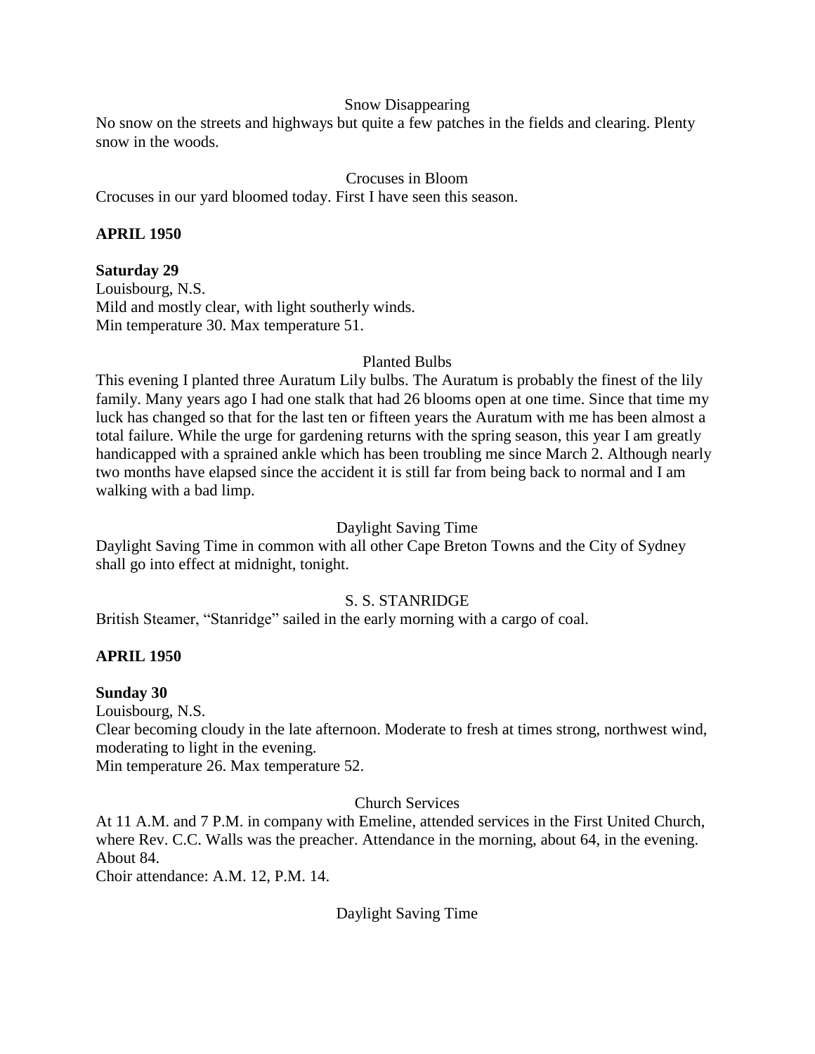Snow Disappearing

No snow on the streets and highways but quite a few patches in the fields and clearing. Plenty snow in the woods.

Crocuses in Bloom

Crocuses in our yard bloomed today. First I have seen this season.

**APRIL 1950**

**Saturday 29**

Louisbourg, N.S.
Mild and mostly clear, with light southerly winds.
Min temperature 30. Max temperature 51.

Planted Bulbs

This evening I planted three Auratum Lily bulbs. The Auratum is probably the finest of the lily family. Many years ago I had one stalk that had 26 blooms open at one time. Since that time my luck has changed so that for the last ten or fifteen years the Auratum with me has been almost a total failure. While the urge for gardening returns with the spring season, this year I am greatly handicapped with a sprained ankle which has been troubling me since March 2. Although nearly two months have elapsed since the accident it is still far from being back to normal and I am walking with a bad limp.

Daylight Saving Time

Daylight Saving Time in common with all other Cape Breton Towns and the City of Sydney shall go into effect at midnight, tonight.

S. S. STANRIDGE

British Steamer, "Stanridge" sailed in the early morning with a cargo of coal.

**APRIL 1950**

**Sunday 30**

Louisbourg, N.S.
Clear becoming cloudy in the late afternoon. Moderate to fresh at times strong, northwest wind, moderating to light in the evening.
Min temperature 26. Max temperature 52.

Church Services

At 11 A.M. and 7 P.M. in company with Emeline, attended services in the First United Church, where Rev. C.C. Walls was the preacher. Attendance in the morning, about 64, in the evening. About 84.
Choir attendance: A.M. 12, P.M. 14.

Daylight Saving Time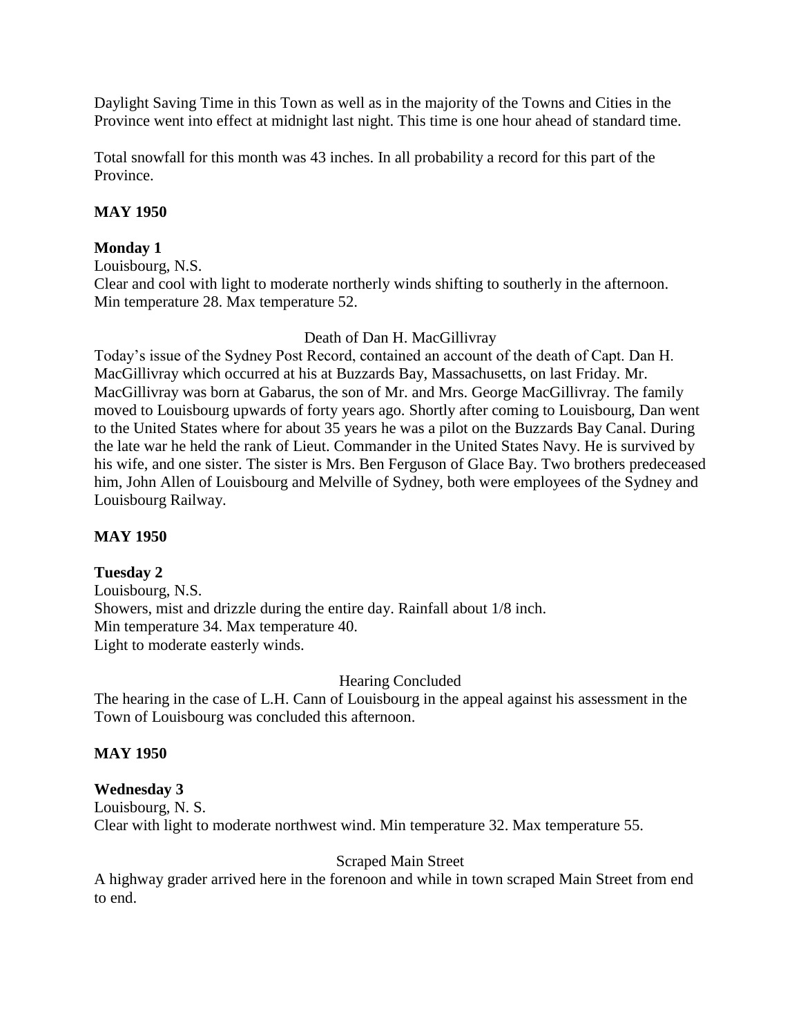Daylight Saving Time in this Town as well as in the majority of the Towns and Cities in the Province went into effect at midnight last night. This time is one hour ahead of standard time.

Total snowfall for this month was 43 inches. In all probability a record for this part of the Province.

**MAY 1950**

**Monday 1**
Louisbourg, N.S.
Clear and cool with light to moderate northerly winds shifting to southerly in the afternoon.
Min temperature 28. Max temperature 52.

Death of Dan H. MacGillivray

Today's issue of the Sydney Post Record, contained an account of the death of Capt. Dan H. MacGillivray which occurred at his at Buzzards Bay, Massachusetts, on last Friday. Mr. MacGillivray was born at Gabarus, the son of Mr. and Mrs. George MacGillivray. The family moved to Louisbourg upwards of forty years ago. Shortly after coming to Louisbourg, Dan went to the United States where for about 35 years he was a pilot on the Buzzards Bay Canal. During the late war he held the rank of Lieut. Commander in the United States Navy. He is survived by his wife, and one sister. The sister is Mrs. Ben Ferguson of Glace Bay. Two brothers predeceased him, John Allen of Louisbourg and Melville of Sydney, both were employees of the Sydney and Louisbourg Railway.

**MAY 1950**

**Tuesday 2**
Louisbourg, N.S.
Showers, mist and drizzle during the entire day. Rainfall about 1/8 inch.
Min temperature 34. Max temperature 40.
Light to moderate easterly winds.

Hearing Concluded

The hearing in the case of L.H. Cann of Louisbourg in the appeal against his assessment in the Town of Louisbourg was concluded this afternoon.

**MAY 1950**

**Wednesday 3**
Louisbourg, N. S.
Clear with light to moderate northwest wind. Min temperature 32. Max temperature 55.

Scraped Main Street

A highway grader arrived here in the forenoon and while in town scraped Main Street from end to end.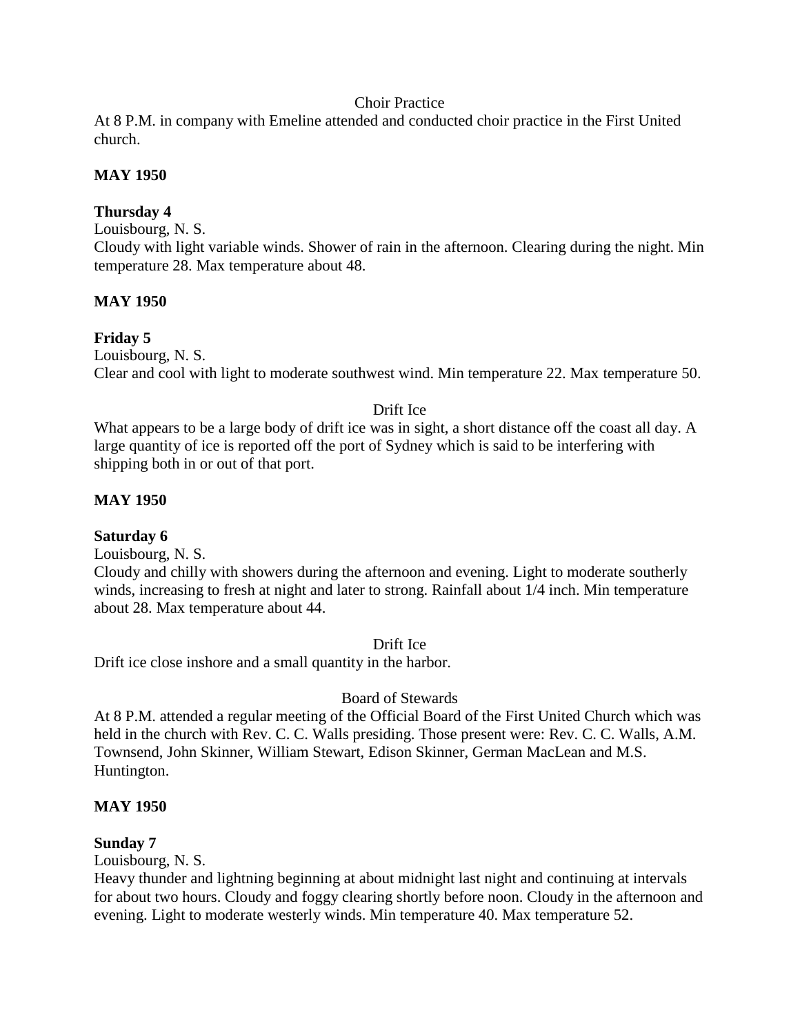Choir Practice

At 8 P.M. in company with Emeline attended and conducted choir practice in the First United church.

**MAY 1950**

**Thursday 4**

Louisbourg, N. S.

Cloudy with light variable winds. Shower of rain in the afternoon. Clearing during the night. Min temperature 28. Max temperature about 48.

**MAY 1950**

**Friday 5**

Louisbourg, N. S.

Clear and cool with light to moderate southwest wind. Min temperature 22. Max temperature 50.

Drift Ice

What appears to be a large body of drift ice was in sight, a short distance off the coast all day. A large quantity of ice is reported off the port of Sydney which is said to be interfering with shipping both in or out of that port.

**MAY 1950**

**Saturday 6**

Louisbourg, N. S.

Cloudy and chilly with showers during the afternoon and evening. Light to moderate southerly winds, increasing to fresh at night and later to strong. Rainfall about 1/4 inch. Min temperature about 28. Max temperature about 44.

Drift Ice

Drift ice close inshore and a small quantity in the harbor.

Board of Stewards

At 8 P.M. attended a regular meeting of the Official Board of the First United Church which was held in the church with Rev. C. C. Walls presiding. Those present were: Rev. C. C. Walls, A.M. Townsend, John Skinner, William Stewart, Edison Skinner, German MacLean and M.S. Huntington.

**MAY 1950**

**Sunday 7**

Louisbourg, N. S.

Heavy thunder and lightning beginning at about midnight last night and continuing at intervals for about two hours. Cloudy and foggy clearing shortly before noon. Cloudy in the afternoon and evening. Light to moderate westerly winds. Min temperature 40. Max temperature 52.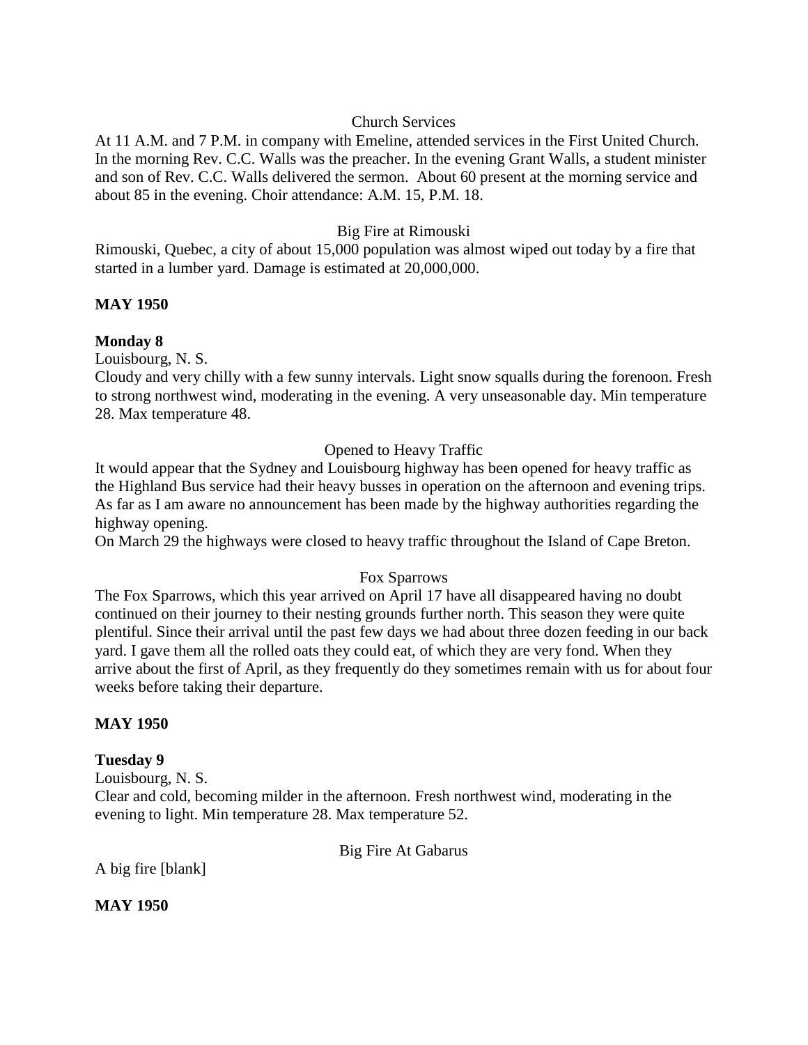Church Services

At 11 A.M. and 7 P.M. in company with Emeline, attended services in the First United Church. In the morning Rev. C.C. Walls was the preacher. In the evening Grant Walls, a student minister and son of Rev. C.C. Walls delivered the sermon. About 60 present at the morning service and about 85 in the evening. Choir attendance: A.M. 15, P.M. 18.

Big Fire at Rimouski

Rimouski, Quebec, a city of about 15,000 population was almost wiped out today by a fire that started in a lumber yard. Damage is estimated at 20,000,000.

**MAY 1950**

**Monday 8**

Louisbourg, N. S.

Cloudy and very chilly with a few sunny intervals. Light snow squalls during the forenoon. Fresh to strong northwest wind, moderating in the evening. A very unseasonable day. Min temperature 28. Max temperature 48.

Opened to Heavy Traffic

It would appear that the Sydney and Louisbourg highway has been opened for heavy traffic as the Highland Bus service had their heavy busses in operation on the afternoon and evening trips. As far as I am aware no announcement has been made by the highway authorities regarding the highway opening.

On March 29 the highways were closed to heavy traffic throughout the Island of Cape Breton.

Fox Sparrows

The Fox Sparrows, which this year arrived on April 17 have all disappeared having no doubt continued on their journey to their nesting grounds further north. This season they were quite plentiful. Since their arrival until the past few days we had about three dozen feeding in our back yard. I gave them all the rolled oats they could eat, of which they are very fond. When they arrive about the first of April, as they frequently do they sometimes remain with us for about four weeks before taking their departure.

**MAY 1950**

**Tuesday 9**

Louisbourg, N. S.

Clear and cold, becoming milder in the afternoon. Fresh northwest wind, moderating in the evening to light. Min temperature 28. Max temperature 52.

Big Fire At Gabarus

A big fire [blank]

**MAY 1950**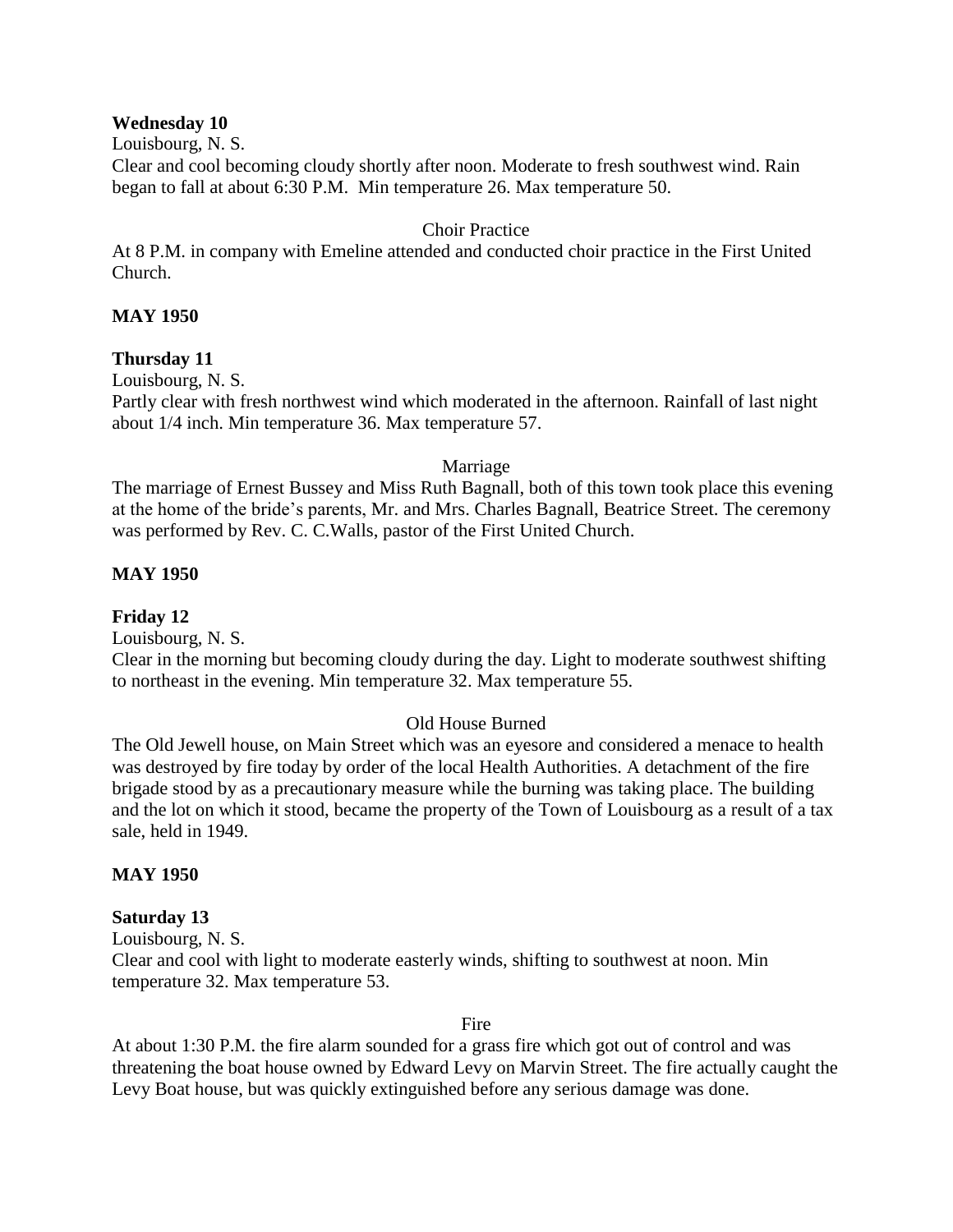**Wednesday 10**

Louisbourg, N. S.

Clear and cool becoming cloudy shortly after noon. Moderate to fresh southwest wind. Rain began to fall at about 6:30 P.M. Min temperature 26. Max temperature 50.

Choir Practice

At 8 P.M. in company with Emeline attended and conducted choir practice in the First United Church.

**MAY 1950**

**Thursday 11**

Louisbourg, N. S.

Partly clear with fresh northwest wind which moderated in the afternoon. Rainfall of last night about 1/4 inch. Min temperature 36. Max temperature 57.

Marriage

The marriage of Ernest Bussey and Miss Ruth Bagnall, both of this town took place this evening at the home of the bride's parents, Mr. and Mrs. Charles Bagnall, Beatrice Street. The ceremony was performed by Rev. C. C.Walls, pastor of the First United Church.

**MAY 1950**

**Friday 12**

Louisbourg, N. S.

Clear in the morning but becoming cloudy during the day. Light to moderate southwest shifting to northeast in the evening. Min temperature 32. Max temperature 55.

Old House Burned

The Old Jewell house, on Main Street which was an eyesore and considered a menace to health was destroyed by fire today by order of the local Health Authorities. A detachment of the fire brigade stood by as a precautionary measure while the burning was taking place. The building and the lot on which it stood, became the property of the Town of Louisbourg as a result of a tax sale, held in 1949.

**MAY 1950**

**Saturday 13**

Louisbourg, N. S.

Clear and cool with light to moderate easterly winds, shifting to southwest at noon. Min temperature 32. Max temperature 53.

Fire

At about 1:30 P.M. the fire alarm sounded for a grass fire which got out of control and was threatening the boat house owned by Edward Levy on Marvin Street. The fire actually caught the Levy Boat house, but was quickly extinguished before any serious damage was done.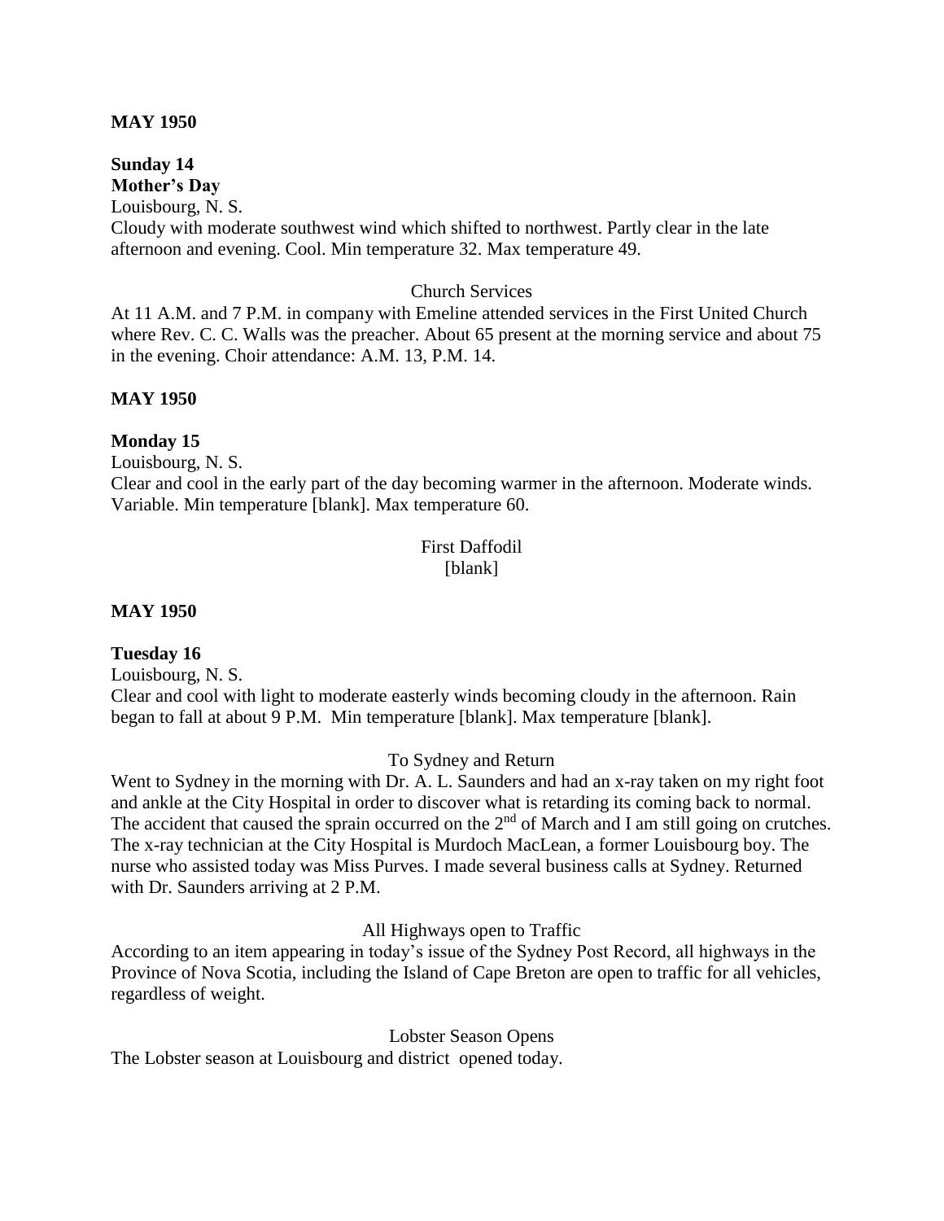**MAY 1950**

**Sunday 14**
**Mother's Day**
Louisbourg, N. S.
Cloudy with moderate southwest wind which shifted to northwest. Partly clear in the late afternoon and evening. Cool. Min temperature 32. Max temperature 49.

Church Services

At 11 A.M. and 7 P.M. in company with Emeline attended services in the First United Church where Rev. C. C. Walls was the preacher. About 65 present at the morning service and about 75 in the evening. Choir attendance: A.M. 13, P.M. 14.

**MAY 1950**

**Monday 15**
Louisbourg, N. S.
Clear and cool in the early part of the day becoming warmer in the afternoon. Moderate winds. Variable. Min temperature [blank]. Max temperature 60.

First Daffodil
[blank]

**MAY 1950**

**Tuesday 16**
Louisbourg, N. S.
Clear and cool with light to moderate easterly winds becoming cloudy in the afternoon. Rain began to fall at about 9 P.M. Min temperature [blank]. Max temperature [blank].

To Sydney and Return

Went to Sydney in the morning with Dr. A. L. Saunders and had an x-ray taken on my right foot and ankle at the City Hospital in order to discover what is retarding its coming back to normal. The accident that caused the sprain occurred on the 2nd of March and I am still going on crutches. The x-ray technician at the City Hospital is Murdoch MacLean, a former Louisbourg boy. The nurse who assisted today was Miss Purves. I made several business calls at Sydney. Returned with Dr. Saunders arriving at 2 P.M.

All Highways open to Traffic

According to an item appearing in today's issue of the Sydney Post Record, all highways in the Province of Nova Scotia, including the Island of Cape Breton are open to traffic for all vehicles, regardless of weight.

Lobster Season Opens

The Lobster season at Louisbourg and district opened today.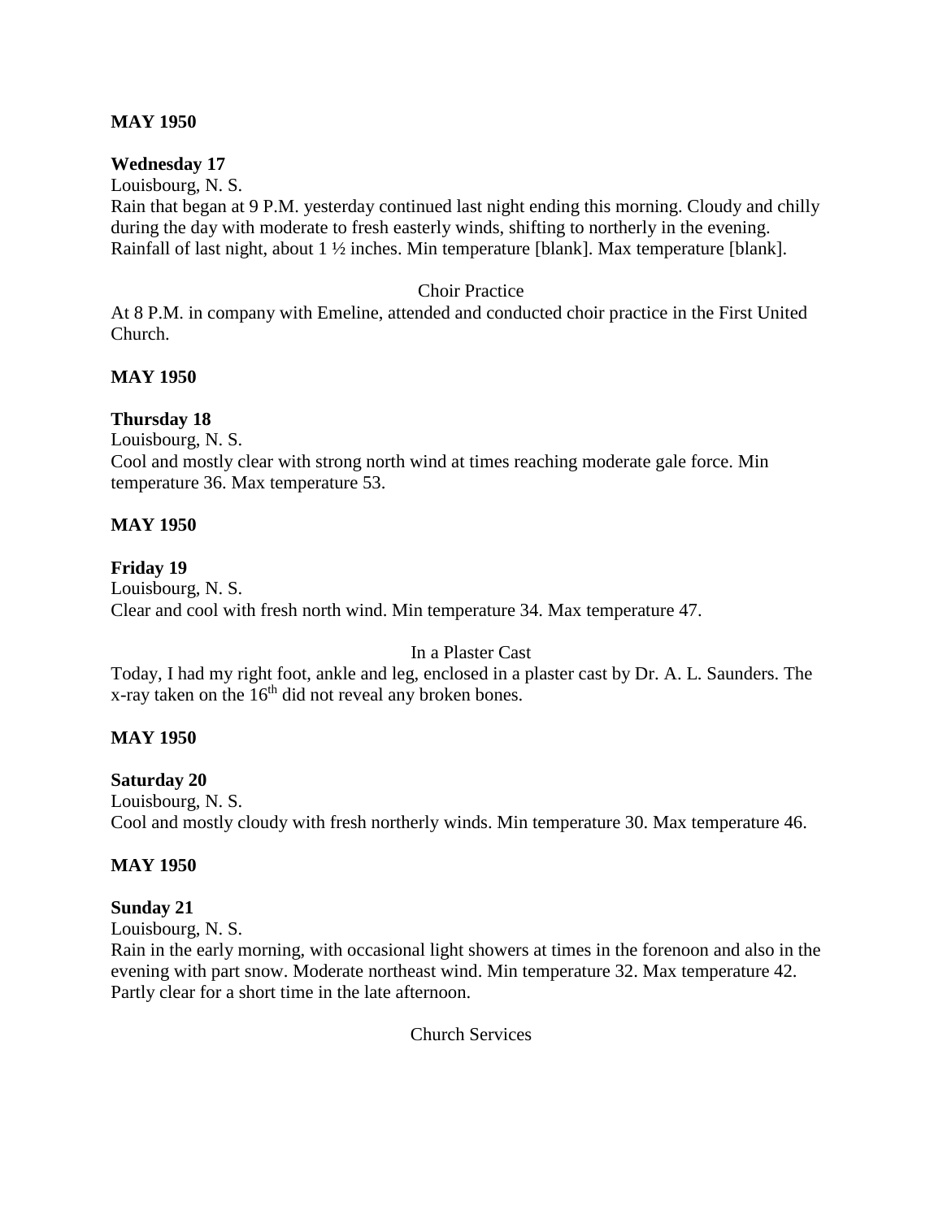**MAY 1950**

**Wednesday 17**

Louisbourg, N. S.

Rain that began at 9 P.M. yesterday continued last night ending this morning. Cloudy and chilly during the day with moderate to fresh easterly winds, shifting to northerly in the evening. Rainfall of last night, about 1 ½ inches. Min temperature [blank]. Max temperature [blank].

Choir Practice

At 8 P.M. in company with Emeline, attended and conducted choir practice in the First United Church.

**MAY 1950**

**Thursday 18**

Louisbourg, N. S.

Cool and mostly clear with strong north wind at times reaching moderate gale force. Min temperature 36. Max temperature 53.

**MAY 1950**

**Friday 19**

Louisbourg, N. S.

Clear and cool with fresh north wind. Min temperature 34. Max temperature 47.

In a Plaster Cast

Today, I had my right foot, ankle and leg, enclosed in a plaster cast by Dr. A. L. Saunders. The x-ray taken on the 16th did not reveal any broken bones.

**MAY 1950**

**Saturday 20**

Louisbourg, N. S.

Cool and mostly cloudy with fresh northerly winds. Min temperature 30. Max temperature 46.

**MAY 1950**

**Sunday 21**

Louisbourg, N. S.

Rain in the early morning, with occasional light showers at times in the forenoon and also in the evening with part snow. Moderate northeast wind. Min temperature 32. Max temperature 42. Partly clear for a short time in the late afternoon.

Church Services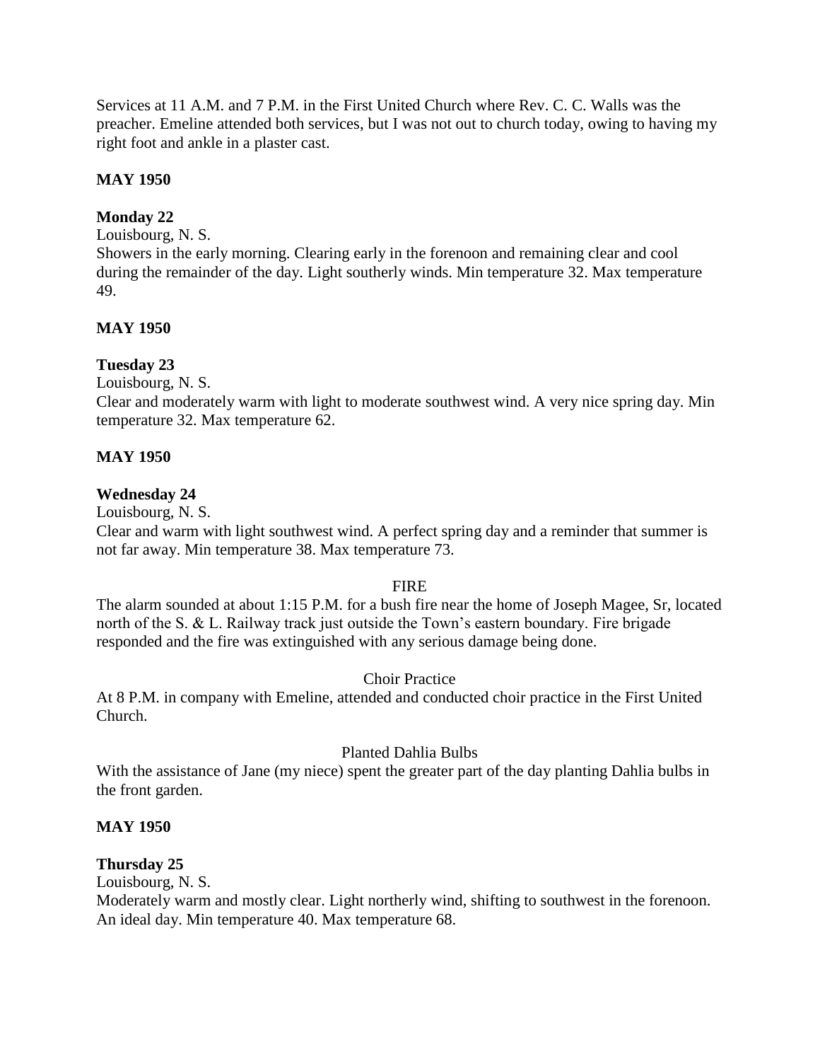Services at 11 A.M. and 7 P.M. in the First United Church where Rev. C. C. Walls was the preacher. Emeline attended both services, but I was not out to church today, owing to having my right foot and ankle in a plaster cast.

**MAY 1950**

**Monday 22**

Louisbourg, N. S.

Showers in the early morning. Clearing early in the forenoon and remaining clear and cool during the remainder of the day. Light southerly winds. Min temperature 32. Max temperature 49.

**MAY 1950**

**Tuesday 23**

Louisbourg, N. S.

Clear and moderately warm with light to moderate southwest wind. A very nice spring day. Min temperature 32. Max temperature 62.

**MAY 1950**

**Wednesday 24**

Louisbourg, N. S.

Clear and warm with light southwest wind. A perfect spring day and a reminder that summer is not far away. Min temperature 38. Max temperature 73.

FIRE

The alarm sounded at about 1:15 P.M. for a bush fire near the home of Joseph Magee, Sr, located north of the S. & L. Railway track just outside the Town's eastern boundary. Fire brigade responded and the fire was extinguished with any serious damage being done.

Choir Practice

At 8 P.M. in company with Emeline, attended and conducted choir practice in the First United Church.

Planted Dahlia Bulbs

With the assistance of Jane (my niece) spent the greater part of the day planting Dahlia bulbs in the front garden.

**MAY 1950**

**Thursday 25**

Louisbourg, N. S.

Moderately warm and mostly clear. Light northerly wind, shifting to southwest in the forenoon. An ideal day. Min temperature 40. Max temperature 68.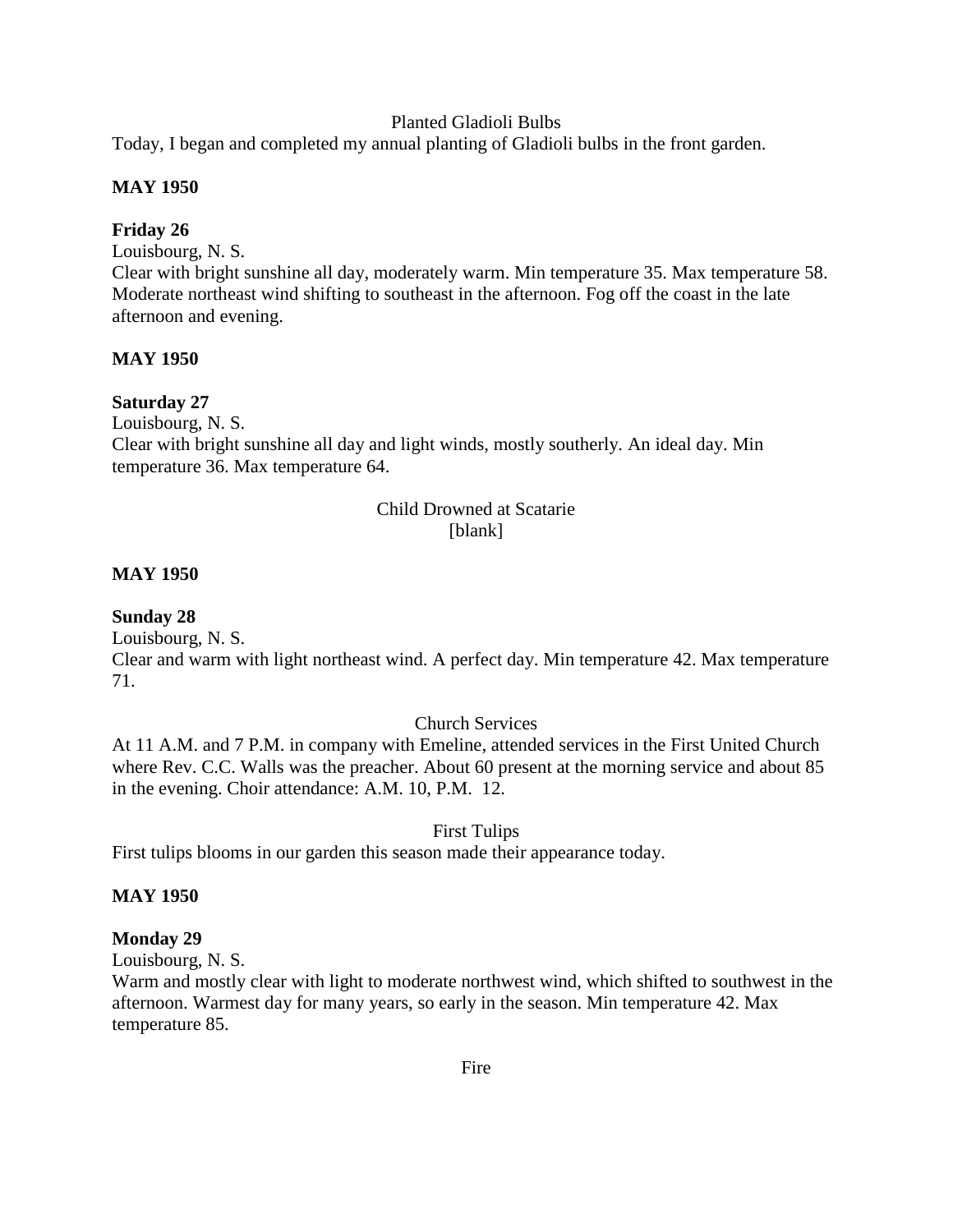Planted Gladioli Bulbs

Today, I began and completed my annual planting of Gladioli bulbs in the front garden.

**MAY 1950**

**Friday 26**

Louisbourg, N. S.

Clear with bright sunshine all day, moderately warm. Min temperature 35. Max temperature 58. Moderate northeast wind shifting to southeast in the afternoon. Fog off the coast in the late afternoon and evening.

**MAY 1950**

**Saturday 27**

Louisbourg, N. S.

Clear with bright sunshine all day and light winds, mostly southerly. An ideal day. Min temperature 36. Max temperature 64.

Child Drowned at Scatarie

[blank]

**MAY 1950**

**Sunday 28**

Louisbourg, N. S.

Clear and warm with light northeast wind. A perfect day. Min temperature 42. Max temperature 71.

Church Services

At 11 A.M. and 7 P.M. in company with Emeline, attended services in the First United Church where Rev. C.C. Walls was the preacher. About 60 present at the morning service and about 85 in the evening. Choir attendance: A.M. 10, P.M. 12.

First Tulips

First tulips blooms in our garden this season made their appearance today.

**MAY 1950**

**Monday 29**

Louisbourg, N. S.

Warm and mostly clear with light to moderate northwest wind, which shifted to southwest in the afternoon. Warmest day for many years, so early in the season. Min temperature 42. Max temperature 85.

Fire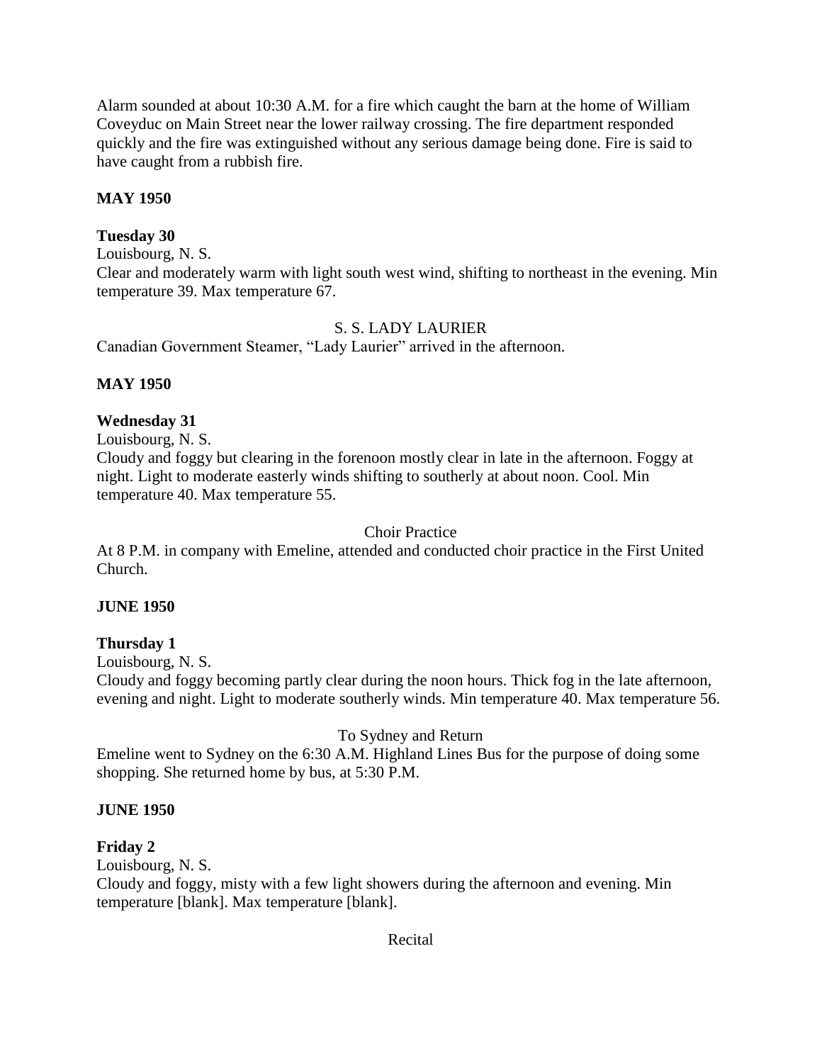Alarm sounded at about 10:30 A.M. for a fire which caught the barn at the home of William Coveyduc on Main Street near the lower railway crossing. The fire department responded quickly and the fire was extinguished without any serious damage being done. Fire is said to have caught from a rubbish fire.

**MAY 1950**

**Tuesday 30**

Louisbourg, N. S.

Clear and moderately warm with light south west wind, shifting to northeast in the evening. Min temperature 39. Max temperature 67.

S. S. LADY LAURIER

Canadian Government Steamer, "Lady Laurier" arrived in the afternoon.

**MAY 1950**

**Wednesday 31**

Louisbourg, N. S.

Cloudy and foggy but clearing in the forenoon mostly clear in late in the afternoon. Foggy at night. Light to moderate easterly winds shifting to southerly at about noon. Cool. Min temperature 40. Max temperature 55.

Choir Practice

At 8 P.M. in company with Emeline, attended and conducted choir practice in the First United Church.

**JUNE 1950**

**Thursday 1**

Louisbourg, N. S.

Cloudy and foggy becoming partly clear during the noon hours. Thick fog in the late afternoon, evening and night. Light to moderate southerly winds. Min temperature 40. Max temperature 56.

To Sydney and Return

Emeline went to Sydney on the 6:30 A.M. Highland Lines Bus for the purpose of doing some shopping. She returned home by bus, at 5:30 P.M.

**JUNE 1950**

**Friday 2**

Louisbourg, N. S.

Cloudy and foggy, misty with a few light showers during the afternoon and evening. Min temperature [blank]. Max temperature [blank].

Recital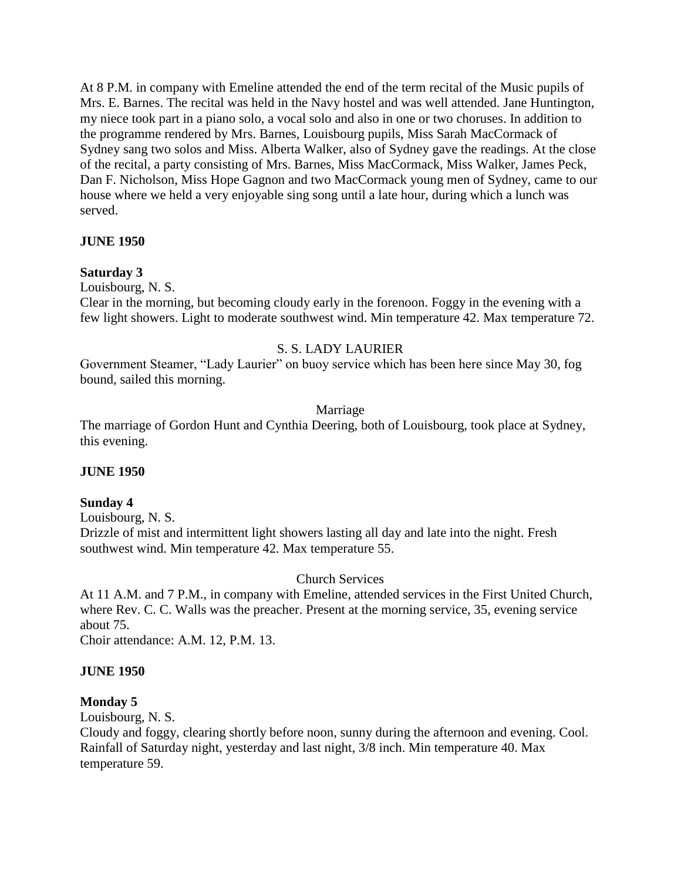At 8 P.M. in company with Emeline attended the end of the term recital of the Music pupils of Mrs. E. Barnes. The recital was held in the Navy hostel and was well attended. Jane Huntington, my niece took part in a piano solo, a vocal solo and also in one or two choruses. In addition to the programme rendered by Mrs. Barnes, Louisbourg pupils, Miss Sarah MacCormack of Sydney sang two solos and Miss. Alberta Walker, also of Sydney gave the readings. At the close of the recital, a party consisting of Mrs. Barnes, Miss MacCormack, Miss Walker, James Peck, Dan F. Nicholson, Miss Hope Gagnon and two MacCormack young men of Sydney, came to our house where we held a very enjoyable sing song until a late hour, during which a lunch was served.

**JUNE 1950**

**Saturday 3**

Louisbourg, N. S.

Clear in the morning, but becoming cloudy early in the forenoon. Foggy in the evening with a few light showers. Light to moderate southwest wind. Min temperature 42. Max temperature 72.

S. S. LADY LAURIER

Government Steamer, "Lady Laurier" on buoy service which has been here since May 30, fog bound, sailed this morning.

Marriage

The marriage of Gordon Hunt and Cynthia Deering, both of Louisbourg, took place at Sydney, this evening.

**JUNE 1950**

**Sunday 4**

Louisbourg, N. S.

Drizzle of mist and intermittent light showers lasting all day and late into the night. Fresh southwest wind. Min temperature 42. Max temperature 55.

Church Services

At 11 A.M. and 7 P.M., in company with Emeline, attended services in the First United Church, where Rev. C. C. Walls was the preacher. Present at the morning service, 35, evening service about 75.

Choir attendance: A.M. 12, P.M. 13.

**JUNE 1950**

**Monday 5**

Louisbourg, N. S.

Cloudy and foggy, clearing shortly before noon, sunny during the afternoon and evening. Cool. Rainfall of Saturday night, yesterday and last night, 3/8 inch. Min temperature 40. Max temperature 59.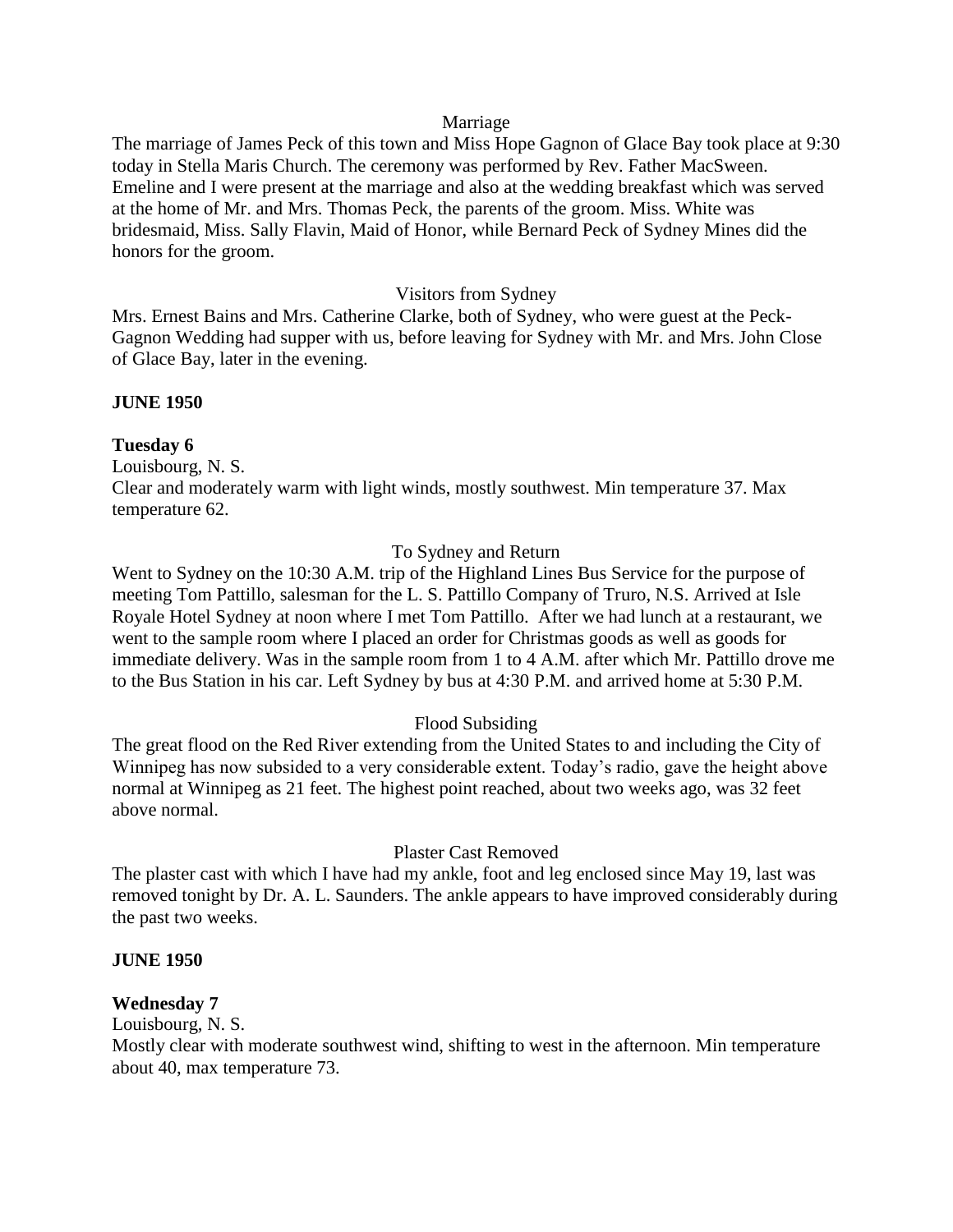Marriage

The marriage of James Peck of this town and Miss Hope Gagnon of Glace Bay took place at 9:30 today in Stella Maris Church. The ceremony was performed by Rev. Father MacSween. Emeline and I were present at the marriage and also at the wedding breakfast which was served at the home of Mr. and Mrs. Thomas Peck, the parents of the groom. Miss. White was bridesmaid, Miss. Sally Flavin, Maid of Honor, while Bernard Peck of Sydney Mines did the honors for the groom.

Visitors from Sydney

Mrs. Ernest Bains and Mrs. Catherine Clarke, both of Sydney, who were guest at the Peck-Gagnon Wedding had supper with us, before leaving for Sydney with Mr. and Mrs. John Close of Glace Bay, later in the evening.

**JUNE 1950**

**Tuesday 6**

Louisbourg, N. S.

Clear and moderately warm with light winds, mostly southwest. Min temperature 37. Max temperature 62.

To Sydney and Return

Went to Sydney on the 10:30 A.M. trip of the Highland Lines Bus Service for the purpose of meeting Tom Pattillo, salesman for the L. S. Pattillo Company of Truro, N.S. Arrived at Isle Royale Hotel Sydney at noon where I met Tom Pattillo. After we had lunch at a restaurant, we went to the sample room where I placed an order for Christmas goods as well as goods for immediate delivery. Was in the sample room from 1 to 4 A.M. after which Mr. Pattillo drove me to the Bus Station in his car. Left Sydney by bus at 4:30 P.M. and arrived home at 5:30 P.M.

Flood Subsiding

The great flood on the Red River extending from the United States to and including the City of Winnipeg has now subsided to a very considerable extent. Today's radio, gave the height above normal at Winnipeg as 21 feet. The highest point reached, about two weeks ago, was 32 feet above normal.

Plaster Cast Removed

The plaster cast with which I have had my ankle, foot and leg enclosed since May 19, last was removed tonight by Dr. A. L. Saunders. The ankle appears to have improved considerably during the past two weeks.

**JUNE 1950**

**Wednesday 7**

Louisbourg, N. S.

Mostly clear with moderate southwest wind, shifting to west in the afternoon. Min temperature about 40, max temperature 73.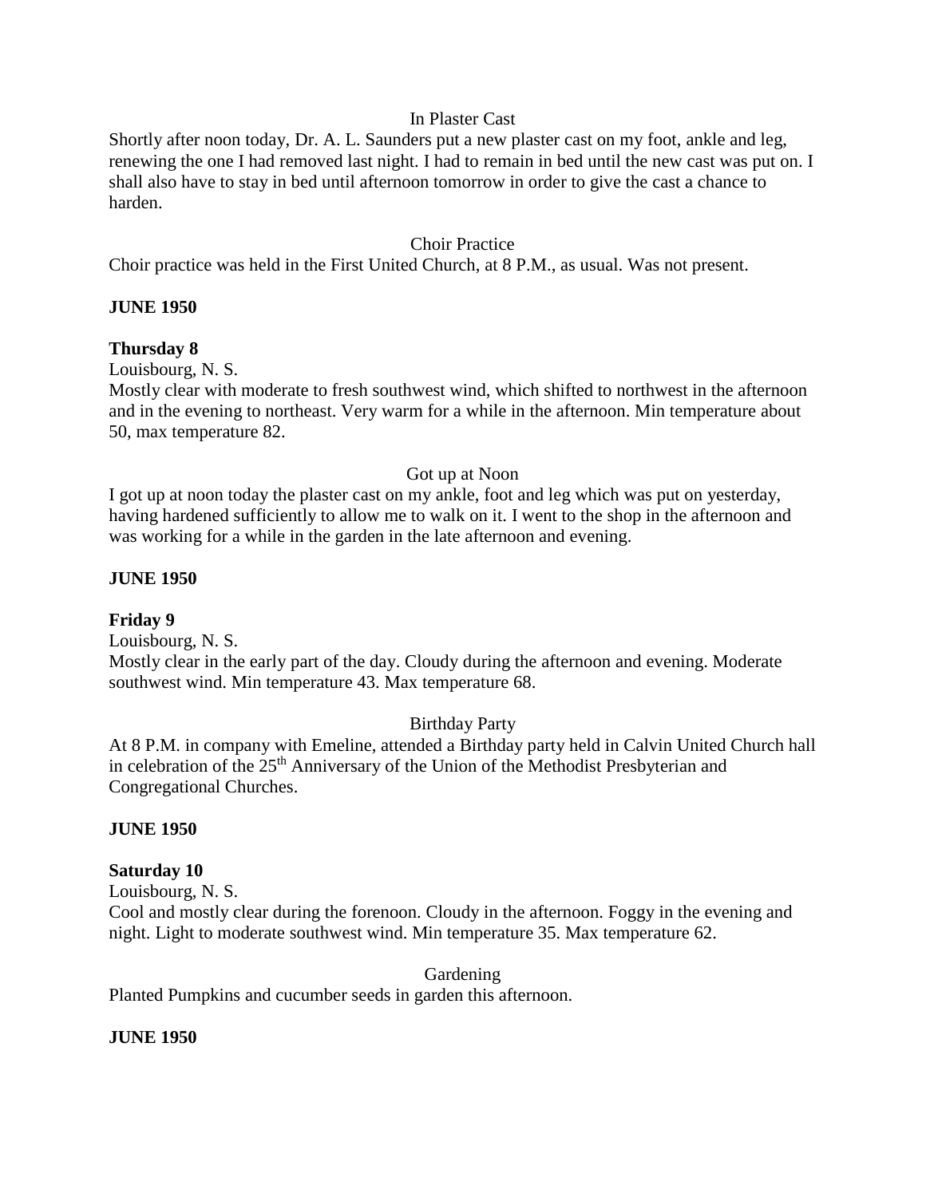In Plaster Cast

Shortly after noon today, Dr. A. L. Saunders put a new plaster cast on my foot, ankle and leg, renewing the one I had removed last night. I had to remain in bed until the new cast was put on. I shall also have to stay in bed until afternoon tomorrow in order to give the cast a chance to harden.

Choir Practice

Choir practice was held in the First United Church, at 8 P.M., as usual. Was not present.

**JUNE 1950**

**Thursday 8**

Louisbourg, N. S.

Mostly clear with moderate to fresh southwest wind, which shifted to northwest in the afternoon and in the evening to northeast. Very warm for a while in the afternoon. Min temperature about 50, max temperature 82.

Got up at Noon

I got up at noon today the plaster cast on my ankle, foot and leg which was put on yesterday, having hardened sufficiently to allow me to walk on it. I went to the shop in the afternoon and was working for a while in the garden in the late afternoon and evening.

**JUNE 1950**

**Friday 9**

Louisbourg, N. S.

Mostly clear in the early part of the day. Cloudy during the afternoon and evening. Moderate southwest wind. Min temperature 43. Max temperature 68.

Birthday Party

At 8 P.M. in company with Emeline, attended a Birthday party held in Calvin United Church hall in celebration of the 25th Anniversary of the Union of the Methodist Presbyterian and Congregational Churches.

**JUNE 1950**

**Saturday 10**

Louisbourg, N. S.

Cool and mostly clear during the forenoon. Cloudy in the afternoon. Foggy in the evening and night. Light to moderate southwest wind. Min temperature 35. Max temperature 62.

Gardening

Planted Pumpkins and cucumber seeds in garden this afternoon.

**JUNE 1950**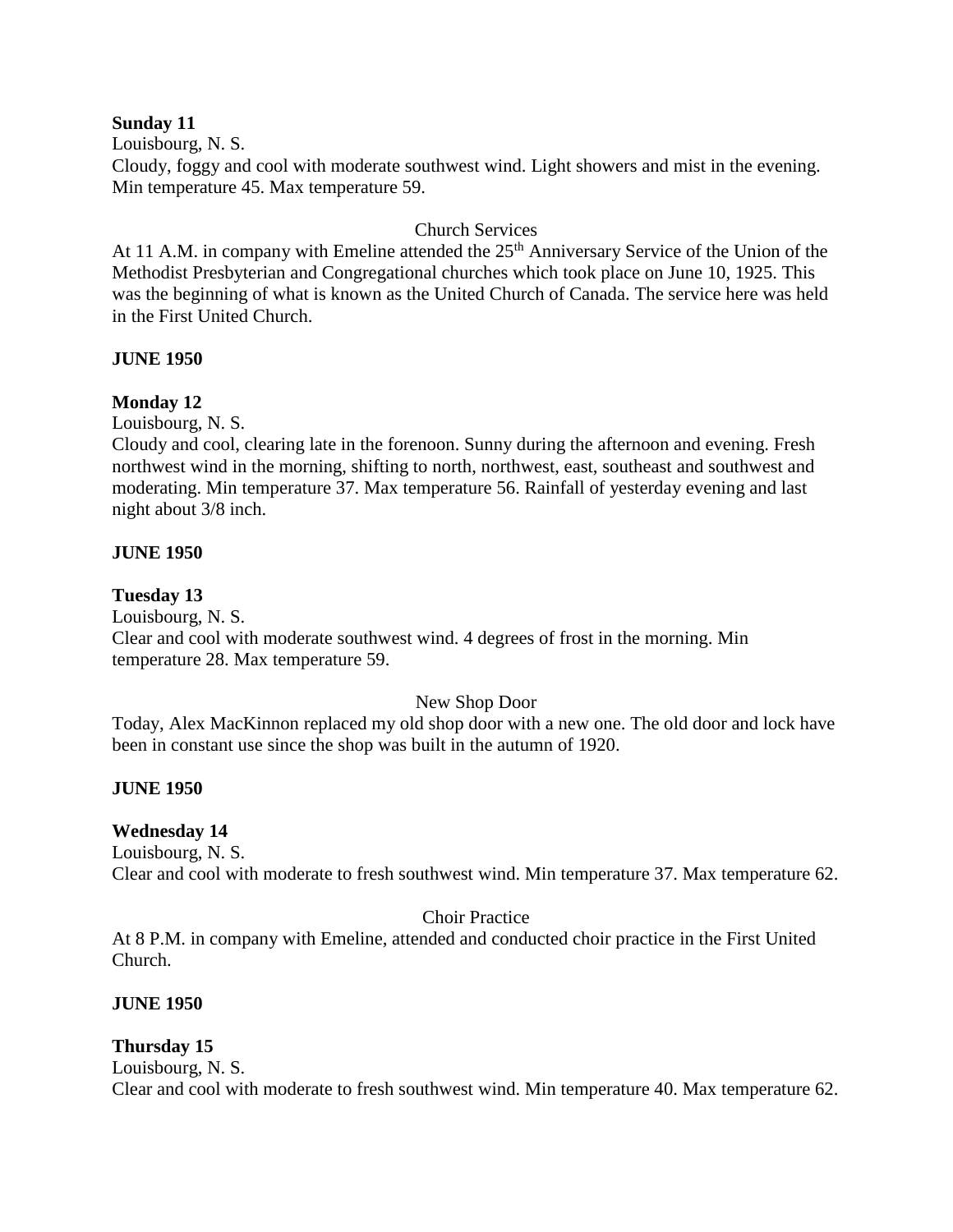**Sunday 11**
Louisbourg, N. S.
Cloudy, foggy and cool with moderate southwest wind. Light showers and mist in the evening. Min temperature 45. Max temperature 59.

Church Services

At 11 A.M. in company with Emeline attended the 25th Anniversary Service of the Union of the Methodist Presbyterian and Congregational churches which took place on June 10, 1925. This was the beginning of what is known as the United Church of Canada. The service here was held in the First United Church.

**JUNE 1950**

**Monday 12**
Louisbourg, N. S.
Cloudy and cool, clearing late in the forenoon. Sunny during the afternoon and evening. Fresh northwest wind in the morning, shifting to north, northwest, east, southeast and southwest and moderating. Min temperature 37. Max temperature 56. Rainfall of yesterday evening and last night about 3/8 inch.

**JUNE 1950**

**Tuesday 13**
Louisbourg, N. S.
Clear and cool with moderate southwest wind. 4 degrees of frost in the morning. Min temperature 28. Max temperature 59.

New Shop Door

Today, Alex MacKinnon replaced my old shop door with a new one. The old door and lock have been in constant use since the shop was built in the autumn of 1920.

**JUNE 1950**

**Wednesday 14**
Louisbourg, N. S.
Clear and cool with moderate to fresh southwest wind. Min temperature 37. Max temperature 62.

Choir Practice

At 8 P.M. in company with Emeline, attended and conducted choir practice in the First United Church.

**JUNE 1950**

**Thursday 15**
Louisbourg, N. S.
Clear and cool with moderate to fresh southwest wind. Min temperature 40. Max temperature 62.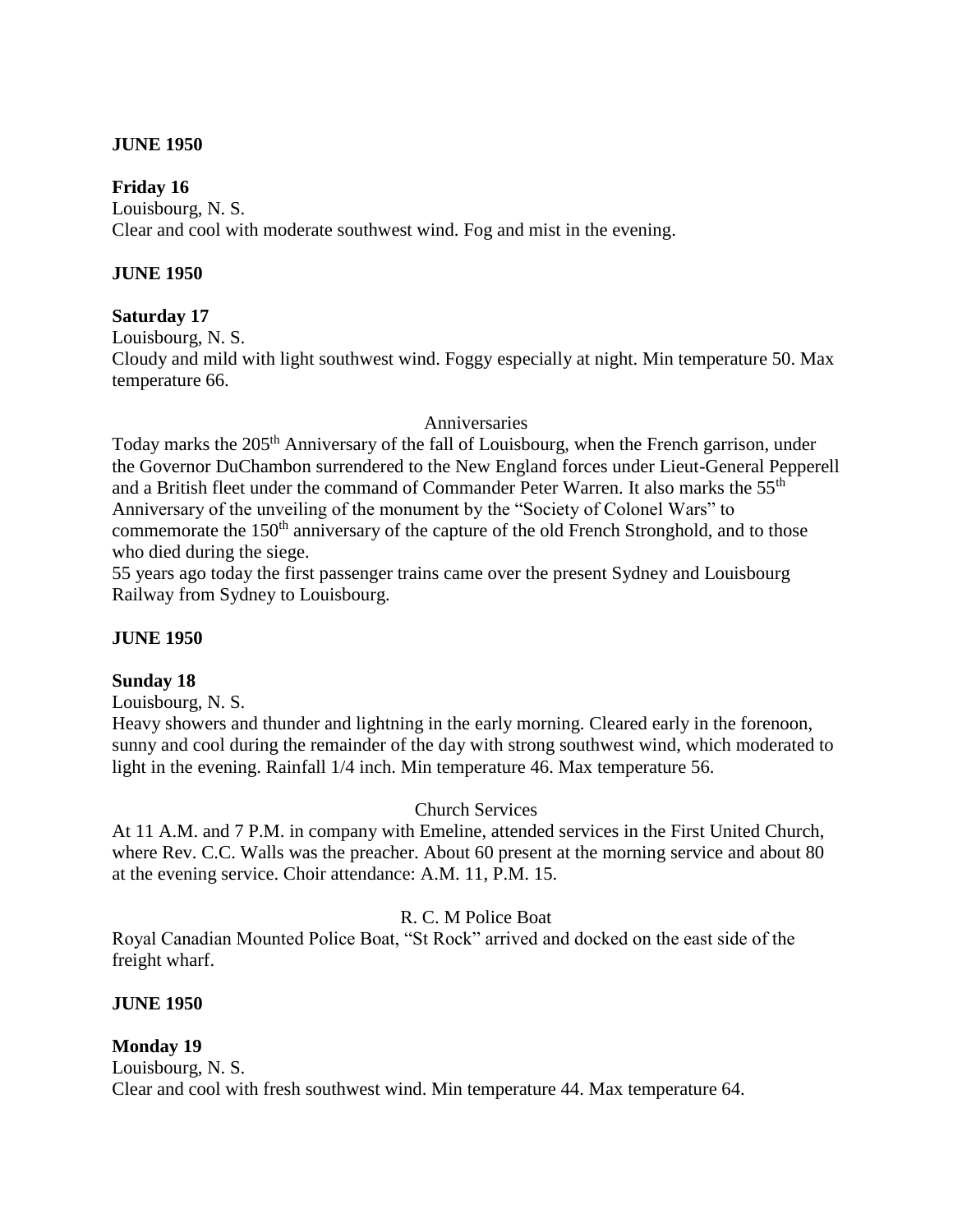**JUNE 1950**

**Friday 16**

Louisbourg, N. S.

Clear and cool with moderate southwest wind. Fog and mist in the evening.

**JUNE 1950**

**Saturday 17**

Louisbourg, N. S.

Cloudy and mild with light southwest wind. Foggy especially at night. Min temperature 50. Max temperature 66.

Anniversaries

Today marks the 205th Anniversary of the fall of Louisbourg, when the French garrison, under the Governor DuChambon surrendered to the New England forces under Lieut-General Pepperell and a British fleet under the command of Commander Peter Warren. It also marks the 55th Anniversary of the unveiling of the monument by the "Society of Colonel Wars" to commemorate the 150th anniversary of the capture of the old French Stronghold, and to those who died during the siege.

55 years ago today the first passenger trains came over the present Sydney and Louisbourg Railway from Sydney to Louisbourg.

**JUNE 1950**

**Sunday 18**

Louisbourg, N. S.

Heavy showers and thunder and lightning in the early morning. Cleared early in the forenoon, sunny and cool during the remainder of the day with strong southwest wind, which moderated to light in the evening. Rainfall 1/4 inch. Min temperature 46. Max temperature 56.

Church Services

At 11 A.M. and 7 P.M. in company with Emeline, attended services in the First United Church, where Rev. C.C. Walls was the preacher. About 60 present at the morning service and about 80 at the evening service. Choir attendance: A.M. 11, P.M. 15.

R. C. M Police Boat

Royal Canadian Mounted Police Boat, "St Rock" arrived and docked on the east side of the freight wharf.

**JUNE 1950**

**Monday 19**

Louisbourg, N. S.

Clear and cool with fresh southwest wind. Min temperature 44. Max temperature 64.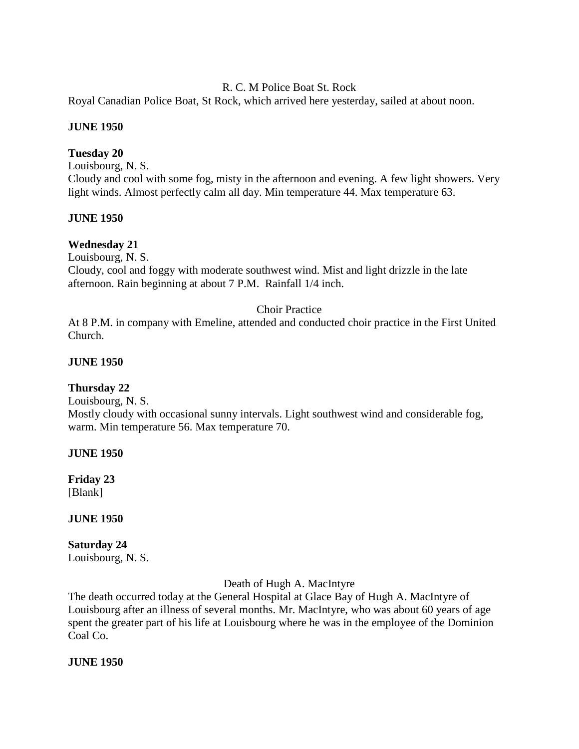R. C. M Police Boat St. Rock

Royal Canadian Police Boat, St Rock, which arrived here yesterday, sailed at about noon.

**JUNE 1950**

**Tuesday 20**

Louisbourg, N. S.

Cloudy and cool with some fog, misty in the afternoon and evening. A few light showers. Very light winds. Almost perfectly calm all day. Min temperature 44. Max temperature 63.

**JUNE 1950**

**Wednesday 21**

Louisbourg, N. S.

Cloudy, cool and foggy with moderate southwest wind. Mist and light drizzle in the late afternoon. Rain beginning at about 7 P.M. Rainfall 1/4 inch.

Choir Practice

At 8 P.M. in company with Emeline, attended and conducted choir practice in the First United Church.

**JUNE 1950**

**Thursday 22**

Louisbourg, N. S.

Mostly cloudy with occasional sunny intervals. Light southwest wind and considerable fog, warm. Min temperature 56. Max temperature 70.

**JUNE 1950**

**Friday 23**

[Blank]

**JUNE 1950**

**Saturday 24**

Louisbourg, N. S.

Death of Hugh A. MacIntyre

The death occurred today at the General Hospital at Glace Bay of Hugh A. MacIntyre of Louisbourg after an illness of several months. Mr. MacIntyre, who was about 60 years of age spent the greater part of his life at Louisbourg where he was in the employee of the Dominion Coal Co.

**JUNE 1950**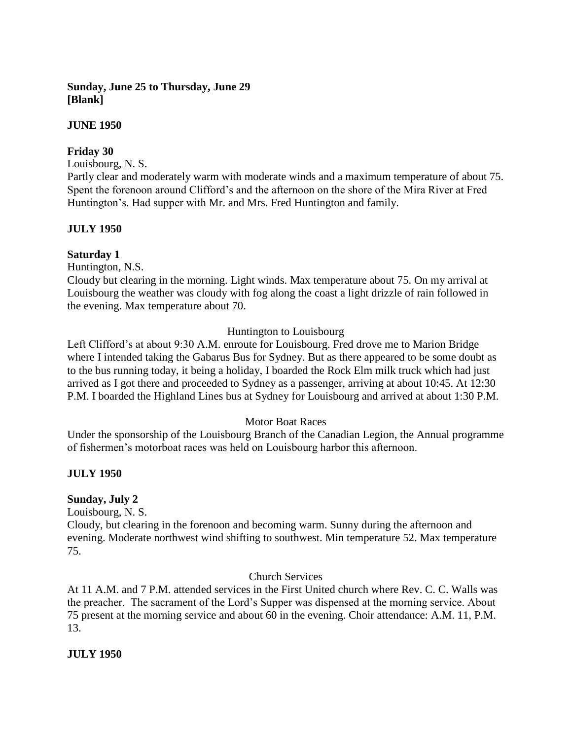**Sunday, June 25 to Thursday, June 29**
**[Blank]**

**JUNE 1950**

**Friday 30**

Louisbourg, N. S.

Partly clear and moderately warm with moderate winds and a maximum temperature of about 75. Spent the forenoon around Clifford's and the afternoon on the shore of the Mira River at Fred Huntington's. Had supper with Mr. and Mrs. Fred Huntington and family.

**JULY 1950**

**Saturday 1**

Huntington, N.S.

Cloudy but clearing in the morning. Light winds. Max temperature about 75. On my arrival at Louisbourg the weather was cloudy with fog along the coast a light drizzle of rain followed in the evening. Max temperature about 70.

Huntington to Louisbourg

Left Clifford's at about 9:30 A.M. enroute for Louisbourg. Fred drove me to Marion Bridge where I intended taking the Gabarus Bus for Sydney. But as there appeared to be some doubt as to the bus running today, it being a holiday, I boarded the Rock Elm milk truck which had just arrived as I got there and proceeded to Sydney as a passenger, arriving at about 10:45. At 12:30 P.M. I boarded the Highland Lines bus at Sydney for Louisbourg and arrived at about 1:30 P.M.

Motor Boat Races

Under the sponsorship of the Louisbourg Branch of the Canadian Legion, the Annual programme of fishermen's motorboat races was held on Louisbourg harbor this afternoon.

**JULY 1950**

**Sunday, July 2**

Louisbourg, N. S.

Cloudy, but clearing in the forenoon and becoming warm. Sunny during the afternoon and evening. Moderate northwest wind shifting to southwest. Min temperature 52. Max temperature 75.

Church Services

At 11 A.M. and 7 P.M. attended services in the First United church where Rev. C. C. Walls was the preacher. The sacrament of the Lord's Supper was dispensed at the morning service. About 75 present at the morning service and about 60 in the evening. Choir attendance: A.M. 11, P.M. 13.

**JULY 1950**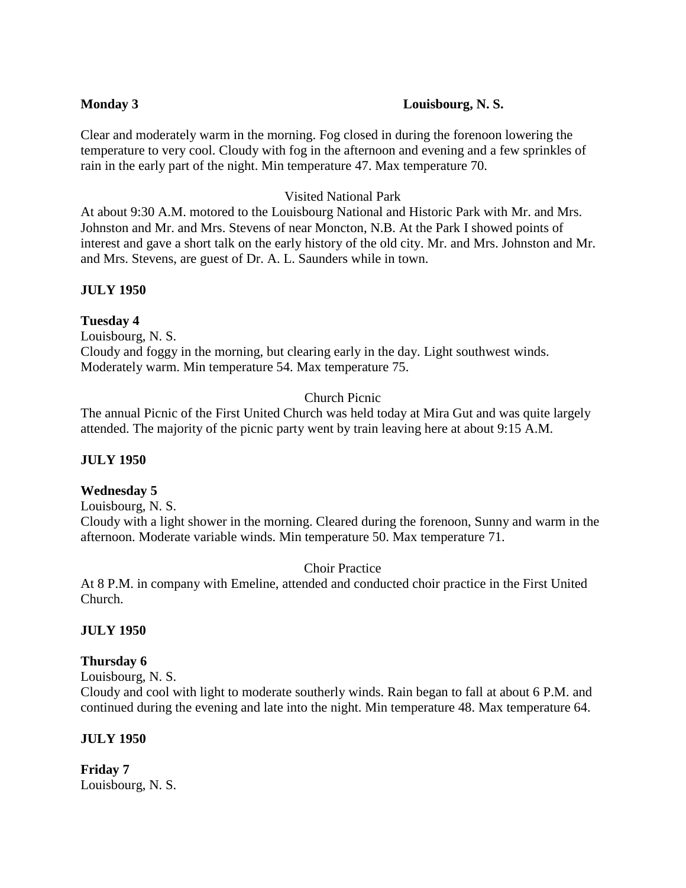**Monday 3** **Louisbourg, N. S.**

Clear and moderately warm in the morning. Fog closed in during the forenoon lowering the temperature to very cool. Cloudy with fog in the afternoon and evening and a few sprinkles of rain in the early part of the night. Min temperature 47. Max temperature 70.

Visited National Park

At about 9:30 A.M. motored to the Louisbourg National and Historic Park with Mr. and Mrs. Johnston and Mr. and Mrs. Stevens of near Moncton, N.B. At the Park I showed points of interest and gave a short talk on the early history of the old city. Mr. and Mrs. Johnston and Mr. and Mrs. Stevens, are guest of Dr. A. L. Saunders while in town.

**JULY 1950**

**Tuesday 4**

Louisbourg, N. S.

Cloudy and foggy in the morning, but clearing early in the day. Light southwest winds. Moderately warm. Min temperature 54. Max temperature 75.

Church Picnic

The annual Picnic of the First United Church was held today at Mira Gut and was quite largely attended. The majority of the picnic party went by train leaving here at about 9:15 A.M.

**JULY 1950**

**Wednesday 5**

Louisbourg, N. S.

Cloudy with a light shower in the morning. Cleared during the forenoon, Sunny and warm in the afternoon. Moderate variable winds. Min temperature 50. Max temperature 71.

Choir Practice

At 8 P.M. in company with Emeline, attended and conducted choir practice in the First United Church.

**JULY 1950**

**Thursday 6**

Louisbourg, N. S.

Cloudy and cool with light to moderate southerly winds. Rain began to fall at about 6 P.M. and continued during the evening and late into the night. Min temperature 48. Max temperature 64.

**JULY 1950**

**Friday 7**

Louisbourg, N. S.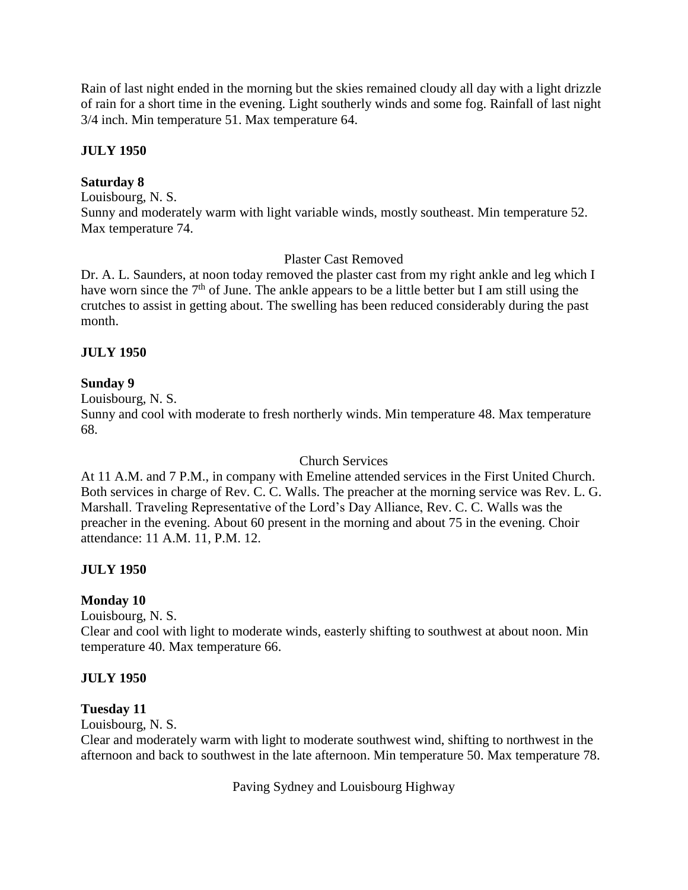Rain of last night ended in the morning but the skies remained cloudy all day with a light drizzle of rain for a short time in the evening. Light southerly winds and some fog. Rainfall of last night 3/4 inch. Min temperature 51. Max temperature 64.

**JULY 1950**

**Saturday 8**

Louisbourg, N. S.

Sunny and moderately warm with light variable winds, mostly southeast. Min temperature 52. Max temperature 74.

Plaster Cast Removed

Dr. A. L. Saunders, at noon today removed the plaster cast from my right ankle and leg which I have worn since the 7th of June. The ankle appears to be a little better but I am still using the crutches to assist in getting about. The swelling has been reduced considerably during the past month.

**JULY 1950**

**Sunday 9**

Louisbourg, N. S.

Sunny and cool with moderate to fresh northerly winds. Min temperature 48. Max temperature 68.

Church Services

At 11 A.M. and 7 P.M., in company with Emeline attended services in the First United Church. Both services in charge of Rev. C. C. Walls. The preacher at the morning service was Rev. L. G. Marshall. Traveling Representative of the Lord's Day Alliance, Rev. C. C. Walls was the preacher in the evening. About 60 present in the morning and about 75 in the evening. Choir attendance: 11 A.M. 11, P.M. 12.

**JULY 1950**

**Monday 10**

Louisbourg, N. S.

Clear and cool with light to moderate winds, easterly shifting to southwest at about noon. Min temperature 40. Max temperature 66.

**JULY 1950**

**Tuesday 11**

Louisbourg, N. S.

Clear and moderately warm with light to moderate southwest wind, shifting to northwest in the afternoon and back to southwest in the late afternoon. Min temperature 50. Max temperature 78.

Paving Sydney and Louisbourg Highway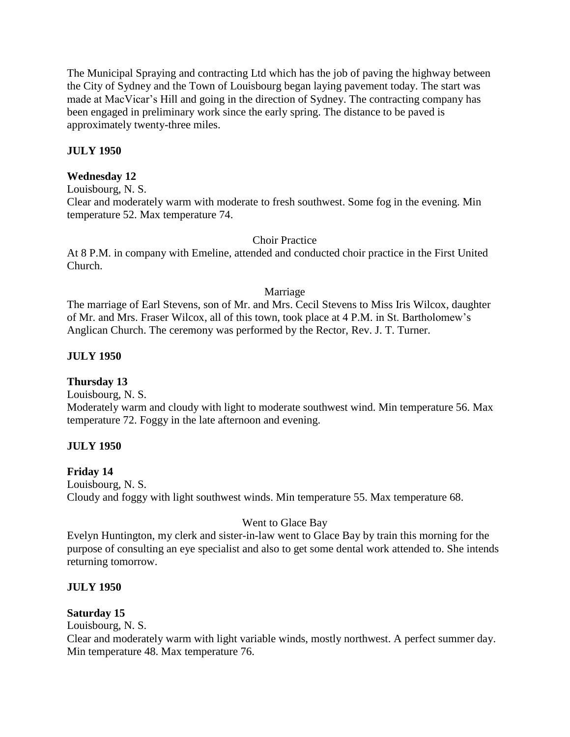The Municipal Spraying and contracting Ltd which has the job of paving the highway between the City of Sydney and the Town of Louisbourg began laying pavement today. The start was made at MacVicar's Hill and going in the direction of Sydney. The contracting company has been engaged in preliminary work since the early spring. The distance to be paved is approximately twenty-three miles.

**JULY 1950**

**Wednesday 12**

Louisbourg, N. S.

Clear and moderately warm with moderate to fresh southwest. Some fog in the evening. Min temperature 52. Max temperature 74.

Choir Practice

At 8 P.M. in company with Emeline, attended and conducted choir practice in the First United Church.

Marriage

The marriage of Earl Stevens, son of Mr. and Mrs. Cecil Stevens to Miss Iris Wilcox, daughter of Mr. and Mrs. Fraser Wilcox, all of this town, took place at 4 P.M. in St. Bartholomew's Anglican Church. The ceremony was performed by the Rector, Rev. J. T. Turner.

**JULY 1950**

**Thursday 13**

Louisbourg, N. S.

Moderately warm and cloudy with light to moderate southwest wind. Min temperature 56. Max temperature 72. Foggy in the late afternoon and evening.

**JULY 1950**

**Friday 14**

Louisbourg, N. S.

Cloudy and foggy with light southwest winds. Min temperature 55. Max temperature 68.

Went to Glace Bay

Evelyn Huntington, my clerk and sister-in-law went to Glace Bay by train this morning for the purpose of consulting an eye specialist and also to get some dental work attended to. She intends returning tomorrow.

**JULY 1950**

**Saturday 15**

Louisbourg, N. S.

Clear and moderately warm with light variable winds, mostly northwest. A perfect summer day. Min temperature 48. Max temperature 76.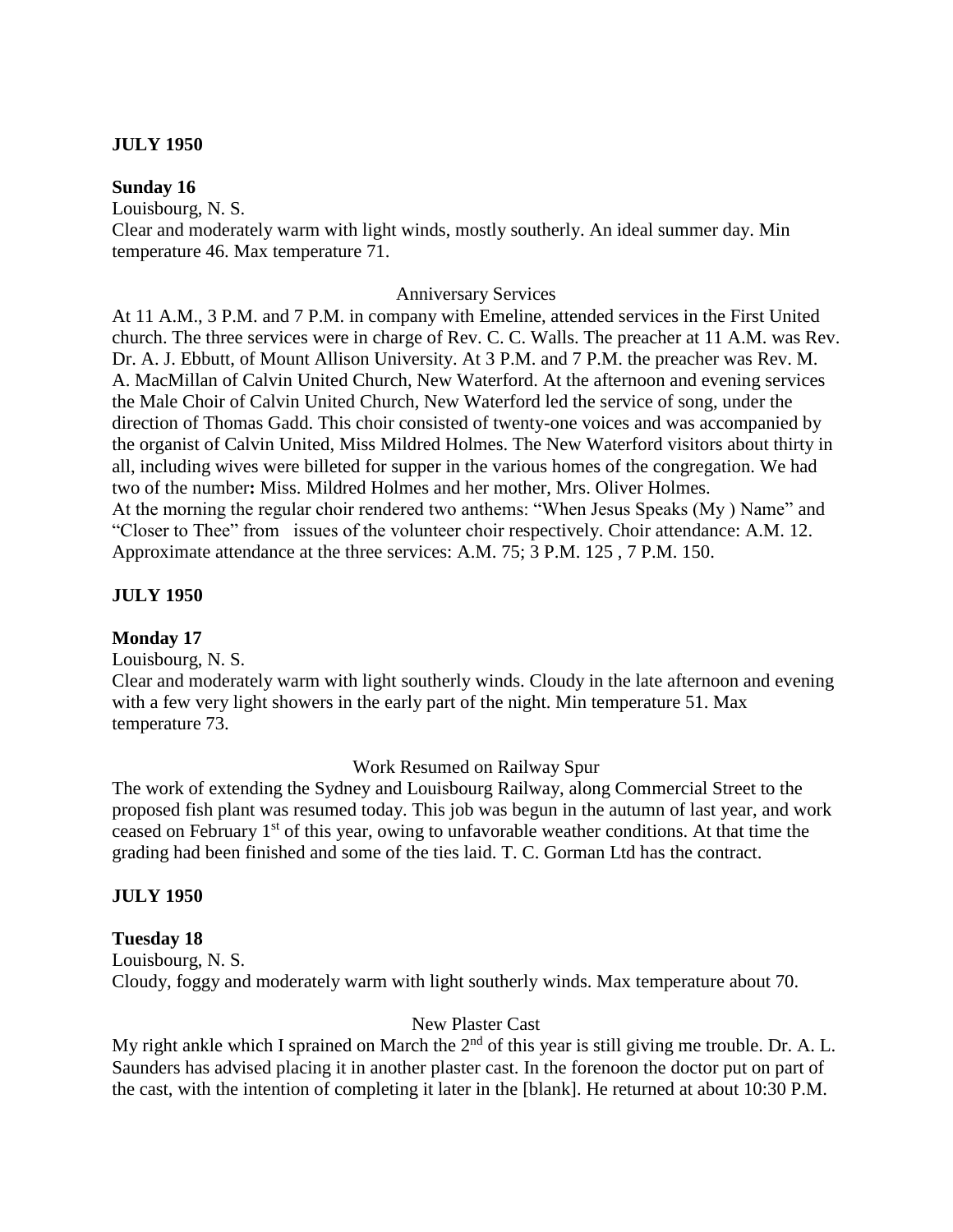**JULY 1950**

**Sunday 16**

Louisbourg, N. S.

Clear and moderately warm with light winds, mostly southerly. An ideal summer day. Min temperature 46. Max temperature 71.

Anniversary Services

At 11 A.M., 3 P.M. and 7 P.M. in company with Emeline, attended services in the First United church. The three services were in charge of Rev. C. C. Walls. The preacher at 11 A.M. was Rev. Dr. A. J. Ebbutt, of Mount Allison University. At 3 P.M. and 7 P.M. the preacher was Rev. M. A. MacMillan of Calvin United Church, New Waterford. At the afternoon and evening services the Male Choir of Calvin United Church, New Waterford led the service of song, under the direction of Thomas Gadd. This choir consisted of twenty-one voices and was accompanied by the organist of Calvin United, Miss Mildred Holmes. The New Waterford visitors about thirty in all, including wives were billeted for supper in the various homes of the congregation. We had two of the number**:** Miss. Mildred Holmes and her mother, Mrs. Oliver Holmes.

At the morning the regular choir rendered two anthems: "When Jesus Speaks (My ) Name" and "Closer to Thee" from issues of the volunteer choir respectively. Choir attendance: A.M. 12. Approximate attendance at the three services: A.M. 75; 3 P.M. 125 , 7 P.M. 150.

**JULY 1950**

**Monday 17**

Louisbourg, N. S.

Clear and moderately warm with light southerly winds. Cloudy in the late afternoon and evening with a few very light showers in the early part of the night. Min temperature 51. Max temperature 73.

Work Resumed on Railway Spur

The work of extending the Sydney and Louisbourg Railway, along Commercial Street to the proposed fish plant was resumed today. This job was begun in the autumn of last year, and work ceased on February 1st of this year, owing to unfavorable weather conditions. At that time the grading had been finished and some of the ties laid. T. C. Gorman Ltd has the contract.

**JULY 1950**

**Tuesday 18**

Louisbourg, N. S.

Cloudy, foggy and moderately warm with light southerly winds. Max temperature about 70.

New Plaster Cast

My right ankle which I sprained on March the 2nd of this year is still giving me trouble. Dr. A. L. Saunders has advised placing it in another plaster cast. In the forenoon the doctor put on part of the cast, with the intention of completing it later in the [blank]. He returned at about 10:30 P.M.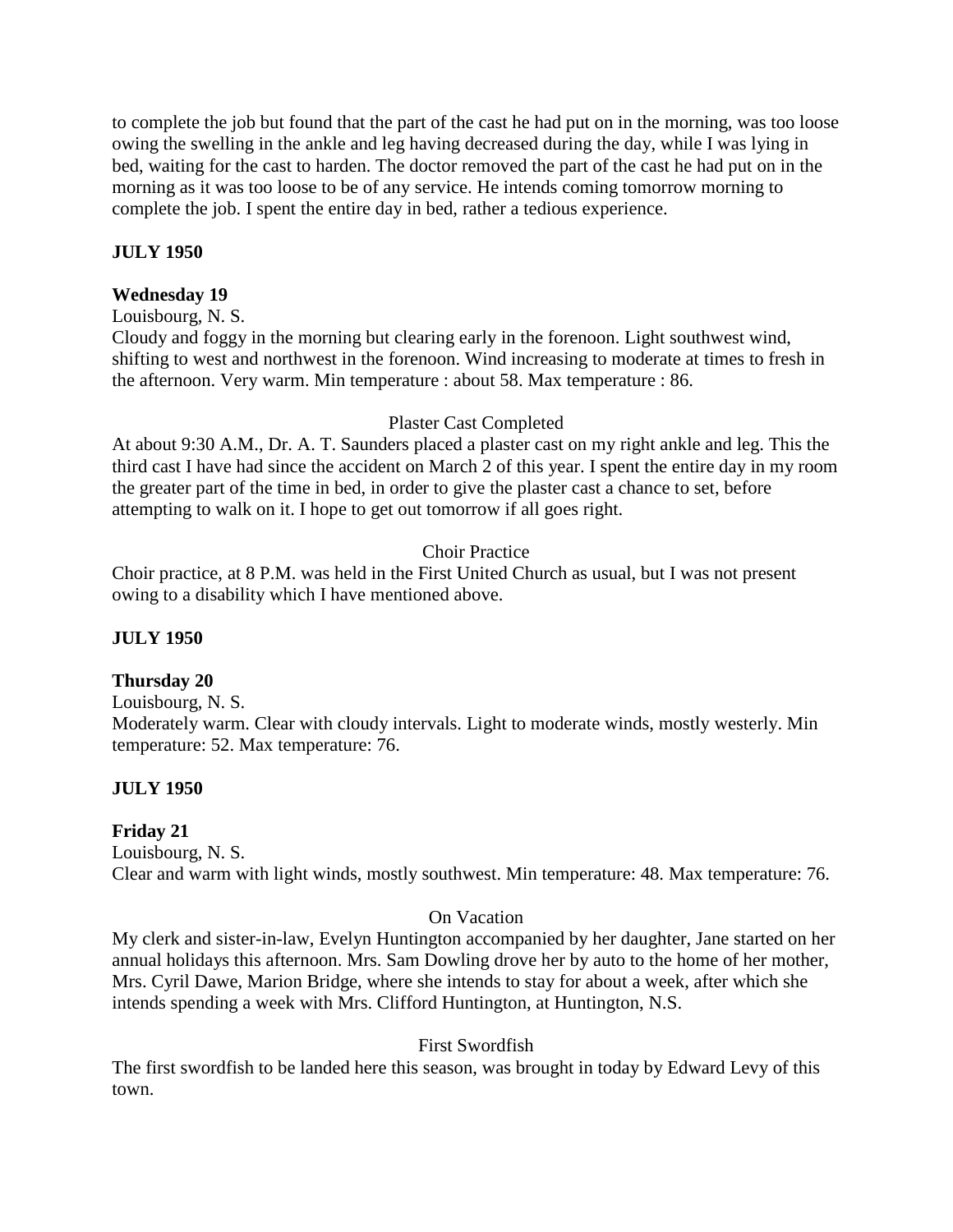to complete the job but found that the part of the cast he had put on in the morning, was too loose owing the swelling in the ankle and leg having decreased during the day, while I was lying in bed, waiting for the cast to harden. The doctor removed the part of the cast he had put on in the morning as it was too loose to be of any service. He intends coming tomorrow morning to complete the job. I spent the entire day in bed, rather a tedious experience.

**JULY 1950**

**Wednesday 19**

Louisbourg, N. S.

Cloudy and foggy in the morning but clearing early in the forenoon. Light southwest wind, shifting to west and northwest in the forenoon. Wind increasing to moderate at times to fresh in the afternoon. Very warm. Min temperature : about 58. Max temperature : 86.

Plaster Cast Completed

At about 9:30 A.M., Dr. A. T. Saunders placed a plaster cast on my right ankle and leg. This the third cast I have had since the accident on March 2 of this year. I spent the entire day in my room the greater part of the time in bed, in order to give the plaster cast a chance to set, before attempting to walk on it. I hope to get out tomorrow if all goes right.

Choir Practice

Choir practice, at 8 P.M. was held in the First United Church as usual, but I was not present owing to a disability which I have mentioned above.

**JULY 1950**

**Thursday 20**

Louisbourg, N. S.

Moderately warm. Clear with cloudy intervals. Light to moderate winds, mostly westerly. Min temperature: 52. Max temperature: 76.

**JULY 1950**

**Friday 21**

Louisbourg, N. S.

Clear and warm with light winds, mostly southwest. Min temperature: 48. Max temperature: 76.

On Vacation

My clerk and sister-in-law, Evelyn Huntington accompanied by her daughter, Jane started on her annual holidays this afternoon. Mrs. Sam Dowling drove her by auto to the home of her mother, Mrs. Cyril Dawe, Marion Bridge, where she intends to stay for about a week, after which she intends spending a week with Mrs. Clifford Huntington, at Huntington, N.S.

First Swordfish

The first swordfish to be landed here this season, was brought in today by Edward Levy of this town.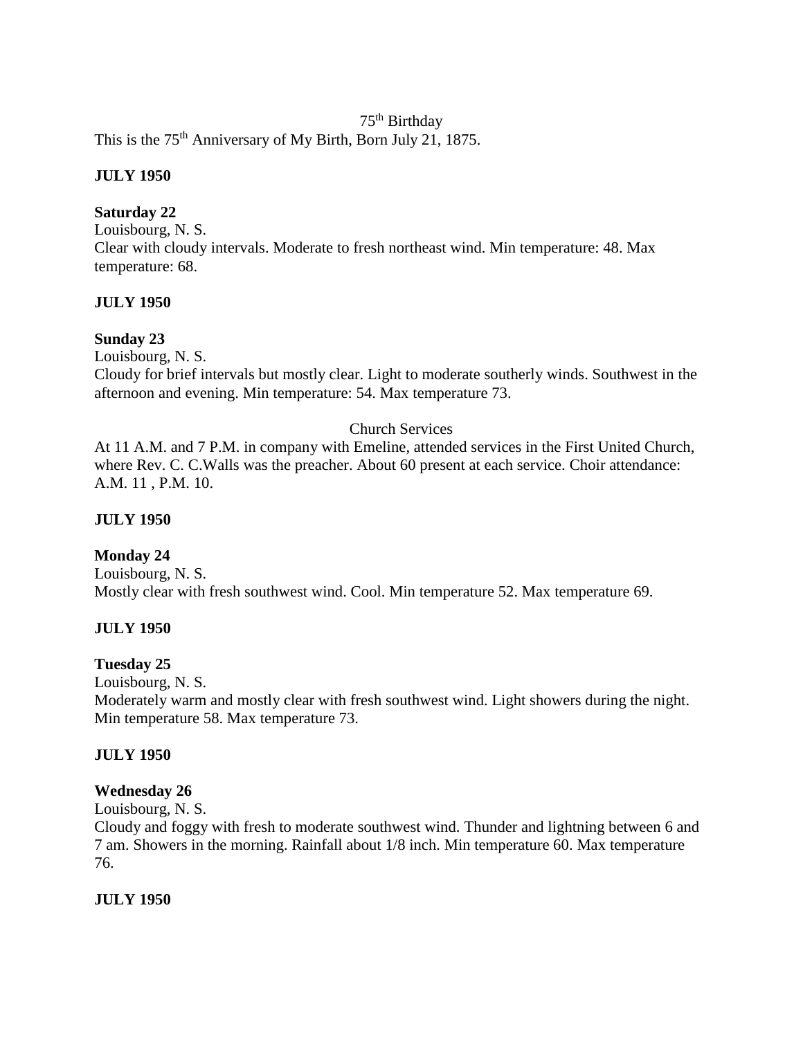75th Birthday

This is the 75th Anniversary of My Birth, Born July 21, 1875.

**JULY 1950**

**Saturday 22**

Louisbourg, N. S.

Clear with cloudy intervals. Moderate to fresh northeast wind. Min temperature: 48. Max temperature: 68.

**JULY 1950**

**Sunday 23**

Louisbourg, N. S.

Cloudy for brief intervals but mostly clear. Light to moderate southerly winds. Southwest in the afternoon and evening. Min temperature: 54. Max temperature 73.

Church Services

At 11 A.M. and 7 P.M. in company with Emeline, attended services in the First United Church, where Rev. C. C.Walls was the preacher. About 60 present at each service. Choir attendance: A.M. 11 , P.M. 10.

**JULY 1950**

**Monday 24**

Louisbourg, N. S.

Mostly clear with fresh southwest wind. Cool. Min temperature 52. Max temperature 69.

**JULY 1950**

**Tuesday 25**

Louisbourg, N. S.

Moderately warm and mostly clear with fresh southwest wind. Light showers during the night. Min temperature 58. Max temperature 73.

**JULY 1950**

**Wednesday 26**

Louisbourg, N. S.

Cloudy and foggy with fresh to moderate southwest wind. Thunder and lightning between 6 and 7 am. Showers in the morning. Rainfall about 1/8 inch. Min temperature 60. Max temperature 76.

**JULY 1950**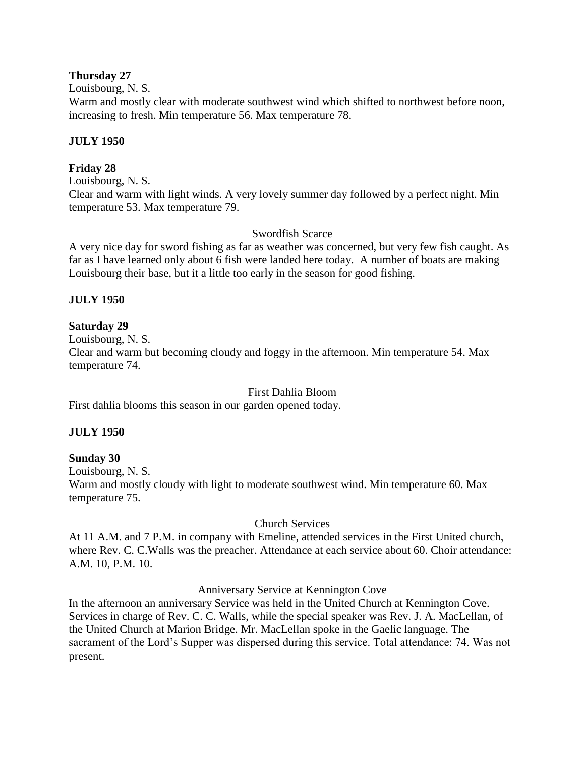**Thursday 27**

Louisbourg, N. S.

Warm and mostly clear with moderate southwest wind which shifted to northwest before noon, increasing to fresh. Min temperature 56. Max temperature 78.

**JULY 1950**

**Friday 28**

Louisbourg, N. S.

Clear and warm with light winds. A very lovely summer day followed by a perfect night. Min temperature 53. Max temperature 79.

Swordfish Scarce

A very nice day for sword fishing as far as weather was concerned, but very few fish caught. As far as I have learned only about 6 fish were landed here today. A number of boats are making Louisbourg their base, but it a little too early in the season for good fishing.

**JULY 1950**

**Saturday 29**

Louisbourg, N. S.

Clear and warm but becoming cloudy and foggy in the afternoon. Min temperature 54. Max temperature 74.

First Dahlia Bloom

First dahlia blooms this season in our garden opened today.

**JULY 1950**

**Sunday 30**

Louisbourg, N. S.

Warm and mostly cloudy with light to moderate southwest wind. Min temperature 60. Max temperature 75.

Church Services

At 11 A.M. and 7 P.M. in company with Emeline, attended services in the First United church, where Rev. C. C.Walls was the preacher. Attendance at each service about 60. Choir attendance: A.M. 10, P.M. 10.

Anniversary Service at Kennington Cove

In the afternoon an anniversary Service was held in the United Church at Kennington Cove. Services in charge of Rev. C. C. Walls, while the special speaker was Rev. J. A. MacLellan, of the United Church at Marion Bridge. Mr. MacLellan spoke in the Gaelic language. The sacrament of the Lord's Supper was dispersed during this service. Total attendance: 74. Was not present.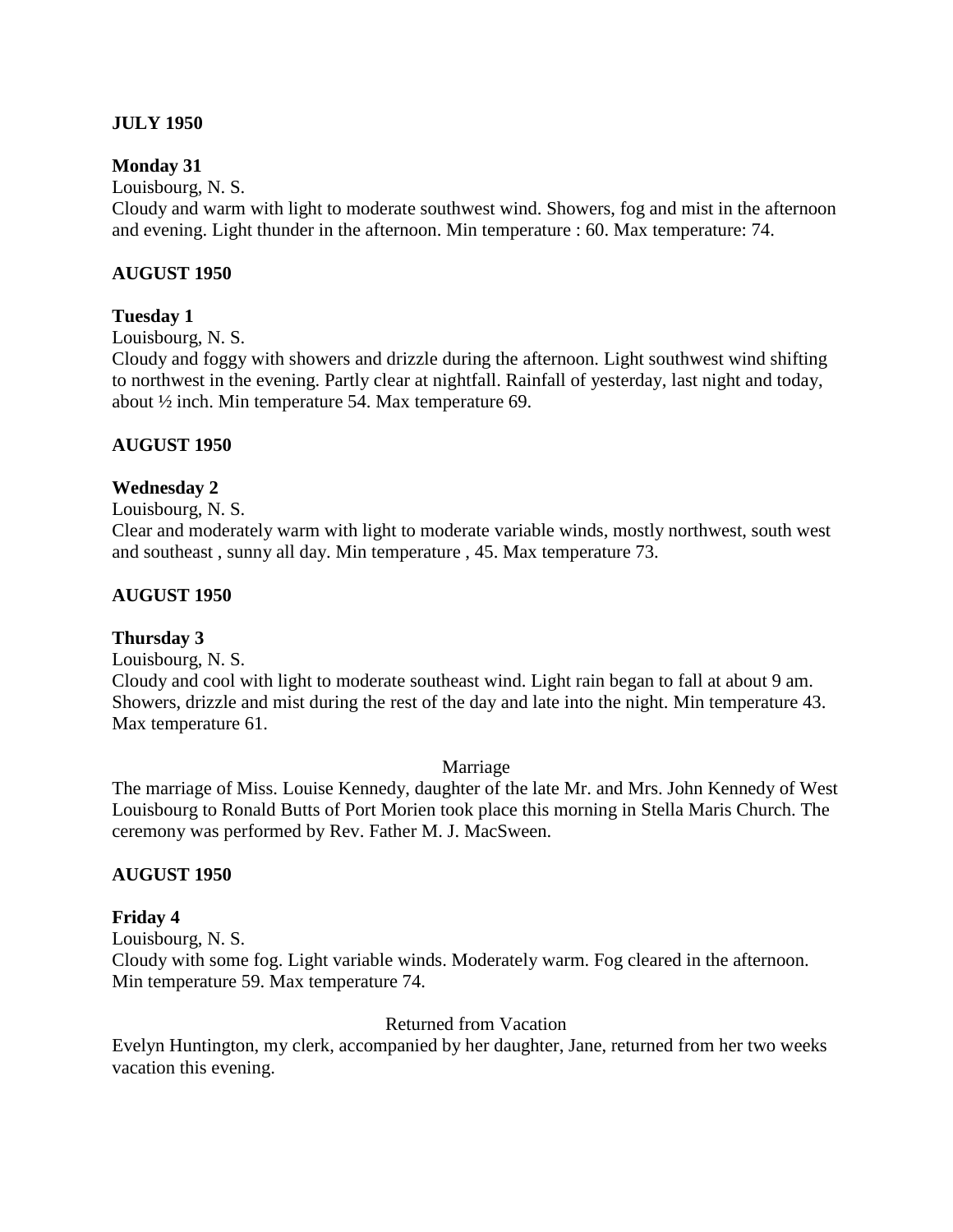**JULY 1950**

**Monday 31**

Louisbourg, N. S.

Cloudy and warm with light to moderate southwest wind. Showers, fog and mist in the afternoon and evening. Light thunder in the afternoon. Min temperature : 60. Max temperature: 74.

**AUGUST 1950**

**Tuesday 1**

Louisbourg, N. S.

Cloudy and foggy with showers and drizzle during the afternoon. Light southwest wind shifting to northwest in the evening. Partly clear at nightfall. Rainfall of yesterday, last night and today, about ½ inch. Min temperature 54. Max temperature 69.

**AUGUST 1950**

**Wednesday 2**

Louisbourg, N. S.

Clear and moderately warm with light to moderate variable winds, mostly northwest, south west and southeast , sunny all day. Min temperature , 45. Max temperature 73.

**AUGUST 1950**

**Thursday 3**

Louisbourg, N. S.

Cloudy and cool with light to moderate southeast wind. Light rain began to fall at about 9 am. Showers, drizzle and mist during the rest of the day and late into the night. Min temperature 43. Max temperature 61.

Marriage

The marriage of Miss. Louise Kennedy, daughter of the late Mr. and Mrs. John Kennedy of West Louisbourg to Ronald Butts of Port Morien took place this morning in Stella Maris Church. The ceremony was performed by Rev. Father M. J. MacSween.

**AUGUST 1950**

**Friday 4**

Louisbourg, N. S.

Cloudy with some fog. Light variable winds. Moderately warm. Fog cleared in the afternoon. Min temperature 59. Max temperature 74.

Returned from Vacation

Evelyn Huntington, my clerk, accompanied by her daughter, Jane, returned from her two weeks vacation this evening.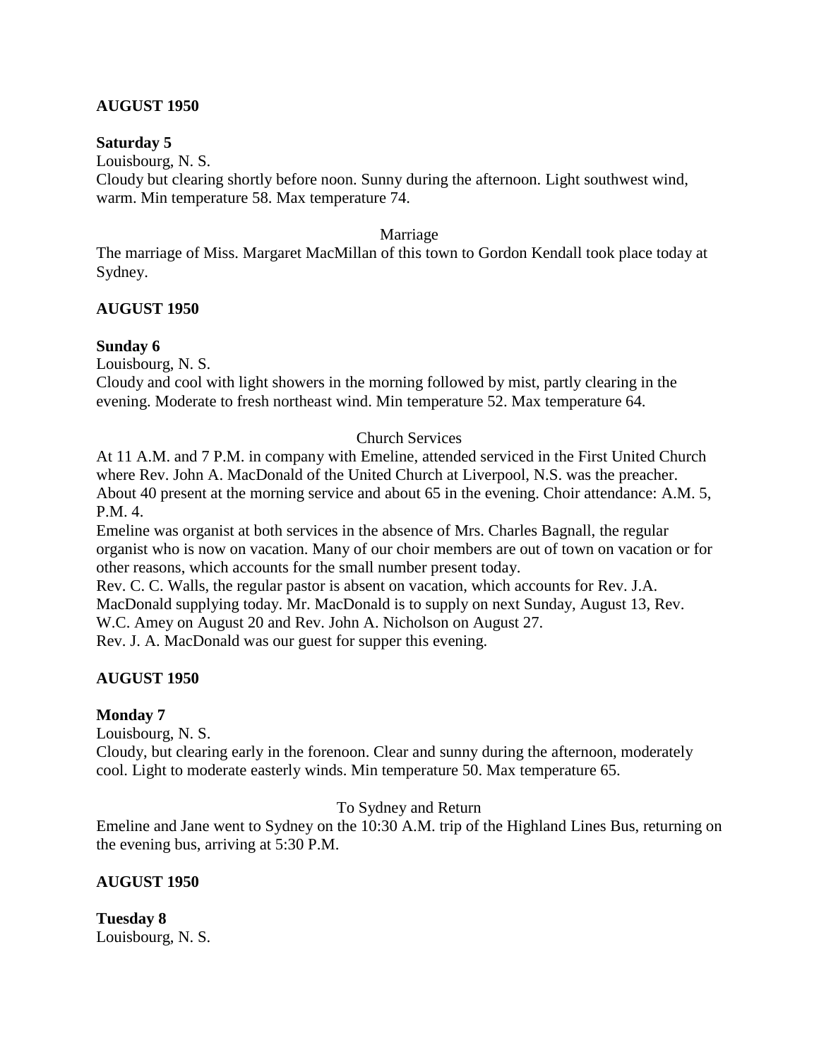**AUGUST 1950**

**Saturday 5**

Louisbourg, N. S.

Cloudy but clearing shortly before noon. Sunny during the afternoon. Light southwest wind, warm. Min temperature 58. Max temperature 74.

Marriage

The marriage of Miss. Margaret MacMillan of this town to Gordon Kendall took place today at Sydney.

**AUGUST 1950**

**Sunday 6**

Louisbourg, N. S.

Cloudy and cool with light showers in the morning followed by mist, partly clearing in the evening. Moderate to fresh northeast wind. Min temperature 52. Max temperature 64.

Church Services

At 11 A.M. and 7 P.M. in company with Emeline, attended serviced in the First United Church where Rev. John A. MacDonald of the United Church at Liverpool, N.S. was the preacher. About 40 present at the morning service and about 65 in the evening. Choir attendance: A.M. 5, P.M. 4.

Emeline was organist at both services in the absence of Mrs. Charles Bagnall, the regular organist who is now on vacation. Many of our choir members are out of town on vacation or for other reasons, which accounts for the small number present today.

Rev. C. C. Walls, the regular pastor is absent on vacation, which accounts for Rev. J.A. MacDonald supplying today. Mr. MacDonald is to supply on next Sunday, August 13, Rev. W.C. Amey on August 20 and Rev. John A. Nicholson on August 27.

Rev. J. A. MacDonald was our guest for supper this evening.

**AUGUST 1950**

**Monday 7**

Louisbourg, N. S.

Cloudy, but clearing early in the forenoon. Clear and sunny during the afternoon, moderately cool. Light to moderate easterly winds. Min temperature 50. Max temperature 65.

To Sydney and Return

Emeline and Jane went to Sydney on the 10:30 A.M. trip of the Highland Lines Bus, returning on the evening bus, arriving at 5:30 P.M.

**AUGUST 1950**

**Tuesday 8**

Louisbourg, N. S.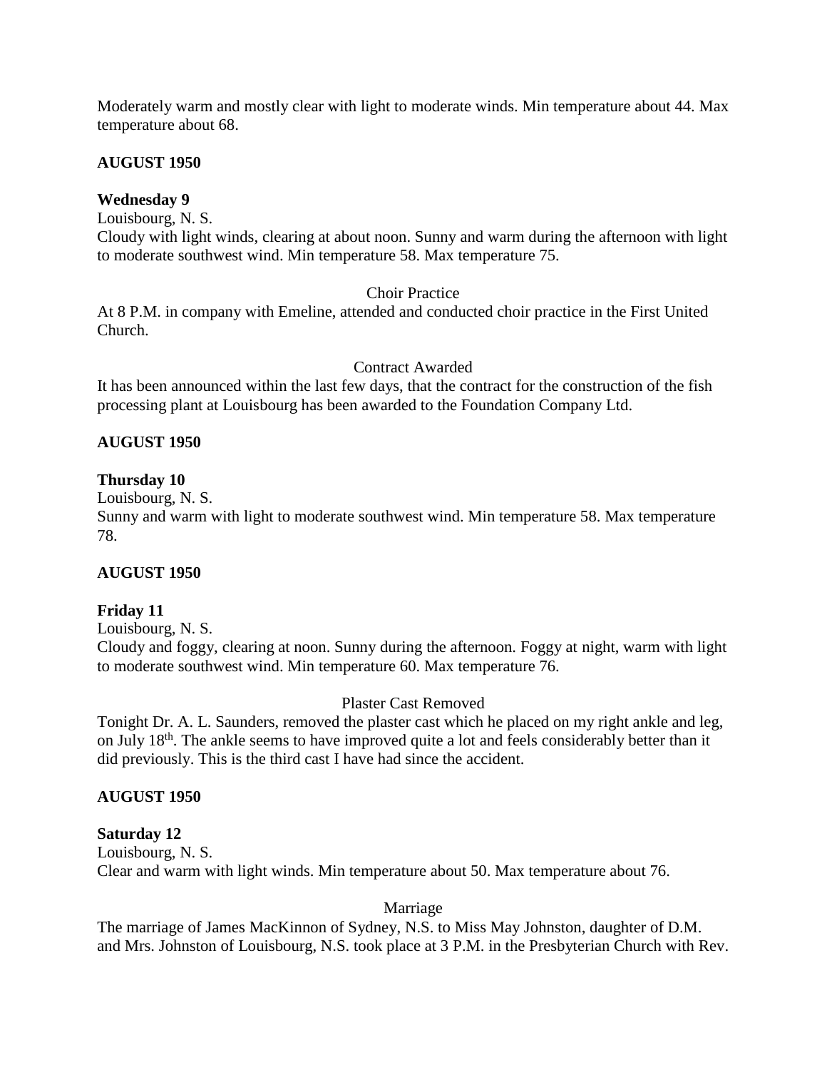Moderately warm and mostly clear with light to moderate winds. Min temperature about 44. Max temperature about 68.

**AUGUST 1950**

**Wednesday 9**
Louisbourg, N. S.
Cloudy with light winds, clearing at about noon. Sunny and warm during the afternoon with light to moderate southwest wind. Min temperature 58. Max temperature 75.

Choir Practice

At 8 P.M. in company with Emeline, attended and conducted choir practice in the First United Church.

Contract Awarded

It has been announced within the last few days, that the contract for the construction of the fish processing plant at Louisbourg has been awarded to the Foundation Company Ltd.

**AUGUST 1950**

**Thursday 10**
Louisbourg, N. S.
Sunny and warm with light to moderate southwest wind. Min temperature 58. Max temperature 78.

**AUGUST 1950**

**Friday 11**
Louisbourg, N. S.
Cloudy and foggy, clearing at noon. Sunny during the afternoon. Foggy at night, warm with light to moderate southwest wind. Min temperature 60. Max temperature 76.

Plaster Cast Removed

Tonight Dr. A. L. Saunders, removed the plaster cast which he placed on my right ankle and leg, on July 18th. The ankle seems to have improved quite a lot and feels considerably better than it did previously. This is the third cast I have had since the accident.

**AUGUST 1950**

**Saturday 12**
Louisbourg, N. S.
Clear and warm with light winds. Min temperature about 50. Max temperature about 76.

Marriage

The marriage of James MacKinnon of Sydney, N.S. to Miss May Johnston, daughter of D.M. and Mrs. Johnston of Louisbourg, N.S. took place at 3 P.M. in the Presbyterian Church with Rev.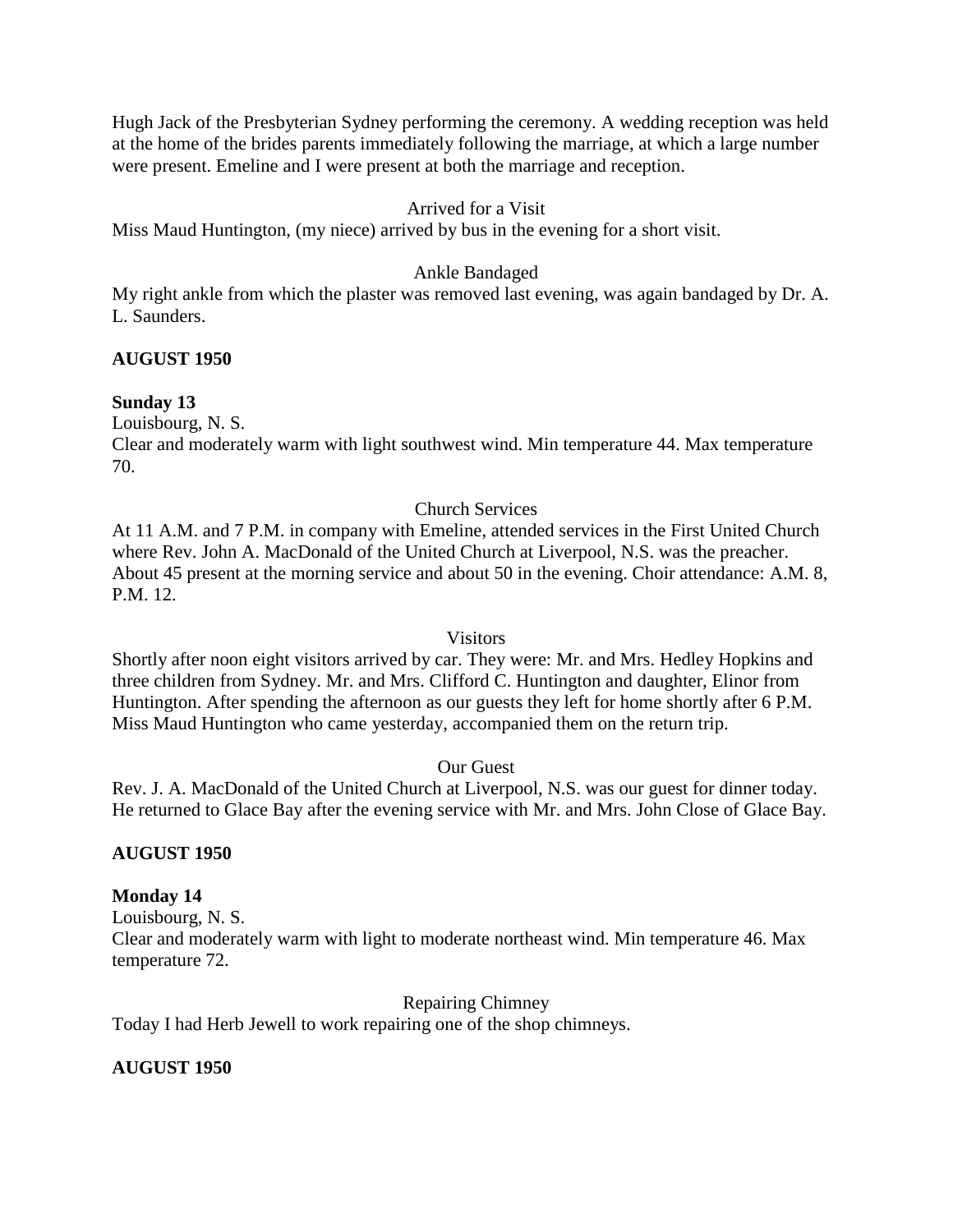Hugh Jack of the Presbyterian Sydney performing the ceremony. A wedding reception was held at the home of the brides parents immediately following the marriage, at which a large number were present. Emeline and I were present at both the marriage and reception.

Arrived for a Visit

Miss Maud Huntington, (my niece) arrived by bus in the evening for a short visit.

Ankle Bandaged

My right ankle from which the plaster was removed last evening, was again bandaged by Dr. A. L. Saunders.

**AUGUST 1950**

**Sunday 13**

Louisbourg, N. S.

Clear and moderately warm with light southwest wind. Min temperature 44. Max temperature 70.

Church Services

At 11 A.M. and 7 P.M. in company with Emeline, attended services in the First United Church where Rev. John A. MacDonald of the United Church at Liverpool, N.S. was the preacher. About 45 present at the morning service and about 50 in the evening. Choir attendance: A.M. 8, P.M. 12.

Visitors

Shortly after noon eight visitors arrived by car. They were: Mr. and Mrs. Hedley Hopkins and three children from Sydney. Mr. and Mrs. Clifford C. Huntington and daughter, Elinor from Huntington. After spending the afternoon as our guests they left for home shortly after 6 P.M. Miss Maud Huntington who came yesterday, accompanied them on the return trip.

Our Guest

Rev. J. A. MacDonald of the United Church at Liverpool, N.S. was our guest for dinner today. He returned to Glace Bay after the evening service with Mr. and Mrs. John Close of Glace Bay.

**AUGUST 1950**

**Monday 14**

Louisbourg, N. S.

Clear and moderately warm with light to moderate northeast wind. Min temperature 46. Max temperature 72.

Repairing Chimney

Today I had Herb Jewell to work repairing one of the shop chimneys.

**AUGUST 1950**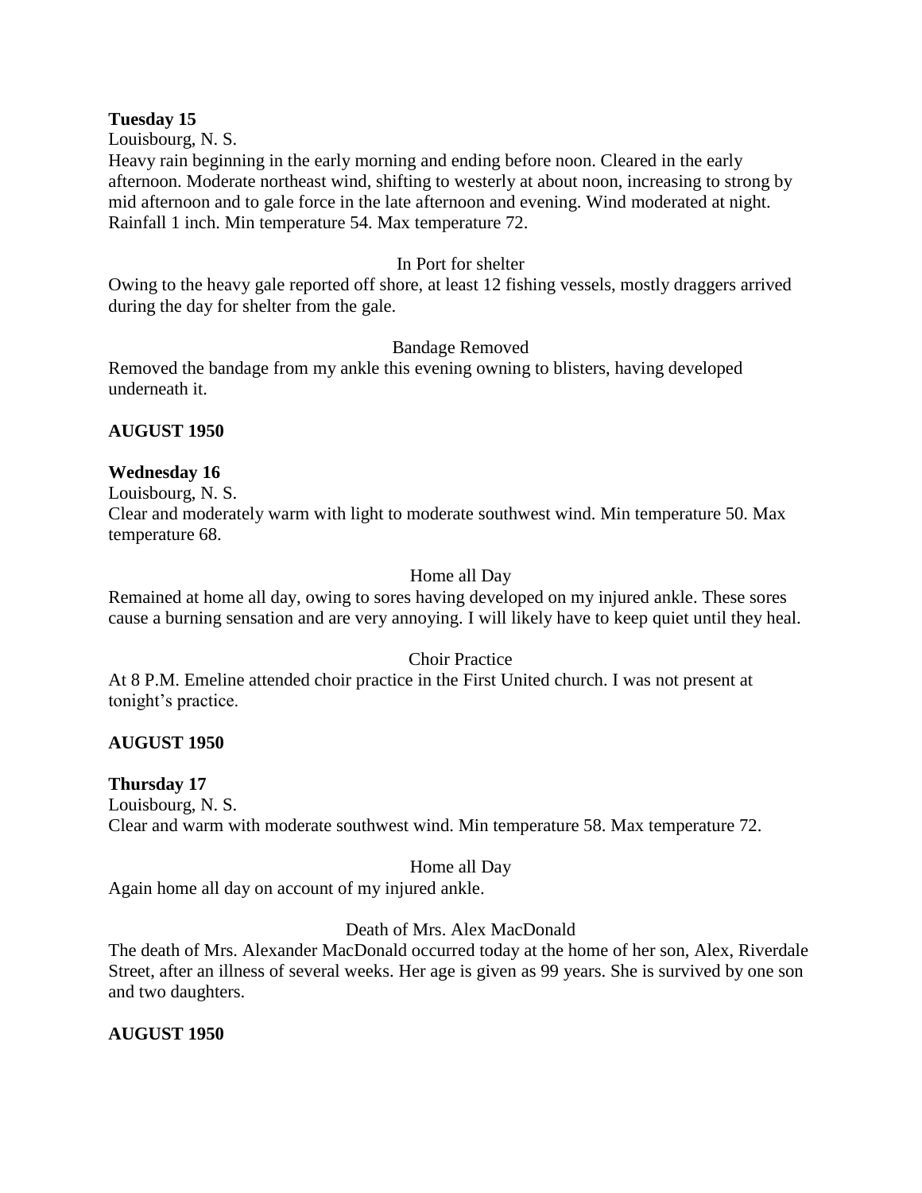**Tuesday 15**

Louisbourg, N. S.

Heavy rain beginning in the early morning and ending before noon. Cleared in the early afternoon. Moderate northeast wind, shifting to westerly at about noon, increasing to strong by mid afternoon and to gale force in the late afternoon and evening. Wind moderated at night. Rainfall 1 inch. Min temperature 54. Max temperature 72.

In Port for shelter

Owing to the heavy gale reported off shore, at least 12 fishing vessels, mostly draggers arrived during the day for shelter from the gale.

Bandage Removed

Removed the bandage from my ankle this evening owning to blisters, having developed underneath it.

**AUGUST 1950**

**Wednesday 16**

Louisbourg, N. S.

Clear and moderately warm with light to moderate southwest wind. Min temperature 50. Max temperature 68.

Home all Day

Remained at home all day, owing to sores having developed on my injured ankle. These sores cause a burning sensation and are very annoying. I will likely have to keep quiet until they heal.

Choir Practice

At 8 P.M. Emeline attended choir practice in the First United church. I was not present at tonight's practice.

**AUGUST 1950**

**Thursday 17**

Louisbourg, N. S.

Clear and warm with moderate southwest wind. Min temperature 58. Max temperature 72.

Home all Day

Again home all day on account of my injured ankle.

Death of Mrs. Alex MacDonald

The death of Mrs. Alexander MacDonald occurred today at the home of her son, Alex, Riverdale Street, after an illness of several weeks. Her age is given as 99 years. She is survived by one son and two daughters.

**AUGUST 1950**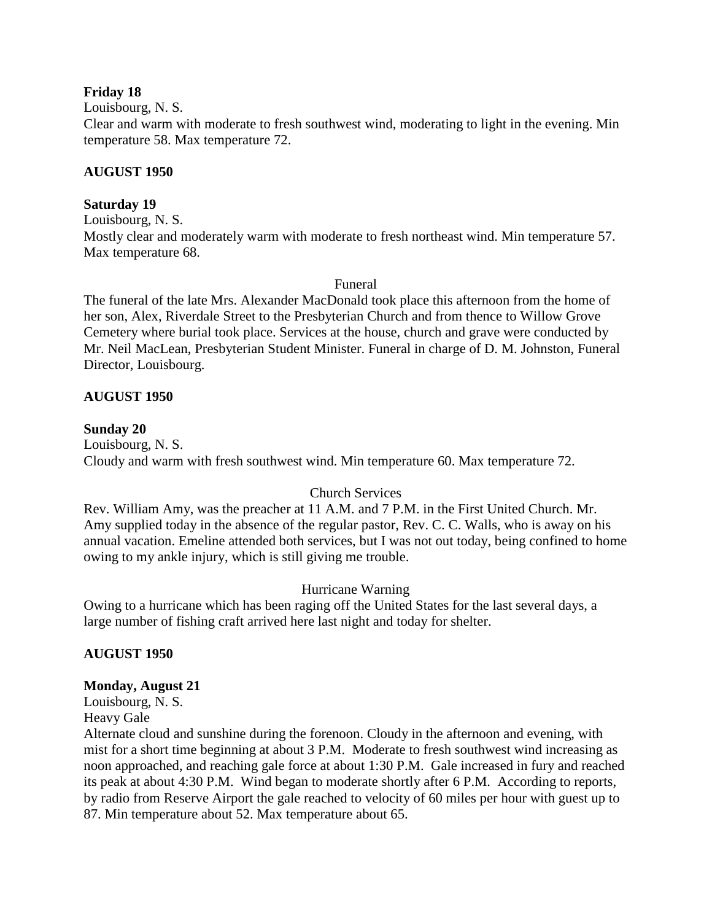**Friday 18**
Louisbourg, N. S.
Clear and warm with moderate to fresh southwest wind, moderating to light in the evening. Min temperature 58. Max temperature 72.

**AUGUST 1950**

**Saturday 19**
Louisbourg, N. S.
Mostly clear and moderately warm with moderate to fresh northeast wind. Min temperature 57. Max temperature 68.

Funeral

The funeral of the late Mrs. Alexander MacDonald took place this afternoon from the home of her son, Alex, Riverdale Street to the Presbyterian Church and from thence to Willow Grove Cemetery where burial took place. Services at the house, church and grave were conducted by Mr. Neil MacLean, Presbyterian Student Minister. Funeral in charge of D. M. Johnston, Funeral Director, Louisbourg.

**AUGUST 1950**

**Sunday 20**
Louisbourg, N. S.
Cloudy and warm with fresh southwest wind. Min temperature 60. Max temperature 72.

Church Services

Rev. William Amy, was the preacher at 11 A.M. and 7 P.M. in the First United Church. Mr. Amy supplied today in the absence of the regular pastor, Rev. C. C. Walls, who is away on his annual vacation. Emeline attended both services, but I was not out today, being confined to home owing to my ankle injury, which is still giving me trouble.

Hurricane Warning

Owing to a hurricane which has been raging off the United States for the last several days, a large number of fishing craft arrived here last night and today for shelter.

**AUGUST 1950**

**Monday, August 21**
Louisbourg, N. S.
Heavy Gale
Alternate cloud and sunshine during the forenoon. Cloudy in the afternoon and evening, with mist for a short time beginning at about 3 P.M. Moderate to fresh southwest wind increasing as noon approached, and reaching gale force at about 1:30 P.M. Gale increased in fury and reached its peak at about 4:30 P.M. Wind began to moderate shortly after 6 P.M. According to reports, by radio from Reserve Airport the gale reached to velocity of 60 miles per hour with guest up to 87. Min temperature about 52. Max temperature about 65.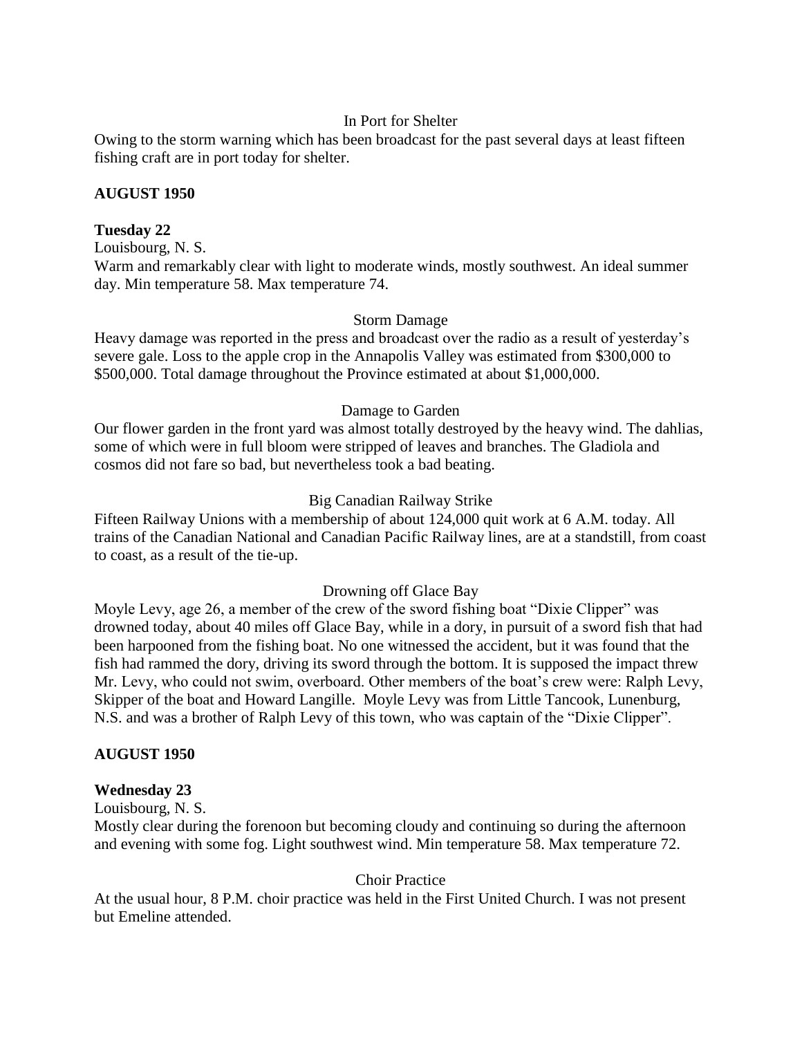In Port for Shelter

Owing to the storm warning which has been broadcast for the past several days at least fifteen fishing craft are in port today for shelter.

**AUGUST 1950**

**Tuesday 22**

Louisbourg, N. S.

Warm and remarkably clear with light to moderate winds, mostly southwest. An ideal summer day. Min temperature 58. Max temperature 74.

Storm Damage

Heavy damage was reported in the press and broadcast over the radio as a result of yesterday's severe gale. Loss to the apple crop in the Annapolis Valley was estimated from $300,000 to $500,000. Total damage throughout the Province estimated at about $1,000,000.

Damage to Garden

Our flower garden in the front yard was almost totally destroyed by the heavy wind. The dahlias, some of which were in full bloom were stripped of leaves and branches. The Gladiola and cosmos did not fare so bad, but nevertheless took a bad beating.

Big Canadian Railway Strike

Fifteen Railway Unions with a membership of about 124,000 quit work at 6 A.M. today. All trains of the Canadian National and Canadian Pacific Railway lines, are at a standstill, from coast to coast, as a result of the tie-up.

Drowning off Glace Bay

Moyle Levy, age 26, a member of the crew of the sword fishing boat "Dixie Clipper" was drowned today, about 40 miles off Glace Bay, while in a dory, in pursuit of a sword fish that had been harpooned from the fishing boat. No one witnessed the accident, but it was found that the fish had rammed the dory, driving its sword through the bottom. It is supposed the impact threw Mr. Levy, who could not swim, overboard. Other members of the boat's crew were: Ralph Levy, Skipper of the boat and Howard Langille. Moyle Levy was from Little Tancook, Lunenburg, N.S. and was a brother of Ralph Levy of this town, who was captain of the "Dixie Clipper".

**AUGUST 1950**

**Wednesday 23**

Louisbourg, N. S.

Mostly clear during the forenoon but becoming cloudy and continuing so during the afternoon and evening with some fog. Light southwest wind. Min temperature 58. Max temperature 72.

Choir Practice

At the usual hour, 8 P.M. choir practice was held in the First United Church. I was not present but Emeline attended.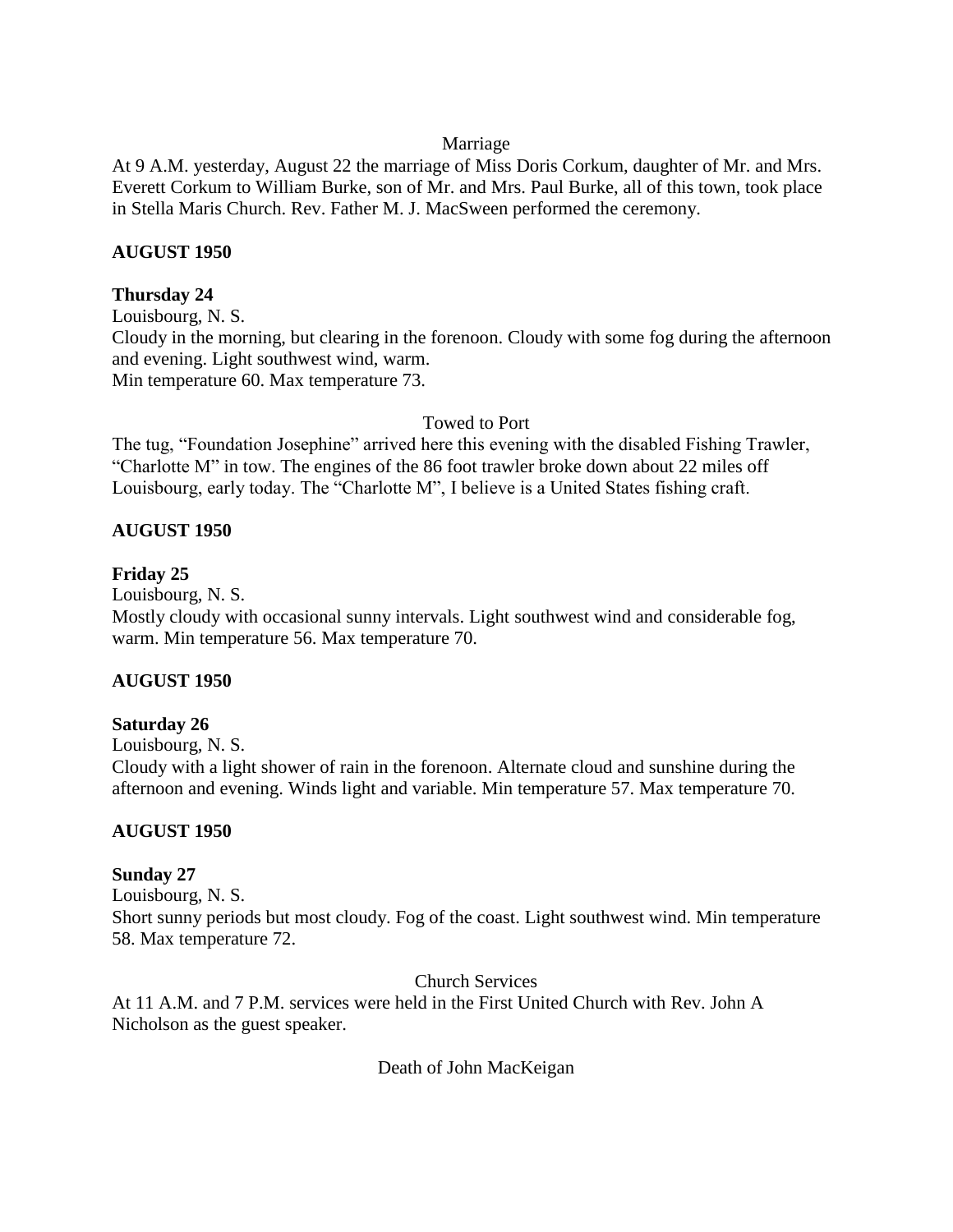Marriage

At 9 A.M. yesterday, August 22 the marriage of Miss Doris Corkum, daughter of Mr. and Mrs. Everett Corkum to William Burke, son of Mr. and Mrs. Paul Burke, all of this town, took place in Stella Maris Church. Rev. Father M. J. MacSween performed the ceremony.

**AUGUST 1950**

**Thursday 24**

Louisbourg, N. S.

Cloudy in the morning, but clearing in the forenoon. Cloudy with some fog during the afternoon and evening. Light southwest wind, warm.

Min temperature 60. Max temperature 73.

Towed to Port

The tug, "Foundation Josephine" arrived here this evening with the disabled Fishing Trawler, "Charlotte M" in tow. The engines of the 86 foot trawler broke down about 22 miles off Louisbourg, early today. The "Charlotte M", I believe is a United States fishing craft.

**AUGUST 1950**

**Friday 25**

Louisbourg, N. S.

Mostly cloudy with occasional sunny intervals. Light southwest wind and considerable fog, warm. Min temperature 56. Max temperature 70.

**AUGUST 1950**

**Saturday 26**

Louisbourg, N. S.

Cloudy with a light shower of rain in the forenoon. Alternate cloud and sunshine during the afternoon and evening. Winds light and variable. Min temperature 57. Max temperature 70.

**AUGUST 1950**

**Sunday 27**

Louisbourg, N. S.

Short sunny periods but most cloudy. Fog of the coast. Light southwest wind. Min temperature 58. Max temperature 72.

Church Services

At 11 A.M. and 7 P.M. services were held in the First United Church with Rev. John A Nicholson as the guest speaker.

Death of John MacKeigan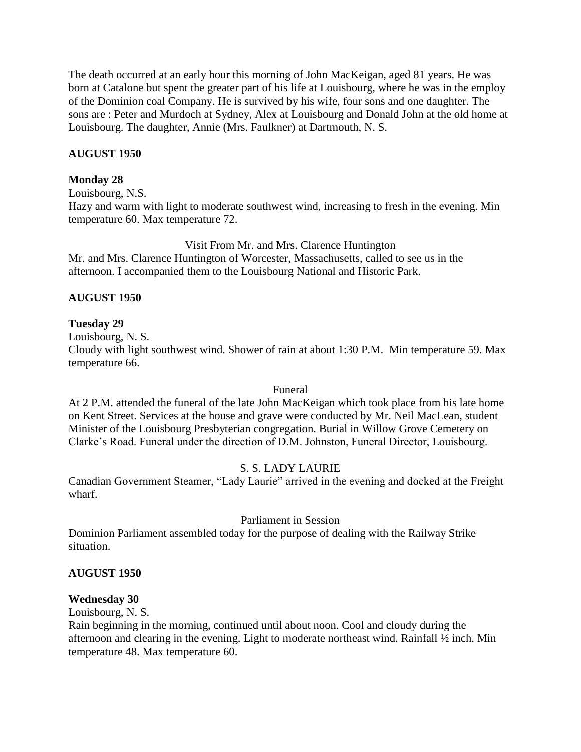The death occurred at an early hour this morning of John MacKeigan, aged 81 years. He was born at Catalone but spent the greater part of his life at Louisbourg, where he was in the employ of the Dominion coal Company. He is survived by his wife, four sons and one daughter. The sons are : Peter and Murdoch at Sydney, Alex at Louisbourg and Donald John at the old home at Louisbourg. The daughter, Annie (Mrs. Faulkner) at Dartmouth, N. S.

**AUGUST 1950**

**Monday 28**

Louisbourg, N.S.

Hazy and warm with light to moderate southwest wind, increasing to fresh in the evening. Min temperature 60. Max temperature 72.

Visit From Mr. and Mrs. Clarence Huntington

Mr. and Mrs. Clarence Huntington of Worcester, Massachusetts, called to see us in the afternoon. I accompanied them to the Louisbourg National and Historic Park.

**AUGUST 1950**

**Tuesday 29**

Louisbourg, N. S.

Cloudy with light southwest wind. Shower of rain at about 1:30 P.M. Min temperature 59. Max temperature 66.

Funeral

At 2 P.M. attended the funeral of the late John MacKeigan which took place from his late home on Kent Street. Services at the house and grave were conducted by Mr. Neil MacLean, student Minister of the Louisbourg Presbyterian congregation. Burial in Willow Grove Cemetery on Clarke's Road. Funeral under the direction of D.M. Johnston, Funeral Director, Louisbourg.

S. S. LADY LAURIE

Canadian Government Steamer, "Lady Laurie" arrived in the evening and docked at the Freight wharf.

Parliament in Session

Dominion Parliament assembled today for the purpose of dealing with the Railway Strike situation.

**AUGUST 1950**

**Wednesday 30**

Louisbourg, N. S.

Rain beginning in the morning, continued until about noon. Cool and cloudy during the afternoon and clearing in the evening. Light to moderate northeast wind. Rainfall ½ inch. Min temperature 48. Max temperature 60.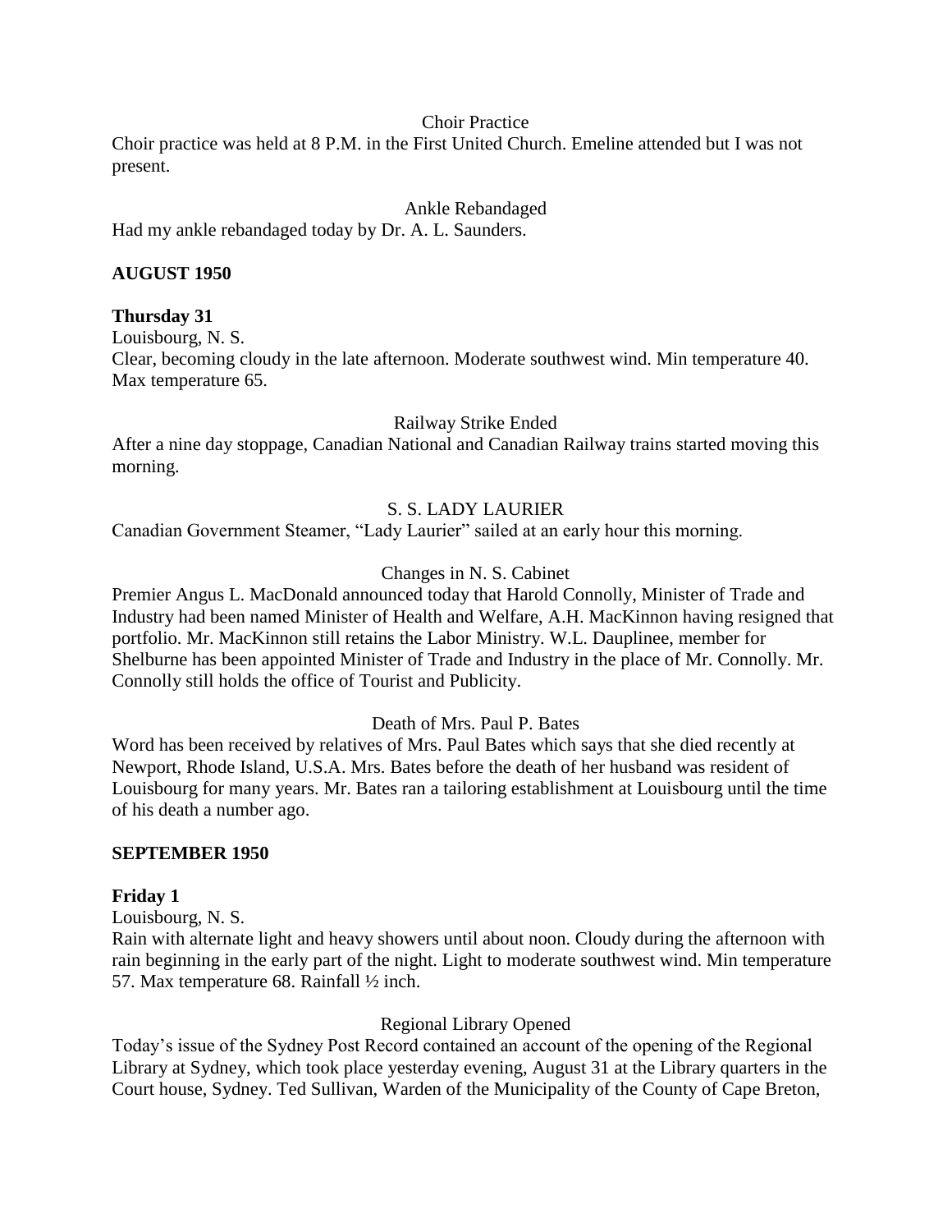Choir Practice

Choir practice was held at 8 P.M. in the First United Church. Emeline attended but I was not present.

Ankle Rebandaged

Had my ankle rebandaged today by Dr. A. L. Saunders.

**AUGUST 1950**

**Thursday 31**

Louisbourg, N. S.

Clear, becoming cloudy in the late afternoon. Moderate southwest wind. Min temperature 40. Max temperature 65.

Railway Strike Ended

After a nine day stoppage, Canadian National and Canadian Railway trains started moving this morning.

S. S. LADY LAURIER

Canadian Government Steamer, "Lady Laurier" sailed at an early hour this morning.

Changes in N. S. Cabinet

Premier Angus L. MacDonald announced today that Harold Connolly, Minister of Trade and Industry had been named Minister of Health and Welfare, A.H. MacKinnon having resigned that portfolio. Mr. MacKinnon still retains the Labor Ministry. W.L. Dauplinee, member for Shelburne has been appointed Minister of Trade and Industry in the place of Mr. Connolly. Mr. Connolly still holds the office of Tourist and Publicity.

Death of Mrs. Paul P. Bates

Word has been received by relatives of Mrs. Paul Bates which says that she died recently at Newport, Rhode Island, U.S.A. Mrs. Bates before the death of her husband was resident of Louisbourg for many years. Mr. Bates ran a tailoring establishment at Louisbourg until the time of his death a number ago.

**SEPTEMBER 1950**

**Friday 1**

Louisbourg, N. S.

Rain with alternate light and heavy showers until about noon. Cloudy during the afternoon with rain beginning in the early part of the night. Light to moderate southwest wind. Min temperature 57. Max temperature 68. Rainfall ½ inch.

Regional Library Opened

Today's issue of the Sydney Post Record contained an account of the opening of the Regional Library at Sydney, which took place yesterday evening, August 31 at the Library quarters in the Court house, Sydney. Ted Sullivan, Warden of the Municipality of the County of Cape Breton,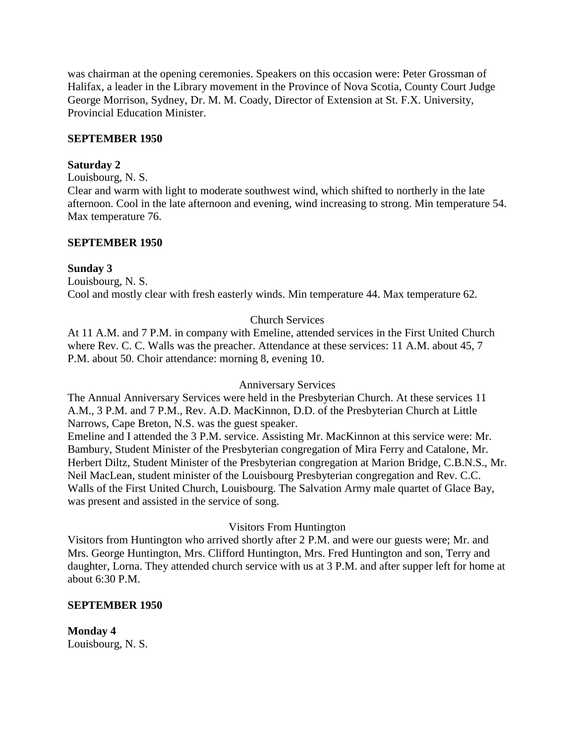was chairman at the opening ceremonies. Speakers on this occasion were: Peter Grossman of Halifax, a leader in the Library movement in the Province of Nova Scotia, County Court Judge George Morrison, Sydney, Dr. M. M. Coady, Director of Extension at St. F.X. University, Provincial Education Minister.

**SEPTEMBER 1950**

**Saturday 2**

Louisbourg, N. S.

Clear and warm with light to moderate southwest wind, which shifted to northerly in the late afternoon. Cool in the late afternoon and evening, wind increasing to strong. Min temperature 54. Max temperature 76.

**SEPTEMBER 1950**

**Sunday 3**

Louisbourg, N. S.

Cool and mostly clear with fresh easterly winds. Min temperature 44. Max temperature 62.

Church Services

At 11 A.M. and 7 P.M. in company with Emeline, attended services in the First United Church where Rev. C. C. Walls was the preacher. Attendance at these services: 11 A.M. about 45, 7 P.M. about 50. Choir attendance: morning 8, evening 10.

Anniversary Services

The Annual Anniversary Services were held in the Presbyterian Church. At these services 11 A.M., 3 P.M. and 7 P.M., Rev. A.D. MacKinnon, D.D. of the Presbyterian Church at Little Narrows, Cape Breton, N.S. was the guest speaker.

Emeline and I attended the 3 P.M. service. Assisting Mr. MacKinnon at this service were: Mr. Bambury, Student Minister of the Presbyterian congregation of Mira Ferry and Catalone, Mr. Herbert Diltz, Student Minister of the Presbyterian congregation at Marion Bridge, C.B.N.S., Mr. Neil MacLean, student minister of the Louisbourg Presbyterian congregation and Rev. C.C. Walls of the First United Church, Louisbourg. The Salvation Army male quartet of Glace Bay, was present and assisted in the service of song.

Visitors From Huntington

Visitors from Huntington who arrived shortly after 2 P.M. and were our guests were; Mr. and Mrs. George Huntington, Mrs. Clifford Huntington, Mrs. Fred Huntington and son, Terry and daughter, Lorna. They attended church service with us at 3 P.M. and after supper left for home at about 6:30 P.M.

**SEPTEMBER 1950**

**Monday 4**

Louisbourg, N. S.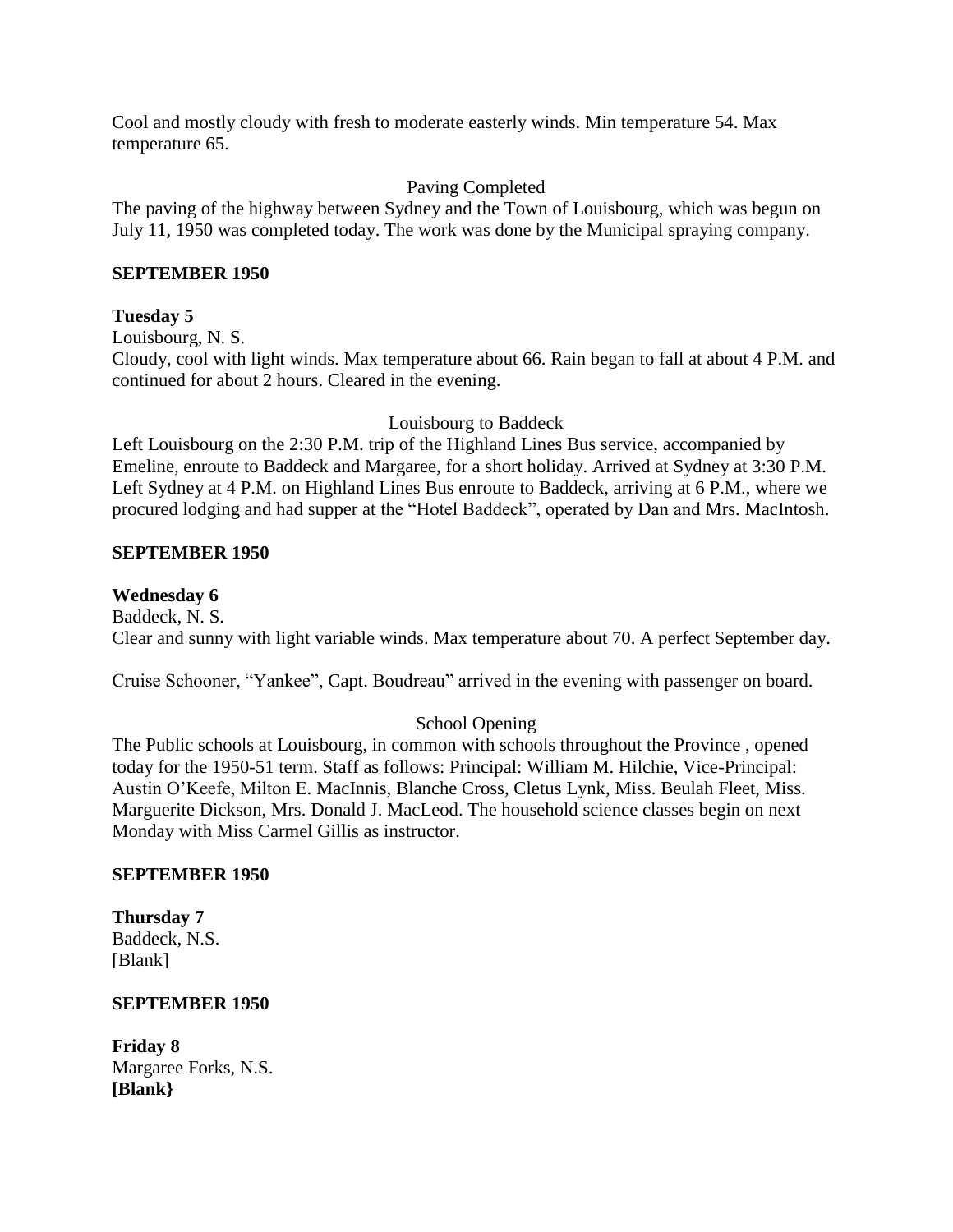Cool and mostly cloudy with fresh to moderate easterly winds. Min temperature 54. Max temperature 65.

Paving Completed

The paving of the highway between Sydney and the Town of Louisbourg, which was begun on July 11, 1950 was completed today. The work was done by the Municipal spraying company.

**SEPTEMBER 1950**

**Tuesday 5**

Louisbourg, N. S.

Cloudy, cool with light winds. Max temperature about 66. Rain began to fall at about 4 P.M. and continued for about 2 hours. Cleared in the evening.

Louisbourg to Baddeck

Left Louisbourg on the 2:30 P.M. trip of the Highland Lines Bus service, accompanied by Emeline, enroute to Baddeck and Margaree, for a short holiday. Arrived at Sydney at 3:30 P.M. Left Sydney at 4 P.M. on Highland Lines Bus enroute to Baddeck, arriving at 6 P.M., where we procured lodging and had supper at the "Hotel Baddeck", operated by Dan and Mrs. MacIntosh.

**SEPTEMBER 1950**

**Wednesday 6**

Baddeck, N. S.

Clear and sunny with light variable winds. Max temperature about 70. A perfect September day.

Cruise Schooner, "Yankee", Capt. Boudreau" arrived in the evening with passenger on board.

School Opening

The Public schools at Louisbourg, in common with schools throughout the Province , opened today for the 1950-51 term. Staff as follows: Principal: William M. Hilchie, Vice-Principal: Austin O'Keefe, Milton E. MacInnis, Blanche Cross, Cletus Lynk, Miss. Beulah Fleet, Miss. Marguerite Dickson, Mrs. Donald J. MacLeod. The household science classes begin on next Monday with Miss Carmel Gillis as instructor.

**SEPTEMBER 1950**

**Thursday 7**

Baddeck, N.S.

[Blank]

**SEPTEMBER 1950**

**Friday 8**

Margaree Forks, N.S.

**[Blank}**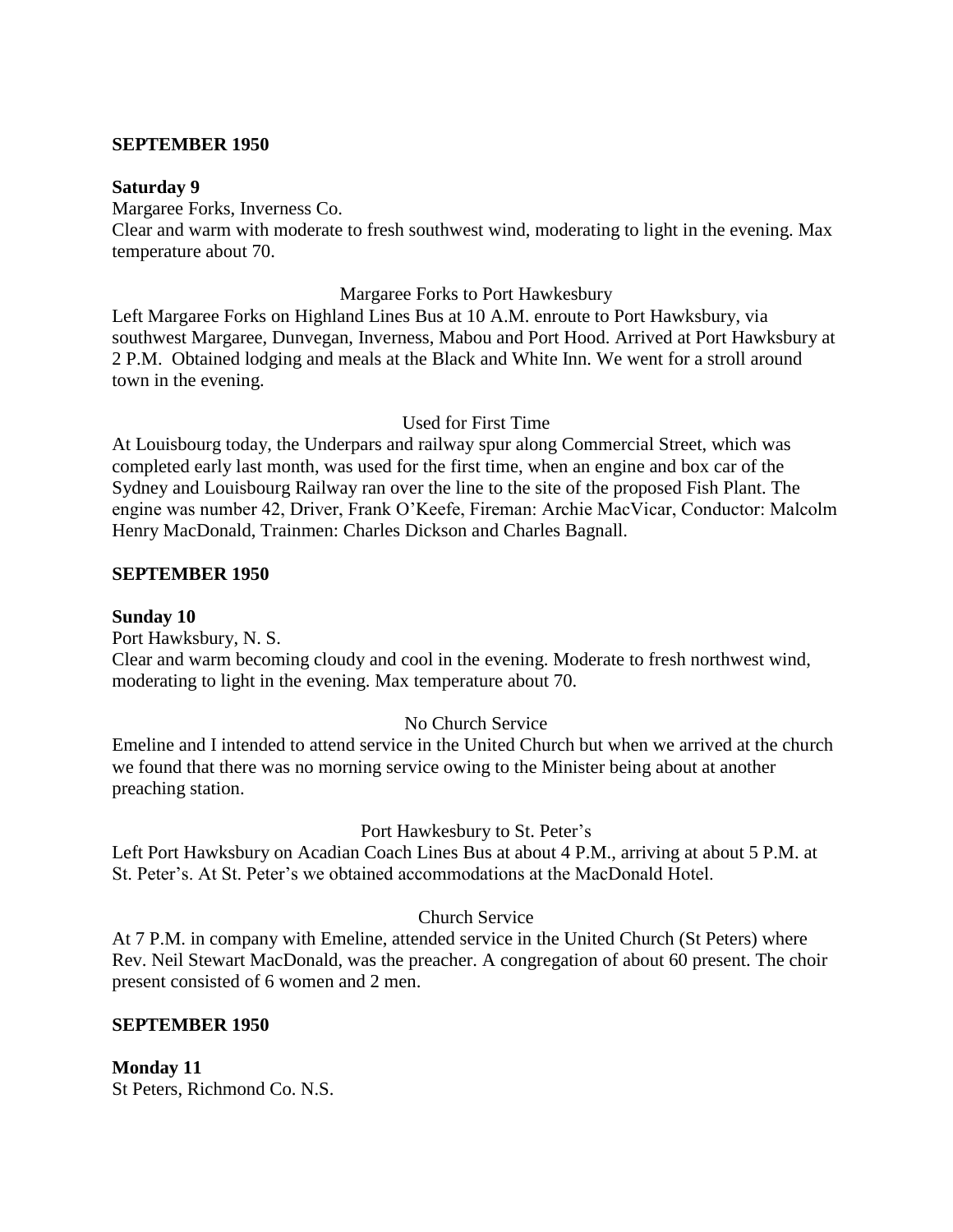**SEPTEMBER 1950**

**Saturday 9**

Margaree Forks, Inverness Co.

Clear and warm with moderate to fresh southwest wind, moderating to light in the evening. Max temperature about 70.

Margaree Forks to Port Hawkesbury

Left Margaree Forks on Highland Lines Bus at 10 A.M. enroute to Port Hawksbury, via southwest Margaree, Dunvegan, Inverness, Mabou and Port Hood. Arrived at Port Hawksbury at 2 P.M. Obtained lodging and meals at the Black and White Inn. We went for a stroll around town in the evening.

Used for First Time

At Louisbourg today, the Underpars and railway spur along Commercial Street, which was completed early last month, was used for the first time, when an engine and box car of the Sydney and Louisbourg Railway ran over the line to the site of the proposed Fish Plant. The engine was number 42, Driver, Frank O'Keefe, Fireman: Archie MacVicar, Conductor: Malcolm Henry MacDonald, Trainmen: Charles Dickson and Charles Bagnall.

**SEPTEMBER 1950**

**Sunday 10**

Port Hawksbury, N. S.

Clear and warm becoming cloudy and cool in the evening. Moderate to fresh northwest wind, moderating to light in the evening. Max temperature about 70.

No Church Service

Emeline and I intended to attend service in the United Church but when we arrived at the church we found that there was no morning service owing to the Minister being about at another preaching station.

Port Hawkesbury to St. Peter's

Left Port Hawksbury on Acadian Coach Lines Bus at about 4 P.M., arriving at about 5 P.M. at St. Peter's. At St. Peter's we obtained accommodations at the MacDonald Hotel.

Church Service

At 7 P.M. in company with Emeline, attended service in the United Church (St Peters) where Rev. Neil Stewart MacDonald, was the preacher. A congregation of about 60 present. The choir present consisted of 6 women and 2 men.

**SEPTEMBER 1950**

**Monday 11**

St Peters, Richmond Co. N.S.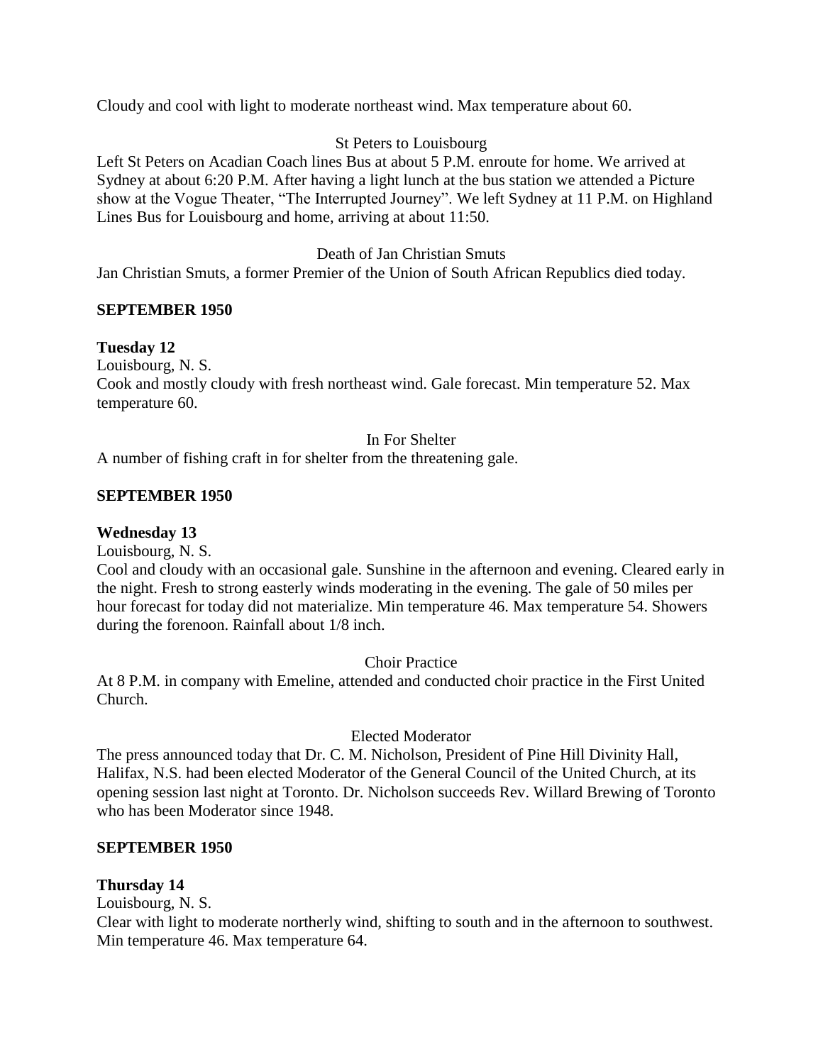Cloudy and cool with light to moderate northeast wind. Max temperature about 60.

St Peters to Louisbourg

Left St Peters on Acadian Coach lines Bus at about 5 P.M. enroute for home. We arrived at Sydney at about 6:20 P.M. After having a light lunch at the bus station we attended a Picture show at the Vogue Theater, "The Interrupted Journey". We left Sydney at 11 P.M. on Highland Lines Bus for Louisbourg and home, arriving at about 11:50.

Death of Jan Christian Smuts

Jan Christian Smuts, a former Premier of the Union of South African Republics died today.

**SEPTEMBER 1950**

**Tuesday 12**

Louisbourg, N. S.

Cook and mostly cloudy with fresh northeast wind. Gale forecast. Min temperature 52. Max temperature 60.

In For Shelter

A number of fishing craft in for shelter from the threatening gale.

**SEPTEMBER 1950**

**Wednesday 13**

Louisbourg, N. S.

Cool and cloudy with an occasional gale. Sunshine in the afternoon and evening. Cleared early in the night. Fresh to strong easterly winds moderating in the evening. The gale of 50 miles per hour forecast for today did not materialize. Min temperature 46. Max temperature 54. Showers during the forenoon. Rainfall about 1/8 inch.

Choir Practice

At 8 P.M. in company with Emeline, attended and conducted choir practice in the First United Church.

Elected Moderator

The press announced today that Dr. C. M. Nicholson, President of Pine Hill Divinity Hall, Halifax, N.S. had been elected Moderator of the General Council of the United Church, at its opening session last night at Toronto. Dr. Nicholson succeeds Rev. Willard Brewing of Toronto who has been Moderator since 1948.

**SEPTEMBER 1950**

**Thursday 14**

Louisbourg, N. S.

Clear with light to moderate northerly wind, shifting to south and in the afternoon to southwest. Min temperature 46. Max temperature 64.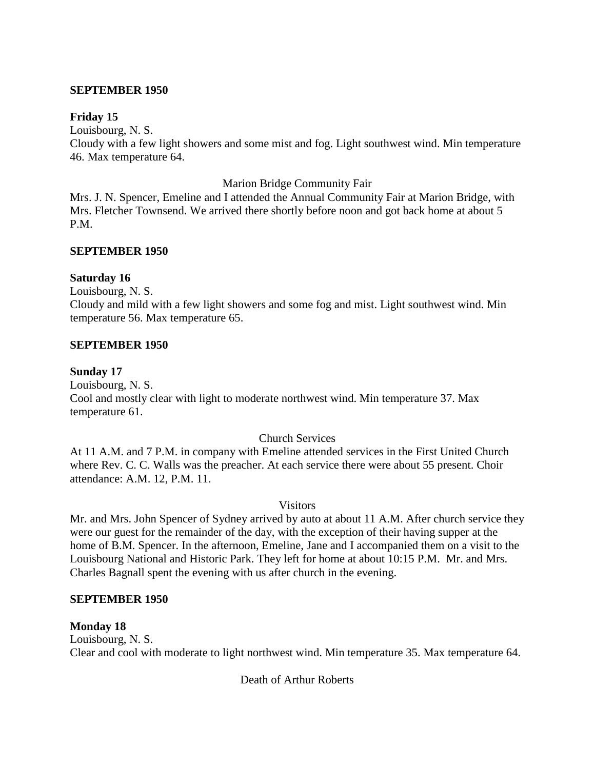**SEPTEMBER 1950**

**Friday 15**

Louisbourg, N. S.

Cloudy with a few light showers and some mist and fog. Light southwest wind. Min temperature 46. Max temperature 64.

Marion Bridge Community Fair

Mrs. J. N. Spencer, Emeline and I attended the Annual Community Fair at Marion Bridge, with Mrs. Fletcher Townsend. We arrived there shortly before noon and got back home at about 5 P.M.

**SEPTEMBER 1950**

**Saturday 16**

Louisbourg, N. S.

Cloudy and mild with a few light showers and some fog and mist. Light southwest wind. Min temperature 56. Max temperature 65.

**SEPTEMBER 1950**

**Sunday 17**

Louisbourg, N. S.

Cool and mostly clear with light to moderate northwest wind. Min temperature 37. Max temperature 61.

Church Services

At 11 A.M. and 7 P.M. in company with Emeline attended services in the First United Church where Rev. C. C. Walls was the preacher. At each service there were about 55 present. Choir attendance: A.M. 12, P.M. 11.

Visitors

Mr. and Mrs. John Spencer of Sydney arrived by auto at about 11 A.M. After church service they were our guest for the remainder of the day, with the exception of their having supper at the home of B.M. Spencer. In the afternoon, Emeline, Jane and I accompanied them on a visit to the Louisbourg National and Historic Park. They left for home at about 10:15 P.M. Mr. and Mrs. Charles Bagnall spent the evening with us after church in the evening.

**SEPTEMBER 1950**

**Monday 18**

Louisbourg, N. S.

Clear and cool with moderate to light northwest wind. Min temperature 35. Max temperature 64.

Death of Arthur Roberts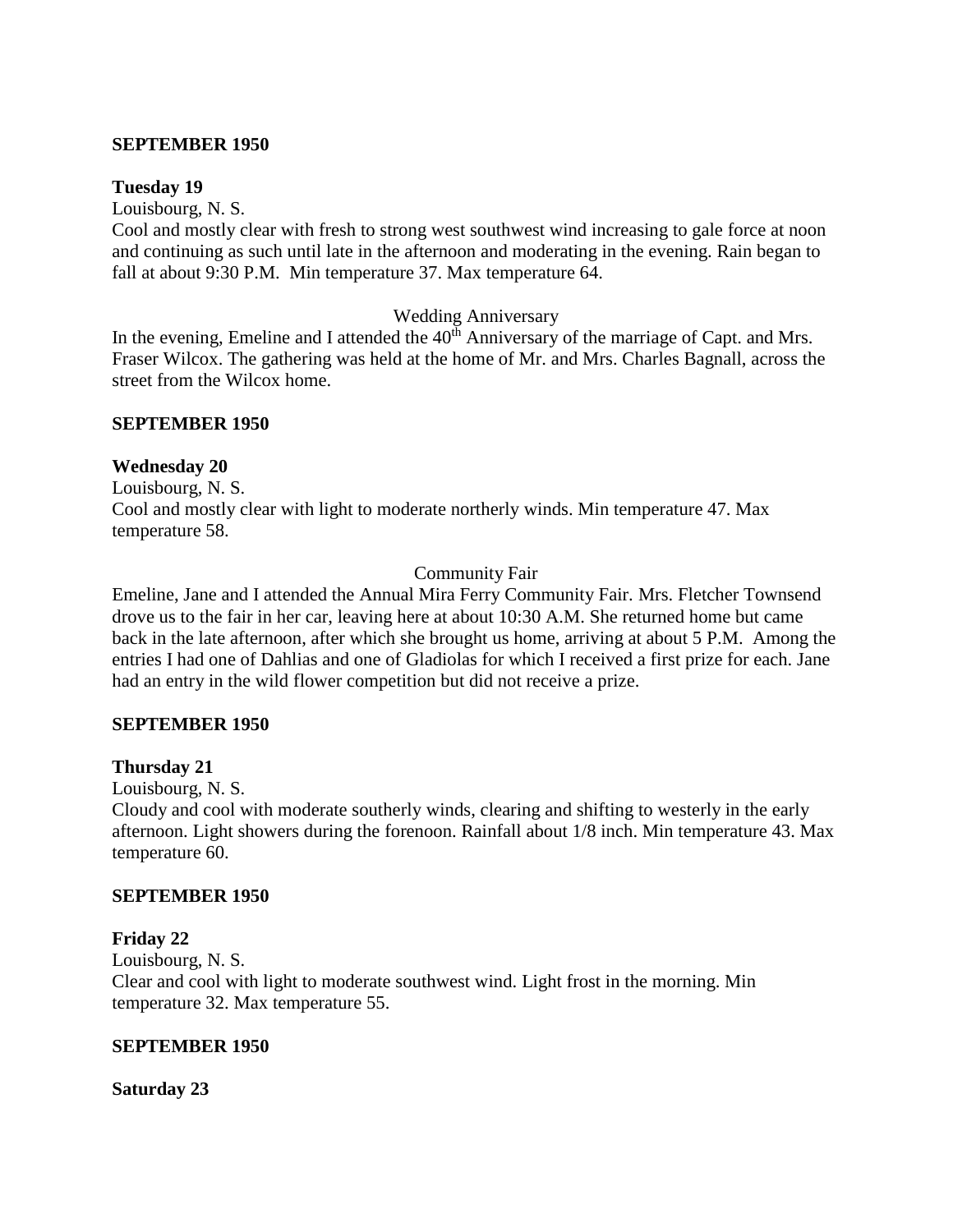**SEPTEMBER 1950**

**Tuesday 19**

Louisbourg, N. S.

Cool and mostly clear with fresh to strong west southwest wind increasing to gale force at noon and continuing as such until late in the afternoon and moderating in the evening. Rain began to fall at about 9:30 P.M. Min temperature 37. Max temperature 64.

Wedding Anniversary

In the evening, Emeline and I attended the 40th Anniversary of the marriage of Capt. and Mrs. Fraser Wilcox. The gathering was held at the home of Mr. and Mrs. Charles Bagnall, across the street from the Wilcox home.

**SEPTEMBER 1950**

**Wednesday 20**

Louisbourg, N. S.

Cool and mostly clear with light to moderate northerly winds. Min temperature 47. Max temperature 58.

Community Fair

Emeline, Jane and I attended the Annual Mira Ferry Community Fair. Mrs. Fletcher Townsend drove us to the fair in her car, leaving here at about 10:30 A.M. She returned home but came back in the late afternoon, after which she brought us home, arriving at about 5 P.M. Among the entries I had one of Dahlias and one of Gladiolas for which I received a first prize for each. Jane had an entry in the wild flower competition but did not receive a prize.

**SEPTEMBER 1950**

**Thursday 21**

Louisbourg, N. S.

Cloudy and cool with moderate southerly winds, clearing and shifting to westerly in the early afternoon. Light showers during the forenoon. Rainfall about 1/8 inch. Min temperature 43. Max temperature 60.

**SEPTEMBER 1950**

**Friday 22**

Louisbourg, N. S.

Clear and cool with light to moderate southwest wind. Light frost in the morning. Min temperature 32. Max temperature 55.

**SEPTEMBER 1950**

**Saturday 23**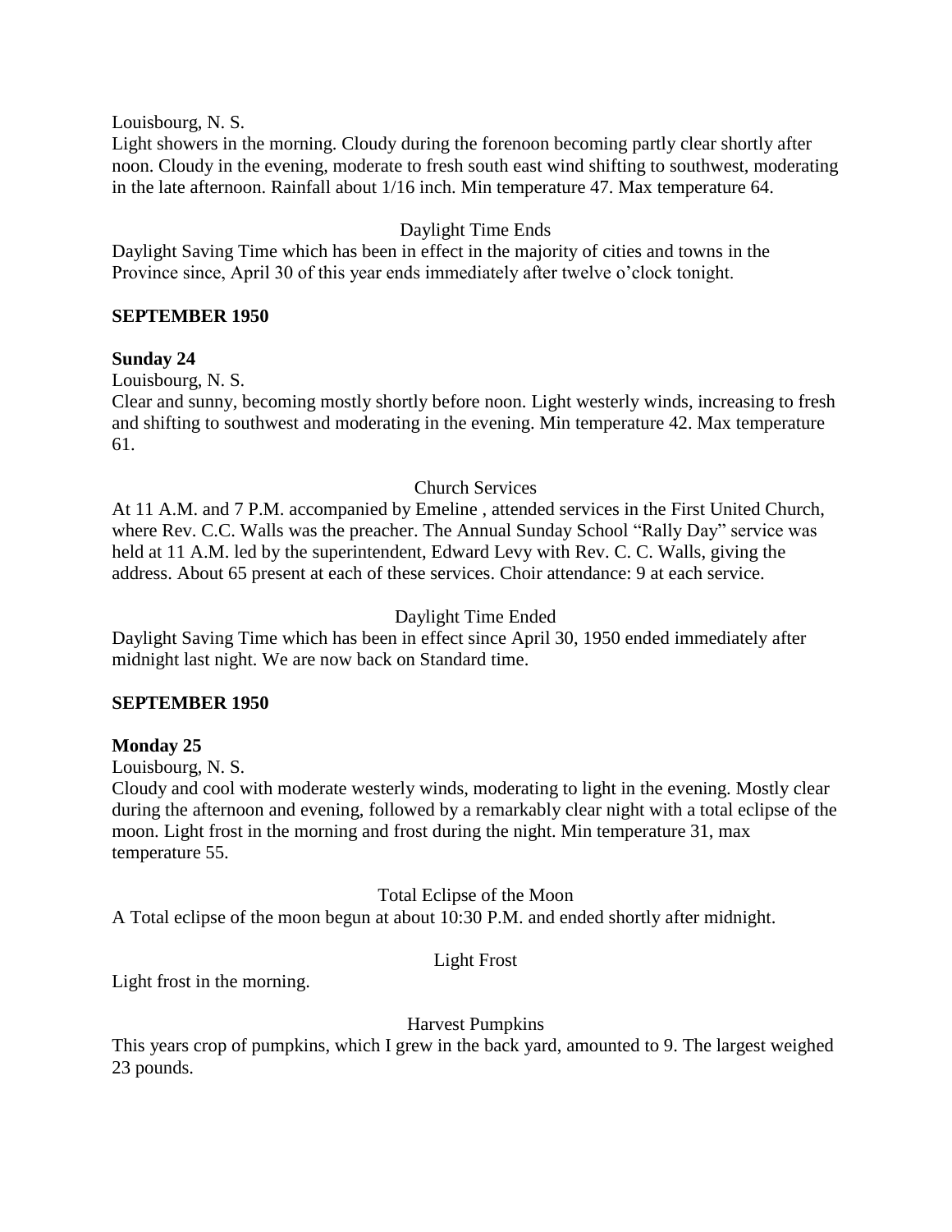Louisbourg, N. S.
Light showers in the morning. Cloudy during the forenoon becoming partly clear shortly after noon. Cloudy in the evening, moderate to fresh south east wind shifting to southwest, moderating in the late afternoon. Rainfall about 1/16 inch. Min temperature 47. Max temperature 64.

Daylight Time Ends

Daylight Saving Time which has been in effect in the majority of cities and towns in the Province since, April 30 of this year ends immediately after twelve o'clock tonight.

**SEPTEMBER 1950**

**Sunday 24**

Louisbourg, N. S.
Clear and sunny, becoming mostly shortly before noon. Light westerly winds, increasing to fresh and shifting to southwest and moderating in the evening. Min temperature 42. Max temperature 61.

Church Services

At 11 A.M. and 7 P.M. accompanied by Emeline , attended services in the First United Church, where Rev. C.C. Walls was the preacher. The Annual Sunday School "Rally Day" service was held at 11 A.M. led by the superintendent, Edward Levy with Rev. C. C. Walls, giving the address. About 65 present at each of these services. Choir attendance: 9 at each service.

Daylight Time Ended

Daylight Saving Time which has been in effect since April 30, 1950 ended immediately after midnight last night. We are now back on Standard time.

**SEPTEMBER 1950**

**Monday 25**

Louisbourg, N. S.
Cloudy and cool with moderate westerly winds, moderating to light in the evening. Mostly clear during the afternoon and evening, followed by a remarkably clear night with a total eclipse of the moon. Light frost in the morning and frost during the night. Min temperature 31, max temperature 55.

Total Eclipse of the Moon

A Total eclipse of the moon begun at about 10:30 P.M. and ended shortly after midnight.

Light Frost

Light frost in the morning.

Harvest Pumpkins

This years crop of pumpkins, which I grew in the back yard, amounted to 9. The largest weighed 23 pounds.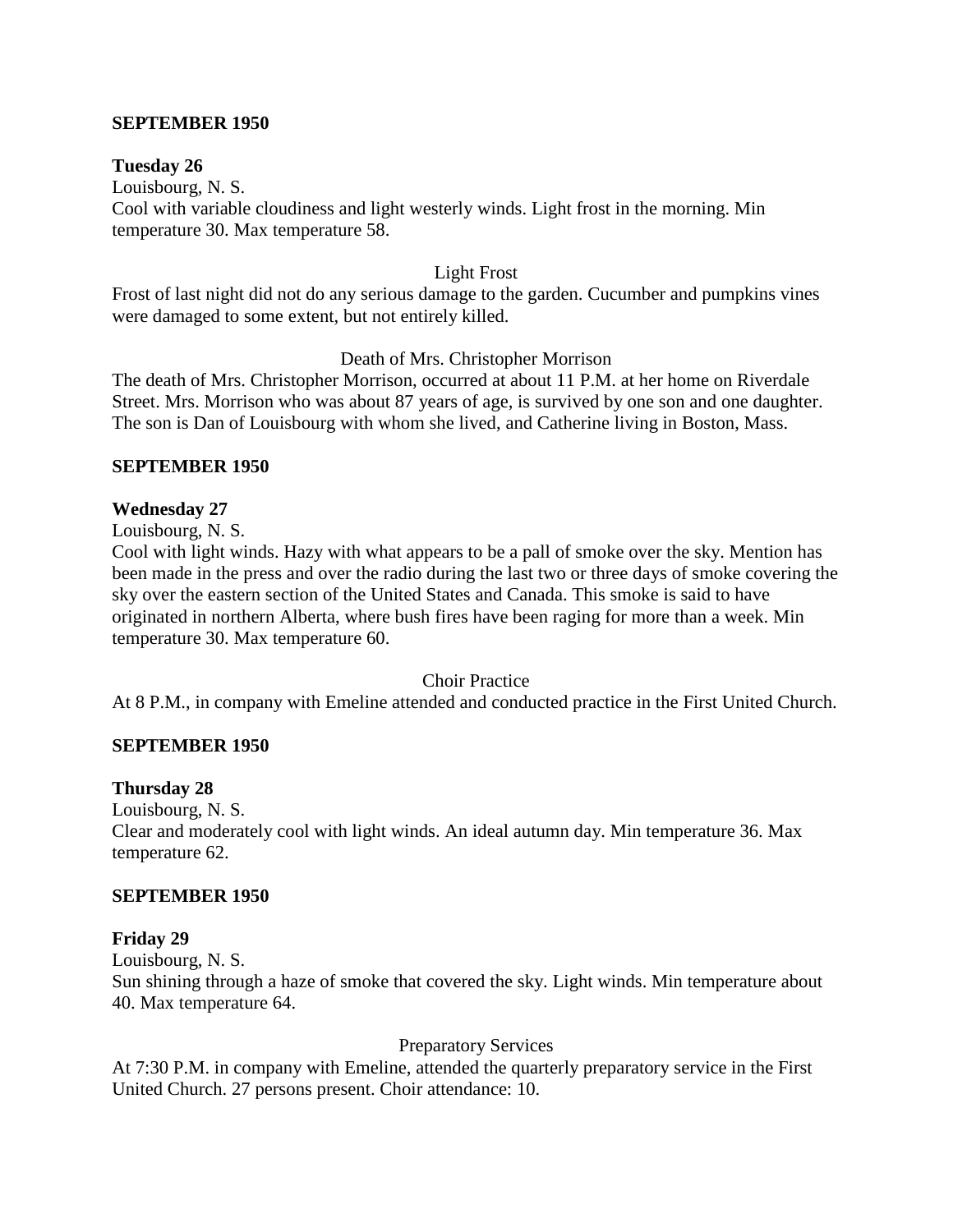**SEPTEMBER 1950**

**Tuesday 26**
Louisbourg, N. S.
Cool with variable cloudiness and light westerly winds. Light frost in the morning. Min temperature 30. Max temperature 58.

Light Frost

Frost of last night did not do any serious damage to the garden. Cucumber and pumpkins vines were damaged to some extent, but not entirely killed.

Death of Mrs. Christopher Morrison

The death of Mrs. Christopher Morrison, occurred at about 11 P.M. at her home on Riverdale Street. Mrs. Morrison who was about 87 years of age, is survived by one son and one daughter. The son is Dan of Louisbourg with whom she lived, and Catherine living in Boston, Mass.

**SEPTEMBER 1950**

**Wednesday 27**
Louisbourg, N. S.
Cool with light winds. Hazy with what appears to be a pall of smoke over the sky. Mention has been made in the press and over the radio during the last two or three days of smoke covering the sky over the eastern section of the United States and Canada. This smoke is said to have originated in northern Alberta, where bush fires have been raging for more than a week. Min temperature 30. Max temperature 60.

Choir Practice

At 8 P.M., in company with Emeline attended and conducted practice in the First United Church.

**SEPTEMBER 1950**

**Thursday 28**
Louisbourg, N. S.
Clear and moderately cool with light winds. An ideal autumn day. Min temperature 36. Max temperature 62.

**SEPTEMBER 1950**

**Friday 29**
Louisbourg, N. S.
Sun shining through a haze of smoke that covered the sky. Light winds. Min temperature about 40. Max temperature 64.

Preparatory Services

At 7:30 P.M. in company with Emeline, attended the quarterly preparatory service in the First United Church. 27 persons present. Choir attendance: 10.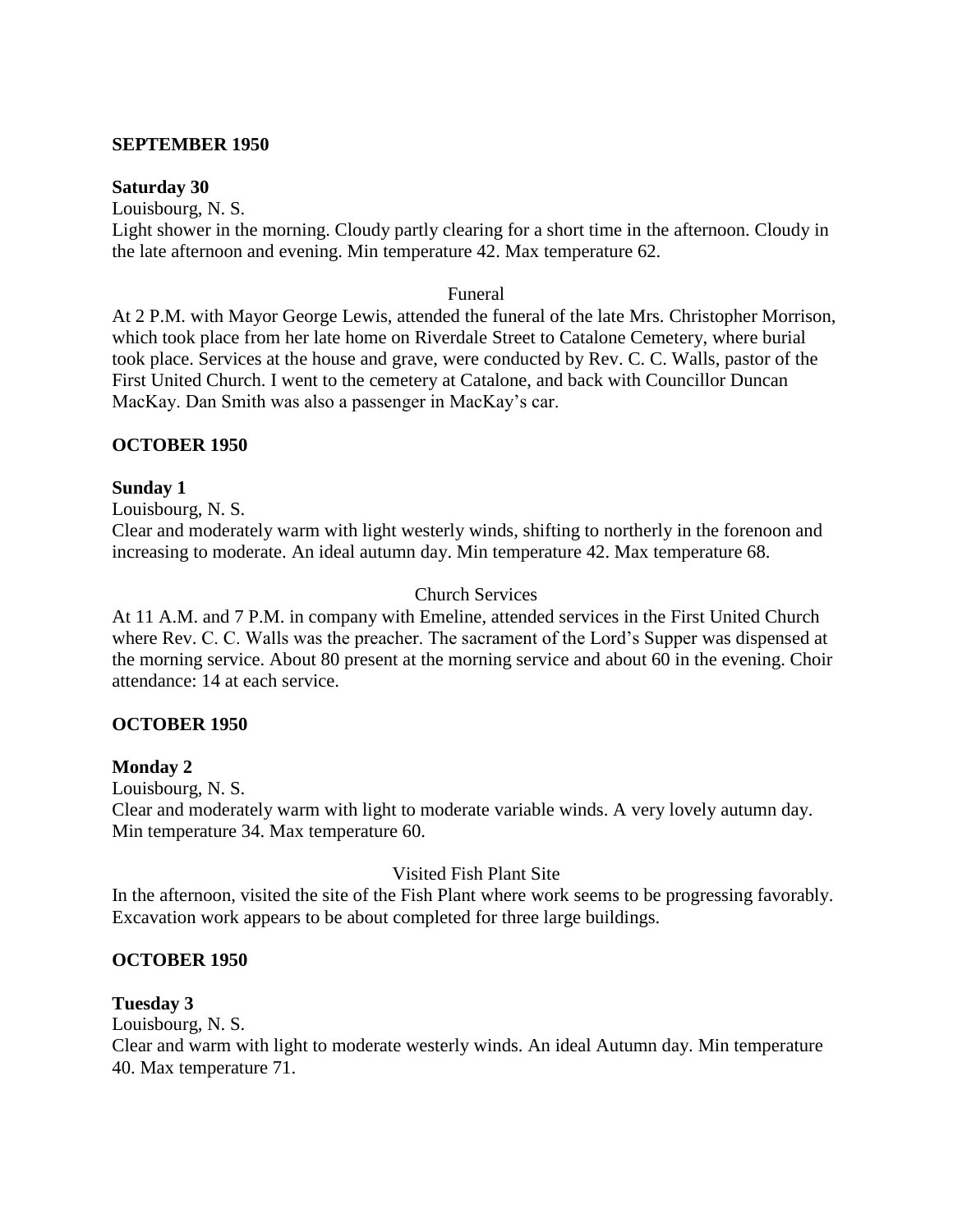**SEPTEMBER 1950**

**Saturday 30**

Louisbourg, N. S.

Light shower in the morning. Cloudy partly clearing for a short time in the afternoon. Cloudy in the late afternoon and evening. Min temperature 42. Max temperature 62.

Funeral

At 2 P.M. with Mayor George Lewis, attended the funeral of the late Mrs. Christopher Morrison, which took place from her late home on Riverdale Street to Catalone Cemetery, where burial took place. Services at the house and grave, were conducted by Rev. C. C. Walls, pastor of the First United Church. I went to the cemetery at Catalone, and back with Councillor Duncan MacKay. Dan Smith was also a passenger in MacKay's car.

**OCTOBER 1950**

**Sunday 1**

Louisbourg, N. S.

Clear and moderately warm with light westerly winds, shifting to northerly in the forenoon and increasing to moderate. An ideal autumn day. Min temperature 42. Max temperature 68.

Church Services

At 11 A.M. and 7 P.M. in company with Emeline, attended services in the First United Church where Rev. C. C. Walls was the preacher. The sacrament of the Lord's Supper was dispensed at the morning service. About 80 present at the morning service and about 60 in the evening. Choir attendance: 14 at each service.

**OCTOBER 1950**

**Monday 2**

Louisbourg, N. S.

Clear and moderately warm with light to moderate variable winds. A very lovely autumn day. Min temperature 34. Max temperature 60.

Visited Fish Plant Site

In the afternoon, visited the site of the Fish Plant where work seems to be progressing favorably. Excavation work appears to be about completed for three large buildings.

**OCTOBER 1950**

**Tuesday 3**

Louisbourg, N. S.

Clear and warm with light to moderate westerly winds. An ideal Autumn day. Min temperature 40. Max temperature 71.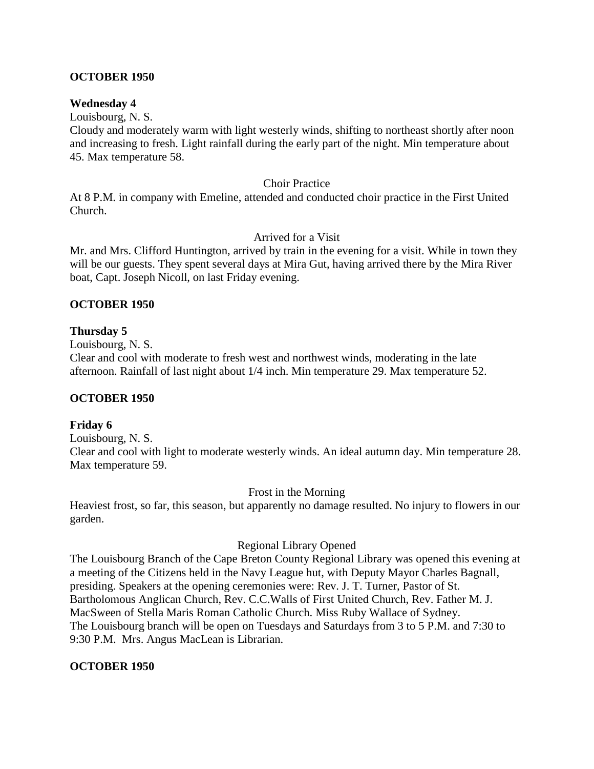**OCTOBER 1950**

**Wednesday 4**

Louisbourg, N. S.

Cloudy and moderately warm with light westerly winds, shifting to northeast shortly after noon and increasing to fresh. Light rainfall during the early part of the night. Min temperature about 45. Max temperature 58.

Choir Practice

At 8 P.M. in company with Emeline, attended and conducted choir practice in the First United Church.

Arrived for a Visit

Mr. and Mrs. Clifford Huntington, arrived by train in the evening for a visit. While in town they will be our guests. They spent several days at Mira Gut, having arrived there by the Mira River boat, Capt. Joseph Nicoll, on last Friday evening.

**OCTOBER 1950**

**Thursday 5**

Louisbourg, N. S.

Clear and cool with moderate to fresh west and northwest winds, moderating in the late afternoon. Rainfall of last night about 1/4 inch. Min temperature 29. Max temperature 52.

**OCTOBER 1950**

**Friday 6**

Louisbourg, N. S.

Clear and cool with light to moderate westerly winds. An ideal autumn day. Min temperature 28. Max temperature 59.

Frost in the Morning

Heaviest frost, so far, this season, but apparently no damage resulted. No injury to flowers in our garden.

Regional Library Opened

The Louisbourg Branch of the Cape Breton County Regional Library was opened this evening at a meeting of the Citizens held in the Navy League hut, with Deputy Mayor Charles Bagnall, presiding. Speakers at the opening ceremonies were: Rev. J. T. Turner, Pastor of St. Bartholomous Anglican Church, Rev. C.C.Walls of First United Church, Rev. Father M. J. MacSween of Stella Maris Roman Catholic Church. Miss Ruby Wallace of Sydney.

The Louisbourg branch will be open on Tuesdays and Saturdays from 3 to 5 P.M. and 7:30 to 9:30 P.M. Mrs. Angus MacLean is Librarian.

**OCTOBER 1950**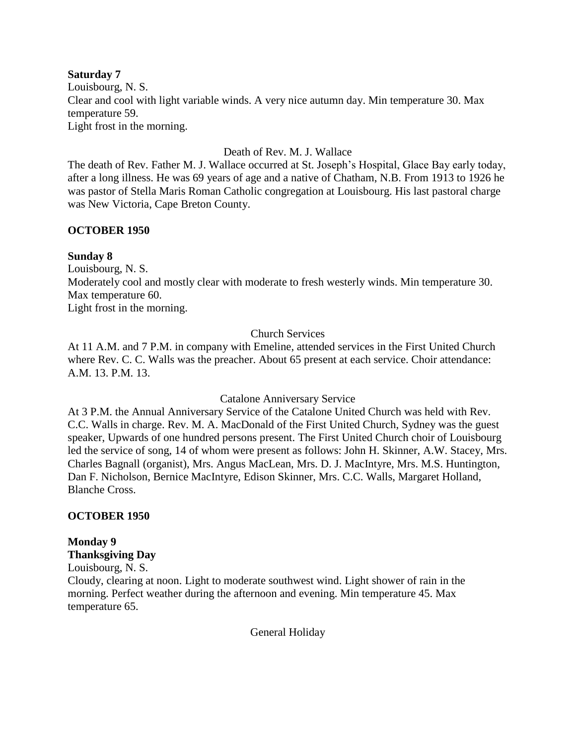**Saturday 7**
Louisbourg, N. S.
Clear and cool with light variable winds. A very nice autumn day. Min temperature 30. Max temperature 59.
Light frost in the morning.

Death of Rev. M. J. Wallace

The death of Rev. Father M. J. Wallace occurred at St. Joseph's Hospital, Glace Bay early today, after a long illness. He was 69 years of age and a native of Chatham, N.B. From 1913 to 1926 he was pastor of Stella Maris Roman Catholic congregation at Louisbourg. His last pastoral charge was New Victoria, Cape Breton County.

**OCTOBER 1950**

**Sunday 8**
Louisbourg, N. S.
Moderately cool and mostly clear with moderate to fresh westerly winds. Min temperature 30. Max temperature 60.
Light frost in the morning.

Church Services

At 11 A.M. and 7 P.M. in company with Emeline, attended services in the First United Church where Rev. C. C. Walls was the preacher. About 65 present at each service. Choir attendance: A.M. 13. P.M. 13.

Catalone Anniversary Service

At 3 P.M. the Annual Anniversary Service of the Catalone United Church was held with Rev. C.C. Walls in charge. Rev. M. A. MacDonald of the First United Church, Sydney was the guest speaker, Upwards of one hundred persons present. The First United Church choir of Louisbourg led the service of song, 14 of whom were present as follows: John H. Skinner, A.W. Stacey, Mrs. Charles Bagnall (organist), Mrs. Angus MacLean, Mrs. D. J. MacIntyre, Mrs. M.S. Huntington, Dan F. Nicholson, Bernice MacIntyre, Edison Skinner, Mrs. C.C. Walls, Margaret Holland, Blanche Cross.

**OCTOBER 1950**

**Monday 9**
**Thanksgiving Day**
Louisbourg, N. S.
Cloudy, clearing at noon. Light to moderate southwest wind. Light shower of rain in the morning. Perfect weather during the afternoon and evening. Min temperature 45. Max temperature 65.

General Holiday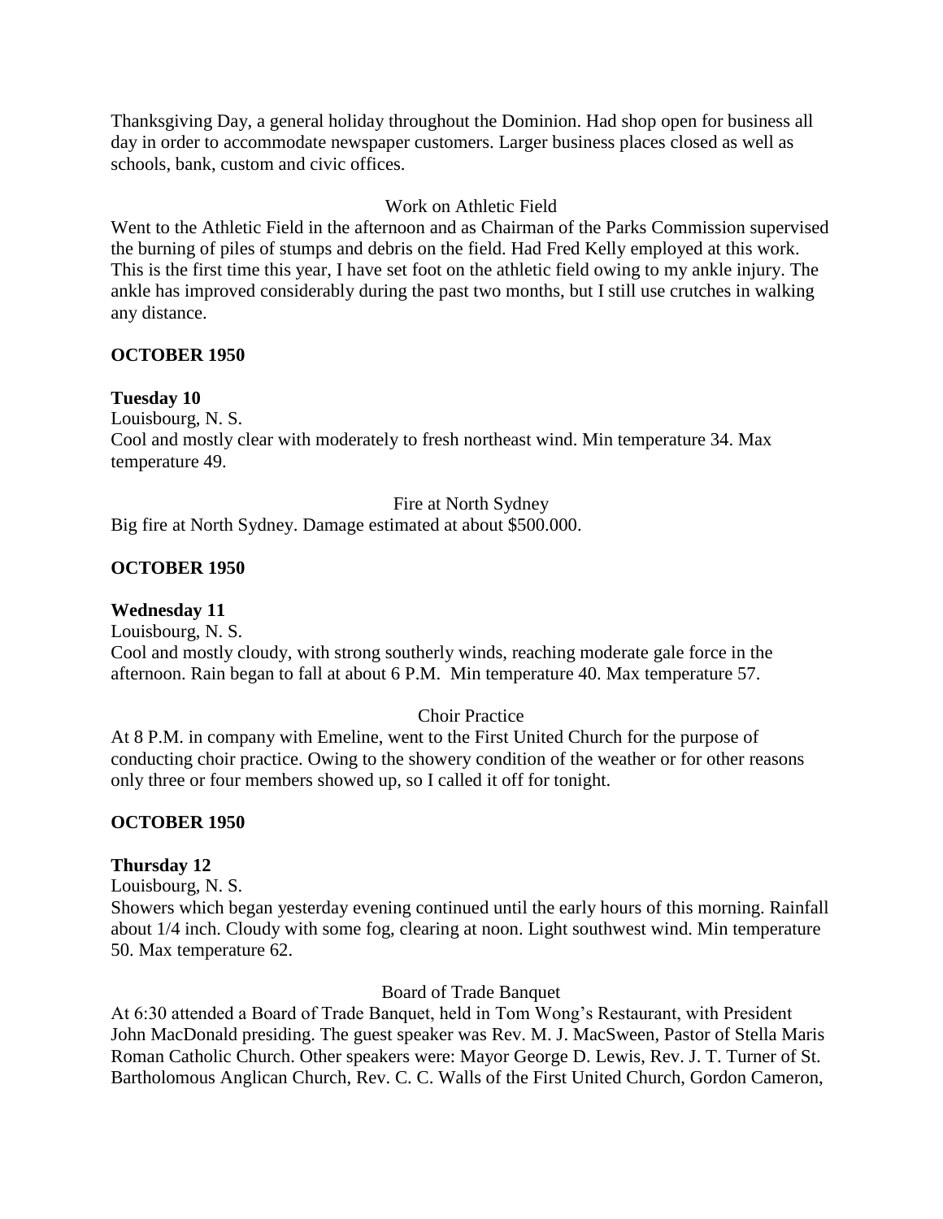Thanksgiving Day, a general holiday throughout the Dominion. Had shop open for business all day in order to accommodate newspaper customers. Larger business places closed as well as schools, bank, custom and civic offices.

Work on Athletic Field

Went to the Athletic Field in the afternoon and as Chairman of the Parks Commission supervised the burning of piles of stumps and debris on the field. Had Fred Kelly employed at this work. This is the first time this year, I have set foot on the athletic field owing to my ankle injury. The ankle has improved considerably during the past two months, but I still use crutches in walking any distance.

**OCTOBER 1950**

**Tuesday 10**

Louisbourg, N. S.

Cool and mostly clear with moderately to fresh northeast wind. Min temperature 34. Max temperature 49.

Fire at North Sydney

Big fire at North Sydney. Damage estimated at about $500.000.

**OCTOBER 1950**

**Wednesday 11**

Louisbourg, N. S.

Cool and mostly cloudy, with strong southerly winds, reaching moderate gale force in the afternoon. Rain began to fall at about 6 P.M. Min temperature 40. Max temperature 57.

Choir Practice

At 8 P.M. in company with Emeline, went to the First United Church for the purpose of conducting choir practice. Owing to the showery condition of the weather or for other reasons only three or four members showed up, so I called it off for tonight.

**OCTOBER 1950**

**Thursday 12**

Louisbourg, N. S.

Showers which began yesterday evening continued until the early hours of this morning. Rainfall about 1/4 inch. Cloudy with some fog, clearing at noon. Light southwest wind. Min temperature 50. Max temperature 62.

Board of Trade Banquet

At 6:30 attended a Board of Trade Banquet, held in Tom Wong's Restaurant, with President John MacDonald presiding. The guest speaker was Rev. M. J. MacSween, Pastor of Stella Maris Roman Catholic Church. Other speakers were: Mayor George D. Lewis, Rev. J. T. Turner of St. Bartholomous Anglican Church, Rev. C. C. Walls of the First United Church, Gordon Cameron,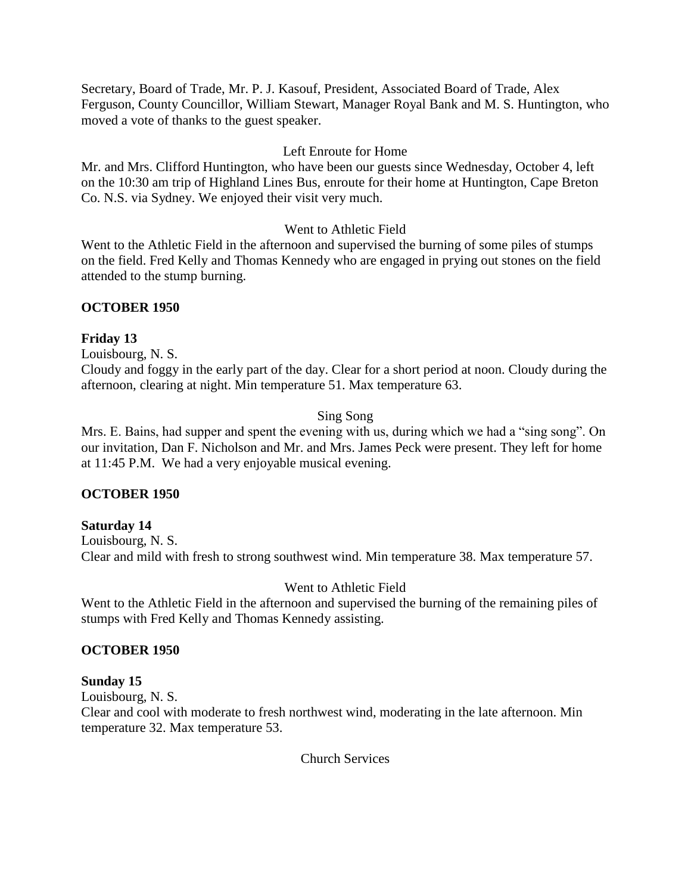Secretary, Board of Trade, Mr. P. J. Kasouf, President, Associated Board of Trade, Alex Ferguson, County Councillor, William Stewart, Manager Royal Bank and M. S. Huntington, who moved a vote of thanks to the guest speaker.

Left Enroute for Home

Mr. and Mrs. Clifford Huntington, who have been our guests since Wednesday, October 4, left on the 10:30 am trip of Highland Lines Bus, enroute for their home at Huntington, Cape Breton Co. N.S. via Sydney. We enjoyed their visit very much.

Went to Athletic Field

Went to the Athletic Field in the afternoon and supervised the burning of some piles of stumps on the field. Fred Kelly and Thomas Kennedy who are engaged in prying out stones on the field attended to the stump burning.

**OCTOBER 1950**

**Friday 13**

Louisbourg, N. S.

Cloudy and foggy in the early part of the day. Clear for a short period at noon. Cloudy during the afternoon, clearing at night. Min temperature 51. Max temperature 63.

Sing Song

Mrs. E. Bains, had supper and spent the evening with us, during which we had a "sing song". On our invitation, Dan F. Nicholson and Mr. and Mrs. James Peck were present. They left for home at 11:45 P.M. We had a very enjoyable musical evening.

**OCTOBER 1950**

**Saturday 14**

Louisbourg, N. S.

Clear and mild with fresh to strong southwest wind. Min temperature 38. Max temperature 57.

Went to Athletic Field

Went to the Athletic Field in the afternoon and supervised the burning of the remaining piles of stumps with Fred Kelly and Thomas Kennedy assisting.

**OCTOBER 1950**

**Sunday 15**

Louisbourg, N. S.

Clear and cool with moderate to fresh northwest wind, moderating in the late afternoon. Min temperature 32. Max temperature 53.

Church Services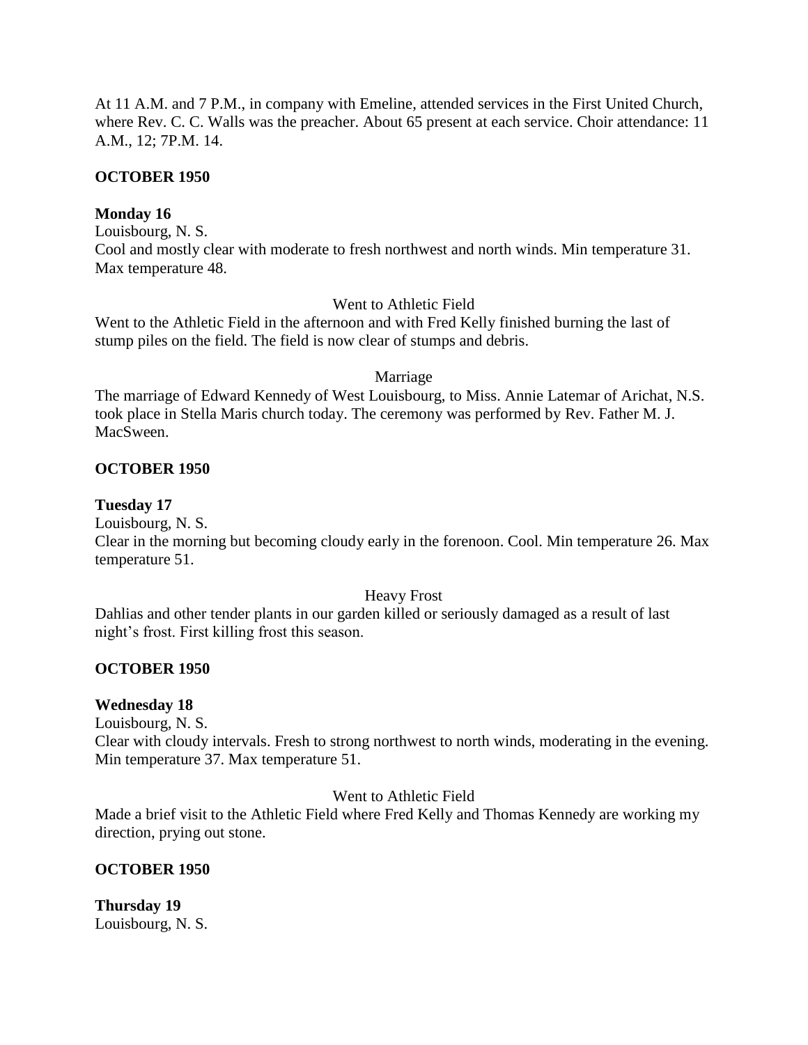At 11 A.M. and 7 P.M., in company with Emeline, attended services in the First United Church, where Rev. C. C. Walls was the preacher. About 65 present at each service. Choir attendance: 11 A.M., 12; 7P.M. 14.

**OCTOBER 1950**

**Monday 16**
Louisbourg, N. S.
Cool and mostly clear with moderate to fresh northwest and north winds. Min temperature 31. Max temperature 48.

Went to Athletic Field

Went to the Athletic Field in the afternoon and with Fred Kelly finished burning the last of stump piles on the field. The field is now clear of stumps and debris.

Marriage

The marriage of Edward Kennedy of West Louisbourg, to Miss. Annie Latemar of Arichat, N.S. took place in Stella Maris church today. The ceremony was performed by Rev. Father M. J. MacSween.

**OCTOBER 1950**

**Tuesday 17**
Louisbourg, N. S.
Clear in the morning but becoming cloudy early in the forenoon. Cool. Min temperature 26. Max temperature 51.

Heavy Frost

Dahlias and other tender plants in our garden killed or seriously damaged as a result of last night's frost. First killing frost this season.

**OCTOBER 1950**

**Wednesday 18**
Louisbourg, N. S.
Clear with cloudy intervals. Fresh to strong northwest to north winds, moderating in the evening. Min temperature 37. Max temperature 51.

Went to Athletic Field

Made a brief visit to the Athletic Field where Fred Kelly and Thomas Kennedy are working my direction, prying out stone.

**OCTOBER 1950**

**Thursday 19**
Louisbourg, N. S.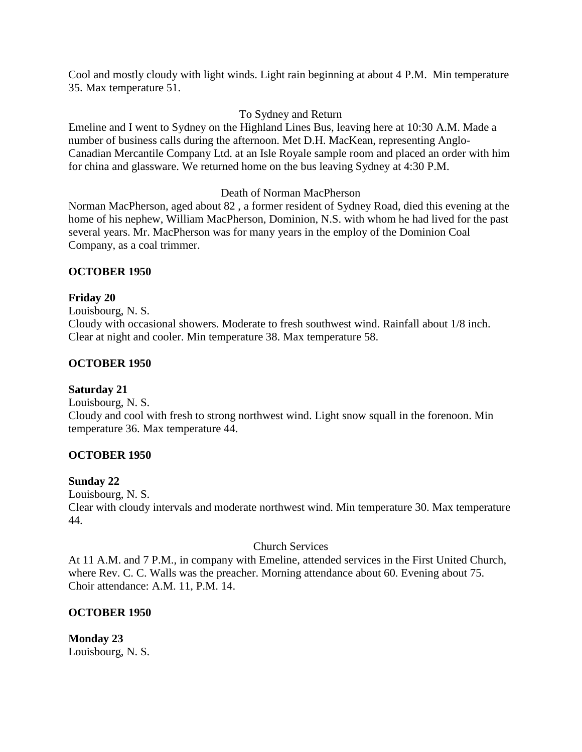Cool and mostly cloudy with light winds. Light rain beginning at about 4 P.M. Min temperature 35. Max temperature 51.

To Sydney and Return

Emeline and I went to Sydney on the Highland Lines Bus, leaving here at 10:30 A.M. Made a number of business calls during the afternoon. Met D.H. MacKean, representing Anglo-Canadian Mercantile Company Ltd. at an Isle Royale sample room and placed an order with him for china and glassware. We returned home on the bus leaving Sydney at 4:30 P.M.

Death of Norman MacPherson

Norman MacPherson, aged about 82 , a former resident of Sydney Road, died this evening at the home of his nephew, William MacPherson, Dominion, N.S. with whom he had lived for the past several years. Mr. MacPherson was for many years in the employ of the Dominion Coal Company, as a coal trimmer.

**OCTOBER 1950**

**Friday 20**

Louisbourg, N. S.

Cloudy with occasional showers. Moderate to fresh southwest wind. Rainfall about 1/8 inch. Clear at night and cooler. Min temperature 38. Max temperature 58.

**OCTOBER 1950**

**Saturday 21**

Louisbourg, N. S.

Cloudy and cool with fresh to strong northwest wind. Light snow squall in the forenoon. Min temperature 36. Max temperature 44.

**OCTOBER 1950**

**Sunday 22**

Louisbourg, N. S.

Clear with cloudy intervals and moderate northwest wind. Min temperature 30. Max temperature 44.

Church Services

At 11 A.M. and 7 P.M., in company with Emeline, attended services in the First United Church, where Rev. C. C. Walls was the preacher. Morning attendance about 60. Evening about 75. Choir attendance: A.M. 11, P.M. 14.

**OCTOBER 1950**

**Monday 23**

Louisbourg, N. S.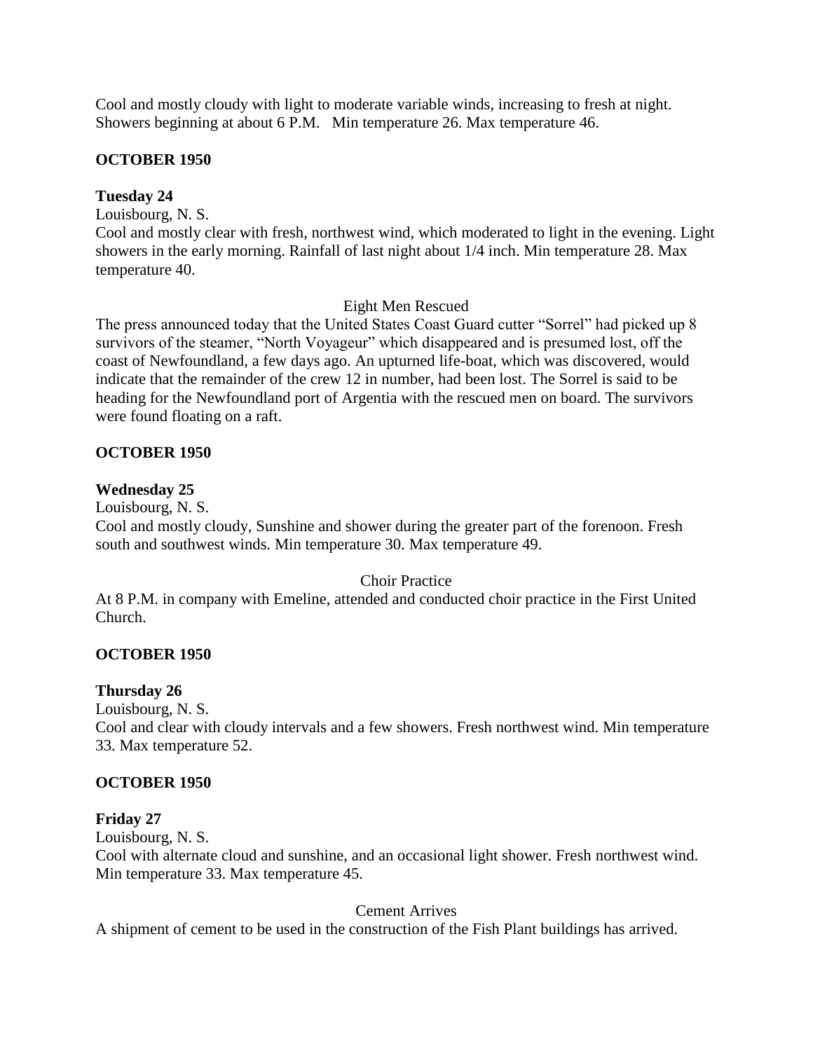Cool and mostly cloudy with light to moderate variable winds, increasing to fresh at night. Showers beginning at about 6 P.M. Min temperature 26. Max temperature 46.

**OCTOBER 1950**

**Tuesday 24**

Louisbourg, N. S.

Cool and mostly clear with fresh, northwest wind, which moderated to light in the evening. Light showers in the early morning. Rainfall of last night about 1/4 inch. Min temperature 28. Max temperature 40.

Eight Men Rescued

The press announced today that the United States Coast Guard cutter "Sorrel" had picked up 8 survivors of the steamer, "North Voyageur" which disappeared and is presumed lost, off the coast of Newfoundland, a few days ago. An upturned life-boat, which was discovered, would indicate that the remainder of the crew 12 in number, had been lost. The Sorrel is said to be heading for the Newfoundland port of Argentia with the rescued men on board. The survivors were found floating on a raft.

**OCTOBER 1950**

**Wednesday 25**

Louisbourg, N. S.

Cool and mostly cloudy, Sunshine and shower during the greater part of the forenoon. Fresh south and southwest winds. Min temperature 30. Max temperature 49.

Choir Practice

At 8 P.M. in company with Emeline, attended and conducted choir practice in the First United Church.

**OCTOBER 1950**

**Thursday 26**

Louisbourg, N. S.

Cool and clear with cloudy intervals and a few showers. Fresh northwest wind. Min temperature 33. Max temperature 52.

**OCTOBER 1950**

**Friday 27**

Louisbourg, N. S.

Cool with alternate cloud and sunshine, and an occasional light shower. Fresh northwest wind. Min temperature 33. Max temperature 45.

Cement Arrives

A shipment of cement to be used in the construction of the Fish Plant buildings has arrived.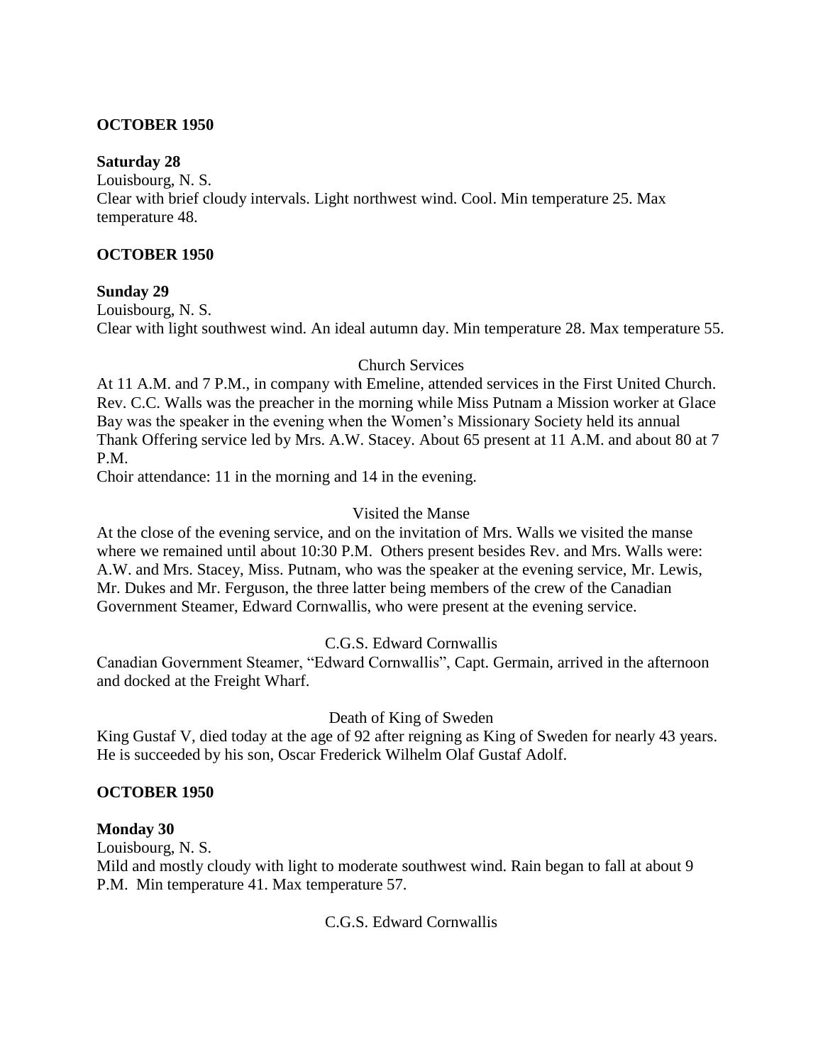**OCTOBER 1950**

**Saturday 28**

Louisbourg, N. S.
Clear with brief cloudy intervals. Light northwest wind. Cool. Min temperature 25. Max temperature 48.

**OCTOBER 1950**

**Sunday 29**

Louisbourg, N. S.
Clear with light southwest wind. An ideal autumn day. Min temperature 28. Max temperature 55.

Church Services

At 11 A.M. and 7 P.M., in company with Emeline, attended services in the First United Church. Rev. C.C. Walls was the preacher in the morning while Miss Putnam a Mission worker at Glace Bay was the speaker in the evening when the Women's Missionary Society held its annual Thank Offering service led by Mrs. A.W. Stacey. About 65 present at 11 A.M. and about 80 at 7 P.M.
Choir attendance: 11 in the morning and 14 in the evening.

Visited the Manse

At the close of the evening service, and on the invitation of Mrs. Walls we visited the manse where we remained until about 10:30 P.M. Others present besides Rev. and Mrs. Walls were: A.W. and Mrs. Stacey, Miss. Putnam, who was the speaker at the evening service, Mr. Lewis, Mr. Dukes and Mr. Ferguson, the three latter being members of the crew of the Canadian Government Steamer, Edward Cornwallis, who were present at the evening service.

C.G.S. Edward Cornwallis

Canadian Government Steamer, "Edward Cornwallis", Capt. Germain, arrived in the afternoon and docked at the Freight Wharf.

Death of King of Sweden

King Gustaf V, died today at the age of 92 after reigning as King of Sweden for nearly 43 years. He is succeeded by his son, Oscar Frederick Wilhelm Olaf Gustaf Adolf.

**OCTOBER 1950**

**Monday 30**

Louisbourg, N. S.
Mild and mostly cloudy with light to moderate southwest wind. Rain began to fall at about 9 P.M. Min temperature 41. Max temperature 57.

C.G.S. Edward Cornwallis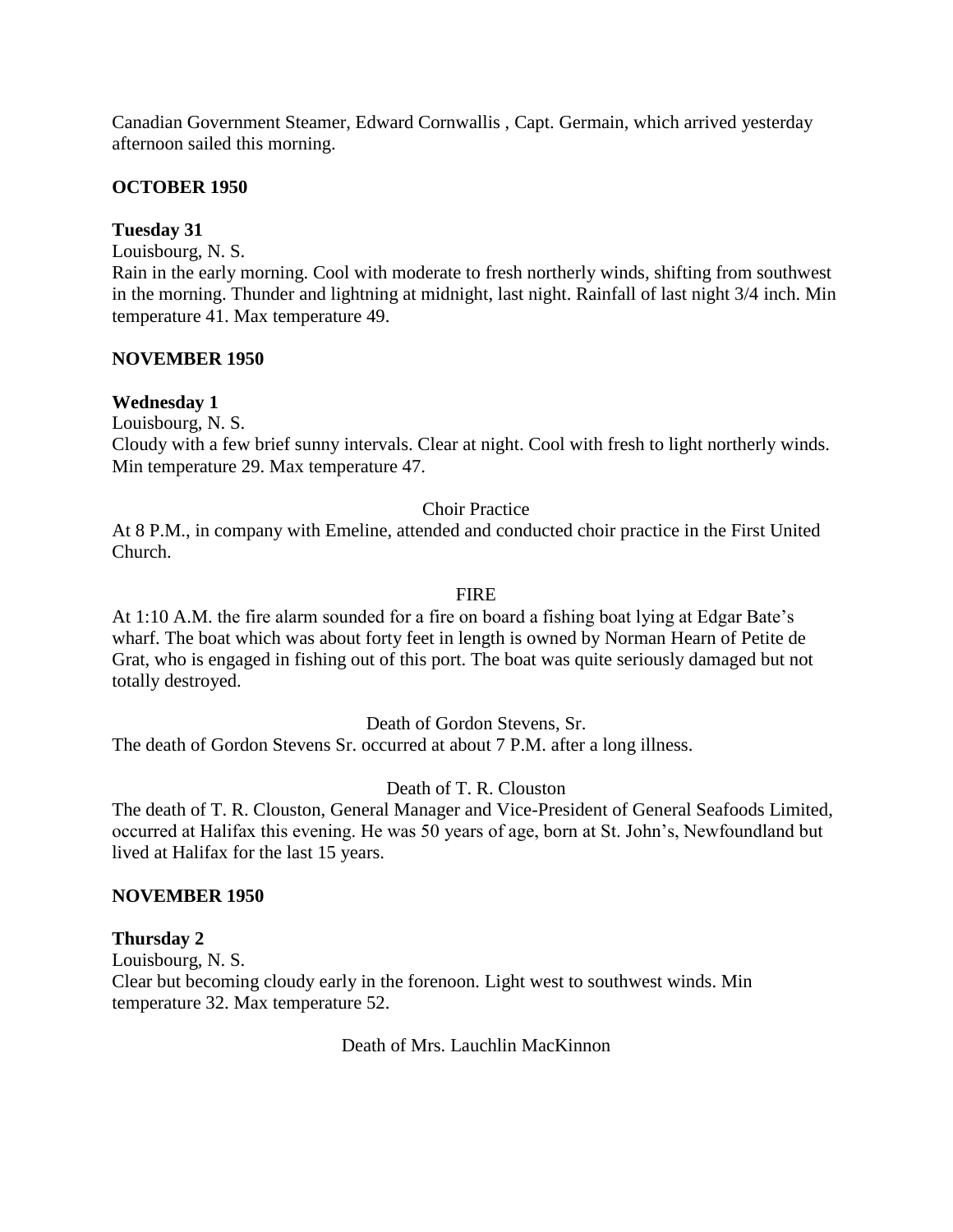Canadian Government Steamer, Edward Cornwallis , Capt. Germain, which arrived yesterday afternoon sailed this morning.

**OCTOBER 1950**

**Tuesday 31**

Louisbourg, N. S.

Rain in the early morning. Cool with moderate to fresh northerly winds, shifting from southwest in the morning. Thunder and lightning at midnight, last night. Rainfall of last night 3/4 inch. Min temperature 41. Max temperature 49.

**NOVEMBER 1950**

**Wednesday 1**

Louisbourg, N. S.

Cloudy with a few brief sunny intervals. Clear at night. Cool with fresh to light northerly winds. Min temperature 29. Max temperature 47.

Choir Practice

At 8 P.M., in company with Emeline, attended and conducted choir practice in the First United Church.

FIRE

At 1:10 A.M. the fire alarm sounded for a fire on board a fishing boat lying at Edgar Bate's wharf. The boat which was about forty feet in length is owned by Norman Hearn of Petite de Grat, who is engaged in fishing out of this port. The boat was quite seriously damaged but not totally destroyed.

Death of Gordon Stevens, Sr.

The death of Gordon Stevens Sr. occurred at about 7 P.M. after a long illness.

Death of T. R. Clouston

The death of T. R. Clouston, General Manager and Vice-President of General Seafoods Limited, occurred at Halifax this evening. He was 50 years of age, born at St. John's, Newfoundland but lived at Halifax for the last 15 years.

**NOVEMBER 1950**

**Thursday 2**

Louisbourg, N. S.

Clear but becoming cloudy early in the forenoon. Light west to southwest winds. Min temperature 32. Max temperature 52.

Death of Mrs. Lauchlin MacKinnon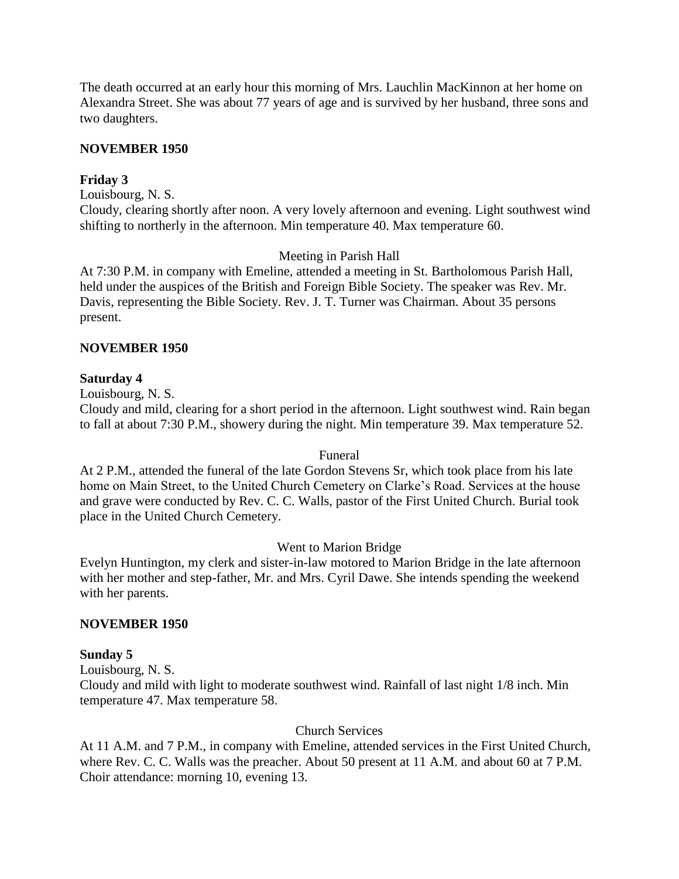The death occurred at an early hour this morning of Mrs. Lauchlin MacKinnon at her home on Alexandra Street. She was about 77 years of age and is survived by her husband, three sons and two daughters.

**NOVEMBER 1950**

**Friday 3**

Louisbourg, N. S.

Cloudy, clearing shortly after noon. A very lovely afternoon and evening. Light southwest wind shifting to northerly in the afternoon. Min temperature 40. Max temperature 60.

Meeting in Parish Hall

At 7:30 P.M. in company with Emeline, attended a meeting in St. Bartholomous Parish Hall, held under the auspices of the British and Foreign Bible Society. The speaker was Rev. Mr. Davis, representing the Bible Society. Rev. J. T. Turner was Chairman. About 35 persons present.

**NOVEMBER 1950**

**Saturday 4**

Louisbourg, N. S.

Cloudy and mild, clearing for a short period in the afternoon. Light southwest wind. Rain began to fall at about 7:30 P.M., showery during the night. Min temperature 39. Max temperature 52.

Funeral

At 2 P.M., attended the funeral of the late Gordon Stevens Sr, which took place from his late home on Main Street, to the United Church Cemetery on Clarke's Road. Services at the house and grave were conducted by Rev. C. C. Walls, pastor of the First United Church. Burial took place in the United Church Cemetery.

Went to Marion Bridge

Evelyn Huntington, my clerk and sister-in-law motored to Marion Bridge in the late afternoon with her mother and step-father, Mr. and Mrs. Cyril Dawe. She intends spending the weekend with her parents.

**NOVEMBER 1950**

**Sunday 5**

Louisbourg, N. S.

Cloudy and mild with light to moderate southwest wind. Rainfall of last night 1/8 inch. Min temperature 47. Max temperature 58.

Church Services

At 11 A.M. and 7 P.M., in company with Emeline, attended services in the First United Church, where Rev. C. C. Walls was the preacher. About 50 present at 11 A.M. and about 60 at 7 P.M. Choir attendance: morning 10, evening 13.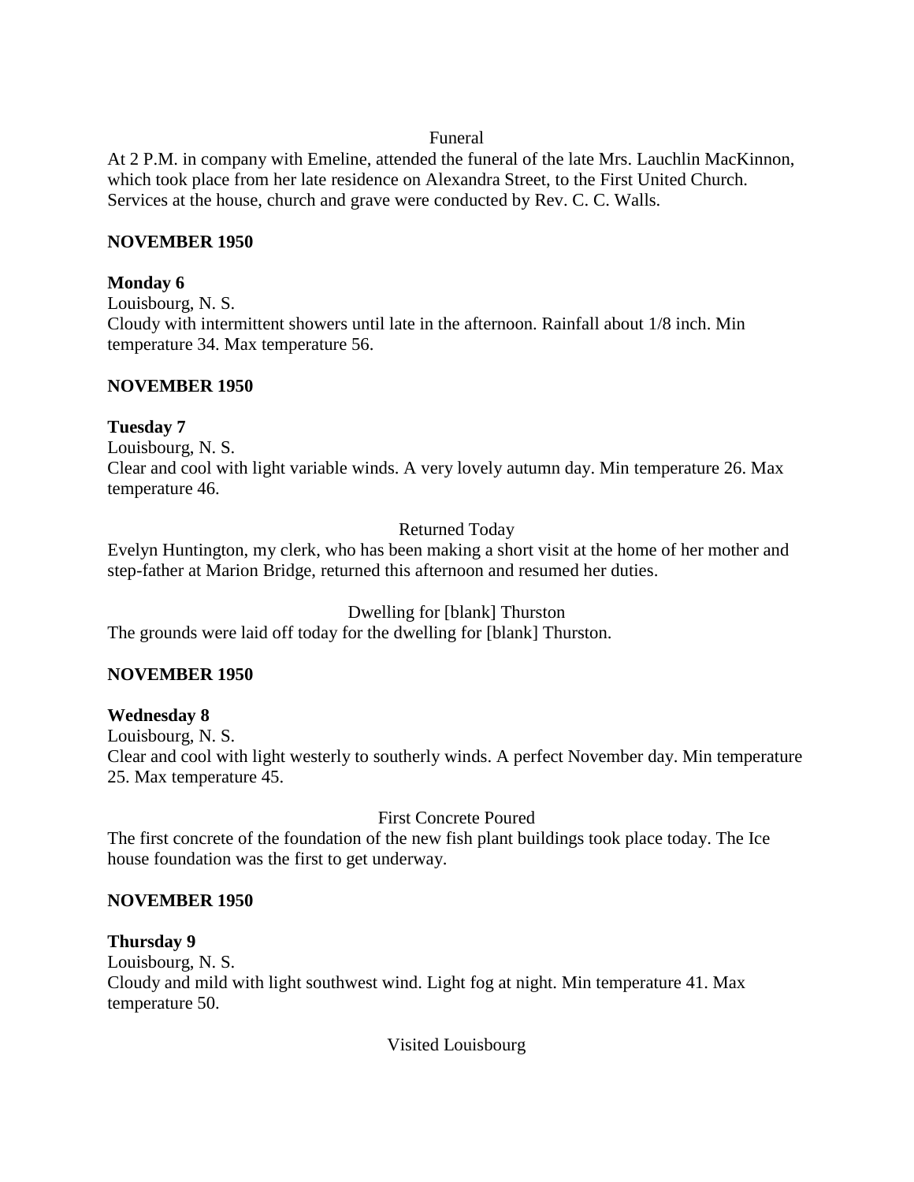Funeral

At 2 P.M. in company with Emeline, attended the funeral of the late Mrs. Lauchlin MacKinnon, which took place from her late residence on Alexandra Street, to the First United Church. Services at the house, church and grave were conducted by Rev. C. C. Walls.

**NOVEMBER 1950**

**Monday 6**

Louisbourg, N. S.

Cloudy with intermittent showers until late in the afternoon. Rainfall about 1/8 inch. Min temperature 34. Max temperature 56.

**NOVEMBER 1950**

**Tuesday 7**

Louisbourg, N. S.

Clear and cool with light variable winds. A very lovely autumn day. Min temperature 26. Max temperature 46.

Returned Today

Evelyn Huntington, my clerk, who has been making a short visit at the home of her mother and step-father at Marion Bridge, returned this afternoon and resumed her duties.

Dwelling for [blank] Thurston

The grounds were laid off today for the dwelling for [blank] Thurston.

**NOVEMBER 1950**

**Wednesday 8**

Louisbourg, N. S.

Clear and cool with light westerly to southerly winds. A perfect November day. Min temperature 25. Max temperature 45.

First Concrete Poured

The first concrete of the foundation of the new fish plant buildings took place today. The Ice house foundation was the first to get underway.

**NOVEMBER 1950**

**Thursday 9**

Louisbourg, N. S.

Cloudy and mild with light southwest wind. Light fog at night. Min temperature 41. Max temperature 50.

Visited Louisbourg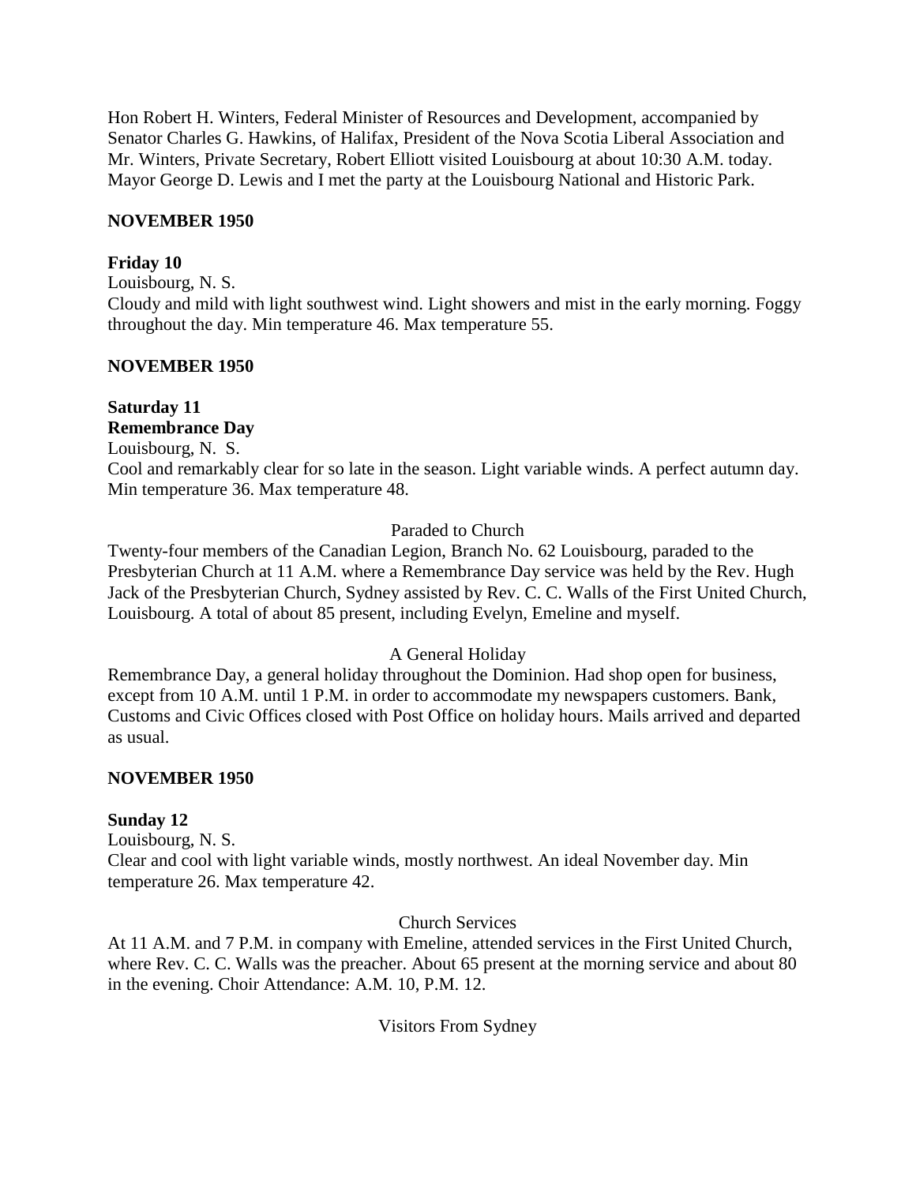Hon Robert H. Winters, Federal Minister of Resources and Development, accompanied by Senator Charles G. Hawkins, of Halifax, President of the Nova Scotia Liberal Association and Mr. Winters, Private Secretary, Robert Elliott visited Louisbourg at about 10:30 A.M. today. Mayor George D. Lewis and I met the party at the Louisbourg National and Historic Park.

**NOVEMBER 1950**

**Friday 10**

Louisbourg, N. S.

Cloudy and mild with light southwest wind. Light showers and mist in the early morning. Foggy throughout the day. Min temperature 46. Max temperature 55.

**NOVEMBER 1950**

**Saturday 11**

**Remembrance Day**

Louisbourg, N. S.

Cool and remarkably clear for so late in the season. Light variable winds. A perfect autumn day. Min temperature 36. Max temperature 48.

Paraded to Church

Twenty-four members of the Canadian Legion, Branch No. 62 Louisbourg, paraded to the Presbyterian Church at 11 A.M. where a Remembrance Day service was held by the Rev. Hugh Jack of the Presbyterian Church, Sydney assisted by Rev. C. C. Walls of the First United Church, Louisbourg. A total of about 85 present, including Evelyn, Emeline and myself.

A General Holiday

Remembrance Day, a general holiday throughout the Dominion. Had shop open for business, except from 10 A.M. until 1 P.M. in order to accommodate my newspapers customers. Bank, Customs and Civic Offices closed with Post Office on holiday hours. Mails arrived and departed as usual.

**NOVEMBER 1950**

**Sunday 12**

Louisbourg, N. S.

Clear and cool with light variable winds, mostly northwest. An ideal November day. Min temperature 26. Max temperature 42.

Church Services

At 11 A.M. and 7 P.M. in company with Emeline, attended services in the First United Church, where Rev. C. C. Walls was the preacher. About 65 present at the morning service and about 80 in the evening. Choir Attendance: A.M. 10, P.M. 12.

Visitors From Sydney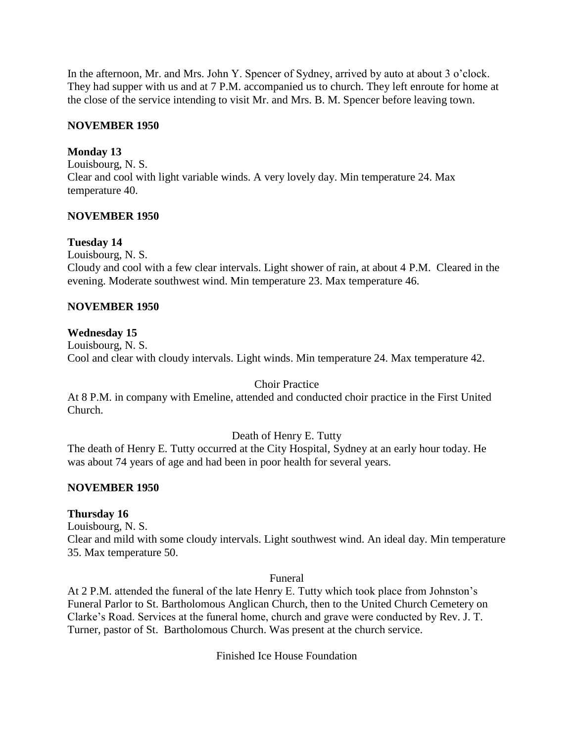In the afternoon, Mr. and Mrs. John Y. Spencer of Sydney, arrived by auto at about 3 o'clock. They had supper with us and at 7 P.M. accompanied us to church. They left enroute for home at the close of the service intending to visit Mr. and Mrs. B. M. Spencer before leaving town.

**NOVEMBER 1950**

**Monday 13**

Louisbourg, N. S.

Clear and cool with light variable winds. A very lovely day. Min temperature 24. Max temperature 40.

**NOVEMBER 1950**

**Tuesday 14**

Louisbourg, N. S.

Cloudy and cool with a few clear intervals. Light shower of rain, at about 4 P.M. Cleared in the evening. Moderate southwest wind. Min temperature 23. Max temperature 46.

**NOVEMBER 1950**

**Wednesday 15**

Louisbourg, N. S.

Cool and clear with cloudy intervals. Light winds. Min temperature 24. Max temperature 42.

Choir Practice

At 8 P.M. in company with Emeline, attended and conducted choir practice in the First United Church.

Death of Henry E. Tutty

The death of Henry E. Tutty occurred at the City Hospital, Sydney at an early hour today. He was about 74 years of age and had been in poor health for several years.

**NOVEMBER 1950**

**Thursday 16**

Louisbourg, N. S.

Clear and mild with some cloudy intervals. Light southwest wind. An ideal day. Min temperature 35. Max temperature 50.

Funeral

At 2 P.M. attended the funeral of the late Henry E. Tutty which took place from Johnston's Funeral Parlor to St. Bartholomous Anglican Church, then to the United Church Cemetery on Clarke's Road. Services at the funeral home, church and grave were conducted by Rev. J. T. Turner, pastor of St. Bartholomous Church. Was present at the church service.

Finished Ice House Foundation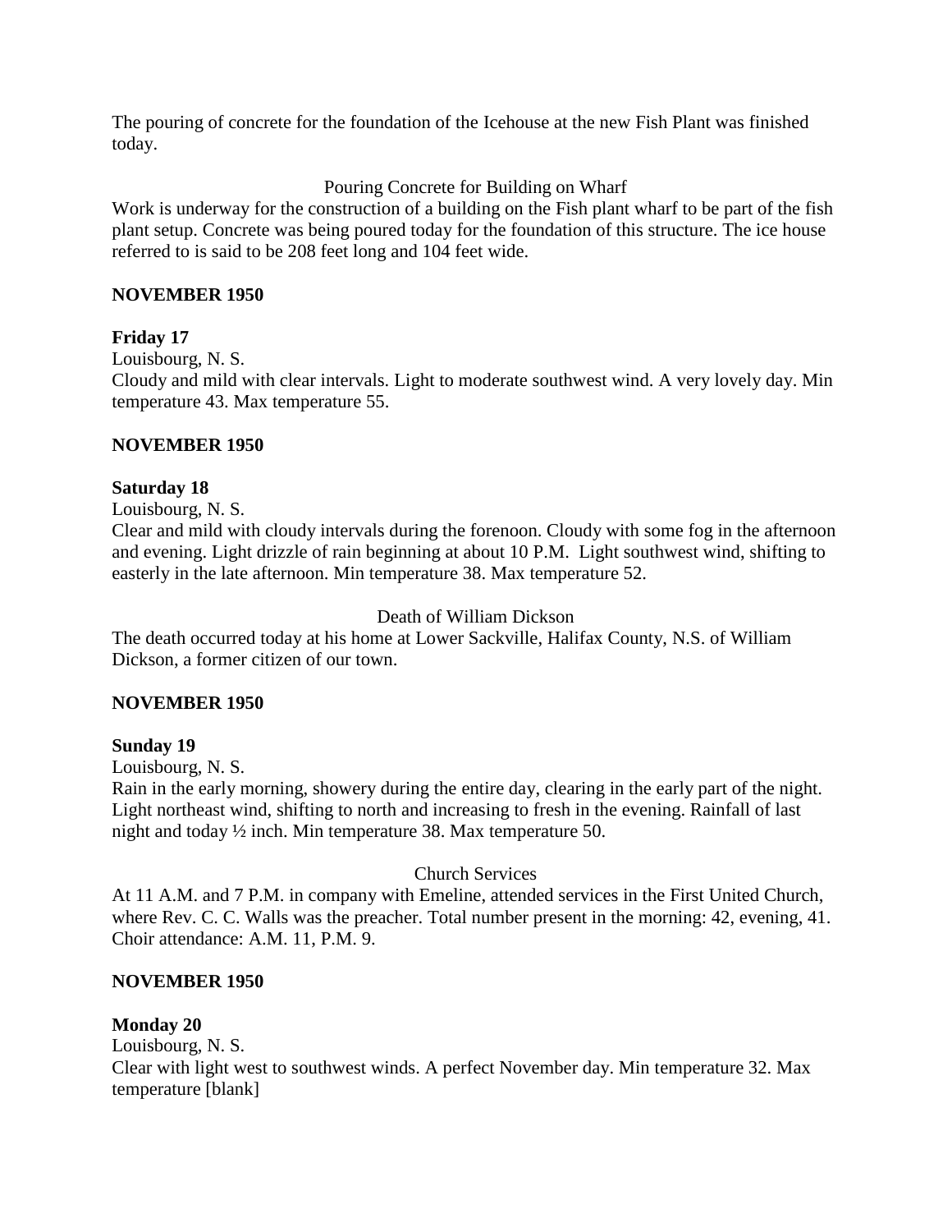The pouring of concrete for the foundation of the Icehouse at the new Fish Plant was finished today.

Pouring Concrete for Building on Wharf

Work is underway for the construction of a building on the Fish plant wharf to be part of the fish plant setup. Concrete was being poured today for the foundation of this structure. The ice house referred to is said to be 208 feet long and 104 feet wide.

**NOVEMBER 1950**

**Friday 17**

Louisbourg, N. S.

Cloudy and mild with clear intervals. Light to moderate southwest wind. A very lovely day. Min temperature 43. Max temperature 55.

**NOVEMBER 1950**

**Saturday 18**

Louisbourg, N. S.

Clear and mild with cloudy intervals during the forenoon. Cloudy with some fog in the afternoon and evening. Light drizzle of rain beginning at about 10 P.M. Light southwest wind, shifting to easterly in the late afternoon. Min temperature 38. Max temperature 52.

Death of William Dickson

The death occurred today at his home at Lower Sackville, Halifax County, N.S. of William Dickson, a former citizen of our town.

**NOVEMBER 1950**

**Sunday 19**

Louisbourg, N. S.

Rain in the early morning, showery during the entire day, clearing in the early part of the night. Light northeast wind, shifting to north and increasing to fresh in the evening. Rainfall of last night and today ½ inch. Min temperature 38. Max temperature 50.

Church Services

At 11 A.M. and 7 P.M. in company with Emeline, attended services in the First United Church, where Rev. C. C. Walls was the preacher. Total number present in the morning: 42, evening, 41. Choir attendance: A.M. 11, P.M. 9.

**NOVEMBER 1950**

**Monday 20**

Louisbourg, N. S.

Clear with light west to southwest winds. A perfect November day. Min temperature 32. Max temperature [blank]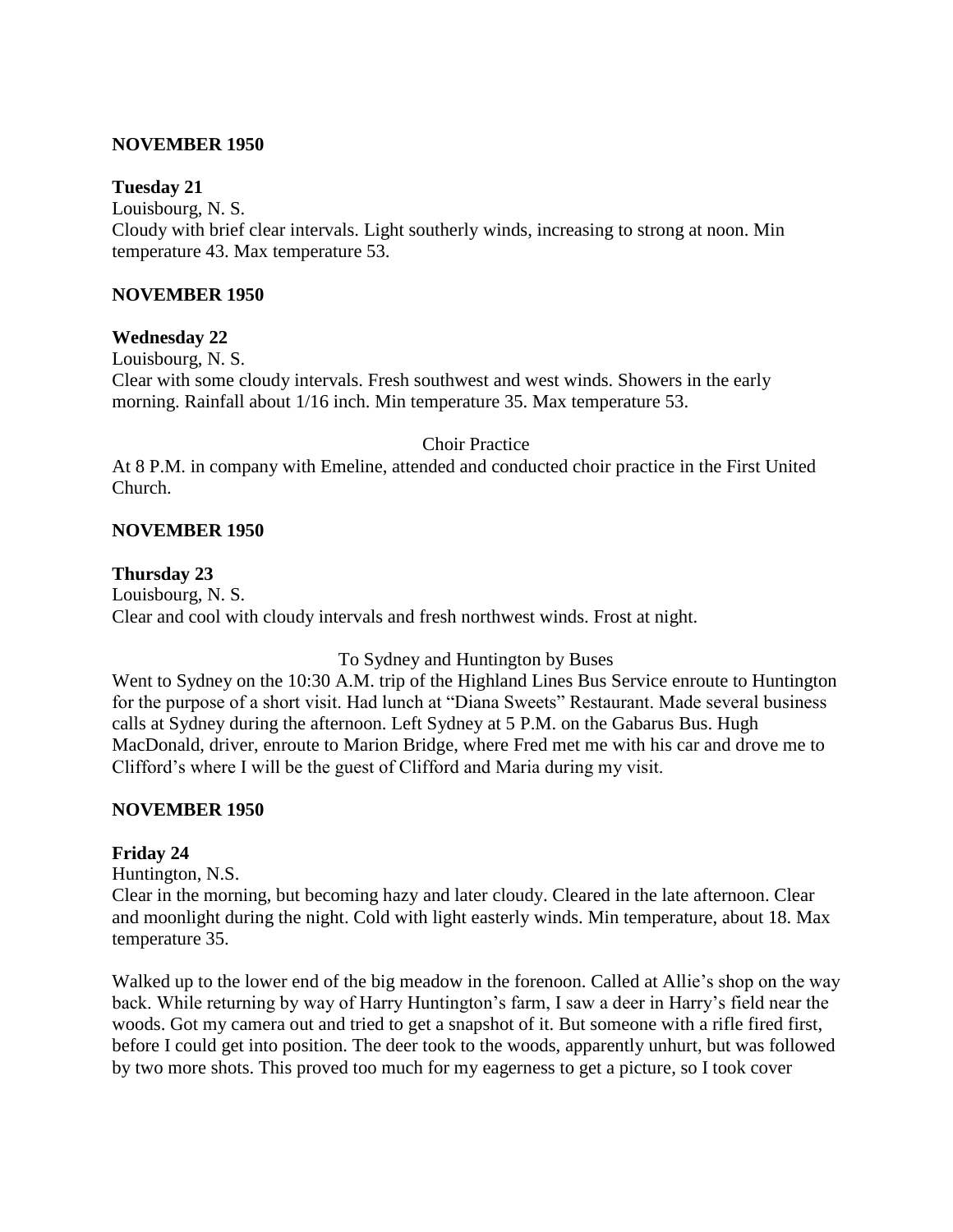**NOVEMBER 1950**

**Tuesday 21**

Louisbourg, N. S.

Cloudy with brief clear intervals. Light southerly winds, increasing to strong at noon. Min temperature 43. Max temperature 53.

**NOVEMBER 1950**

**Wednesday 22**

Louisbourg, N. S.

Clear with some cloudy intervals. Fresh southwest and west winds. Showers in the early morning. Rainfall about 1/16 inch. Min temperature 35. Max temperature 53.

Choir Practice

At 8 P.M. in company with Emeline, attended and conducted choir practice in the First United Church.

**NOVEMBER 1950**

**Thursday 23**

Louisbourg, N. S.

Clear and cool with cloudy intervals and fresh northwest winds. Frost at night.

To Sydney and Huntington by Buses

Went to Sydney on the 10:30 A.M. trip of the Highland Lines Bus Service enroute to Huntington for the purpose of a short visit. Had lunch at "Diana Sweets" Restaurant. Made several business calls at Sydney during the afternoon. Left Sydney at 5 P.M. on the Gabarus Bus. Hugh MacDonald, driver, enroute to Marion Bridge, where Fred met me with his car and drove me to Clifford's where I will be the guest of Clifford and Maria during my visit.

**NOVEMBER 1950**

**Friday 24**

Huntington, N.S.

Clear in the morning, but becoming hazy and later cloudy. Cleared in the late afternoon. Clear and moonlight during the night. Cold with light easterly winds. Min temperature, about 18. Max temperature 35.

Walked up to the lower end of the big meadow in the forenoon. Called at Allie's shop on the way back. While returning by way of Harry Huntington's farm, I saw a deer in Harry's field near the woods. Got my camera out and tried to get a snapshot of it. But someone with a rifle fired first, before I could get into position. The deer took to the woods, apparently unhurt, but was followed by two more shots. This proved too much for my eagerness to get a picture, so I took cover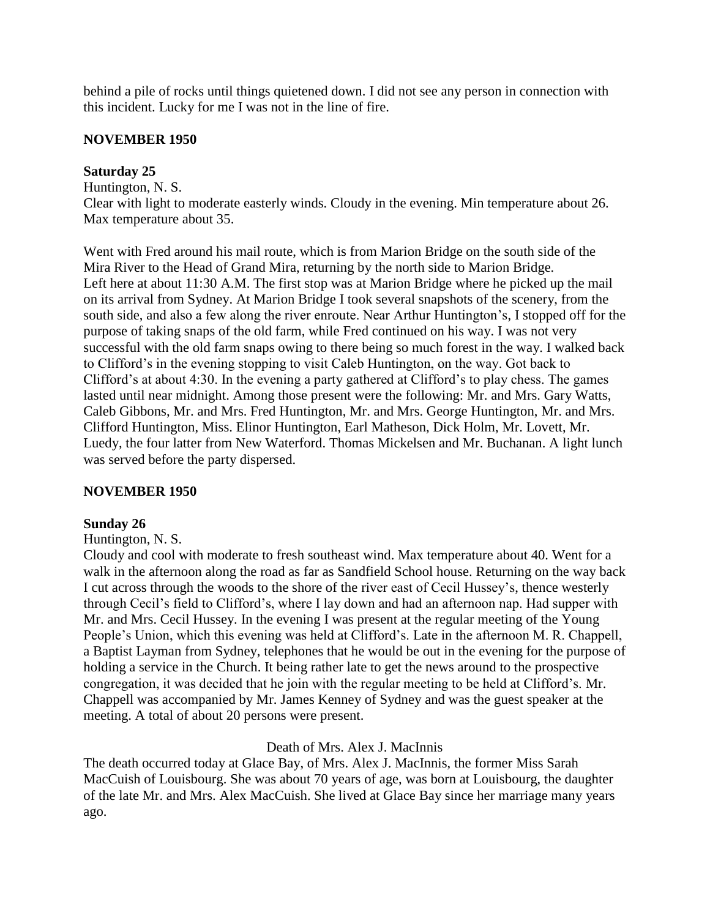behind a pile of rocks until things quietened down. I did not see any person in connection with this incident. Lucky for me I was not in the line of fire.

## NOVEMBER 1950

### Saturday 25

Huntington, N. S.

Clear with light to moderate easterly winds. Cloudy in the evening. Min temperature about 26. Max temperature about 35.

Went with Fred around his mail route, which is from Marion Bridge on the south side of the Mira River to the Head of Grand Mira, returning by the north side to Marion Bridge. Left here at about 11:30 A.M. The first stop was at Marion Bridge where he picked up the mail on its arrival from Sydney. At Marion Bridge I took several snapshots of the scenery, from the south side, and also a few along the river enroute. Near Arthur Huntington's, I stopped off for the purpose of taking snaps of the old farm, while Fred continued on his way. I was not very successful with the old farm snaps owing to there being so much forest in the way. I walked back to Clifford's in the evening stopping to visit Caleb Huntington, on the way. Got back to Clifford's at about 4:30. In the evening a party gathered at Clifford's to play chess. The games lasted until near midnight. Among those present were the following: Mr. and Mrs. Gary Watts, Caleb Gibbons, Mr. and Mrs. Fred Huntington, Mr. and Mrs. George Huntington, Mr. and Mrs. Clifford Huntington, Miss. Elinor Huntington, Earl Matheson, Dick Holm, Mr. Lovett, Mr. Luedy, the four latter from New Waterford. Thomas Mickelsen and Mr. Buchanan. A light lunch was served before the party dispersed.

## NOVEMBER 1950

### Sunday 26

Huntington, N. S.

Cloudy and cool with moderate to fresh southeast wind. Max temperature about 40. Went for a walk in the afternoon along the road as far as Sandfield School house. Returning on the way back I cut across through the woods to the shore of the river east of Cecil Hussey's, thence westerly through Cecil's field to Clifford's, where I lay down and had an afternoon nap. Had supper with Mr. and Mrs. Cecil Hussey. In the evening I was present at the regular meeting of the Young People's Union, which this evening was held at Clifford's. Late in the afternoon M. R. Chappell, a Baptist Layman from Sydney, telephones that he would be out in the evening for the purpose of holding a service in the Church. It being rather late to get the news around to the prospective congregation, it was decided that he join with the regular meeting to be held at Clifford's. Mr. Chappell was accompanied by Mr. James Kenney of Sydney and was the guest speaker at the meeting. A total of about 20 persons were present.

Death of Mrs. Alex J. MacInnis

The death occurred today at Glace Bay, of Mrs. Alex J. MacInnis, the former Miss Sarah MacCuish of Louisbourg. She was about 70 years of age, was born at Louisbourg, the daughter of the late Mr. and Mrs. Alex MacCuish. She lived at Glace Bay since her marriage many years ago.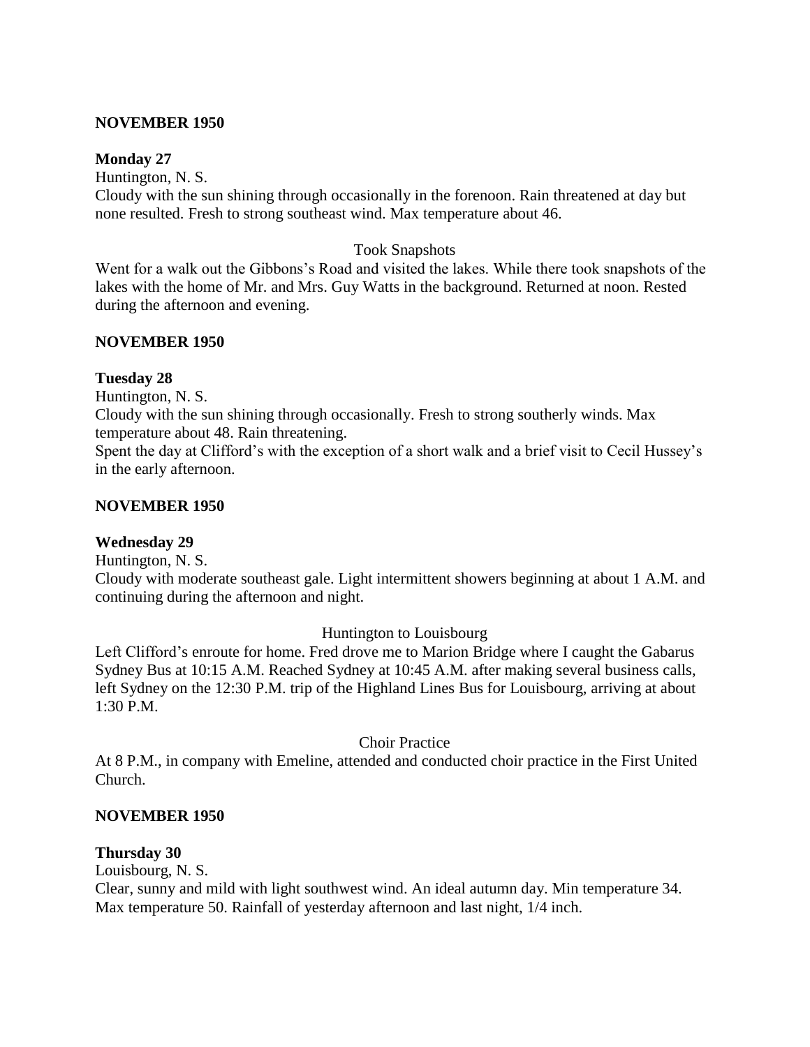**NOVEMBER 1950**

**Monday 27**

Huntington, N. S.

Cloudy with the sun shining through occasionally in the forenoon. Rain threatened at day but none resulted. Fresh to strong southeast wind. Max temperature about 46.

Took Snapshots

Went for a walk out the Gibbons's Road and visited the lakes. While there took snapshots of the lakes with the home of Mr. and Mrs. Guy Watts in the background. Returned at noon. Rested during the afternoon and evening.

**NOVEMBER 1950**

**Tuesday 28**

Huntington, N. S.

Cloudy with the sun shining through occasionally. Fresh to strong southerly winds. Max temperature about 48. Rain threatening.

Spent the day at Clifford's with the exception of a short walk and a brief visit to Cecil Hussey's in the early afternoon.

**NOVEMBER 1950**

**Wednesday 29**

Huntington, N. S.

Cloudy with moderate southeast gale. Light intermittent showers beginning at about 1 A.M. and continuing during the afternoon and night.

Huntington to Louisbourg

Left Clifford's enroute for home. Fred drove me to Marion Bridge where I caught the Gabarus Sydney Bus at 10:15 A.M. Reached Sydney at 10:45 A.M. after making several business calls, left Sydney on the 12:30 P.M. trip of the Highland Lines Bus for Louisbourg, arriving at about 1:30 P.M.

Choir Practice

At 8 P.M., in company with Emeline, attended and conducted choir practice in the First United Church.

**NOVEMBER 1950**

**Thursday 30**

Louisbourg, N. S.

Clear, sunny and mild with light southwest wind. An ideal autumn day. Min temperature 34. Max temperature 50. Rainfall of yesterday afternoon and last night, 1/4 inch.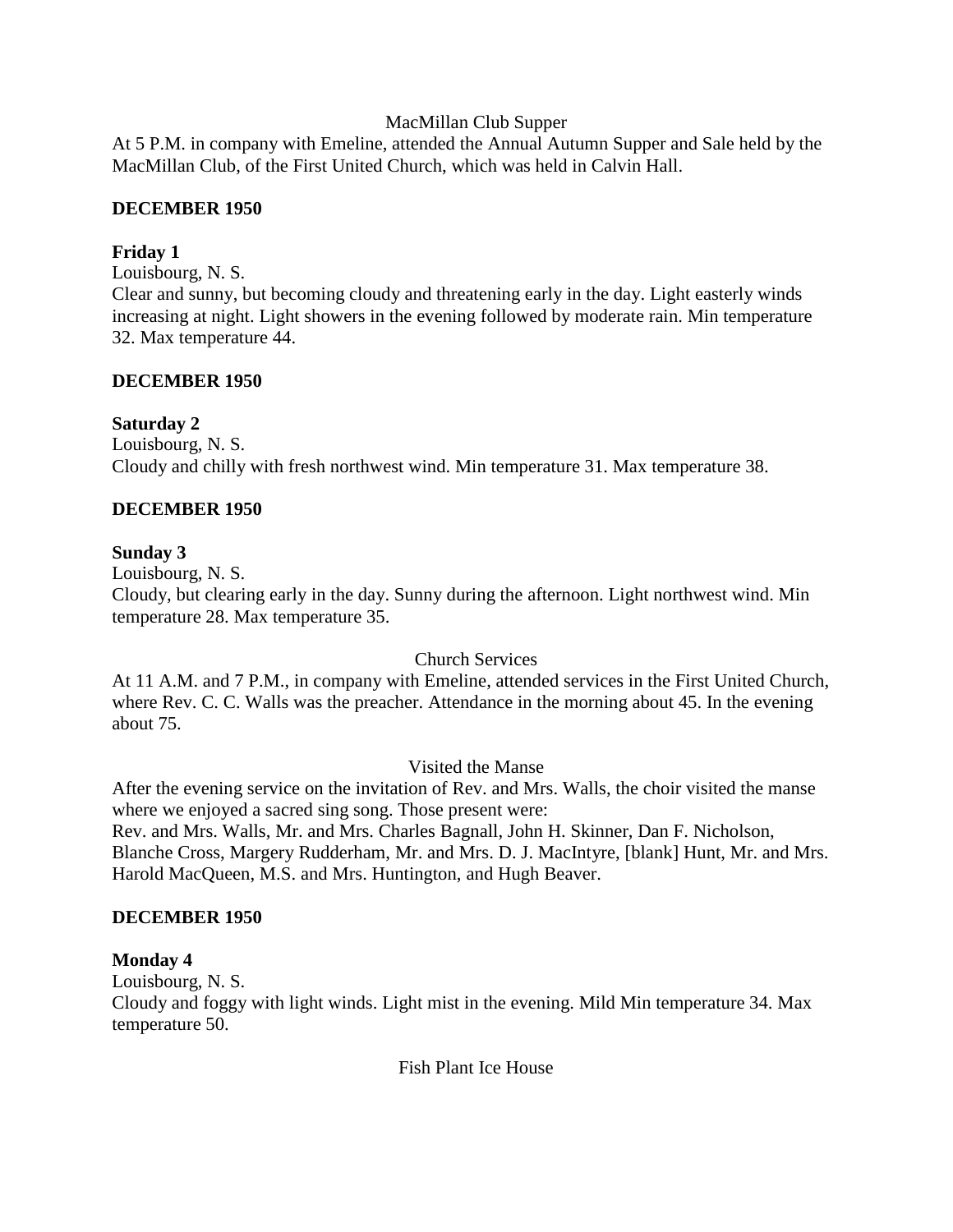MacMillan Club Supper

At 5 P.M. in company with Emeline, attended the Annual Autumn Supper and Sale held by the MacMillan Club, of the First United Church, which was held in Calvin Hall.

**DECEMBER 1950**

**Friday 1**

Louisbourg, N. S.

Clear and sunny, but becoming cloudy and threatening early in the day. Light easterly winds increasing at night. Light showers in the evening followed by moderate rain. Min temperature 32. Max temperature 44.

**DECEMBER 1950**

**Saturday 2**

Louisbourg, N. S.

Cloudy and chilly with fresh northwest wind. Min temperature 31. Max temperature 38.

**DECEMBER 1950**

**Sunday 3**

Louisbourg, N. S.

Cloudy, but clearing early in the day. Sunny during the afternoon. Light northwest wind. Min temperature 28. Max temperature 35.

Church Services

At 11 A.M. and 7 P.M., in company with Emeline, attended services in the First United Church, where Rev. C. C. Walls was the preacher. Attendance in the morning about 45. In the evening about 75.

Visited the Manse

After the evening service on the invitation of Rev. and Mrs. Walls, the choir visited the manse where we enjoyed a sacred sing song. Those present were:

Rev. and Mrs. Walls, Mr. and Mrs. Charles Bagnall, John H. Skinner, Dan F. Nicholson, Blanche Cross, Margery Rudderham, Mr. and Mrs. D. J. MacIntyre, [blank] Hunt, Mr. and Mrs. Harold MacQueen, M.S. and Mrs. Huntington, and Hugh Beaver.

**DECEMBER 1950**

**Monday 4**

Louisbourg, N. S.

Cloudy and foggy with light winds. Light mist in the evening. Mild Min temperature 34. Max temperature 50.

Fish Plant Ice House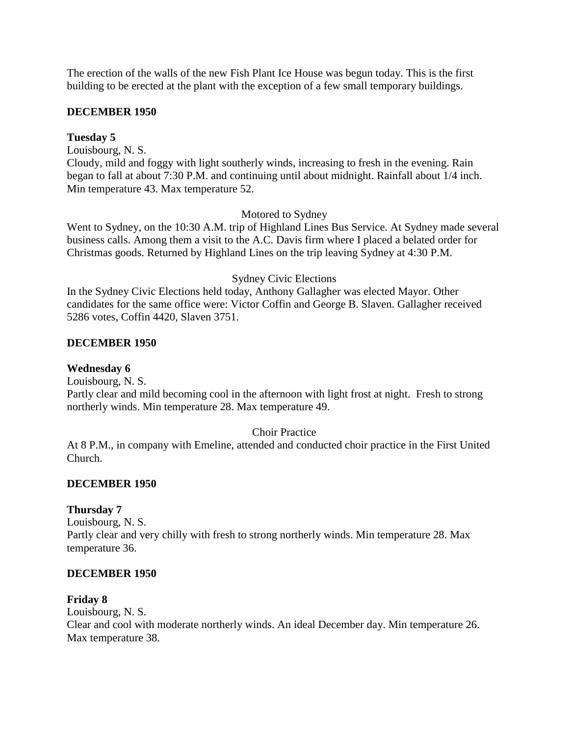The erection of the walls of the new Fish Plant Ice House was begun today. This is the first building to be erected at the plant with the exception of a few small temporary buildings.

**DECEMBER 1950**

**Tuesday 5**

Louisbourg, N. S.

Cloudy, mild and foggy with light southerly winds, increasing to fresh in the evening. Rain began to fall at about 7:30 P.M. and continuing until about midnight. Rainfall about 1/4 inch. Min temperature 43. Max temperature 52.

Motored to Sydney

Went to Sydney, on the 10:30 A.M. trip of Highland Lines Bus Service. At Sydney made several business calls. Among them a visit to the A.C. Davis firm where I placed a belated order for Christmas goods. Returned by Highland Lines on the trip leaving Sydney at 4:30 P.M.

Sydney Civic Elections

In the Sydney Civic Elections held today, Anthony Gallagher was elected Mayor. Other candidates for the same office were: Victor Coffin and George B. Slaven. Gallagher received 5286 votes, Coffin 4420, Slaven 3751.

**DECEMBER 1950**

**Wednesday 6**

Louisbourg, N. S.

Partly clear and mild becoming cool in the afternoon with light frost at night. Fresh to strong northerly winds. Min temperature 28. Max temperature 49.

Choir Practice

At 8 P.M., in company with Emeline, attended and conducted choir practice in the First United Church.

**DECEMBER 1950**

**Thursday 7**

Louisbourg, N. S.

Partly clear and very chilly with fresh to strong northerly winds. Min temperature 28. Max temperature 36.

**DECEMBER 1950**

**Friday 8**

Louisbourg, N. S.

Clear and cool with moderate northerly winds. An ideal December day. Min temperature 26. Max temperature 38.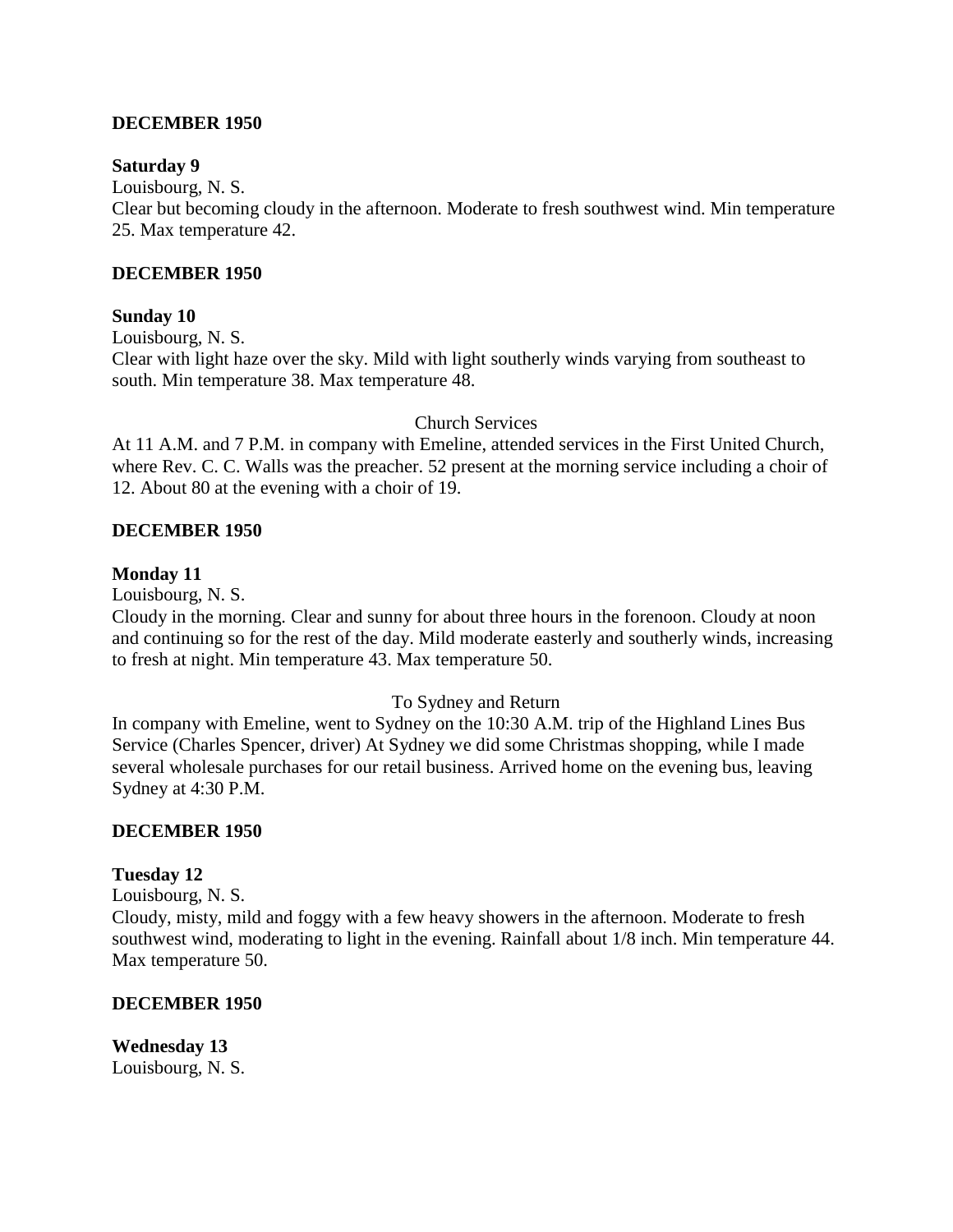**DECEMBER 1950**

**Saturday 9**
Louisbourg, N. S.
Clear but becoming cloudy in the afternoon. Moderate to fresh southwest wind. Min temperature 25. Max temperature 42.

**DECEMBER 1950**

**Sunday 10**
Louisbourg, N. S.
Clear with light haze over the sky. Mild with light southerly winds varying from southeast to south. Min temperature 38. Max temperature 48.

Church Services

At 11 A.M. and 7 P.M. in company with Emeline, attended services in the First United Church, where Rev. C. C. Walls was the preacher. 52 present at the morning service including a choir of 12. About 80 at the evening with a choir of 19.

**DECEMBER 1950**

**Monday 11**
Louisbourg, N. S.
Cloudy in the morning. Clear and sunny for about three hours in the forenoon. Cloudy at noon and continuing so for the rest of the day. Mild moderate easterly and southerly winds, increasing to fresh at night. Min temperature 43. Max temperature 50.

To Sydney and Return

In company with Emeline, went to Sydney on the 10:30 A.M. trip of the Highland Lines Bus Service (Charles Spencer, driver) At Sydney we did some Christmas shopping, while I made several wholesale purchases for our retail business. Arrived home on the evening bus, leaving Sydney at 4:30 P.M.

**DECEMBER 1950**

**Tuesday 12**
Louisbourg, N. S.
Cloudy, misty, mild and foggy with a few heavy showers in the afternoon. Moderate to fresh southwest wind, moderating to light in the evening. Rainfall about 1/8 inch. Min temperature 44. Max temperature 50.

**DECEMBER 1950**

**Wednesday 13**
Louisbourg, N. S.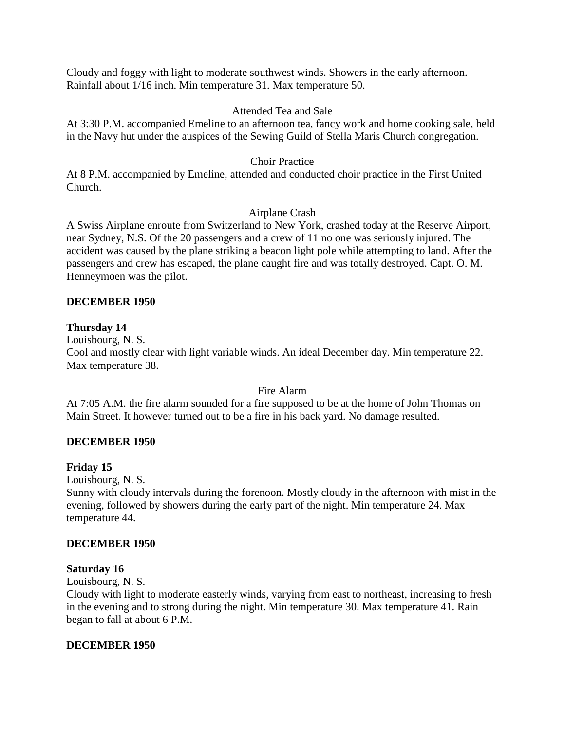Cloudy and foggy with light to moderate southwest winds. Showers in the early afternoon. Rainfall about 1/16 inch. Min temperature 31. Max temperature 50.

Attended Tea and Sale

At 3:30 P.M. accompanied Emeline to an afternoon tea, fancy work and home cooking sale, held in the Navy hut under the auspices of the Sewing Guild of Stella Maris Church congregation.

Choir Practice

At 8 P.M. accompanied by Emeline, attended and conducted choir practice in the First United Church.

Airplane Crash

A Swiss Airplane enroute from Switzerland to New York, crashed today at the Reserve Airport, near Sydney, N.S. Of the 20 passengers and a crew of 11 no one was seriously injured. The accident was caused by the plane striking a beacon light pole while attempting to land. After the passengers and crew has escaped, the plane caught fire and was totally destroyed. Capt. O. M. Henneymoen was the pilot.

**DECEMBER 1950**

**Thursday 14**

Louisbourg, N. S.

Cool and mostly clear with light variable winds. An ideal December day. Min temperature 22. Max temperature 38.

Fire Alarm

At 7:05 A.M. the fire alarm sounded for a fire supposed to be at the home of John Thomas on Main Street. It however turned out to be a fire in his back yard. No damage resulted.

**DECEMBER 1950**

**Friday 15**

Louisbourg, N. S.

Sunny with cloudy intervals during the forenoon. Mostly cloudy in the afternoon with mist in the evening, followed by showers during the early part of the night. Min temperature 24. Max temperature 44.

**DECEMBER 1950**

**Saturday 16**

Louisbourg, N. S.

Cloudy with light to moderate easterly winds, varying from east to northeast, increasing to fresh in the evening and to strong during the night. Min temperature 30. Max temperature 41. Rain began to fall at about 6 P.M.

**DECEMBER 1950**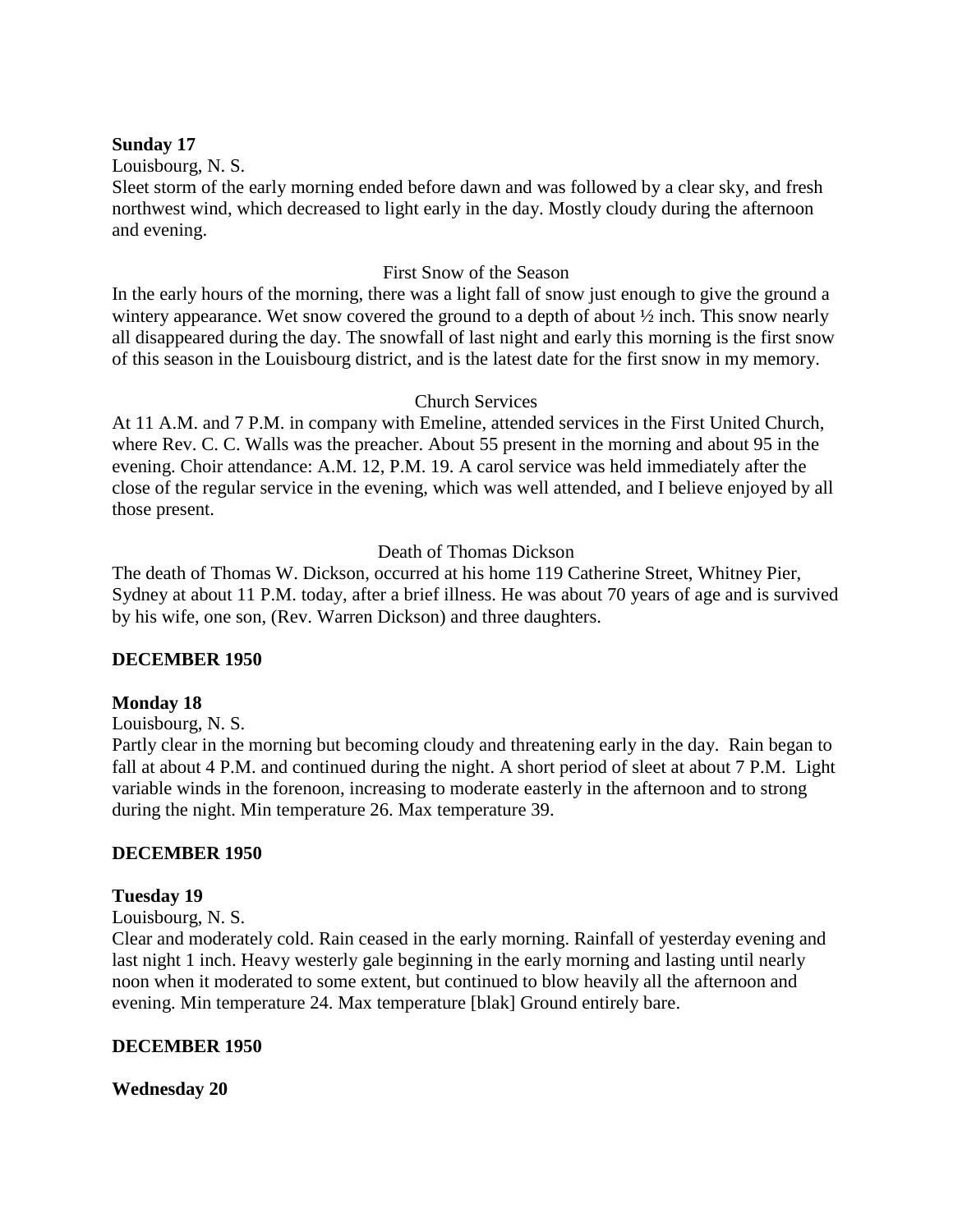**Sunday 17**

Louisbourg, N. S.

Sleet storm of the early morning ended before dawn and was followed by a clear sky, and fresh northwest wind, which decreased to light early in the day. Mostly cloudy during the afternoon and evening.

First Snow of the Season

In the early hours of the morning, there was a light fall of snow just enough to give the ground a wintery appearance. Wet snow covered the ground to a depth of about ½ inch. This snow nearly all disappeared during the day. The snowfall of last night and early this morning is the first snow of this season in the Louisbourg district, and is the latest date for the first snow in my memory.

Church Services

At 11 A.M. and 7 P.M. in company with Emeline, attended services in the First United Church, where Rev. C. C. Walls was the preacher. About 55 present in the morning and about 95 in the evening. Choir attendance: A.M. 12, P.M. 19. A carol service was held immediately after the close of the regular service in the evening, which was well attended, and I believe enjoyed by all those present.

Death of Thomas Dickson

The death of Thomas W. Dickson, occurred at his home 119 Catherine Street, Whitney Pier, Sydney at about 11 P.M. today, after a brief illness. He was about 70 years of age and is survived by his wife, one son, (Rev. Warren Dickson) and three daughters.

**DECEMBER 1950**

**Monday 18**

Louisbourg, N. S.

Partly clear in the morning but becoming cloudy and threatening early in the day. Rain began to fall at about 4 P.M. and continued during the night. A short period of sleet at about 7 P.M. Light variable winds in the forenoon, increasing to moderate easterly in the afternoon and to strong during the night. Min temperature 26. Max temperature 39.

**DECEMBER 1950**

**Tuesday 19**

Louisbourg, N. S.

Clear and moderately cold. Rain ceased in the early morning. Rainfall of yesterday evening and last night 1 inch. Heavy westerly gale beginning in the early morning and lasting until nearly noon when it moderated to some extent, but continued to blow heavily all the afternoon and evening. Min temperature 24. Max temperature [blak] Ground entirely bare.

**DECEMBER 1950**

**Wednesday 20**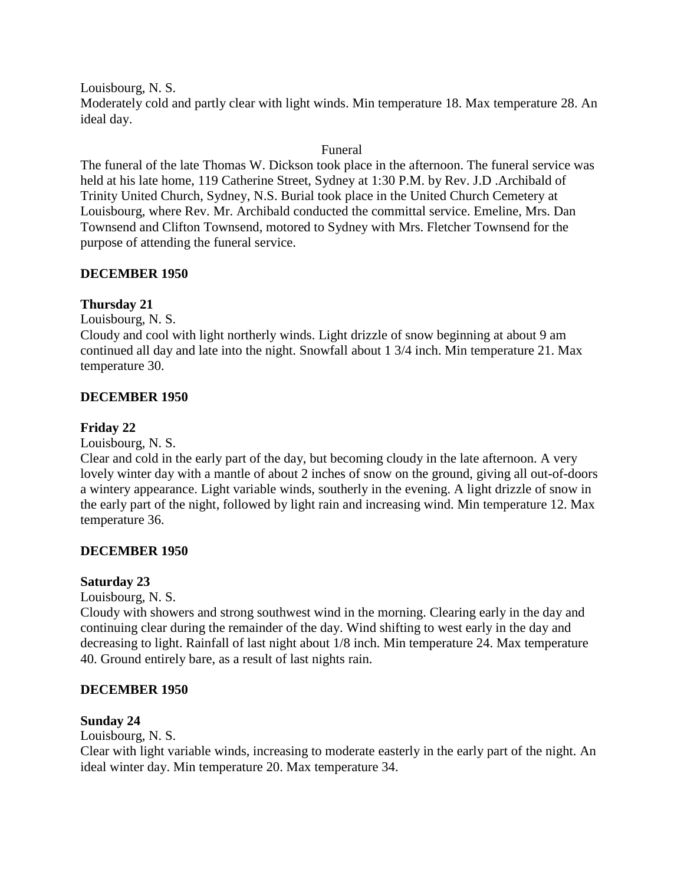Louisbourg, N. S.
Moderately cold and partly clear with light winds. Min temperature 18. Max temperature 28. An ideal day.

Funeral

The funeral of the late Thomas W. Dickson took place in the afternoon. The funeral service was held at his late home, 119 Catherine Street, Sydney at 1:30 P.M. by Rev. J.D .Archibald of Trinity United Church, Sydney, N.S. Burial took place in the United Church Cemetery at Louisbourg, where Rev. Mr. Archibald conducted the committal service. Emeline, Mrs. Dan Townsend and Clifton Townsend, motored to Sydney with Mrs. Fletcher Townsend for the purpose of attending the funeral service.

**DECEMBER 1950**

**Thursday 21**

Louisbourg, N. S.
Cloudy and cool with light northerly winds. Light drizzle of snow beginning at about 9 am continued all day and late into the night. Snowfall about 1 3/4 inch. Min temperature 21. Max temperature 30.

**DECEMBER 1950**

**Friday 22**

Louisbourg, N. S.
Clear and cold in the early part of the day, but becoming cloudy in the late afternoon. A very lovely winter day with a mantle of about 2 inches of snow on the ground, giving all out-of-doors a wintery appearance. Light variable winds, southerly in the evening. A light drizzle of snow in the early part of the night, followed by light rain and increasing wind. Min temperature 12. Max temperature 36.

**DECEMBER 1950**

**Saturday 23**

Louisbourg, N. S.
Cloudy with showers and strong southwest wind in the morning. Clearing early in the day and continuing clear during the remainder of the day. Wind shifting to west early in the day and decreasing to light. Rainfall of last night about 1/8 inch. Min temperature 24. Max temperature 40. Ground entirely bare, as a result of last nights rain.

**DECEMBER 1950**

**Sunday 24**

Louisbourg, N. S.
Clear with light variable winds, increasing to moderate easterly in the early part of the night. An ideal winter day. Min temperature 20. Max temperature 34.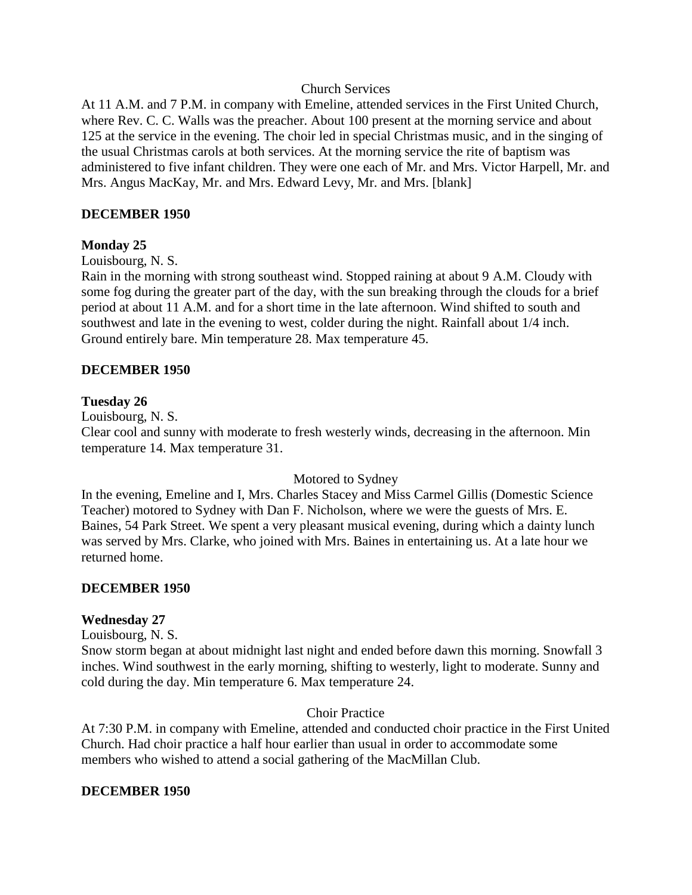Church Services

At 11 A.M. and 7 P.M. in company with Emeline, attended services in the First United Church, where Rev. C. C. Walls was the preacher. About 100 present at the morning service and about 125 at the service in the evening. The choir led in special Christmas music, and in the singing of the usual Christmas carols at both services. At the morning service the rite of baptism was administered to five infant children. They were one each of Mr. and Mrs. Victor Harpell, Mr. and Mrs. Angus MacKay, Mr. and Mrs. Edward Levy, Mr. and Mrs. [blank]

**DECEMBER 1950**

**Monday 25**

Louisbourg, N. S.

Rain in the morning with strong southeast wind. Stopped raining at about 9 A.M. Cloudy with some fog during the greater part of the day, with the sun breaking through the clouds for a brief period at about 11 A.M. and for a short time in the late afternoon. Wind shifted to south and southwest and late in the evening to west, colder during the night. Rainfall about 1/4 inch. Ground entirely bare. Min temperature 28. Max temperature 45.

**DECEMBER 1950**

**Tuesday 26**

Louisbourg, N. S.

Clear cool and sunny with moderate to fresh westerly winds, decreasing in the afternoon. Min temperature 14. Max temperature 31.

Motored to Sydney

In the evening, Emeline and I, Mrs. Charles Stacey and Miss Carmel Gillis (Domestic Science Teacher) motored to Sydney with Dan F. Nicholson, where we were the guests of Mrs. E. Baines, 54 Park Street. We spent a very pleasant musical evening, during which a dainty lunch was served by Mrs. Clarke, who joined with Mrs. Baines in entertaining us. At a late hour we returned home.

**DECEMBER 1950**

**Wednesday 27**

Louisbourg, N. S.

Snow storm began at about midnight last night and ended before dawn this morning. Snowfall 3 inches. Wind southwest in the early morning, shifting to westerly, light to moderate. Sunny and cold during the day. Min temperature 6. Max temperature 24.

Choir Practice

At 7:30 P.M. in company with Emeline, attended and conducted choir practice in the First United Church. Had choir practice a half hour earlier than usual in order to accommodate some members who wished to attend a social gathering of the MacMillan Club.

**DECEMBER 1950**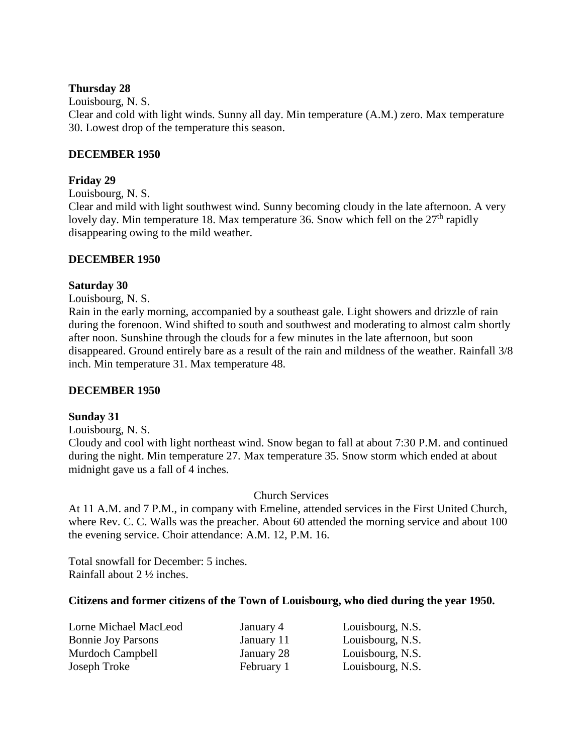**Thursday 28**

Louisbourg, N. S.

Clear and cold with light winds. Sunny all day. Min temperature (A.M.) zero. Max temperature 30. Lowest drop of the temperature this season.

**DECEMBER 1950**

**Friday 29**

Louisbourg, N. S.

Clear and mild with light southwest wind. Sunny becoming cloudy in the late afternoon. A very lovely day. Min temperature 18. Max temperature 36. Snow which fell on the 27th rapidly disappearing owing to the mild weather.

**DECEMBER 1950**

**Saturday 30**

Louisbourg, N. S.

Rain in the early morning, accompanied by a southeast gale. Light showers and drizzle of rain during the forenoon. Wind shifted to south and southwest and moderating to almost calm shortly after noon. Sunshine through the clouds for a few minutes in the late afternoon, but soon disappeared. Ground entirely bare as a result of the rain and mildness of the weather. Rainfall 3/8 inch. Min temperature 31. Max temperature 48.

**DECEMBER 1950**

**Sunday 31**

Louisbourg, N. S.

Cloudy and cool with light northeast wind. Snow began to fall at about 7:30 P.M. and continued during the night. Min temperature 27. Max temperature 35. Snow storm which ended at about midnight gave us a fall of 4 inches.

Church Services

At 11 A.M. and 7 P.M., in company with Emeline, attended services in the First United Church, where Rev. C. C. Walls was the preacher. About 60 attended the morning service and about 100 the evening service. Choir attendance: A.M. 12, P.M. 16.

Total snowfall for December: 5 inches.
Rainfall about 2 ½ inches.

**Citizens and former citizens of the Town of Louisbourg, who died during the year 1950.**

| | | |
|---|---|---|
| Lorne Michael MacLeod | January 4 | Louisbourg, N.S. |
| Bonnie Joy Parsons | January 11 | Louisbourg, N.S. |
| Murdoch Campbell | January 28 | Louisbourg, N.S. |
| Joseph Troke | February 1 | Louisbourg, N.S. |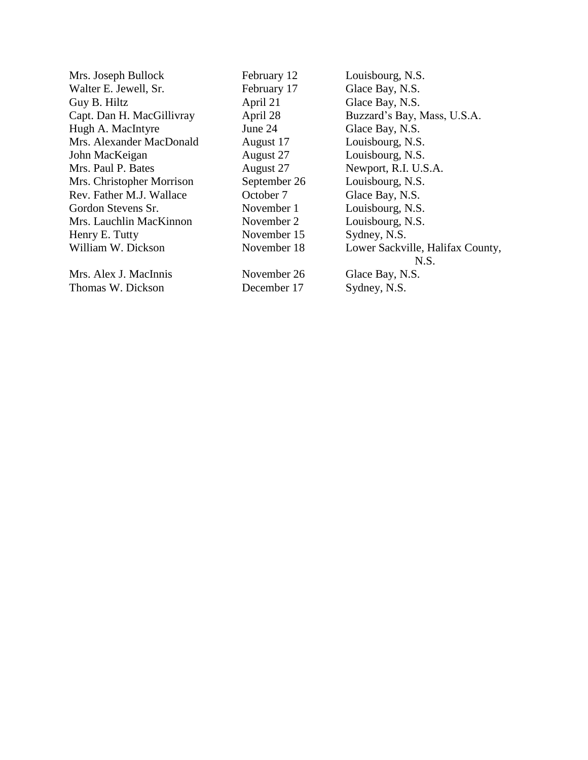| | | |
|---|---|---|
| Mrs. Joseph Bullock | February 12 | Louisbourg, N.S. |
| Walter E. Jewell, Sr. | February 17 | Glace Bay, N.S. |
| Guy B. Hiltz | April 21 | Glace Bay, N.S. |
| Capt. Dan H. MacGillivray | April 28 | Buzzard's Bay, Mass, U.S.A. |
| Hugh A. MacIntyre | June 24 | Glace Bay, N.S. |
| Mrs. Alexander MacDonald | August 17 | Louisbourg, N.S. |
| John MacKeigan | August 27 | Louisbourg, N.S. |
| Mrs. Paul P. Bates | August 27 | Newport, R.I. U.S.A. |
| Mrs. Christopher Morrison | September 26 | Louisbourg, N.S. |
| Rev. Father M.J. Wallace | October 7 | Glace Bay, N.S. |
| Gordon Stevens Sr. | November 1 | Louisbourg, N.S. |
| Mrs. Lauchlin MacKinnon | November 2 | Louisbourg, N.S. |
| Henry E. Tutty | November 15 | Sydney, N.S. |
| William W. Dickson | November 18 | Lower Sackville, Halifax County, N.S. |
| Mrs. Alex J. MacInnis | November 26 | Glace Bay, N.S. |
| Thomas W. Dickson | December 17 | Sydney, N.S. |